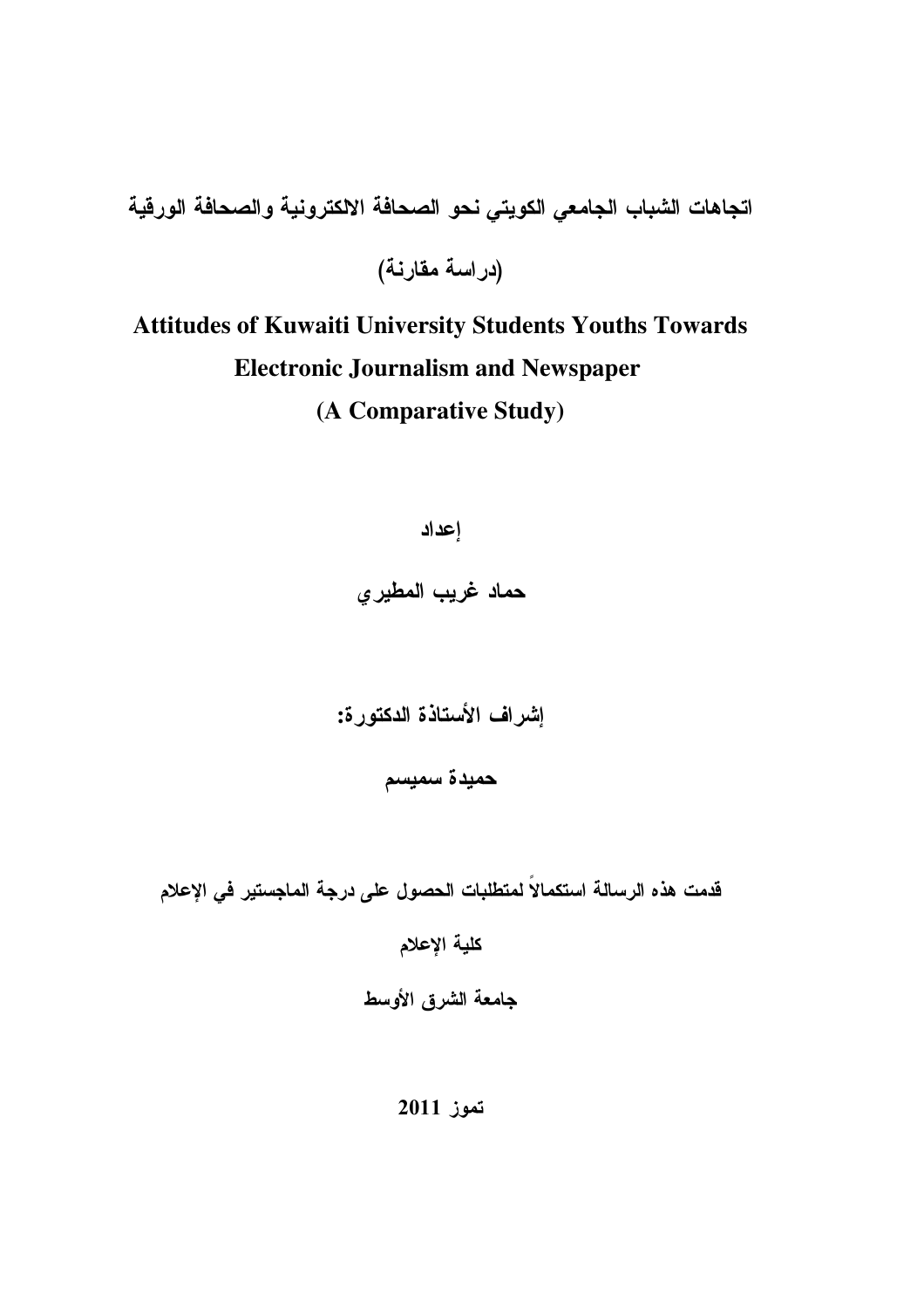# اتجاهات الشباب الجامعي الكويتي نحو الصحافة الالكترونية والصحافة الورقية

## (دراسة مقارنة)

## Attitudes of Kuwaiti University Students Youths Towards Electronic Journalism and Newspaper

## (A Comparative Study)

**إعداد**

**حماد غريب المطيري**

**إشراف الأستاذة الدكتورة:**

**حميدة سميسم**

**قدمت هذه الرسالة استكمالاً لمتطلبات الحصول على درجة الماجستير في الإعلام**

**كلية الإعلام**

**جامعة الشرق الأوسط**

**تموز 2011**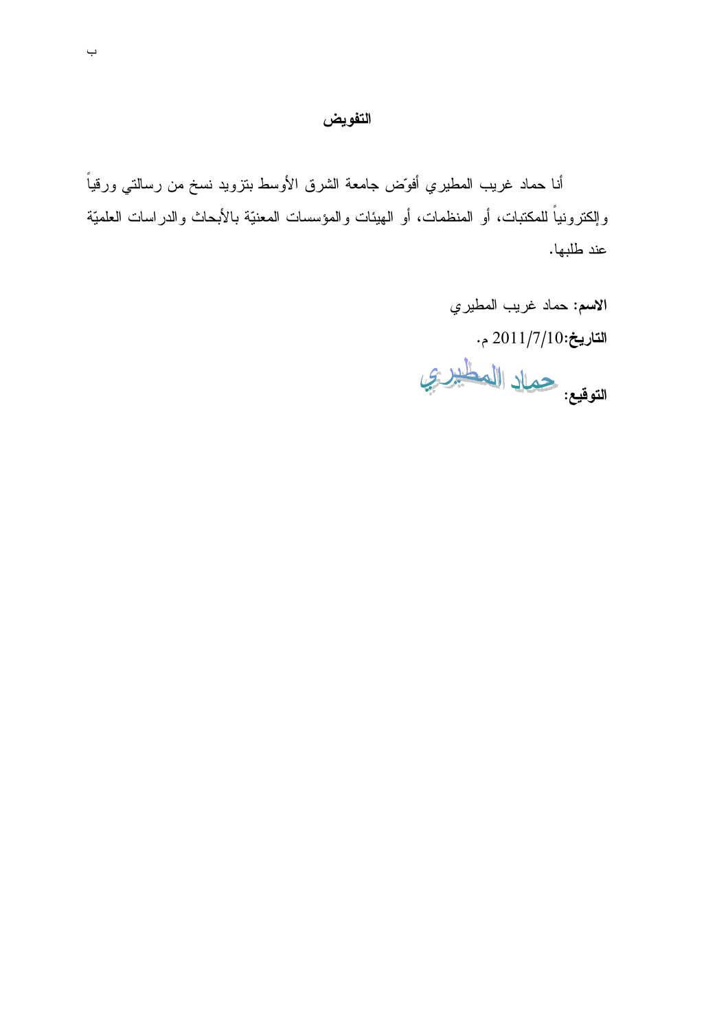## التفويض

أنا حماد غريب المطيري أفوّض جامعة الشرق الأوسط بتزويد نسخ من رسالتي ورقياً وإلكترونياً للمكتبات، أو المنظمات، أو الهيئات والمؤسسات المعنيّة بالأبحاث والدراسات العلميّة عند طلبها.

**الاسم:** حماد غريب المطيري

**التاريخ:**2011/7/10 م.

**التوقيع:** حماد المطيري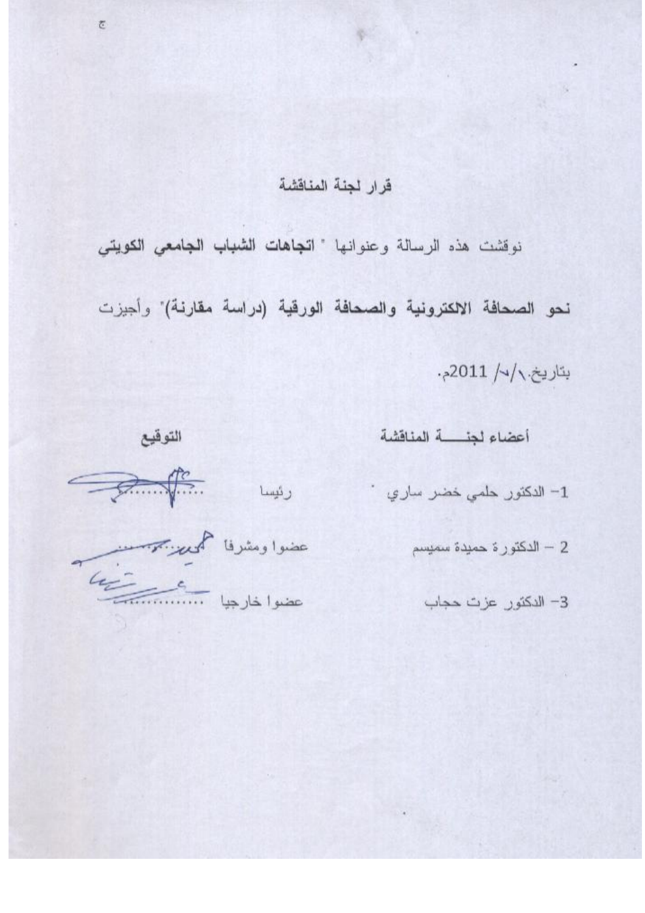قرار لجنة المناقشة

نوقشت هذه الرسالة وعنوانها " **اتجاهات الشباب الجامعي الكويتي نحو الصحافة الالكترونية والصحافة الورقية (دراسة مقارنة)**" وأجيزت بتاريخ ١/٨/ 2011م.

| أعضاء لجنـــــة المناقشة | | التوقيع |
| --- | --- | --- |
| 1- الدكتور حلمي خضر ساري | رئيسا | ............ |
| 2 – الدكتورة حميدة سميسم | عضوا ومشرفا | |
| 3- الدكتور عزت حجاب | عضوا خارجيا | ............ |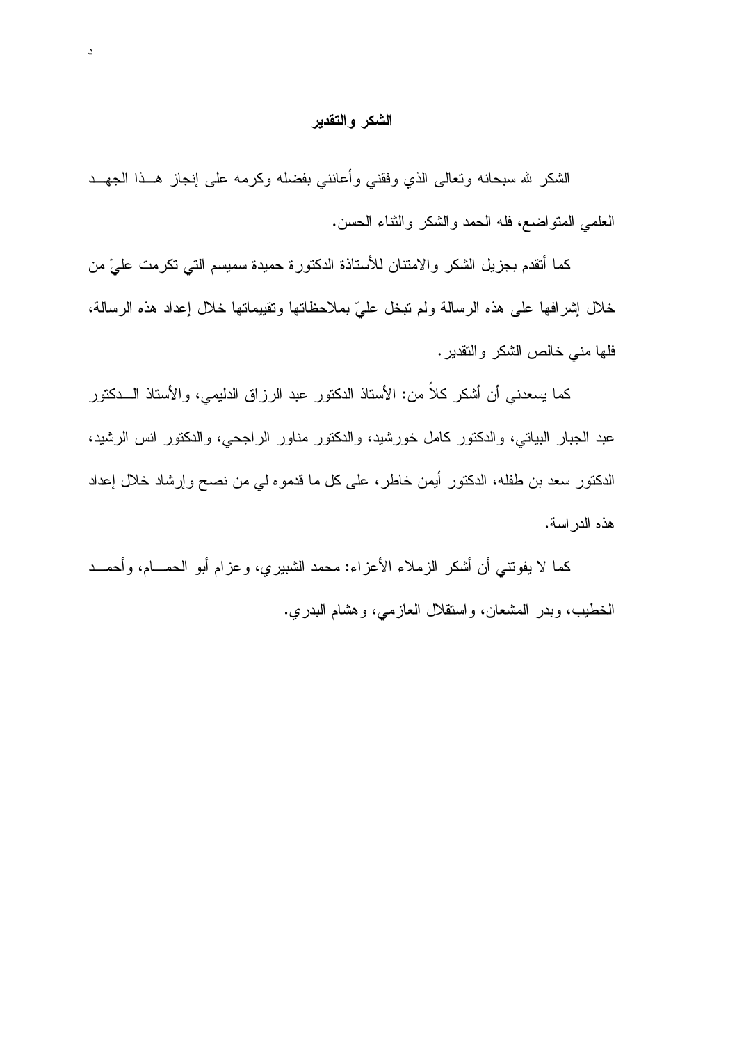## الشكر والتقدير

الشكر لله سبحانه وتعالى الذي وفقني وأعانني بفضله وكرمه على إنجاز هذا الجهد العلمي المتواضع، فله الحمد والشكر والثناء الحسن.

كما أتقدم بجزيل الشكر والامتنان للأستاذة الدكتورة حميدة سميسم التي تكرمت عليّ من خلال إشرافها على هذه الرسالة ولم تبخل عليّ بملاحظاتها وتقييماتها خلال إعداد هذه الرسالة، فلها مني خالص الشكر والتقدير.

كما يسعدني أن أشكر كلاً من: الأستاذ الدكتور عبد الرزاق الدليمي، والأستاذ الدكتور عبد الجبار البياتي، والدكتور كامل خورشيد، والدكتور مناور الراجحي، والدكتور انس الرشيد، الدكتور سعد بن طفله، الدكتور أيمن خاطر، على كل ما قدموه لي من نصح وإرشاد خلال إعداد هذه الدراسة.

كما لا يفوتني أن أشكر الزملاء الأعزاء: محمد الشبيري، وعزام أبو الحمام، وأحمد الخطيب، وبدر المشعان، واستقلال العازمي، وهشام البدري.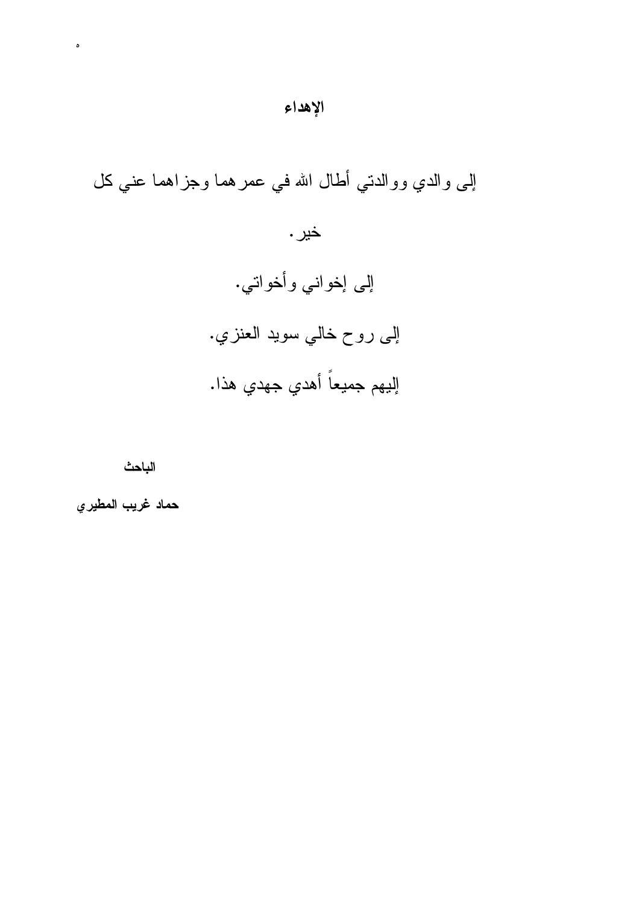## الإهداء

إلى والدي ووالدتي أطال الله في عمرهما وجزاهما عني كل خير.

إلى إخواني وأخواتي.

إلى روح خالي سويد العنزي.

إليهم جميعاً أهدي جهدي هذا.

**الباحث**

**حماد غريب المطيري**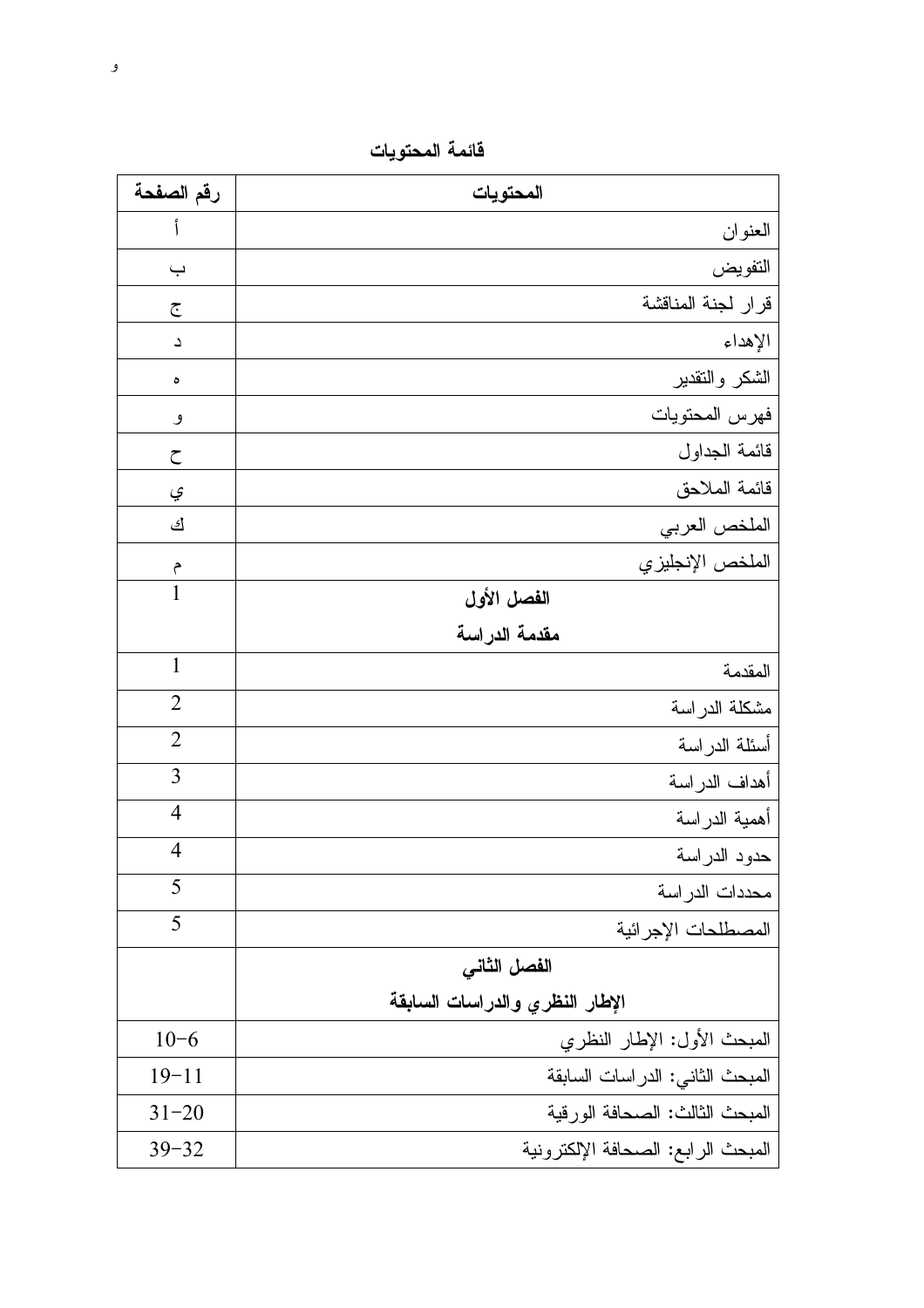## قائمة المحتويات

| المحتويات | رقم الصفحة |
|---|---|
| العنوان | أ |
| التفويض | ب |
| قرار لجنة المناقشة | ج |
| الإهداء | د |
| الشكر والتقدير | ه |
| فهرس المحتويات | و |
| قائمة الجداول | ح |
| قائمة الملاحق | ي |
| الملخص العربي | ك |
| الملخص الإنجليزي | م |
| **الفصل الأول** **مقدمة الدراسة** | 1 |
| المقدمة | 1 |
| مشكلة الدراسة | 2 |
| أسئلة الدراسة | 2 |
| أهداف الدراسة | 3 |
| أهمية الدراسة | 4 |
| حدود الدراسة | 4 |
| محددات الدراسة | 5 |
| المصطلحات الإجرائية | 5 |
| **الفصل الثاني** **الإطار النظري والدراسات السابقة** | |
| المبحث الأول: الإطار النظري | 10-6 |
| المبحث الثاني: الدراسات السابقة | 19-11 |
| المبحث الثالث: الصحافة الورقية | 31-20 |
| المبحث الرابع: الصحافة الإلكترونية | 39-32 |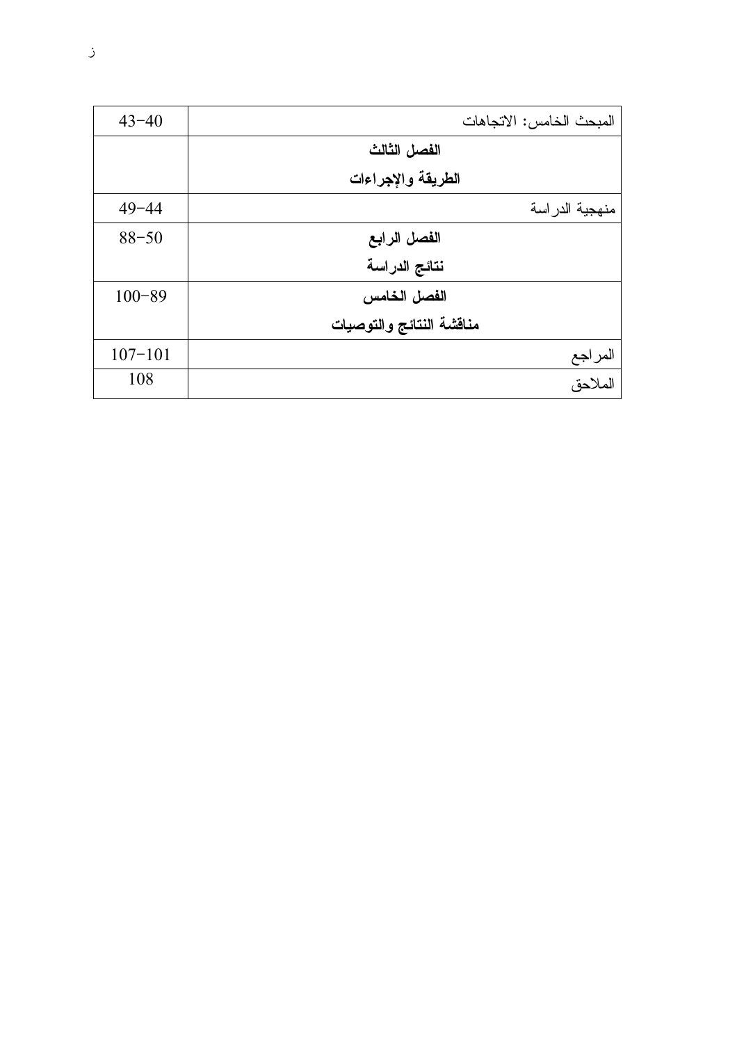| | |
|---|---|
| المبحث الخامس: الاتجاهات | 43-40 |
| **الفصل الثالث**<br>**الطريقة والإجراءات** | |
| منهجية الدراسة | 49-44 |
| **الفصل الرابع**<br>**نتائج الدراسة** | 88-50 |
| **الفصل الخامس**<br>**مناقشة النتائج والتوصيات** | 100-89 |
| المراجع | 107-101 |
| الملاحق | 108 |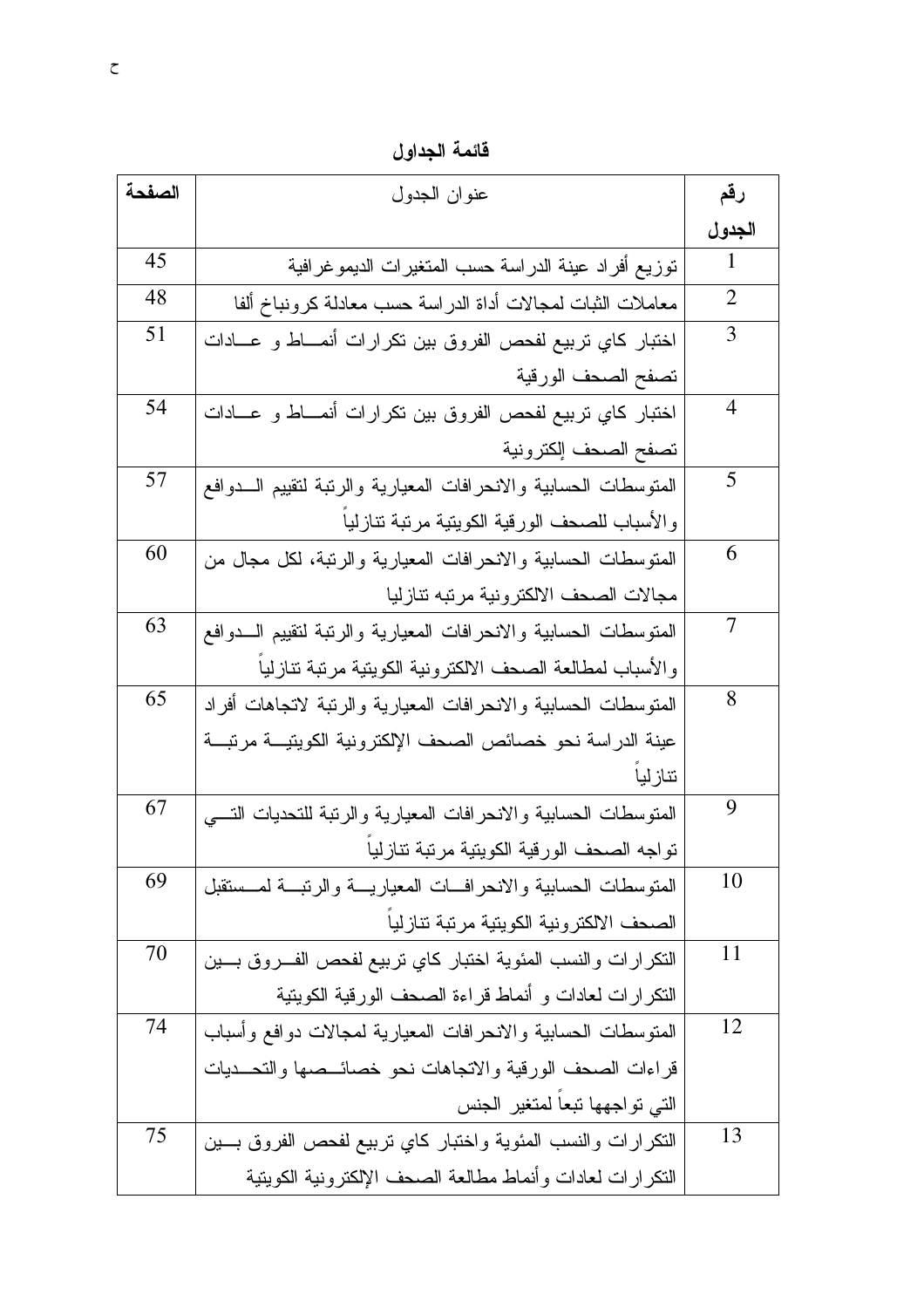## قائمة الجداول

| رقم الجدول | عنوان الجدول | الصفحة |
|---|---|---|
| 1 | توزيع أفراد عينة الدراسة حسب المتغيرات الديموغرافية | 45 |
| 2 | معاملات الثبات لمجالات أداة الدراسة حسب معادلة كرونباخ ألفا | 48 |
| 3 | اختبار كاي تربيع لفحص الفروق بين تكرارات أنماط و عادات تصفح الصحف الورقية | 51 |
| 4 | اختبار كاي تربيع لفحص الفروق بين تكرارات أنماط و عادات تصفح الصحف إلكترونية | 54 |
| 5 | المتوسطات الحسابية والانحرافات المعيارية والرتبة لتقييم الدوافع والأسباب للصحف الورقية الكويتية مرتبة تنازلياً | 57 |
| 6 | المتوسطات الحسابية والانحرافات المعيارية والرتبة، لكل مجال من مجالات الصحف الالكترونية مرتبه تنازليا | 60 |
| 7 | المتوسطات الحسابية والانحرافات المعيارية والرتبة لتقييم الدوافع والأسباب لمطالعة الصحف الالكترونية الكويتية مرتبة تنازلياً | 63 |
| 8 | المتوسطات الحسابية والانحرافات المعيارية والرتبة لاتجاهات أفراد عينة الدراسة نحو خصائص الصحف الإلكترونية الكويتية مرتبة تنازلياً | 65 |
| 9 | المتوسطات الحسابية والانحرافات المعيارية والرتبة للتحديات التي تواجه الصحف الورقية الكويتية مرتبة تنازلياً | 67 |
| 10 | المتوسطات الحسابية والانحرافات المعيارية والرتبة لمستقبل الصحف الالكترونية الكويتية مرتبة تنازلياً | 69 |
| 11 | التكرارات والنسب المئوية اختبار كاي تربيع لفحص الفروق بين التكرارات لعادات و أنماط قراءة الصحف الورقية الكويتية | 70 |
| 12 | المتوسطات الحسابية والانحرافات المعيارية لمجالات دوافع وأسباب قراءات الصحف الورقية والاتجاهات نحو خصائصها والتحديات التي تواجهها تبعاً لمتغير الجنس | 74 |
| 13 | التكرارات والنسب المئوية واختبار كاي تربيع لفحص الفروق بين التكرارات لعادات وأنماط مطالعة الصحف الإلكترونية الكويتية | 75 |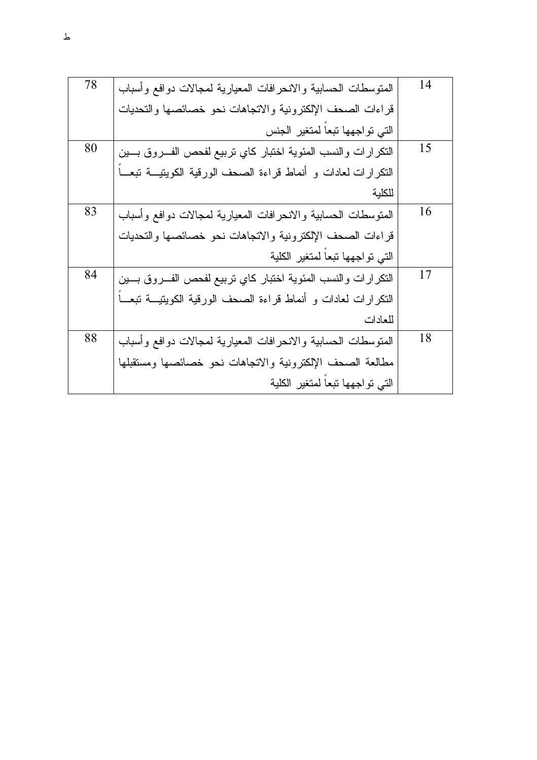| | | |
|---|---|---|
| 14 | المتوسطات الحسابية والانحرافات المعيارية لمجالات دوافع وأسباب قراءات الصحف الإلكترونية والاتجاهات نحو خصائصها والتحديات التي تواجهها تبعاً لمتغير الجنس | 78 |
| 15 | التكرارات والنسب المئوية اختبار كاي تربيع لفحص الفروق بين التكرارات لعادات و أنماط قراءة الصحف الورقية الكويتية تبعاً للكلية | 80 |
| 16 | المتوسطات الحسابية والانحرافات المعيارية لمجالات دوافع وأسباب قراءات الصحف الإلكترونية والاتجاهات نحو خصائصها والتحديات التي تواجهها تبعاً لمتغير الكلية | 83 |
| 17 | التكرارات والنسب المئوية اختبار كاي تربيع لفحص الفروق بين التكرارات لعادات و أنماط قراءة الصحف الورقية الكويتية تبعاً للعادات | 84 |
| 18 | المتوسطات الحسابية والانحرافات المعيارية لمجالات دوافع وأسباب مطالعة الصحف الإلكترونية والاتجاهات نحو خصائصها ومستقبلها التي تواجهها تبعاً لمتغير الكلية | 88 |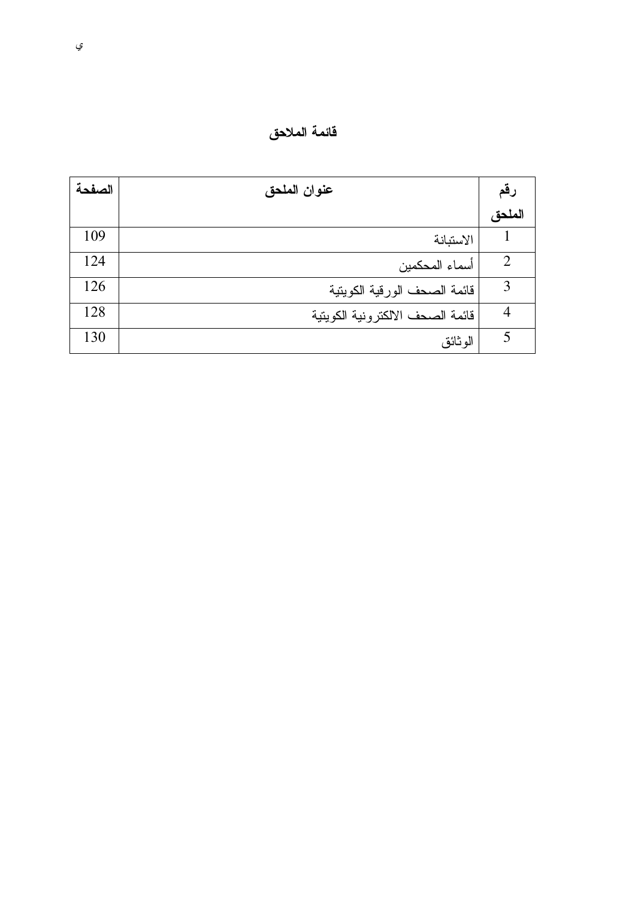## قائمة الملاحق

| رقم الملحق | عنوان الملحق | الصفحة |
|---|---|---|
| 1 | الاستبانة | 109 |
| 2 | أسماء المحكمين | 124 |
| 3 | قائمة الصحف الورقية الكويتية | 126 |
| 4 | قائمة الصحف الالكترونية الكويتية | 128 |
| 5 | الوثائق | 130 |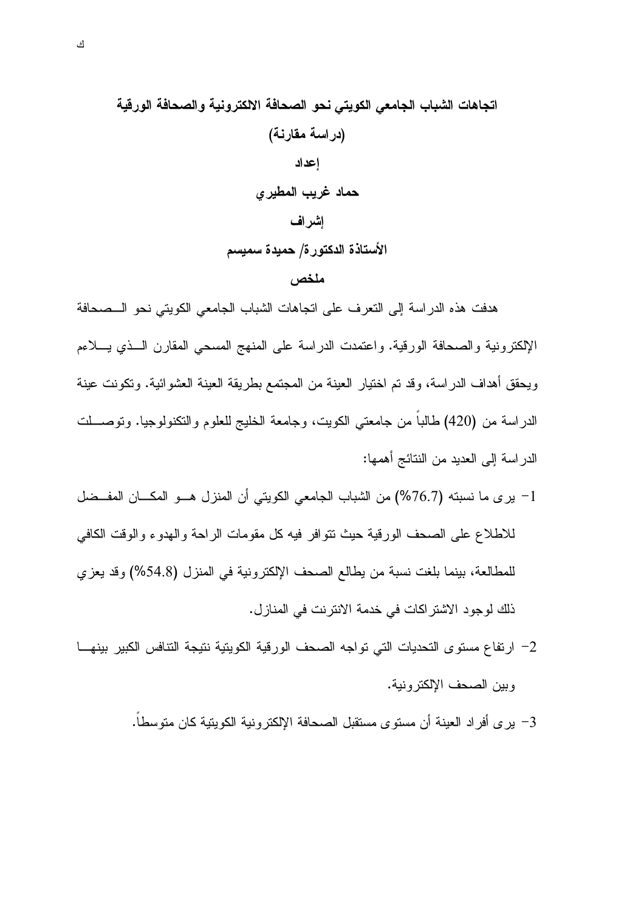**اتجاهات الشباب الجامعي الكويتي نحو الصحافة الالكترونية والصحافة الورقية**

**(دراسة مقارنة)**

**إعداد**

**حماد غريب المطيري**

**إشراف**

**الأستاذة الدكتورة/ حميدة سميسم**

## ملخص

هدفت هذه الدراسة إلى التعرف على اتجاهات الشباب الجامعي الكويتي نحو الصحافة الإلكترونية والصحافة الورقية. واعتمدت الدراسة على المنهج المسحي المقارن الذي يلاءم ويحقق أهداف الدراسة، وقد تم اختيار العينة من المجتمع بطريقة العينة العشوائية. وتكونت عينة الدراسة من (420) طالباً من جامعتي الكويت، وجامعة الخليج للعلوم والتكنولوجيا. وتوصلت الدراسة إلى العديد من النتائج أهمها:

1- يرى ما نسبته (76.7%) من الشباب الجامعي الكويتي أن المنزل هو المكان المفضل للاطلاع على الصحف الورقية حيث تتوافر فيه كل مقومات الراحة والهدوء والوقت الكافي للمطالعة، بينما بلغت نسبة من يطالع الصحف الإلكترونية في المنزل (54.8%) وقد يعزي ذلك لوجود الاشتراكات في خدمة الانترنت في المنازل.

2- ارتفاع مستوى التحديات التي تواجه الصحف الورقية الكويتية نتيجة التنافس الكبير بينها وبين الصحف الإلكترونية.

3- يرى أفراد العينة أن مستوى مستقبل الصحافة الإلكترونية الكويتية كان متوسطاً.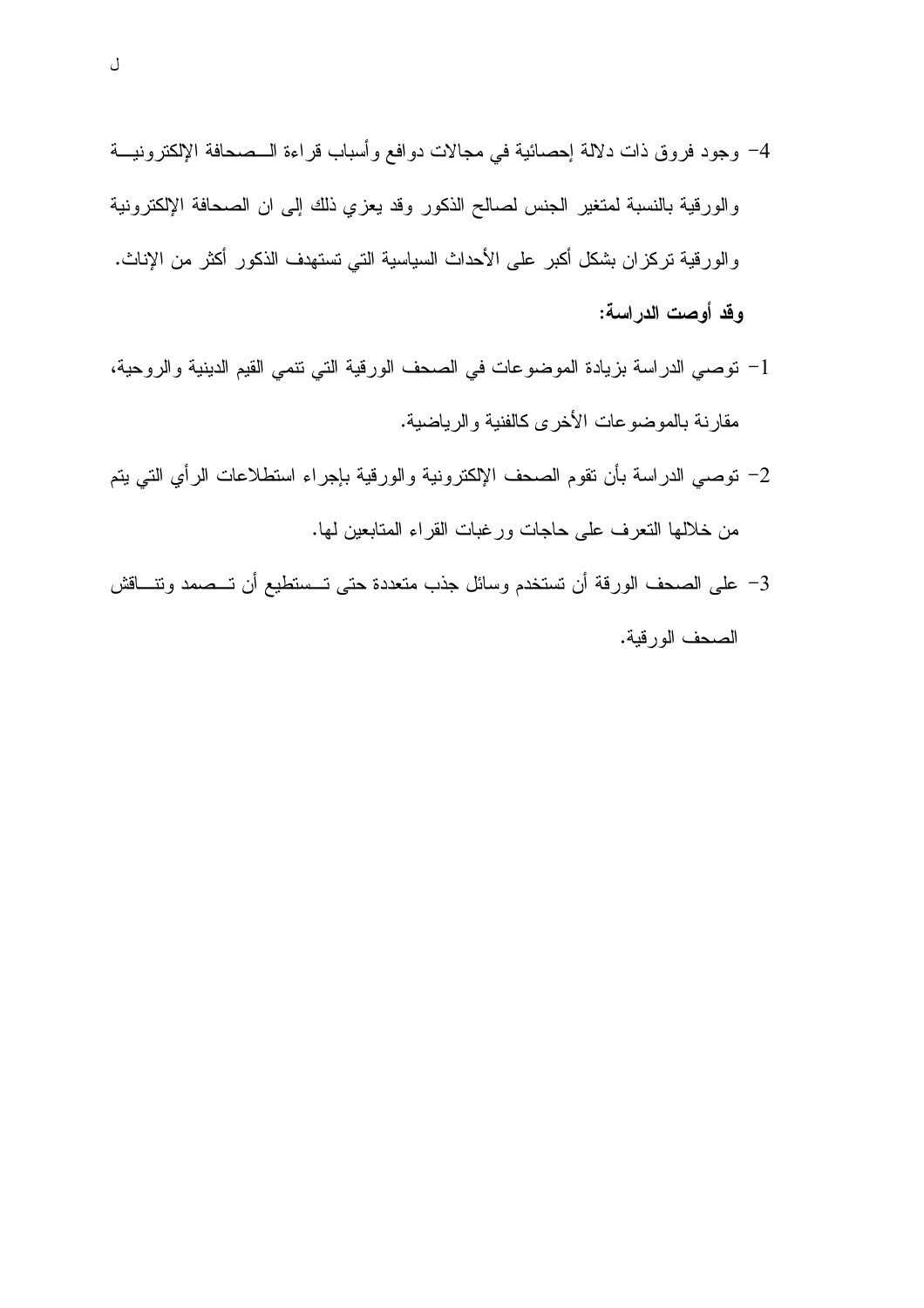4- وجود فروق ذات دلالة إحصائية في مجالات دوافع وأسباب قراءة الصحافة الإلكترونية والورقية بالنسبة لمتغير الجنس لصالح الذكور وقد يعزي ذلك إلى ان الصحافة الإلكترونية والورقية تركزان بشكل أكبر على الأحداث السياسية التي تستهدف الذكور أكثر من الإناث.

**وقد أوصت الدراسة:**

1- توصي الدراسة بزيادة الموضوعات في الصحف الورقية التي تنمي القيم الدينية والروحية، مقارنة بالموضوعات الأخرى كالفنية والرياضية.

2- توصي الدراسة بأن تقوم الصحف الإلكترونية والورقية بإجراء استطلاعات الرأي التي يتم من خلالها التعرف على حاجات ورغبات القراء المتابعين لها.

3- على الصحف الورقة أن تستخدم وسائل جذب متعددة حتى تستطيع أن تصمد وتناقش الصحف الورقية.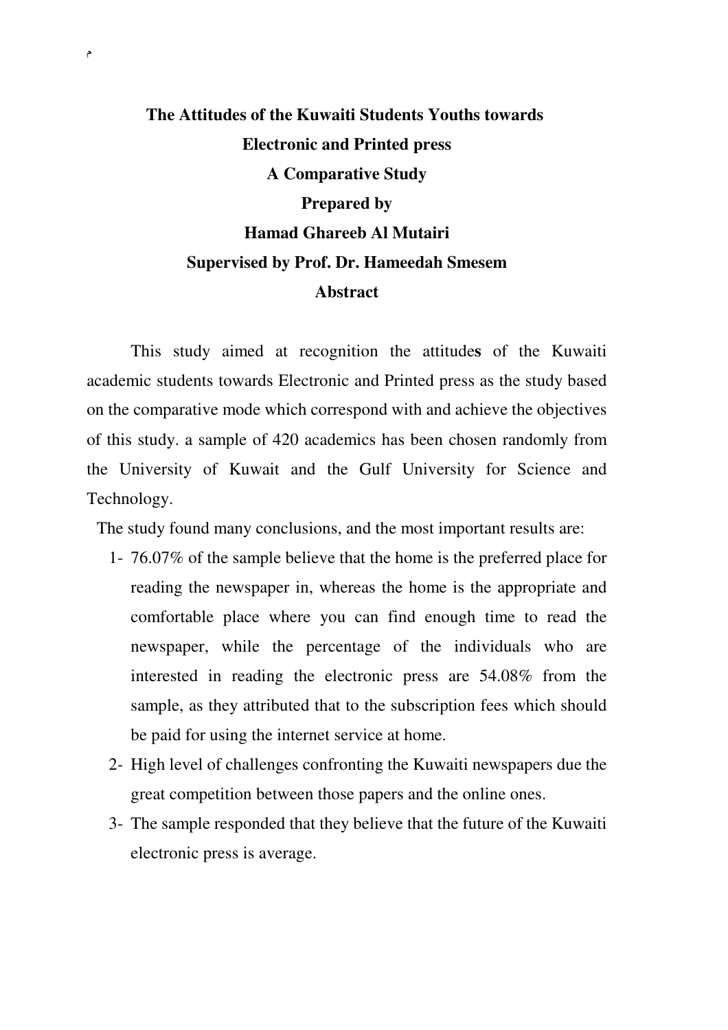# The Attitudes of the Kuwaiti Students Youths towards Electronic and Printed press

## A Comparative Study

**Prepared by**

**Hamad Ghareeb Al Mutairi**

**Supervised by Prof. Dr. Hameedah Smesem**

## Abstract

This study aimed at recognition the attitude**s** of the Kuwaiti academic students towards Electronic and Printed press as the study based on the comparative mode which correspond with and achieve the objectives of this study. a sample of 420 academics has been chosen randomly from the University of Kuwait and the Gulf University for Science and Technology.

The study found many conclusions, and the most important results are:

1- 76.07% of the sample believe that the home is the preferred place for reading the newspaper in, whereas the home is the appropriate and comfortable place where you can find enough time to read the newspaper, while the percentage of the individuals who are interested in reading the electronic press are 54.08% from the sample, as they attributed that to the subscription fees which should be paid for using the internet service at home.

2- High level of challenges confronting the Kuwaiti newspapers due the great competition between those papers and the online ones.

3- The sample responded that they believe that the future of the Kuwaiti electronic press is average.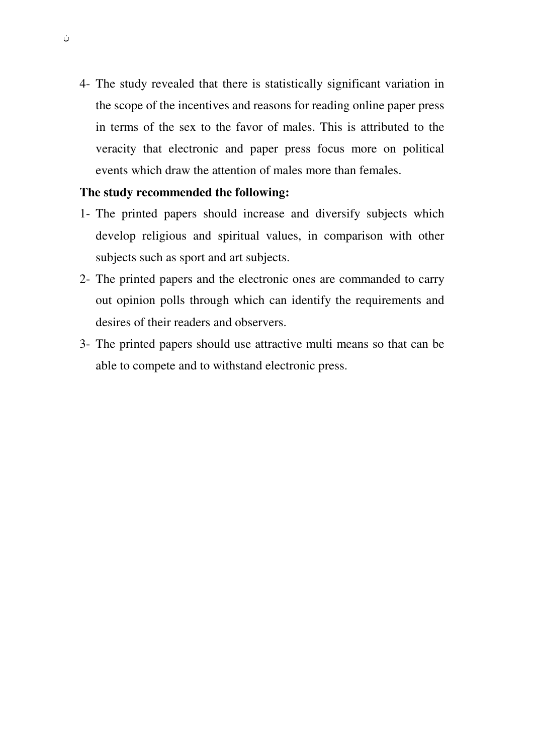4- The study revealed that there is statistically significant variation in the scope of the incentives and reasons for reading online paper press in terms of the sex to the favor of males. This is attributed to the veracity that electronic and paper press focus more on political events which draw the attention of males more than females.

**The study recommended the following:**

1- The printed papers should increase and diversify subjects which develop religious and spiritual values, in comparison with other subjects such as sport and art subjects.

2- The printed papers and the electronic ones are commanded to carry out opinion polls through which can identify the requirements and desires of their readers and observers.

3- The printed papers should use attractive multi means so that can be able to compete and to withstand electronic press.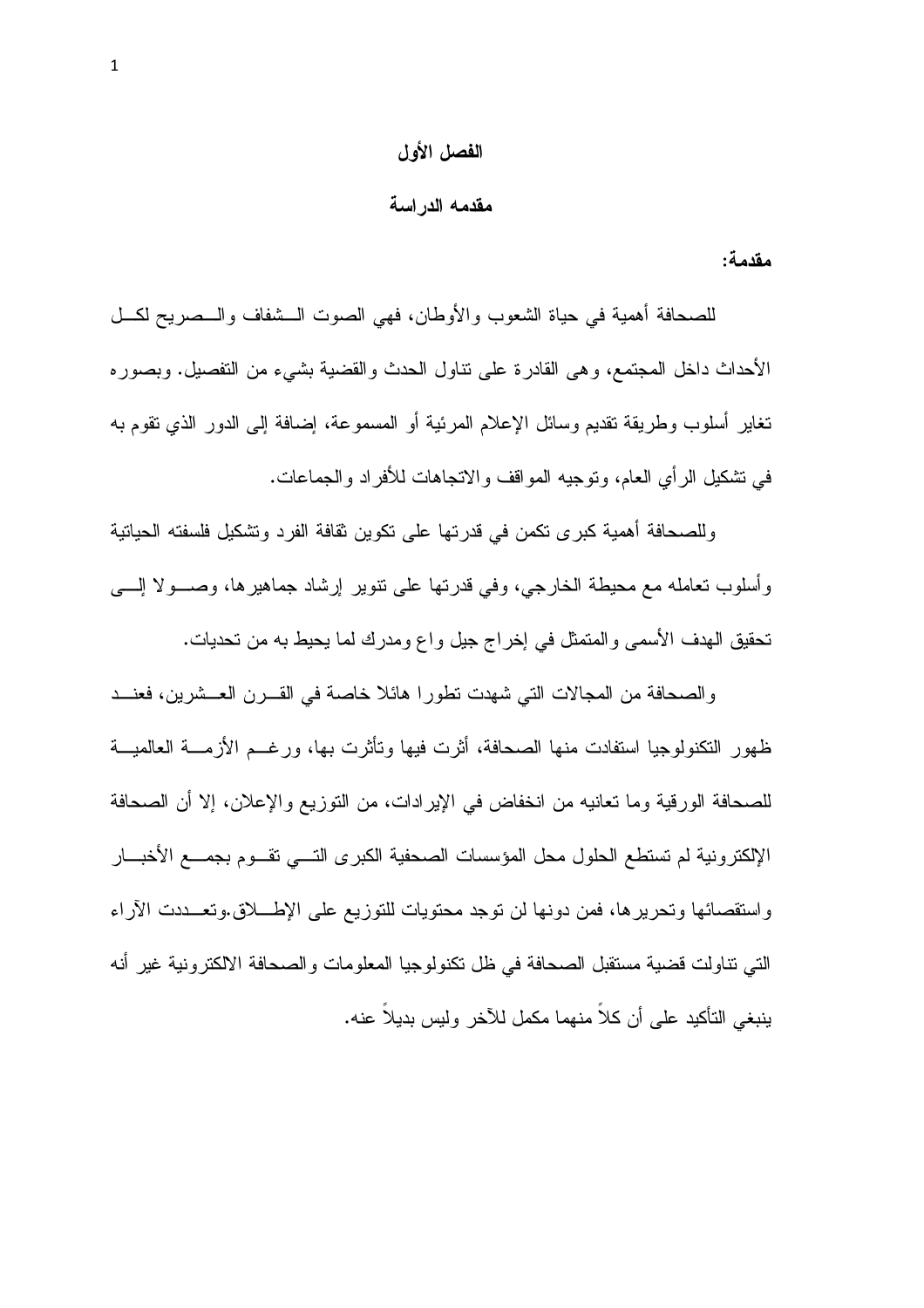# الفصل الأول

## مقدمه الدراسة

**مقدمة:**

للصحافة أهمية في حياة الشعوب والأوطان، فهي الصوت الشفاف والصريح لكل الأحداث داخل المجتمع، وهى القادرة على تناول الحدث والقضية بشيء من التفصيل. وبصوره تغاير أسلوب وطريقة تقديم وسائل الإعلام المرئية أو المسموعة، إضافة إلى الدور الذي تقوم به في تشكيل الرأي العام، وتوجيه المواقف والاتجاهات للأفراد والجماعات.

وللصحافة أهمية كبرى تكمن في قدرتها على تكوين ثقافة الفرد وتشكيل فلسفته الحياتية وأسلوب تعامله مع محيطة الخارجي، وفي قدرتها على تنوير إرشاد جماهيرها، وصولا إلى تحقيق الهدف الأسمى والمتمثل في إخراج جيل واع ومدرك لما يحيط به من تحديات.

والصحافة من المجالات التي شهدت تطورا هائلا خاصة في القرن العشرين، فعند ظهور التكنولوجيا استفادت منها الصحافة، أثرت فيها وتأثرت بها، ورغم الأزمة العالمية للصحافة الورقية وما تعانيه من انخفاض في الإيرادات، من التوزيع والإعلان، إلا أن الصحافة الإلكترونية لم تستطع الحلول محل المؤسسات الصحفية الكبرى التي تقوم بجمع الأخبار واستقصائها وتحريرها، فمن دونها لن توجد محتويات للتوزيع على الإطلاق.وتعددت الآراء التي تناولت قضية مستقبل الصحافة في ظل تكنولوجيا المعلومات والصحافة الالكترونية غير أنه ينبغي التأكيد على أن كلاً منهما مكمل للآخر وليس بديلاً عنه.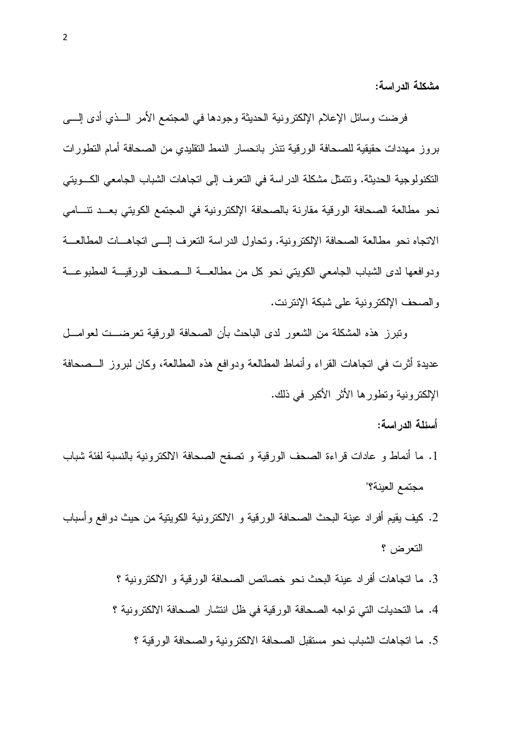**مشكلة الدراسة:**

فرضت وسائل الإعلام الإلكترونية الحديثة وجودها في المجتمع الأمر الذي أدى إلى بروز مهددات حقيقية للصحافة الورقية تنذر بانحسار النمط التقليدي من الصحافة أمام التطورات التكنولوجية الحديثة. وتتمثل مشكلة الدراسة في التعرف إلى اتجاهات الشباب الجامعي الكويتي نحو مطالعة الصحافة الورقية مقارنة بالصحافة الإلكترونية في المجتمع الكويتي بعد تنامي الاتجاه نحو مطالعة الصحافة الإلكترونية. وتحاول الدراسة التعرف إلى اتجاهات المطالعة ودوافعها لدى الشباب الجامعي الكويتي نحو كل من مطالعة الصحف الورقية المطبوعة والصحف الإلكترونية على شبكة الإنترنت.

وتبرز هذه المشكلة من الشعور لدى الباحث بأن الصحافة الورقية تعرضت لعوامل عديدة أثرت في اتجاهات القراء وأنماط المطالعة ودوافع هذه المطالعة، وكان لبروز الصحافة الإلكترونية وتطورها الأثر الأكبر في ذلك.

**أسئلة الدراسة:**

1. ما أنماط و عادات قراءة الصحف الورقية و تصفح الصحافة الالكترونية بالنسبة لفئة شباب مجتمع العينة؟"
2. كيف يقيم أفراد عينة البحث الصحافة الورقية و الالكترونية الكويتية من حيث دوافع وأسباب التعرض ؟
3. ما اتجاهات أفراد عينة البحث نحو خصائص الصحافة الورقية و الالكترونية ؟
4. ما التحديات التي تواجه الصحافة الورقية في ظل انتشار الصحافة الالكترونية ؟
5. ما اتجاهات الشباب نحو مستقبل الصحافة الالكترونية والصحافة الورقية ؟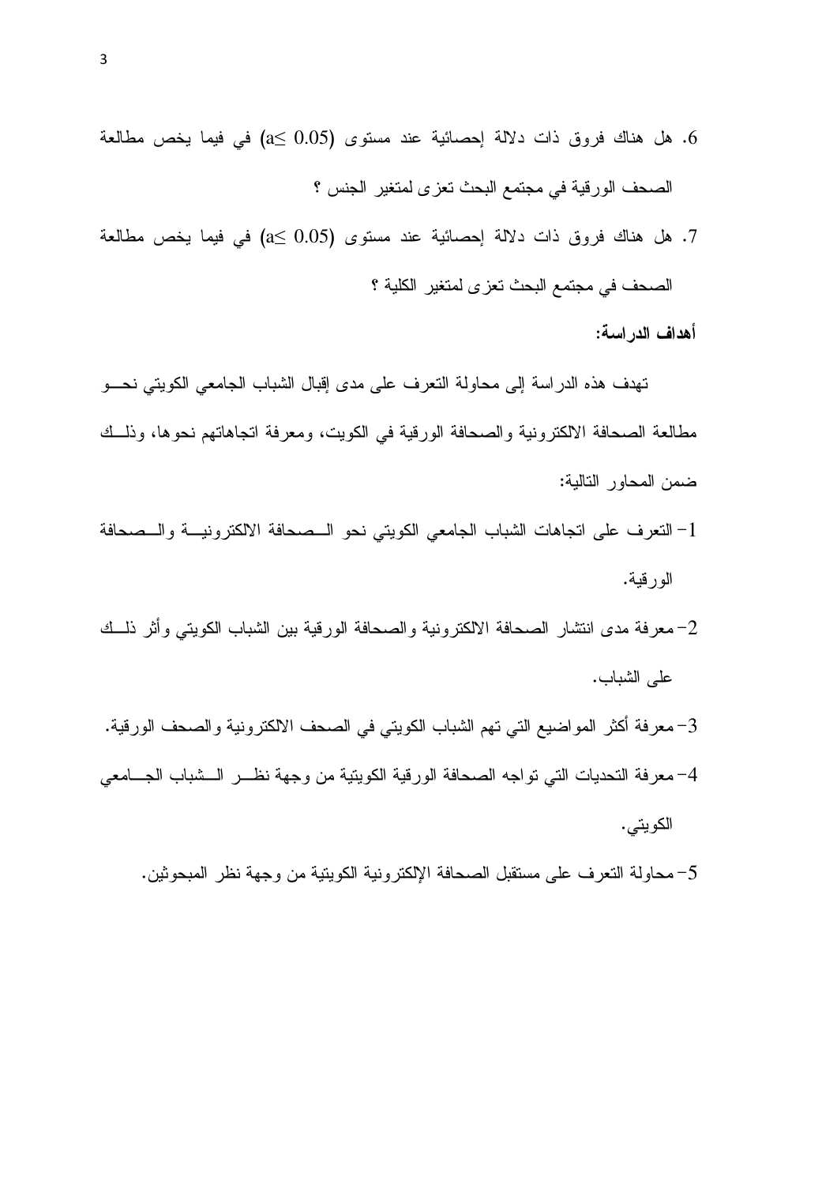6. هل هناك فروق ذات دلالة إحصائية عند مستوى ($a \leq 0.05$) في فيما يخص مطالعة الصحف الورقية في مجتمع البحث تعزى لمتغير الجنس ؟

7. هل هناك فروق ذات دلالة إحصائية عند مستوى ($a \leq 0.05$) في فيما يخص مطالعة الصحف في مجتمع البحث تعزى لمتغير الكلية ؟

**أهداف الدراسة:**

تهدف هذه الدراسة إلى محاولة التعرف على مدى إقبال الشباب الجامعي الكويتي نحو مطالعة الصحافة الالكترونية والصحافة الورقية في الكويت، ومعرفة اتجاهاتهم نحوها، وذلك ضمن المحاور التالية:

1- التعرف على اتجاهات الشباب الجامعي الكويتي نحو الصحافة الالكترونية والصحافة الورقية.

2- معرفة مدى انتشار الصحافة الالكترونية والصحافة الورقية بين الشباب الكويتي وأثر ذلك على الشباب.

3- معرفة أكثر المواضيع التي تهم الشباب الكويتي في الصحف الالكترونية والصحف الورقية.

4- معرفة التحديات التي تواجه الصحافة الورقية الكويتية من وجهة نظر الشباب الجامعي الكويتي.

5- محاولة التعرف على مستقبل الصحافة الإلكترونية الكويتية من وجهة نظر المبحوثين.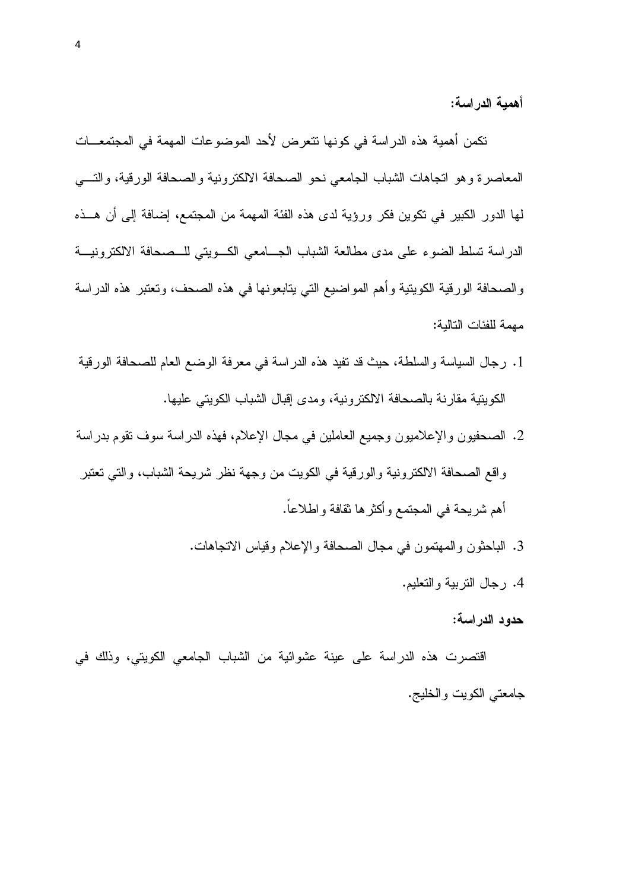**أهمية الدراسة:**

تكمن أهمية هذه الدراسة في كونها تتعرض لأحد الموضوعات المهمة في المجتمعات المعاصرة وهو اتجاهات الشباب الجامعي نحو الصحافة الالكترونية والصحافة الورقية، والتي لها الدور الكبير في تكوين فكر ورؤية لدى هذه الفئة المهمة من المجتمع، إضافة إلى أن هذه الدراسة تسلط الضوء على مدى مطالعة الشباب الجامعي الكويتي للصحافة الالكترونية والصحافة الورقية الكويتية وأهم المواضيع التي يتابعونها في هذه الصحف، وتعتبر هذه الدراسة مهمة للفئات التالية:

1. رجال السياسة والسلطة، حيث قد تفيد هذه الدراسة في معرفة الوضع العام للصحافة الورقية الكويتية مقارنة بالصحافة الالكترونية، ومدى إقبال الشباب الكويتي عليها.
2. الصحفيون والإعلاميون وجميع العاملين في مجال الإعلام، فهذه الدراسة سوف تقوم بدراسة واقع الصحافة الالكترونية والورقية في الكويت من وجهة نظر شريحة الشباب، والتي تعتبر أهم شريحة في المجتمع وأكثرها ثقافة واطلاعاً.
3. الباحثون والمهتمون في مجال الصحافة والإعلام وقياس الاتجاهات.
4. رجال التربية والتعليم.

**حدود الدراسة:**

اقتصرت هذه الدراسة على عينة عشوائية من الشباب الجامعي الكويتي، وذلك في جامعتي الكويت والخليج.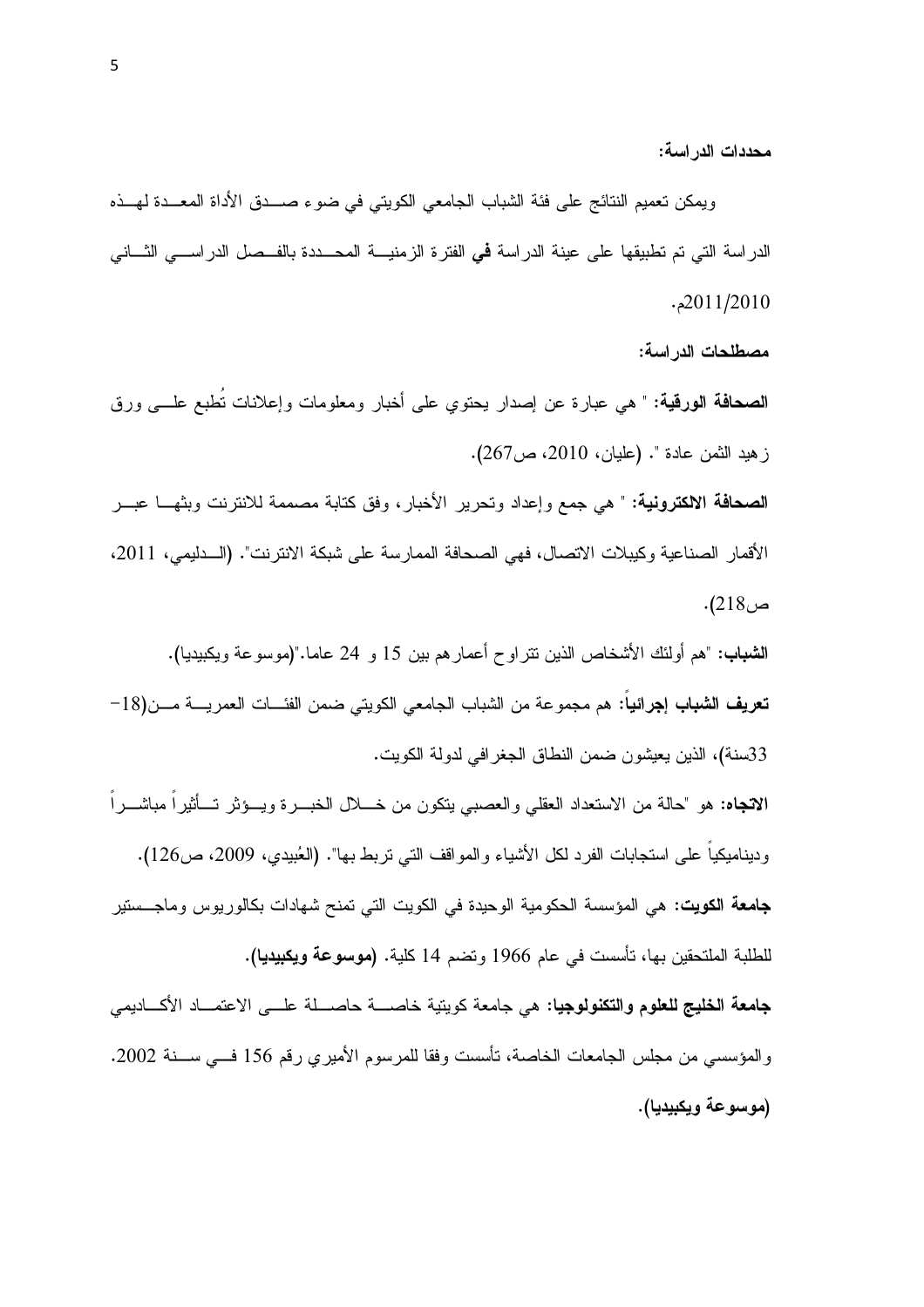**محددات الدراسة:**

ويمكن تعميم النتائج على فئة الشباب الجامعي الكويتي في ضوء صدق الأداة المعدة لهذه الدراسة التي تم تطبيقها على عينة الدراسة **في** الفترة الزمنية المحددة بالفصل الدراسي الثاني 2011/2010م.

**مصطلحات الدراسة:**

**الصحافة الورقية:** " هي عبارة عن إصدار يحتوي على أخبار ومعلومات وإعلانات تُطبع على ورق زهيد الثمن عادة ". (عليان، 2010، ص267).

**الصحافة الالكترونية:** " هي جمع وإعداد وتحرير الأخبار، وفق كتابة مصممة للانترنت وبثها عبر الأقمار الصناعية وكيبلات الاتصال، فهي الصحافة الممارسة على شبكة الانترنت". (الدليمي، 2011، ص218).

**الشباب:** "هم أولئك الأشخاص الذين تتراوح أعمارهم بين 15 و 24 عاما."(موسوعة ويكبيديا).

**تعريف الشباب إجرائياً:** هم مجموعة من الشباب الجامعي الكويتي ضمن الفئات العمرية من(18-33سنة)، الذين يعيشون ضمن النطاق الجغرافي لدولة الكويت.

**الاتجاه:** هو "حالة من الاستعداد العقلي والعصبي يتكون من خلال الخبرة ويؤثر تأثيراً مباشراً وديناميكياً على استجابات الفرد لكل الأشياء والمواقف التي ترتبط بها". (العُبيدي، 2009، ص126).

**جامعة الكويت:** هي المؤسسة الحكومية الوحيدة في الكويت التي تمنح شهادات بكالوريوس وماجستير للطلبة الملتحقين بها، تأسست في عام 1966 وتضم 14 كلية. **(موسوعة ويكبيديا).**

**جامعة الخليج للعلوم والتكنولوجيا:** هي جامعة كويتية خاصة حاصلة على الاعتماد الأكاديمي والمؤسسي من مجلس الجامعات الخاصة، تأسست وفقا للمرسوم الأميري رقم 156 في سنة 2002. **(موسوعة ويكبيديا).**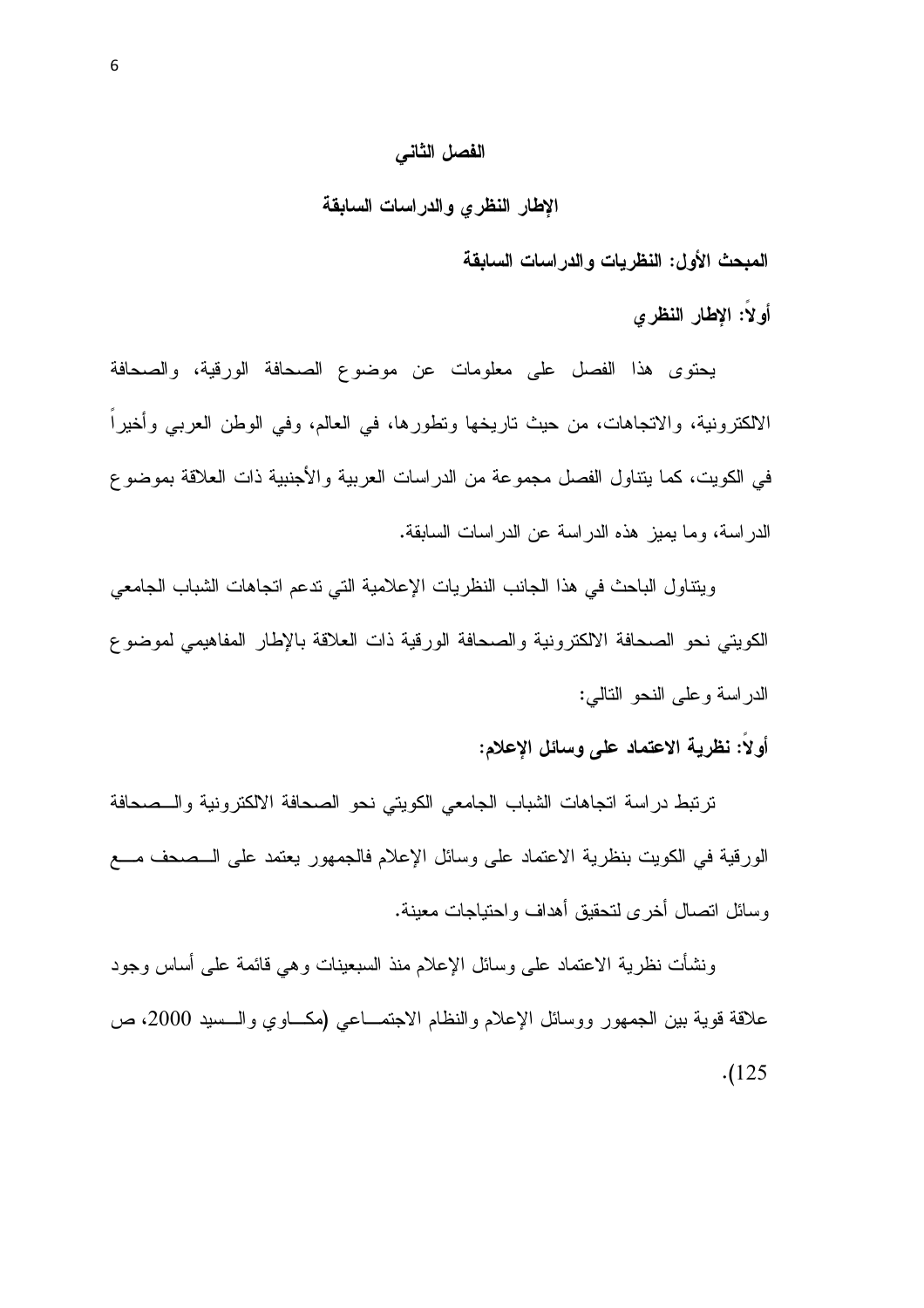# الفصل الثاني

## الإطار النظري والدراسات السابقة

### المبحث الأول: النظريات والدراسات السابقة

### أولاً: الإطار النظري

يحتوى هذا الفصل على معلومات عن موضوع الصحافة الورقية، والصحافة الالكترونية، والاتجاهات، من حيث تاريخها وتطورها، في العالم، وفي الوطن العربي وأخيراً في الكويت، كما يتناول الفصل مجموعة من الدراسات العربية والأجنبية ذات العلاقة بموضوع الدراسة، وما يميز هذه الدراسة عن الدراسات السابقة.

ويتناول الباحث في هذا الجانب النظريات الإعلامية التي تدعم اتجاهات الشباب الجامعي الكويتي نحو الصحافة الالكترونية والصحافة الورقية ذات العلاقة بالإطار المفاهيمي لموضوع الدراسة وعلى النحو التالي:

**أولاً: نظرية الاعتماد على وسائل الإعلام:**

ترتبط دراسة اتجاهات الشباب الجامعي الكويتي نحو الصحافة الالكترونية والصحافة الورقية في الكويت بنظرية الاعتماد على وسائل الإعلام فالجمهور يعتمد على الصحف مع وسائل اتصال أخرى لتحقيق أهداف واحتياجات معينة.

ونشأت نظرية الاعتماد على وسائل الإعلام منذ السبعينات وهي قائمة على أساس وجود علاقة قوية بين الجمهور ووسائل الإعلام والنظام الاجتماعي (مكاوي والسيد 2000، ص 125).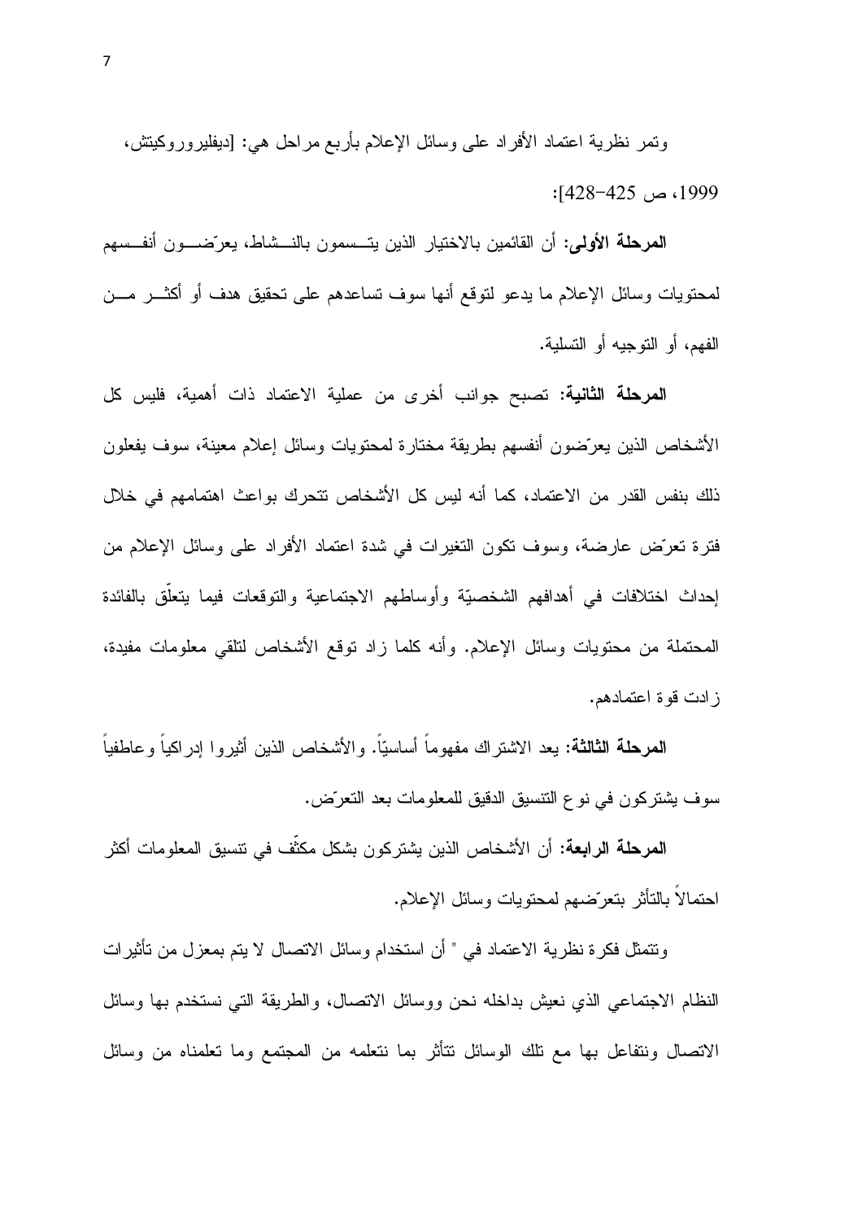وتمر نظرية اعتماد الأفراد على وسائل الإعلام بأربع مراحل هي: [ديفليروروكيتش، 1999، ص 425-428]:

**المرحلة الأولى:** أن القائمين بالاختيار الذين يتسمون بالنشاط، يعرّضون أنفسهم لمحتويات وسائل الإعلام ما يدعو لتوقع أنها سوف تساعدهم على تحقيق هدف أو أكثر من الفهم، أو التوجيه أو التسلية.

**المرحلة الثانية:** تصبح جوانب أخرى من عملية الاعتماد ذات أهمية، فليس كل الأشخاص الذين يعرّضون أنفسهم بطريقة مختارة لمحتويات وسائل إعلام معينة، سوف يفعلون ذلك بنفس القدر من الاعتماد، كما أنه ليس كل الأشخاص تتحرك بواعث اهتمامهم في خلال فترة تعرّض عارضة، وسوف تكون التغيرات في شدة اعتماد الأفراد على وسائل الإعلام من إحداث اختلافات في أهدافهم الشخصيّة وأوساطهم الاجتماعية والتوقعات فيما يتعلّق بالفائدة المحتملة من محتويات وسائل الإعلام. وأنه كلما زاد توقع الأشخاص لتلقي معلومات مفيدة، زادت قوة اعتمادهم.

**المرحلة الثالثة:** يعد الاشتراك مفهوماً أساسيّاً. والأشخاص الذين أثيروا إدراكياً وعاطفياً سوف يشتركون في نوع التنسيق الدقيق للمعلومات بعد التعرّض.

**المرحلة الرابعة:** أن الأشخاص الذين يشتركون بشكل مكثّف في تنسيق المعلومات أكثر احتمالاً بالتأثر بتعرّضهم لمحتويات وسائل الإعلام.

وتتمثل فكرة نظرية الاعتماد في " أن استخدام وسائل الاتصال لا يتم بمعزل من تأثيرات النظام الاجتماعي الذي نعيش بداخله نحن ووسائل الاتصال، والطريقة التي نستخدم بها وسائل الاتصال ونتفاعل بها مع تلك الوسائل تتأثر بما نتعلمه من المجتمع وما تعلمناه من وسائل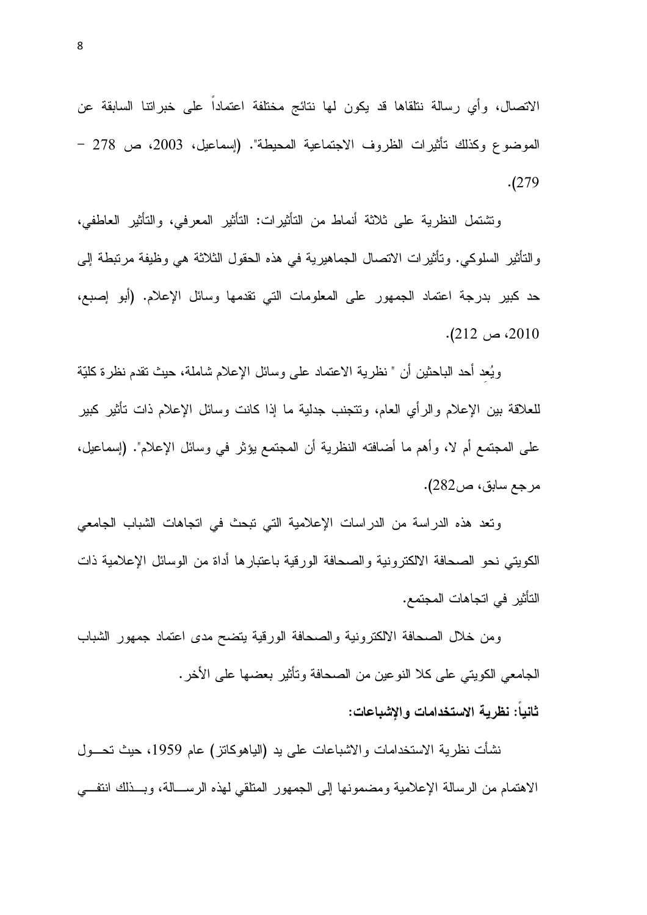الاتصال، وأي رسالة نتلقاها قد يكون لها نتائج مختلفة اعتماداً على خبراتنا السابقة عن الموضوع وكذلك تأثيرات الظروف الاجتماعية المحيطة". (إسماعيل، 2003، ص 278 – 279).

وتشتمل النظرية على ثلاثة أنماط من التأثيرات: التأثير المعرفي، والتأثير العاطفي، والتأثير السلوكي. وتأثيرات الاتصال الجماهيرية في هذه الحقول الثلاثة هي وظيفة مرتبطة إلى حد كبير بدرجة اعتماد الجمهور على المعلومات التي تقدمها وسائل الإعلام. (أبو إصبع، 2010، ص 212).

ويُعِد أحد الباحثين أن " نظرية الاعتماد على وسائل الإعلام شاملة، حيث تقدم نظرة كليّة للعلاقة بين الإعلام والرأي العام، وتتجنب جدلية ما إذا كانت وسائل الإعلام ذات تأثير كبير على المجتمع أم لا، وأهم ما أضافته النظرية أن المجتمع يؤثر في وسائل الإعلام". (إسماعيل، مرجع سابق، ص282).

وتعد هذه الدراسة من الدراسات الإعلامية التي تبحث في اتجاهات الشباب الجامعي الكويتي نحو الصحافة الالكترونية والصحافة الورقية باعتبارها أداة من الوسائل الإعلامية ذات التأثير في اتجاهات المجتمع.

ومن خلال الصحافة الالكترونية والصحافة الورقية يتضح مدى اعتماد جمهور الشباب الجامعي الكويتي على كلا النوعين من الصحافة وتأثير بعضها على الأخر.

**ثانياً: نظرية الاستخدامات والإشباعات:**

نشأت نظرية الاستخدامات والاشباعات على يد (الياهوكاتز) عام 1959، حيث تحول الاهتمام من الرسالة الإعلامية ومضمونها إلى الجمهور المتلقي لهذه الرسالة، وبذلك انتفى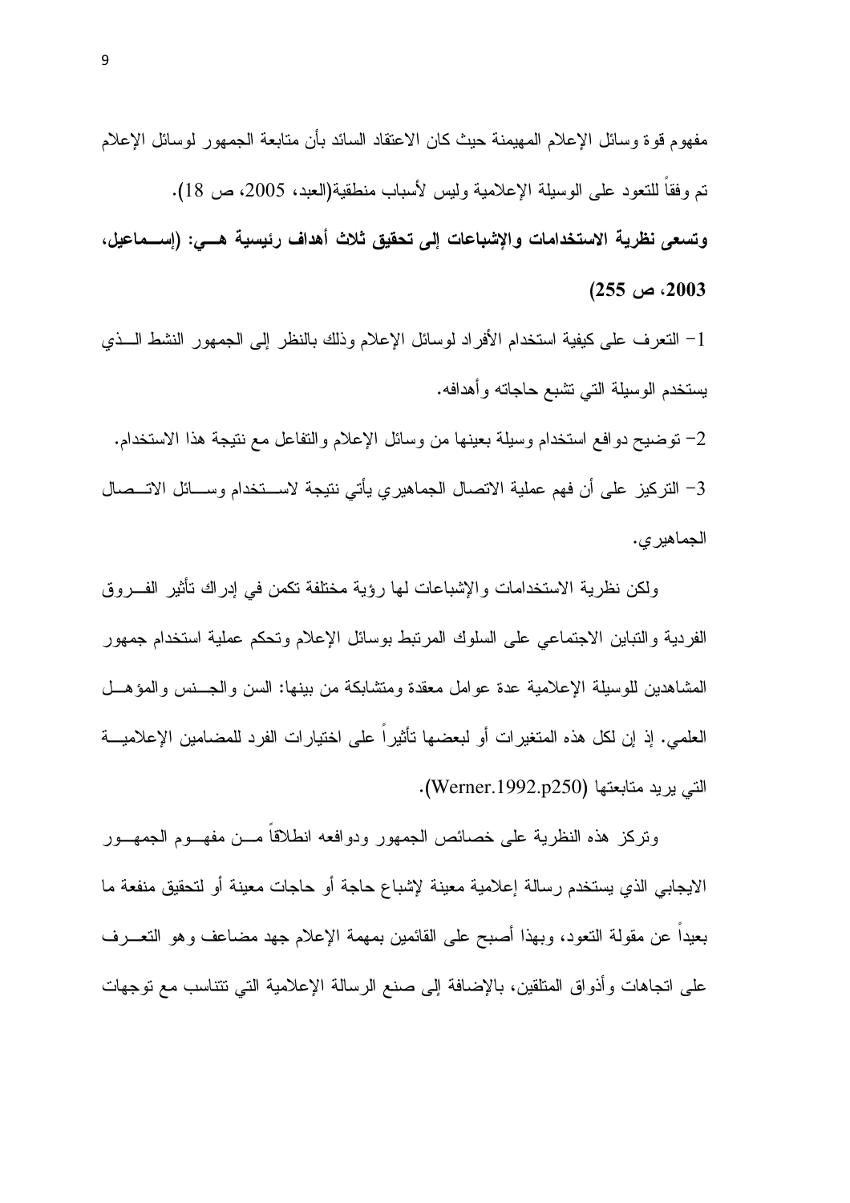مفهوم قوة وسائل الإعلام المهيمنة حيث كان الاعتقاد السائد بأن متابعة الجمهور لوسائل الإعلام تم وفقاً للتعود على الوسيلة الإعلامية وليس لأسباب منطقية(العبد، 2005، ص 18).

**وتسعى نظرية الاستخدامات والإشباعات إلى تحقيق ثلاث أهداف رئيسية هي: (إسماعيل، 2003، ص 255)**

1- التعرف على كيفية استخدام الأفراد لوسائل الإعلام وذلك بالنظر إلى الجمهور النشط الذي يستخدم الوسيلة التي تشبع حاجاته وأهدافه.

2- توضيح دوافع استخدام وسيلة بعينها من وسائل الإعلام والتفاعل مع نتيجة هذا الاستخدام.

3- التركيز على أن فهم عملية الاتصال الجماهيري يأتي نتيجة لاستخدام وسائل الاتصال الجماهيري.

ولكن نظرية الاستخدامات والإشباعات لها رؤية مختلفة تكمن في إدراك تأثير الفروق الفردية والتباين الاجتماعي على السلوك المرتبط بوسائل الإعلام وتحكم عملية استخدام جمهور المشاهدين للوسيلة الإعلامية عدة عوامل معقدة ومتشابكة من بينها: السن والجنس والمؤهل العلمي. إذ إن لكل هذه المتغيرات أو لبعضها تأثيراً على اختيارات الفرد للمضامين الإعلامية التي يريد متابعتها (Werner.1992.p250).

وتركز هذه النظرية على خصائص الجمهور ودوافعه انطلاقاً من مفهوم الجمهور الايجابي الذي يستخدم رسالة إعلامية معينة لإشباع حاجة أو حاجات معينة أو لتحقيق منفعة ما بعيداً عن مقولة التعود، وبهذا أصبح على القائمين بمهمة الإعلام جهد مضاعف وهو التعرف على اتجاهات وأذواق المتلقين، بالإضافة إلى صنع الرسالة الإعلامية التي تتناسب مع توجهات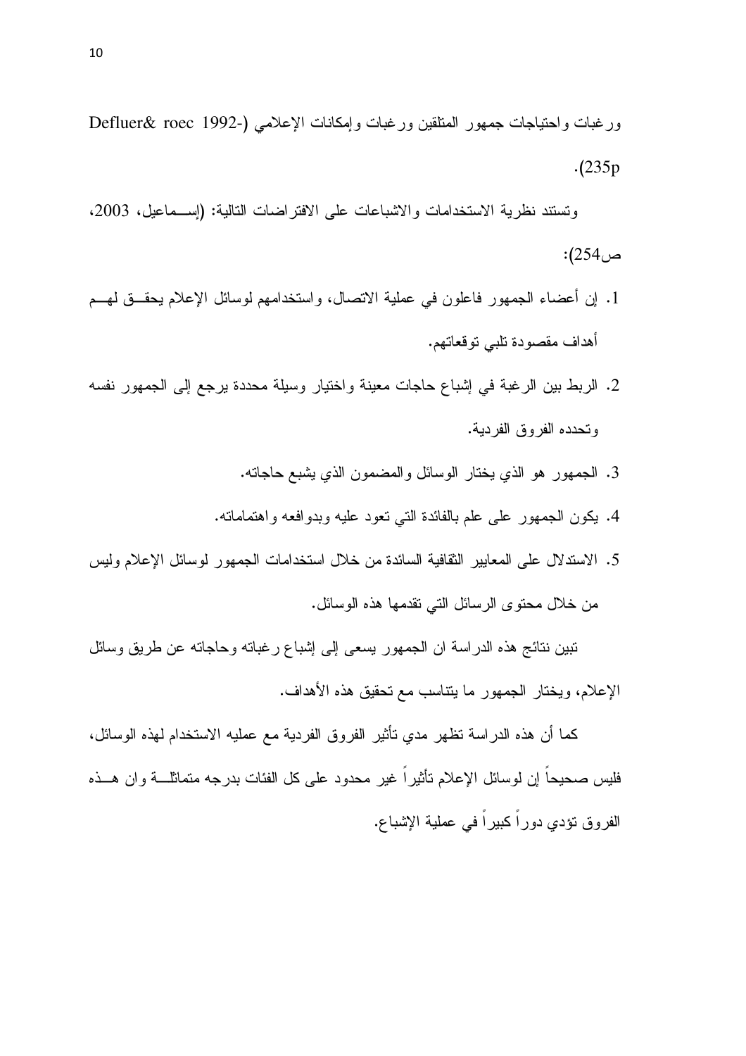ورغبات واحتياجات جمهور المتلقين ورغبات وإمكانات الإعلامي (Defluer& roec 1992-235p).

وتستند نظرية الاستخدامات والاشباعات على الافتراضات التالية: (إسماعيل، 2003، ص254):

1. إن أعضاء الجمهور فاعلون في عملية الاتصال، واستخدامهم لوسائل الإعلام يحقق لهم أهداف مقصودة تلبي توقعاتهم.
2. الربط بين الرغبة في إشباع حاجات معينة واختيار وسيلة محددة يرجع إلى الجمهور نفسه وتحدده الفروق الفردية.
3. الجمهور هو الذي يختار الوسائل والمضمون الذي يشبع حاجاته.
4. يكون الجمهور على علم بالفائدة التي تعود عليه وبدوافعه واهتماماته.
5. الاستدلال على المعايير الثقافية السائدة من خلال استخدامات الجمهور لوسائل الإعلام وليس من خلال محتوى الرسائل التي تقدمها هذه الوسائل.

تبين نتائج هذه الدراسة ان الجمهور يسعى إلى إشباع رغباته وحاجاته عن طريق وسائل الإعلام، ويختار الجمهور ما يتناسب مع تحقيق هذه الأهداف.

كما أن هذه الدراسة تظهر مدي تأثير الفروق الفردية مع عمليه الاستخدام لهذه الوسائل، فليس صحيحاً إن لوسائل الإعلام تأثيراً غير محدود على كل الفئات بدرجه متماثلة وان هذه الفروق تؤدي دوراً كبيراً في عملية الإشباع.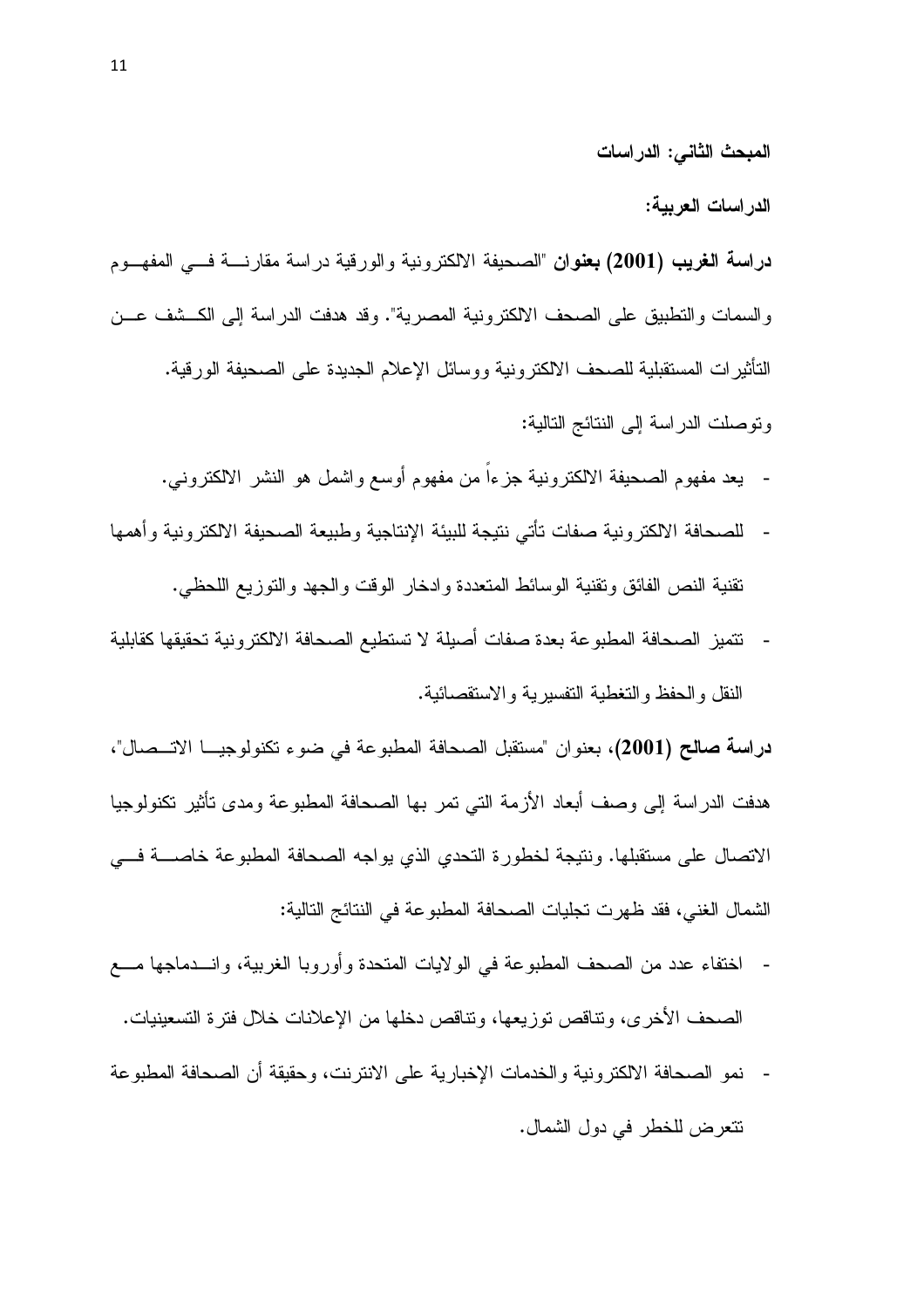## المبحث الثاني: الدراسات

### الدراسات العربية:

**دراسة الغريب (2001) بعنوان** "الصحيفة الالكترونية والورقية دراسة مقارنة في المفهوم والسمات والتطبيق على الصحف الالكترونية المصرية". وقد هدفت الدراسة إلى الكشف عن التأثيرات المستقبلية للصحف الالكترونية ووسائل الإعلام الجديدة على الصحيفة الورقية.

وتوصلت الدراسة إلى النتائج التالية:

- يعد مفهوم الصحيفة الالكترونية جزءاً من مفهوم أوسع واشمل هو النشر الالكتروني.
- للصحافة الالكترونية صفات تأتي نتيجة للبيئة الإنتاجية وطبيعة الصحيفة الالكترونية وأهمها تقنية النص الفائق وتقنية الوسائط المتعددة وادخار الوقت والجهد والتوزيع اللحظي.
- تتميز الصحافة المطبوعة بعدة صفات أصيلة لا تستطيع الصحافة الالكترونية تحقيقها كقابلية النقل والحفظ والتغطية التفسيرية والاستقصائية.

**دراسة صالح (2001)**، بعنوان "مستقبل الصحافة المطبوعة في ضوء تكنولوجيا الاتصال"، هدفت الدراسة إلى وصف أبعاد الأزمة التي تمر بها الصحافة المطبوعة ومدى تأثير تكنولوجيا الاتصال على مستقبلها. ونتيجة لخطورة التحدي الذي يواجه الصحافة المطبوعة خاصة في الشمال الغني، فقد ظهرت تجليات الصحافة المطبوعة في النتائج التالية:

- اختفاء عدد من الصحف المطبوعة في الولايات المتحدة وأوروبا الغربية، واندماجها مع الصحف الأخرى، وتناقص توزيعها، وتناقص دخلها من الإعلانات خلال فترة التسعينيات.
- نمو الصحافة الالكترونية والخدمات الإخبارية على الانترنت، وحقيقة أن الصحافة المطبوعة تتعرض للخطر في دول الشمال.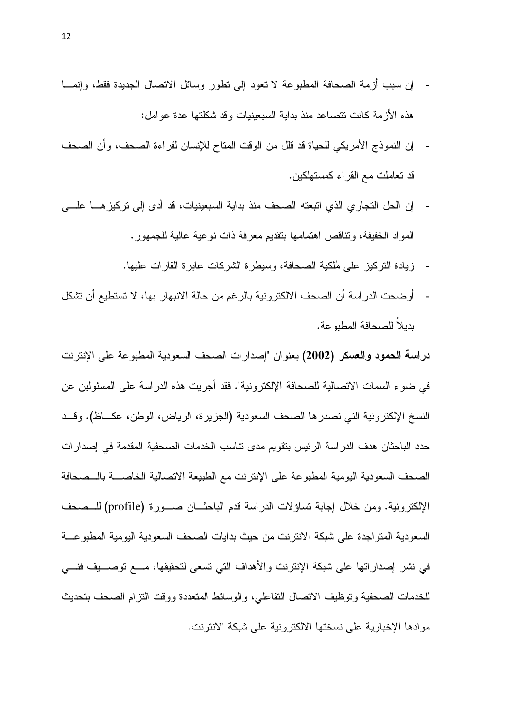- إن سبب أزمة الصحافة المطبوعة لا تعود إلى تطور وسائل الاتصال الجديدة فقط، وإنما هذه الأزمة كانت تتصاعد منذ بداية السبعينيات وقد شكلتها عدة عوامل:
- إن النموذج الأمريكي للحياة قد قلل من الوقت المتاح للإنسان لقراءة الصحف، وأن الصحف قد تعاملت مع القراء كمستهلكين.
- إن الحل التجاري الذي اتبعته الصحف منذ بداية السبعينيات، قد أدى إلى تركيزها على المواد الخفيفة، وتناقص اهتمامها بتقديم معرفة ذات نوعية عالية للجمهور.
- زيادة التركيز على مُلكية الصحافة، وسيطرة الشركات عابرة القارات عليها.
- أوضحت الدراسة أن الصحف الالكترونية بالرغم من حالة الانبهار بها، لا تستطيع أن تشكل بديلاً للصحافة المطبوعة.

**دراسة الحمود والعسكر (2002)** بعنوان "إصدارات الصحف السعودية المطبوعة على الإنترنت في ضوء السمات الاتصالية للصحافة الإلكترونية". فقد أجريت هذه الدراسة على المسئولين عن النسخ الإلكترونية التي تصدرها الصحف السعودية (الجزيرة، الرياض، الوطن، عكاظ). وقد حدد الباحثان هدف الدراسة الرئيس بتقويم مدى تناسب الخدمات الصحفية المقدمة في إصدارات الصحف السعودية اليومية المطبوعة على الإنترنت مع الطبيعة الاتصالية الخاصة بالصحافة الإلكترونية. ومن خلال إجابة تساؤلات الدراسة قدم الباحثان صورة (profile) للصحف السعودية المتواجدة على شبكة الانترنت من حيث بدايات الصحف السعودية اليومية المطبوعة في نشر إصداراتها على شبكة الإنترنت والأهداف التي تسعى لتحقيقها، مع توصيف فني للخدمات الصحفية وتوظيف الاتصال التفاعلي، والوسائط المتعددة ووقت التزام الصحف بتحديث موادها الإخبارية على نسختها الالكترونية على شبكة الانترنت.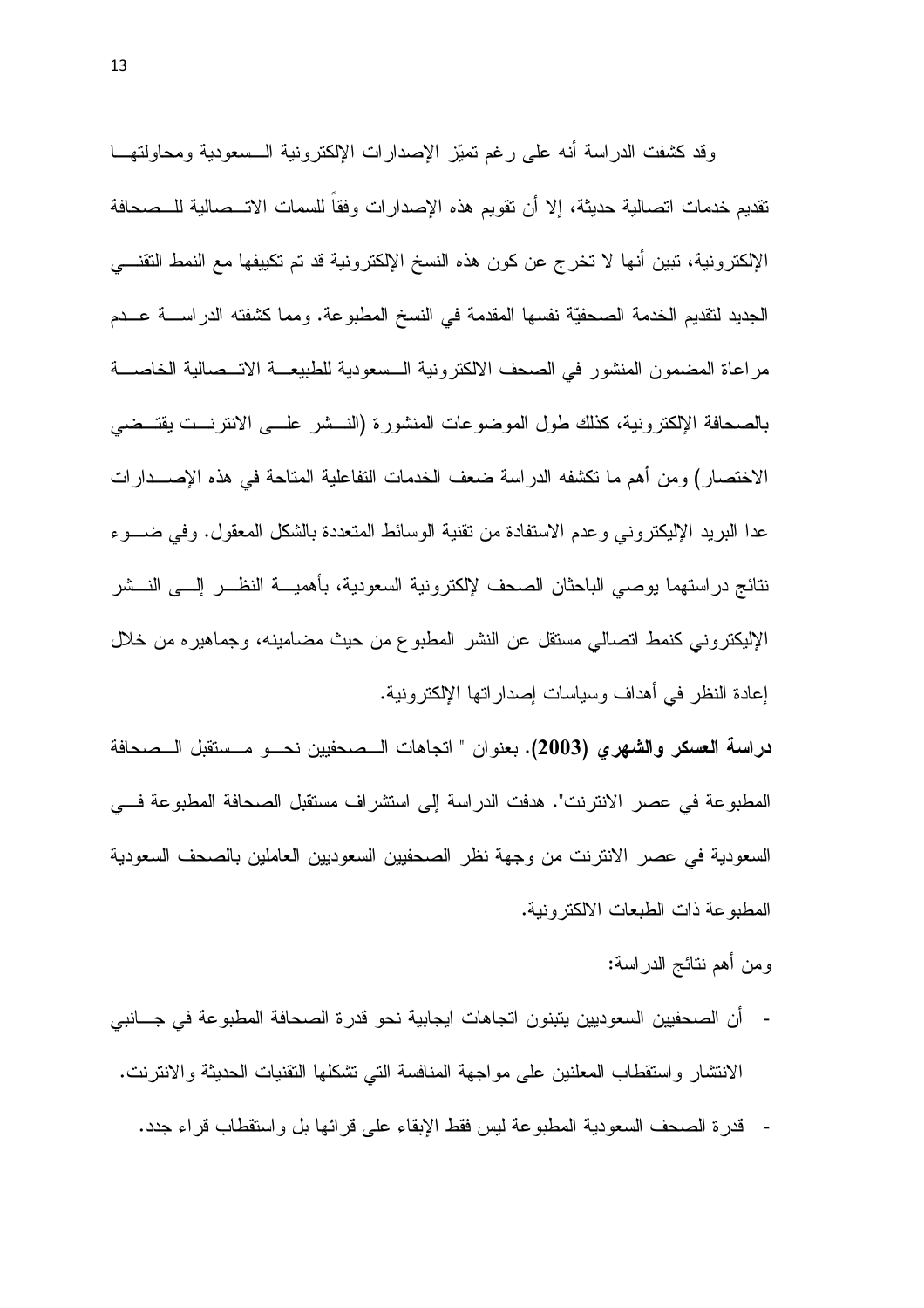وقد كشفت الدراسة أنه على رغم تميّز الإصدارات الإلكترونية السعودية ومحاولتها تقديم خدمات اتصالية حديثة، إلا أن تقويم هذه الإصدارات وفقاً للسمات الاتصالية للصحافة الإلكترونية، تبين أنها لا تخرج عن كون هذه النسخ الإلكترونية قد تم تكييفها مع النمط التقني الجديد لتقديم الخدمة الصحفيّة نفسها المقدمة في النسخ المطبوعة. ومما كشفته الدراسة عدم مراعاة المضمون المنشور في الصحف الالكترونية السعودية للطبيعة الاتصالية الخاصة بالصحافة الإلكترونية، كذلك طول الموضوعات المنشورة (النشر على الانترنت يقتضي الاختصار) ومن أهم ما تكشفه الدراسة ضعف الخدمات التفاعلية المتاحة في هذه الإصدارات عدا البريد الإليكتروني وعدم الاستفادة من تقنية الوسائط المتعددة بالشكل المعقول. وفي ضوء نتائج دراستهما يوصي الباحثان الصحف لإلكترونية السعودية، بأهمية النظر إلى النشر الإليكتروني كنمط اتصالي مستقل عن النشر المطبوع من حيث مضامينه، وجماهيره من خلال إعادة النظر في أهداف وسياسات إصداراتها الإلكترونية.

**دراسة العسكر والشهري (2003).** بعنوان " اتجاهات الصحفيين نحو مستقبل الصحافة المطبوعة في عصر الانترنت". هدفت الدراسة إلى استشراف مستقبل الصحافة المطبوعة في السعودية في عصر الانترنت من وجهة نظر الصحفيين السعوديين العاملين بالصحف السعودية المطبوعة ذات الطبعات الالكترونية.

ومن أهم نتائج الدراسة:

- أن الصحفيين السعوديين يتبنون اتجاهات ايجابية نحو قدرة الصحافة المطبوعة في جانبي الانتشار واستقطاب المعلنين على مواجهة المنافسة التي تشكلها التقنيات الحديثة والانترنت.
- قدرة الصحف السعودية المطبوعة ليس فقط الإبقاء على قرائها بل واستقطاب قراء جدد.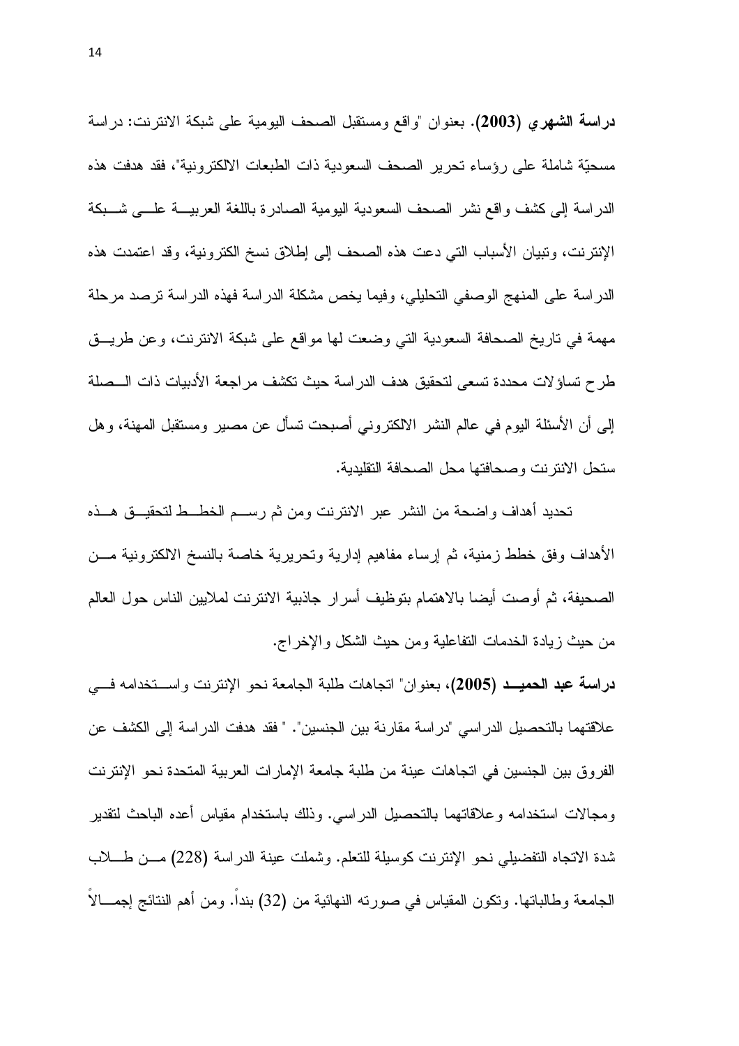**دراسة الشهري (2003).** بعنوان "واقع ومستقبل الصحف اليومية على شبكة الانترنت: دراسة مسحيّة شاملة على رؤساء تحرير الصحف السعودية ذات الطبعات الالكترونية"، فقد هدفت هذه الدراسة إلى كشف واقع نشر الصحف السعودية اليومية الصادرة باللغة العربية على شبكة الإنترنت، وتبيان الأسباب التي دعت هذه الصحف إلى إطلاق نسخ الكترونية، وقد اعتمدت هذه الدراسة على المنهج الوصفي التحليلي، وفيما يخص مشكلة الدراسة فهذه الدراسة ترصد مرحلة مهمة في تاريخ الصحافة السعودية التي وضعت لها مواقع على شبكة الانترنت، وعن طريق طرح تساؤلات محددة تسعى لتحقيق هدف الدراسة حيث تكشف مراجعة الأدبيات ذات الصلة إلى أن الأسئلة اليوم في عالم النشر الالكتروني أصبحت تسأل عن مصير ومستقبل المهنة، وهل ستحل الانترنت وصحافتها محل الصحافة التقليدية.

تحديد أهداف واضحة من النشر عبر الانترنت ومن ثم رسم الخطط لتحقيق هذه الأهداف وفق خطط زمنية، ثم إرساء مفاهيم إدارية وتحريرية خاصة بالنسخ الالكترونية من الصحيفة، ثم أوصت أيضا بالاهتمام بتوظيف أسرار جاذبية الانترنت لملايين الناس حول العالم من حيث زيادة الخدمات التفاعلية ومن حيث الشكل والإخراج.

**دراسة عبد الحميد (2005)**، بعنوان" اتجاهات طلبة الجامعة نحو الإنترنت واستخدامه في علاقتهما بالتحصيل الدراسي "دراسة مقارنة بين الجنسين". " فقد هدفت الدراسة إلى الكشف عن الفروق بين الجنسين في اتجاهات عينة من طلبة جامعة الإمارات العربية المتحدة نحو الإنترنت ومجالات استخدامه وعلاقاتهما بالتحصيل الدراسي. وذلك باستخدام مقياس أعده الباحث لتقدير شدة الاتجاه التفضيلي نحو الإنترنت كوسيلة للتعلم. وشملت عينة الدراسة (228) من طلاب الجامعة وطالباتها. وتكون المقياس في صورته النهائية من (32) بنداً. ومن أهم النتائج إجمالاً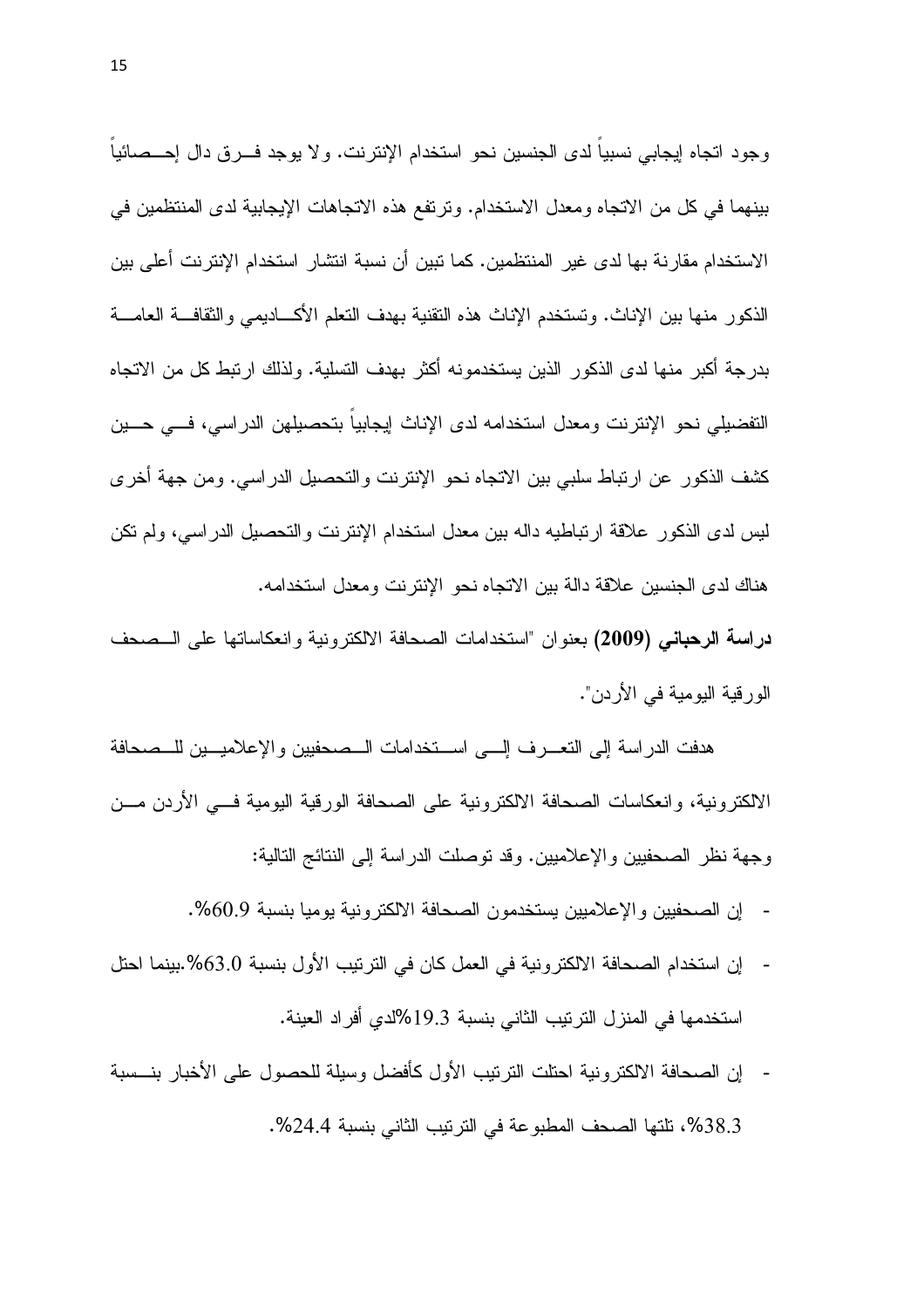وجود اتجاه إيجابي نسبياً لدى الجنسين نحو استخدام الإنترنت. ولا يوجد فــرق دال إحــصائياً بينهما في كل من الاتجاه ومعدل الاستخدام. وترتفع هذه الاتجاهات الإيجابية لدى المنتظمين في الاستخدام مقارنة بها لدى غير المنتظمين. كما تبين أن نسبة انتشار استخدام الإنترنت أعلى بين الذكور منها بين الإناث. وتستخدم الإناث هذه التقنية بهدف التعلم الأكــاديمي والثقافــة العامــة بدرجة أكبر منها لدى الذكور الذين يستخدمونه أكثر بهدف التسلية. ولذلك ارتبط كل من الاتجاه التفضيلي نحو الإنترنت ومعدل استخدامه لدى الإناث إيجابياً بتحصيلهن الدراسي، فــي حــين كشف الذكور عن ارتباط سلبي بين الاتجاه نحو الإنترنت والتحصيل الدراسي. ومن جهة أخرى ليس لدى الذكور علاقة ارتباطيه داله بين معدل استخدام الإنترنت والتحصيل الدراسي، ولم تكن هناك لدى الجنسين علاقة دالة بين الاتجاه نحو الإنترنت ومعدل استخدامه.

**دراسة الرحباني (2009)** بعنوان "استخدامات الصحافة الالكترونية وانعكاساتها على الــصحف الورقية اليومية في الأردن".

هدفت الدراسة إلى التعــرف إلــى اســتخدامات الــصحفيين والإعلاميــين للــصحافة الالكترونية، وانعكاسات الصحافة الالكترونية على الصحافة الورقية اليومية فــي الأردن مــن وجهة نظر الصحفيين والإعلاميين. وقد توصلت الدراسة إلى النتائج التالية:

- إن الصحفيين والإعلاميين يستخدمون الصحافة الالكترونية يوميا بنسبة 60.9%.
- إن استخدام الصحافة الالكترونية في العمل كان في الترتيب الأول بنسبة 63.0%.بينما احتل استخدمها في المنزل الترتيب الثاني بنسبة 19.3%لدي أفراد العينة.
- إن الصحافة الالكترونية احتلت الترتيب الأول كأفضل وسيلة للحصول على الأخبار بنــسبة 38.3%، تلتها الصحف المطبوعة في الترتيب الثاني بنسبة 24.4%.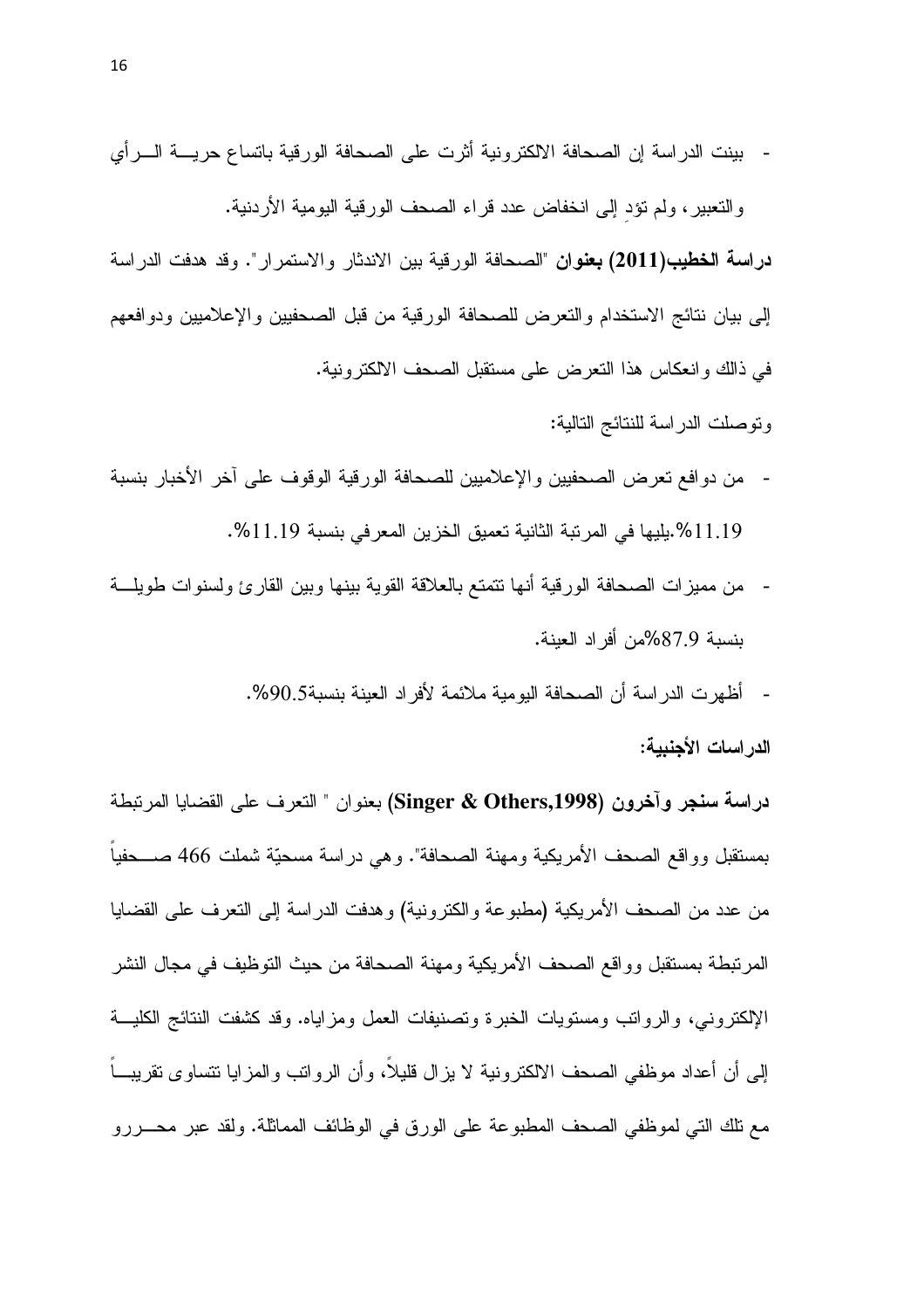- بينت الدراسة إن الصحافة الالكترونية أثرت على الصحافة الورقية باتساع حريـــة الـــرأي والتعبير، ولم تؤدِ إلى انخفاض عدد قراء الصحف الورقية اليومية الأردنية.

**دراسة الخطيب(2011) بعنوان** "الصحافة الورقية بين الاندثار والاستمرار". وقد هدفت الدراسة إلى بيان نتائج الاستخدام والتعرض للصحافة الورقية من قبل الصحفيين والإعلاميين ودوافعهم في ذالك وانعكاس هذا التعرض على مستقبل الصحف الالكترونية.

وتوصلت الدراسة للنتائج التالية:

- من دوافع تعرض الصحفيين والإعلاميين للصحافة الورقية الوقوف على آخر الأخبار بنسبة 11.19%.يليها في المرتبة الثانية تعميق الخزين المعرفي بنسبة 11.19%.
- من مميزات الصحافة الورقية أنها تتمتع بالعلاقة القوية بينها وبين القارئ ولسنوات طويلـــة بنسبة 87.9%من أفراد العينة.
- أظهرت الدراسة أن الصحافة اليومية ملائمة لأفراد العينة بنسبة90.5%.

**الدراسات الأجنبية:**

**دراسة سنجر وآخرون (Singer & Others,1998)** بعنوان " التعرف على القضايا المرتبطة بمستقبل وواقع الصحف الأمريكية ومهنة الصحافة". وهي دراسة مسحيّة شملت 466 صـــحفياً من عدد من الصحف الأمريكية (مطبوعة والكترونية) وهدفت الدراسة إلى التعرف على القضايا المرتبطة بمستقبل وواقع الصحف الأمريكية ومهنة الصحافة من حيث التوظيف في مجال النشر الإلكتروني، والرواتب ومستويات الخبرة وتصنيفات العمل ومزاياه. وقد كشفت النتائج الكليـــة إلى أن أعداد موظفي الصحف الالكترونية لا يزال قليلاً، وأن الرواتب والمزايا تتساوى تقريبـــاً مع تلك التي لموظفي الصحف المطبوعة على الورق في الوظائف المماثلة. ولقد عبر محـــررو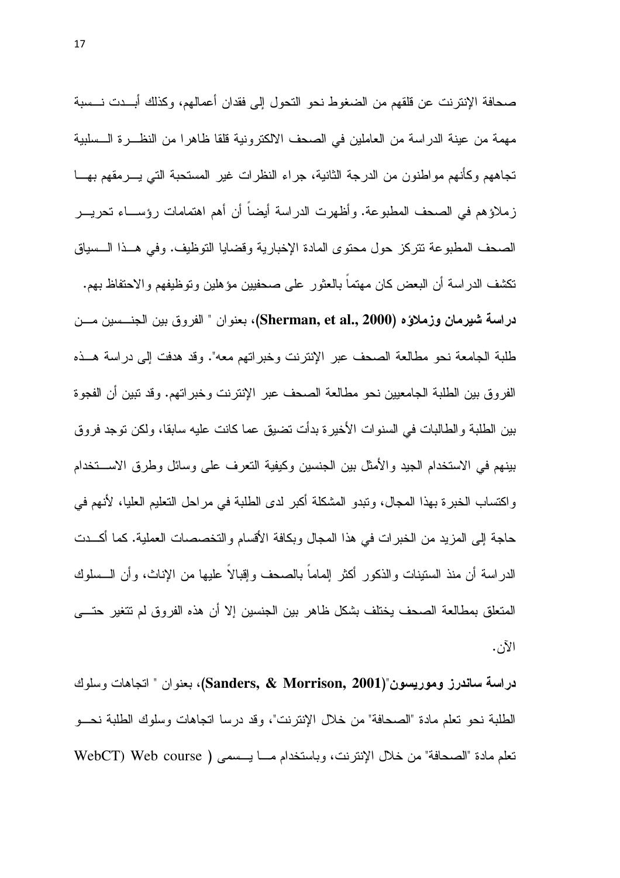صحافة الإنترنت عن قلقهم من الضغوط نحو التحول إلى فقدان أعمالهم، وكذلك أبدت نسبة مهمة من عينة الدراسة من العاملين في الصحف الالكترونية قلقا ظاهرا من النظرة السلبية تجاههم وكأنهم مواطنون من الدرجة الثانية، جراء النظرات غير المستحبة التي يرمقهم بها زملاؤهم في الصحف المطبوعة. وأظهرت الدراسة أيضاً أن أهم اهتمامات رؤساء تحرير الصحف المطبوعة تتركز حول محتوى المادة الإخبارية وقضايا التوظيف. وفي هذا السياق تكشف الدراسة أن البعض كان مهتماً بالعثور على صحفيين مؤهلين وتوظيفهم والاحتفاظ بهم.

**دراسة شيرمان وزملاؤه (Sherman, et al., 2000)**، بعنوان " الفروق بين الجنسين من طلبة الجامعة نحو مطالعة الصحف عبر الإنترنت وخبراتهم معه". وقد هدفت إلى دراسة هذه الفروق بين الطلبة الجامعيين نحو مطالعة الصحف عبر الإنترنت وخبراتهم. وقد تبين أن الفجوة بين الطلبة والطالبات في السنوات الأخيرة بدأت تضيق عما كانت عليه سابقا، ولكن توجد فروق بينهم في الاستخدام الجيد والأمثل بين الجنسين وكيفية التعرف على وسائل وطرق الاستخدام واكتساب الخبرة بهذا المجال، وتبدو المشكلة أكبر لدى الطلبة في مراحل التعليم العليا، لأنهم في حاجة إلى المزيد من الخبرات في هذا المجال وبكافة الأقسام والتخصصات العملية. كما أكدت الدراسة أن منذ الستينات والذكور أكثر إلماماً بالصحف وإقبالاً عليها من الإناث، وأن السلوك المتعلق بمطالعة الصحف يختلف بشكل ظاهر بين الجنسين إلا أن هذه الفروق لم تتغير حتى الآن.

**دراسة ساندرز وموريسون"(Sanders, & Morrison, 2001)**، بعنوان " اتجاهات وسلوك الطلبة نحو تعلم مادة "الصحافة" من خلال الإنترنت"، وقد درسا اتجاهات وسلوك الطلبة نحو تعلم مادة "الصحافة" من خلال الإنترنت، وباستخدام ما يسمى ( WebCT) Web course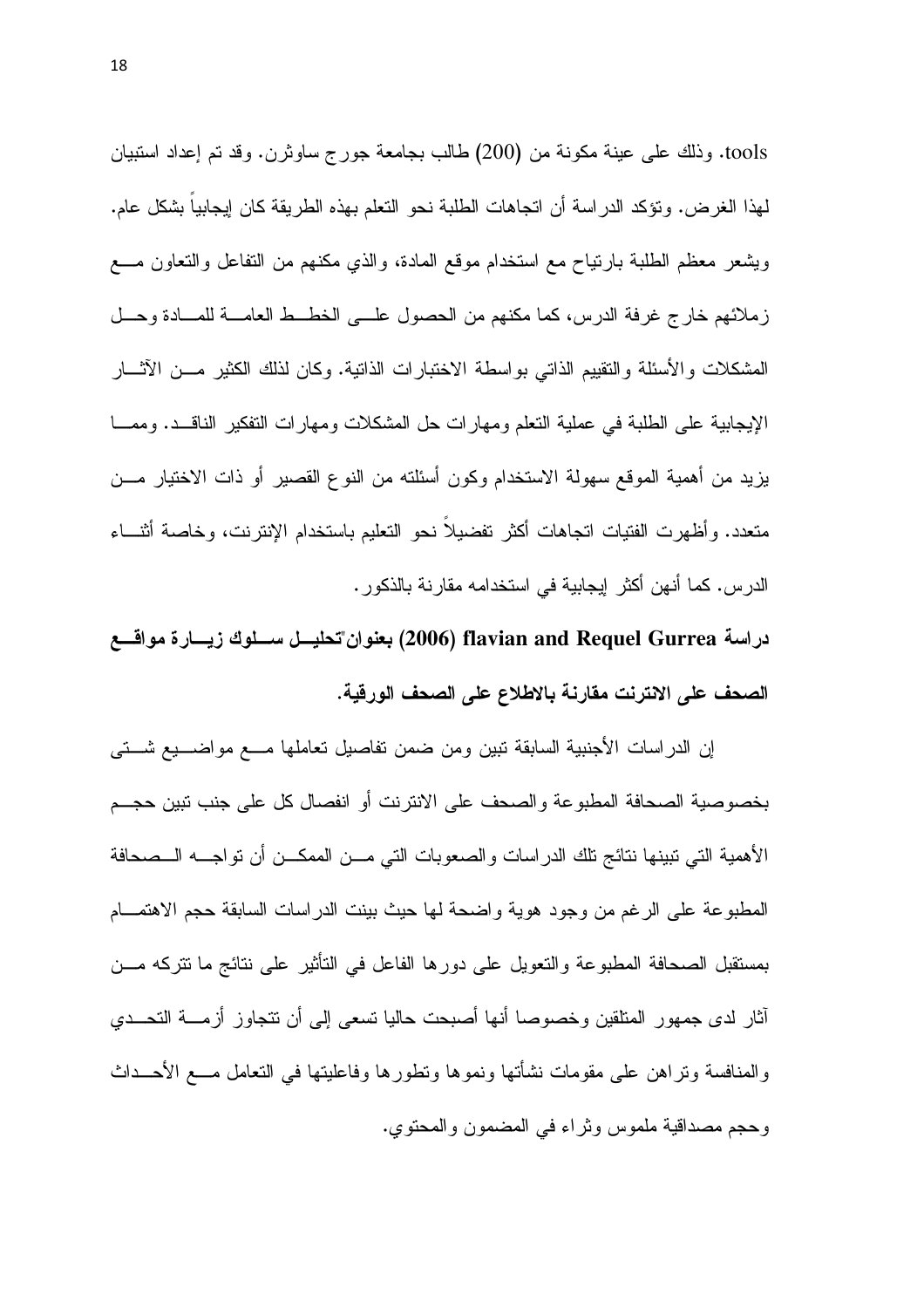tools. وذلك على عينة مكونة من (200) طالب بجامعة جورج ساوثرن. وقد تم إعداد استبيان لهذا الغرض. وتؤكد الدراسة أن اتجاهات الطلبة نحو التعلم بهذه الطريقة كان إيجابياً بشكل عام. ويشعر معظم الطلبة بارتياح مع استخدام موقع المادة، والذي مكنهم من التفاعل والتعاون مع زملائهم خارج غرفة الدرس، كما مكنهم من الحصول على الخطط العامة للمادة وحل المشكلات والأسئلة والتقييم الذاتي بواسطة الاختبارات الذاتية. وكان لذلك الكثير من الآثار الإيجابية على الطلبة في عملية التعلم ومهارات حل المشكلات ومهارات التفكير الناقد. ومما يزيد من أهمية الموقع سهولة الاستخدام وكون أسئلته من النوع القصير أو ذات الاختيار من متعدد. وأظهرت الفتيات اتجاهات أكثر تفضيلاً نحو التعليم باستخدام الإنترنت، وخاصة أثناء الدرس. كما أنهن أكثر إيجابية في استخدامه مقارنة بالذكور.

**دراسة flavian and Requel Gurrea (2006) بعنوان"تحليل سلوك زيارة مواقع الصحف على الانترنت مقارنة بالاطلاع على الصحف الورقية.**

إن الدراسات الأجنبية السابقة تبين ومن ضمن تفاصيل تعاملها مع مواضيع شتى بخصوصية الصحافة المطبوعة والصحف على الانترنت أو انفصال كل على جنب تبين حجم الأهمية التي تبينها نتائج تلك الدراسات والصعوبات التي من الممكن أن تواجه الصحافة المطبوعة على الرغم من وجود هوية واضحة لها حيث بينت الدراسات السابقة حجم الاهتمام بمستقبل الصحافة المطبوعة والتعويل على دورها الفاعل في التأثير على نتائج ما تتركه من آثار لدى جمهور المتلقين وخصوصا أنها أصبحت حاليا تسعى إلى أن تتجاوز أزمة التحدي والمنافسة وتراهن على مقومات نشأتها ونموها وتطورها وفاعليتها في التعامل مع الأحداث وحجم مصداقية ملموس وثراء في المضمون والمحتوي.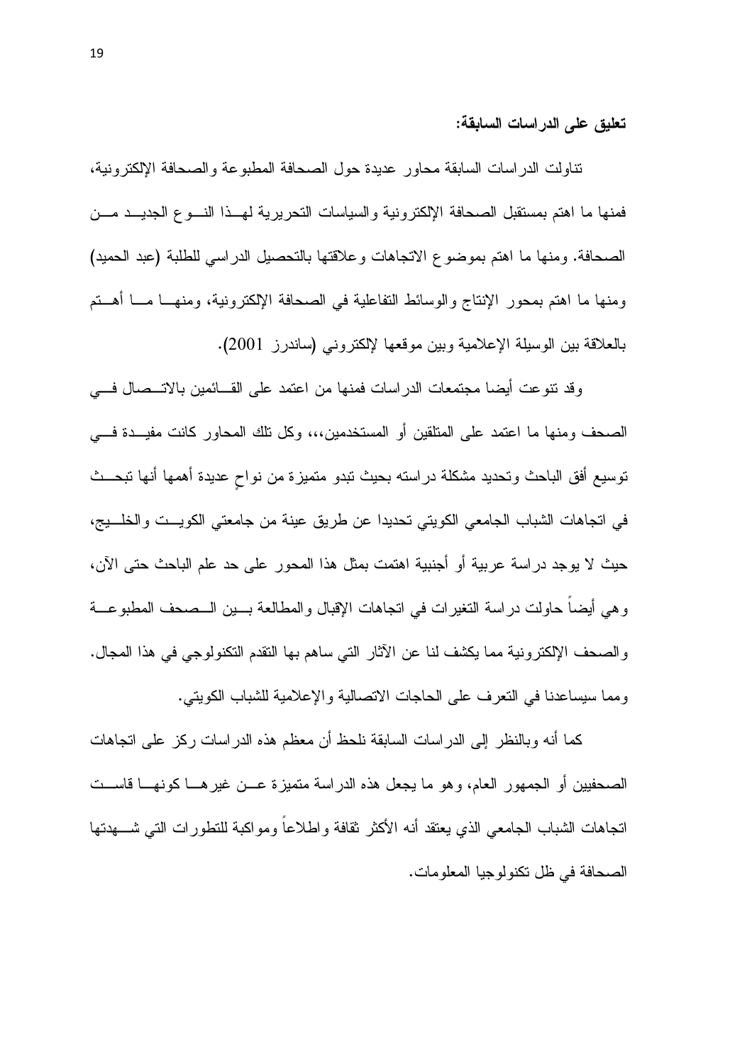**تعليق على الدراسات السابقة:**

تناولت الدراسات السابقة محاور عديدة حول الصحافة المطبوعة والصحافة الإلكترونية، فمنها ما اهتم بمستقبل الصحافة الإلكترونية والسياسات التحريرية لهذا النوع الجديد من الصحافة. ومنها ما اهتم بموضوع الاتجاهات وعلاقتها بالتحصيل الدراسي للطلبة (عبد الحميد) ومنها ما اهتم بمحور الإنتاج والوسائط التفاعلية في الصحافة الإلكترونية، ومنها ما أهتم بالعلاقة بين الوسيلة الإعلامية وبين موقعها لإلكتروني (ساندرز 2001).

وقد تنوعت أيضا مجتمعات الدراسات فمنها من اعتمد على القائمين بالاتصال في الصحف ومنها ما اعتمد على المتلقين أو المستخدمين،،، وكل تلك المحاور كانت مفيدة في توسيع أفق الباحث وتحديد مشكلة دراسته بحيث تبدو متميزة من نواحٍ عديدة أهمها أنها تبحث في اتجاهات الشباب الجامعي الكويتي تحديدا عن طريق عينة من جامعتي الكويت والخليج، حيث لا يوجد دراسة عربية أو أجنبية اهتمت بمثل هذا المحور على حد علم الباحث حتى الآن، وهي أيضاً حاولت دراسة التغيرات في اتجاهات الإقبال والمطالعة بين الصحف المطبوعة والصحف الإلكترونية مما يكشف لنا عن الآثار التي ساهم بها التقدم التكنولوجي في هذا المجال. ومما سيساعدنا في التعرف على الحاجات الاتصالية والإعلامية للشباب الكويتي.

كما أنه وبالنظر إلى الدراسات السابقة نلحظ أن معظم هذه الدراسات ركز على اتجاهات الصحفيين أو الجمهور العام، وهو ما يجعل هذه الدراسة متميزة عن غيرها كونها قاست اتجاهات الشباب الجامعي الذي يعتقد أنه الأكثر ثقافة واطلاعاً ومواكبة للتطورات التي شهدتها الصحافة في ظل تكنولوجيا المعلومات.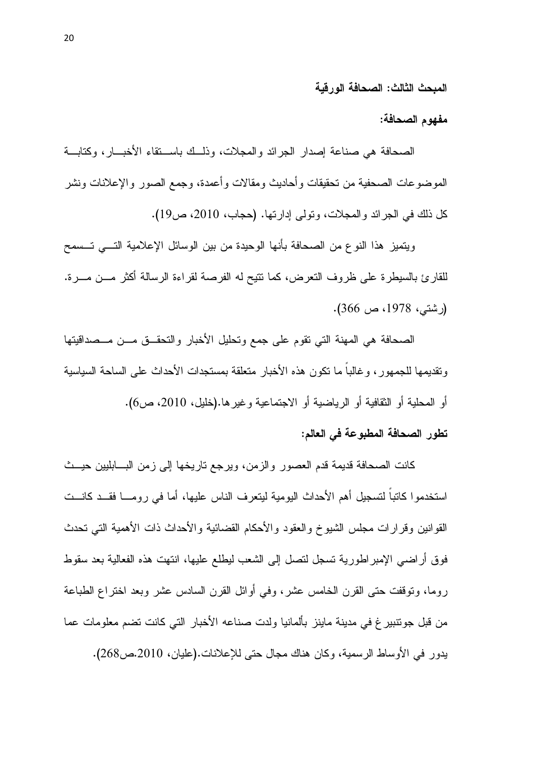**المبحث الثالث: الصحافة الورقية**

**مفهوم الصحافة:**

الصحافة هي صناعة إصدار الجرائد والمجلات، وذلك باستقاء الأخبار، وكتابة الموضوعات الصحفية من تحقيقات وأحاديث ومقالات وأعمدة، وجمع الصور والإعلانات ونشر كل ذلك في الجرائد والمجلات، وتولى إدارتها. (حجاب، 2010، ص19).

ويتميز هذا النوع من الصحافة بأنها الوحيدة من بين الوسائل الإعلامية التي تسمح للقارئ بالسيطرة على ظروف التعرض، كما تتيح له الفرصة لقراءة الرسالة أكثر من مرة. (رشتي، 1978، ص 366).

الصحافة هي المهنة التي تقوم على جمع وتحليل الأخبار والتحقق من مصداقيتها وتقديمها للجمهور، وغالباً ما تكون هذه الأخبار متعلقة بمستجدات الأحداث على الساحة السياسية أو المحلية أو الثقافية أو الرياضية أو الاجتماعية وغيرها.(خليل، 2010، ص6).

**تطور الصحافة المطبوعة في العالم:**

كانت الصحافة قديمة قدم العصور والزمن، ويرجع تاريخها إلى زمن البابليين حيث استخدموا كاتباً لتسجيل أهم الأحداث اليومية ليتعرف الناس عليها، أما في روما فقد كانت القوانين وقرارات مجلس الشيوخ والعقود والأحكام القضائية والأحداث ذات الأهمية التي تحدث فوق أراضي الإمبراطورية تسجل لتصل إلى الشعب ليطلع عليها، انتهت هذه الفعالية بعد سقوط روما، وتوقفت حتى القرن الخامس عشر، وفي أوائل القرن السادس عشر وبعد اختراع الطباعة من قبل جوتنبيرغ في مدينة ماينز بألمانيا ولدت صناعه الأخبار التي كانت تضم معلومات عما يدور في الأوساط الرسمية، وكان هناك مجال حتى للإعلانات.(عليان، 2010.ص268).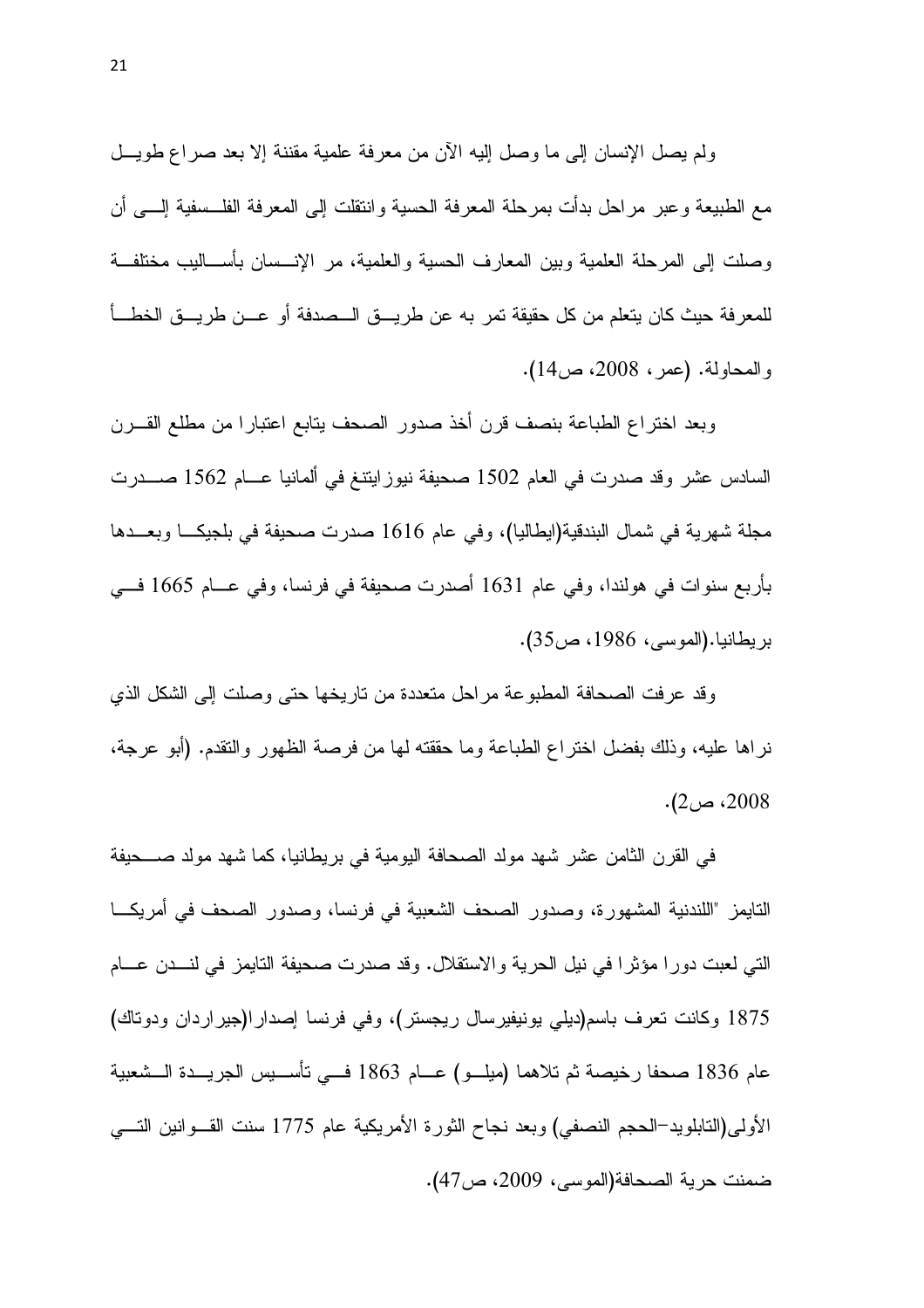ولم يصل الإنسان إلى ما وصل إليه الآن من معرفة علمية مقننة إلا بعد صراع طويل مع الطبيعة وعبر مراحل بدأت بمرحلة المعرفة الحسية وانتقلت إلى المعرفة الفلسفية إلى أن وصلت إلى المرحلة العلمية وبين المعارف الحسية والعلمية، مر الإنسان بأساليب مختلفة للمعرفة حيث كان يتعلم من كل حقيقة تمر به عن طريق الصدفة أو عن طريق الخطأ والمحاولة. (عمر، 2008، ص14).

وبعد اختراع الطباعة بنصف قرن أخذ صدور الصحف يتابع اعتبارا من مطلع القرن السادس عشر وقد صدرت في العام 1502 صحيفة نيوزايتنغ في ألمانيا عام 1562 صدرت مجلة شهرية في شمال البندقية(ايطاليا)، وفي عام 1616 صدرت صحيفة في بلجيكا وبعدها بأربع سنوات في هولندا، وفي عام 1631 أصدرت صحيفة في فرنسا، وفي عام 1665 في بريطانيا.(الموسى، 1986، ص35).

وقد عرفت الصحافة المطبوعة مراحل متعددة من تاريخها حتى وصلت إلى الشكل الذي نراها عليه، وذلك بفضل اختراع الطباعة وما حققته لها من فرصة الظهور والتقدم. (أبو عرجة، 2008، ص2).

في القرن الثامن عشر شهد مولد الصحافة اليومية في بريطانيا، كما شهد مولد صحيفة التايمز "اللندنية المشهورة، وصدور الصحف الشعبية في فرنسا، وصدور الصحف في أمريكا التي لعبت دورا مؤثرا في نيل الحرية والاستقلال. وقد صدرت صحيفة التايمز في لندن عام 1875 وكانت تعرف باسم(ديلي يونيفيرسال ريجستر)، وفي فرنسا إصدارا(جيراردان ودوتاك) عام 1836 صحفا رخيصة ثم تلاهما (ميلو) عام 1863 في تأسيس الجريدة الشعبية الأولى(التابلويد-الحجم النصفي) وبعد نجاح الثورة الأمريكية عام 1775 سنت القوانين التي ضمنت حرية الصحافة(الموسى، 2009، ص47).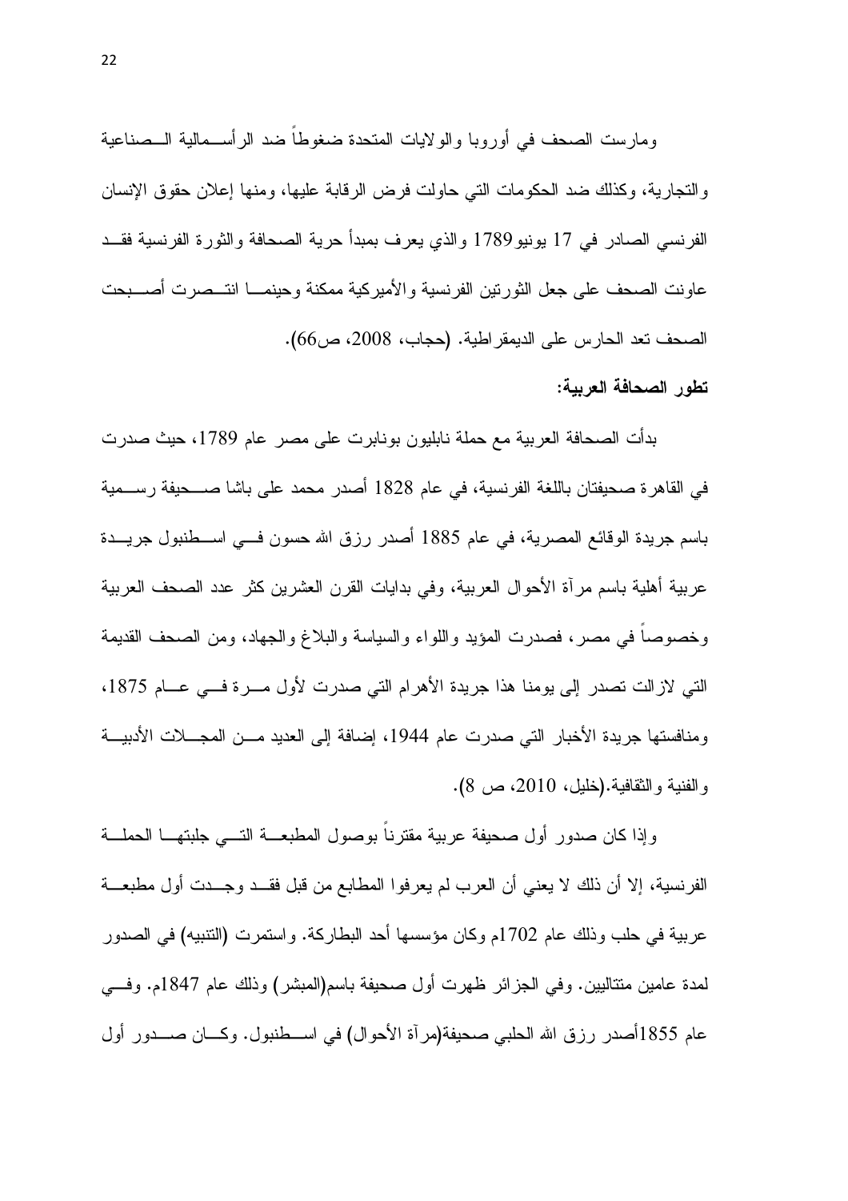ومارست الصحف في أوروبا والولايات المتحدة ضغوطاً ضد الرأسمالية الصناعية والتجارية، وكذلك ضد الحكومات التي حاولت فرض الرقابة عليها، ومنها إعلان حقوق الإنسان الفرنسي الصادر في 17 يونيو1789 والذي يعرف بمبدأ حرية الصحافة والثورة الفرنسية فقد عاونت الصحف على جعل الثورتين الفرنسية والأميركية ممكنة وحينما انتصرت أصبحت الصحف تعد الحارس على الديمقراطية. (حجاب، 2008، ص66).

**تطور الصحافة العربية:**

بدأت الصحافة العربية مع حملة نابليون بونابرت على مصر عام 1789، حيث صدرت في القاهرة صحيفتان باللغة الفرنسية، في عام 1828 أصدر محمد على باشا صحيفة رسمية باسم جريدة الوقائع المصرية، في عام 1885 أصدر رزق الله حسون في اسطنبول جريدة عربية أهلية باسم مرآة الأحوال العربية، وفي بدايات القرن العشرين كثر عدد الصحف العربية وخصوصاً في مصر، فصدرت المؤيد واللواء والسياسة والبلاغ والجهاد، ومن الصحف القديمة التي لازالت تصدر إلى يومنا هذا جريدة الأهرام التي صدرت لأول مرة في عام 1875، ومنافستها جريدة الأخبار التي صدرت عام 1944، إضافة إلى العديد من المجلات الأدبية والفنية والثقافية.(خليل، 2010، ص 8).

وإذا كان صدور أول صحيفة عربية مقترناً بوصول المطبعة التي جلبتها الحملة الفرنسية، إلا أن ذلك لا يعني أن العرب لم يعرفوا المطابع من قبل فقد وجدت أول مطبعة عربية في حلب وذلك عام 1702م وكان مؤسسها أحد البطاركة. واستمرت (التنبيه) في الصدور لمدة عامين متتاليين. وفي الجزائر ظهرت أول صحيفة باسم(المبشر) وذلك عام 1847م. وفي عام 1855أصدر رزق الله الحلبي صحيفة(مرآة الأحوال) في اسطنبول. وكان صدور أول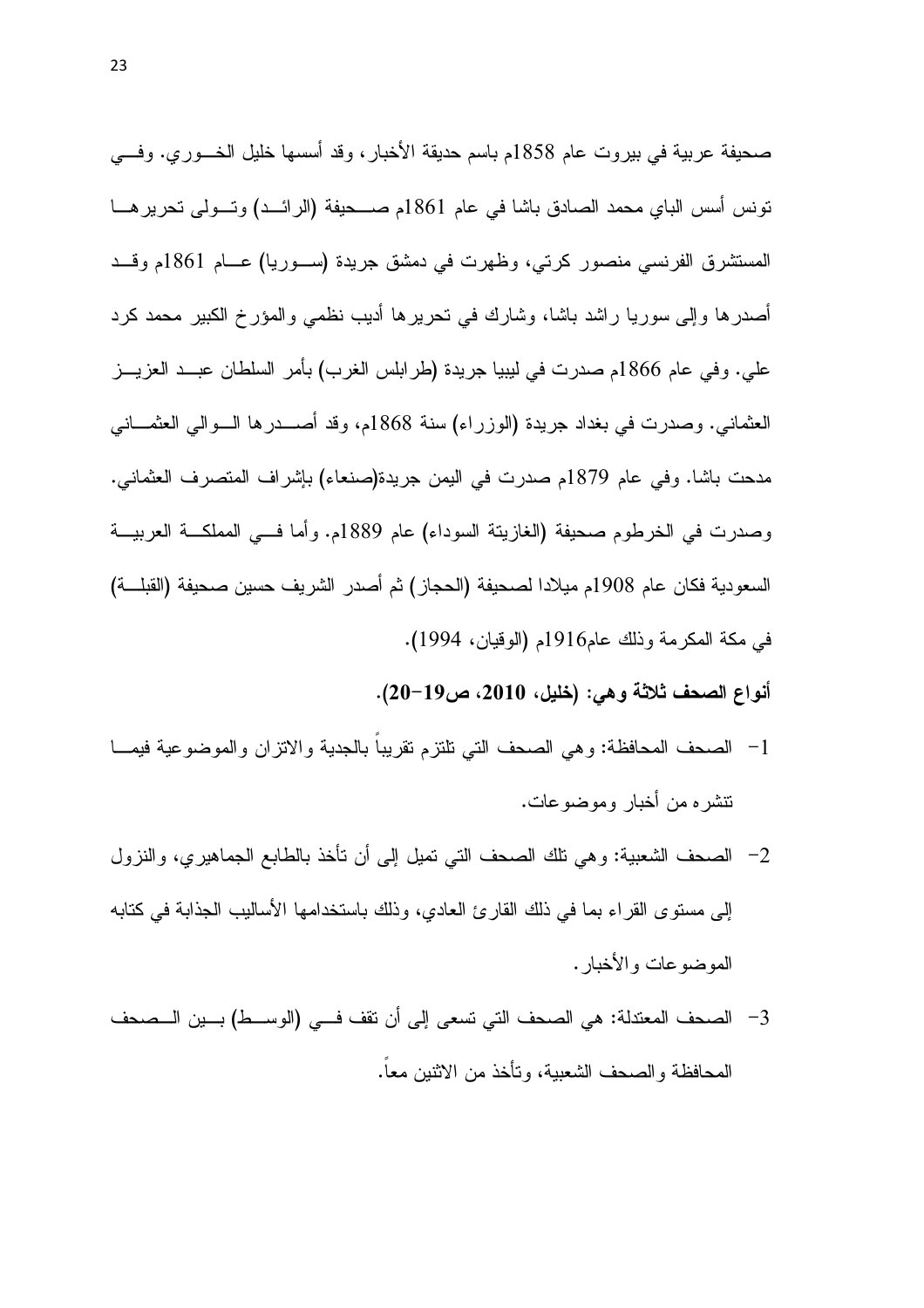صحيفة عربية في بيروت عام 1858م باسم حديقة الأخبار، وقد أسسها خليل الخوري. وفي تونس أسس الباي محمد الصادق باشا في عام 1861م صحيفة (الرائد) وتولى تحريرها المستشرق الفرنسي منصور كرتي، وظهرت في دمشق جريدة (سوريا) عام 1861م وقد أصدرها وإلى سوريا راشد باشا، وشارك في تحريرها أديب نظمي والمؤرخ الكبير محمد كرد علي. وفي عام 1866م صدرت في ليبيا جريدة (طرابلس الغرب) بأمر السلطان عبد العزيز العثماني. وصدرت في بغداد جريدة (الوزراء) سنة 1868م، وقد أصدرها الوالي العثماني مدحت باشا. وفي عام 1879م صدرت في اليمن جريدة(صنعاء) بإشراف المتصرف العثماني. وصدرت في الخرطوم صحيفة (الغازيتة السوداء) عام 1889م. وأما في المملكة العربية السعودية فكان عام 1908م ميلادا لصحيفة (الحجاز) ثم أصدر الشريف حسين صحيفة (القبلة) في مكة المكرمة وذلك عام1916م (الوقيان، 1994).

**أنواع الصحف ثلاثة وهي: (خليل، 2010، ص19-20).**

1- الصحف المحافظة: وهي الصحف التي تلتزم تقريباً بالجدية والاتزان والموضوعية فيما تنشره من أخبار وموضوعات.

2- الصحف الشعبية: وهي تلك الصحف التي تميل إلى أن تأخذ بالطابع الجماهيري، والنزول إلى مستوى القراء بما في ذلك القارئ العادي، وذلك باستخدامها الأساليب الجذابة في كتابه الموضوعات والأخبار.

3- الصحف المعتدلة: هي الصحف التي تسعى إلى أن تقف في (الوسط) بين الصحف المحافظة والصحف الشعبية، وتأخذ من الاثنين معاً.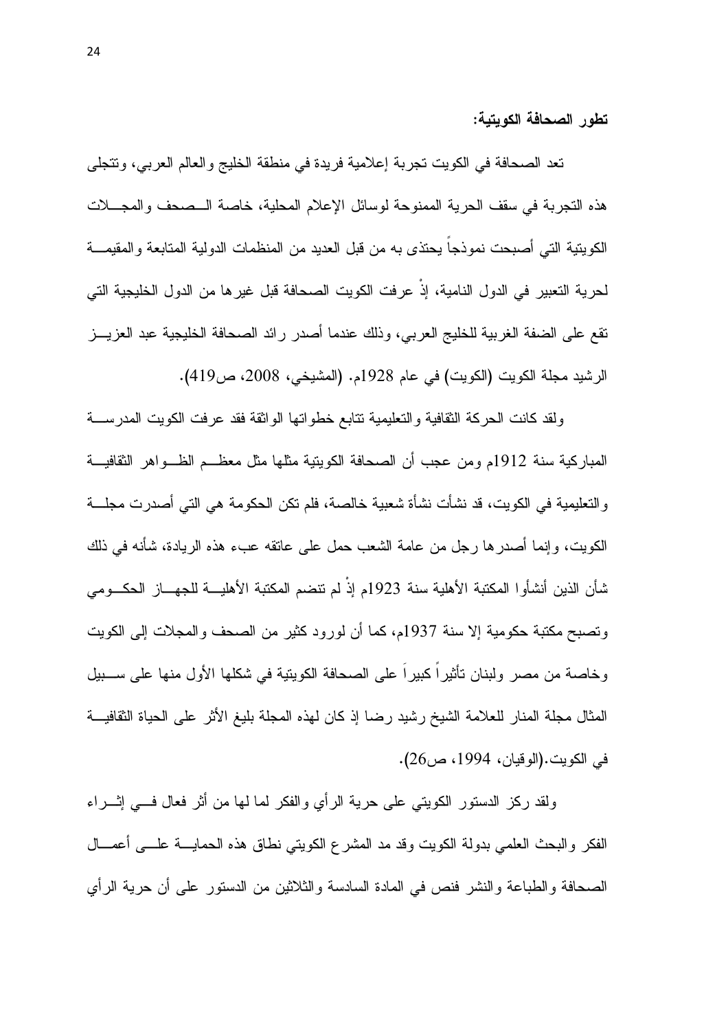**تطور الصحافة الكويتية:**

تعد الصحافة في الكويت تجربة إعلامية فريدة في منطقة الخليج والعالم العربي، وتتجلى هذه التجربة في سقف الحرية الممنوحة لوسائل الإعلام المحلية، خاصة الصحف والمجلات الكويتية التي أصبحت نموذجاً يحتذى به من قبل العديد من المنظمات الدولية المتابعة والمقيمة لحرية التعبير في الدول النامية، إذْ عرفت الكويت الصحافة قبل غيرها من الدول الخليجية التي تقع على الضفة الغربية للخليج العربي، وذلك عندما أصدر رائد الصحافة الخليجية عبد العزيز الرشيد مجلة الكويت (الكويت) في عام 1928م. (المشيخي، 2008، ص419).

ولقد كانت الحركة الثقافية والتعليمية تتابع خطواتها الواثقة فقد عرفت الكويت المدرسة المباركية سنة 1912م ومن عجب أن الصحافة الكويتية مثلها مثل معظم الظواهر الثقافية والتعليمية في الكويت، قد نشأت نشأة شعبية خالصة، فلم تكن الحكومة هي التي أصدرت مجلة الكويت، وإنما أصدرها رجل من عامة الشعب حمل على عاتقه عبء هذه الريادة، شأنه في ذلك شأن الذين أنشأوا المكتبة الأهلية سنة 1923م إذْ لم تنضم المكتبة الأهلية للجهاز الحكومي وتصبح مكتبة حكومية إلا سنة 1937م، كما أن لورود كثير من الصحف والمجلات إلى الكويت وخاصة من مصر ولبنان تأثيراً كبيراً على الصحافة الكويتية في شكلها الأول منها على سبيل المثال مجلة المنار للعلامة الشيخ رشيد رضا إذ كان لهذه المجلة بليغ الأثر على الحياة الثقافية في الكويت.(الوقيان، 1994، ص26).

ولقد ركز الدستور الكويتي على حرية الرأي والفكر لما لها من أثر فعال في إثراء الفكر والبحث العلمي بدولة الكويت وقد مد المشرع الكويتي نطاق هذه الحماية على أعمال الصحافة والطباعة والنشر فنص في المادة السادسة والثلاثين من الدستور على أن حرية الرأي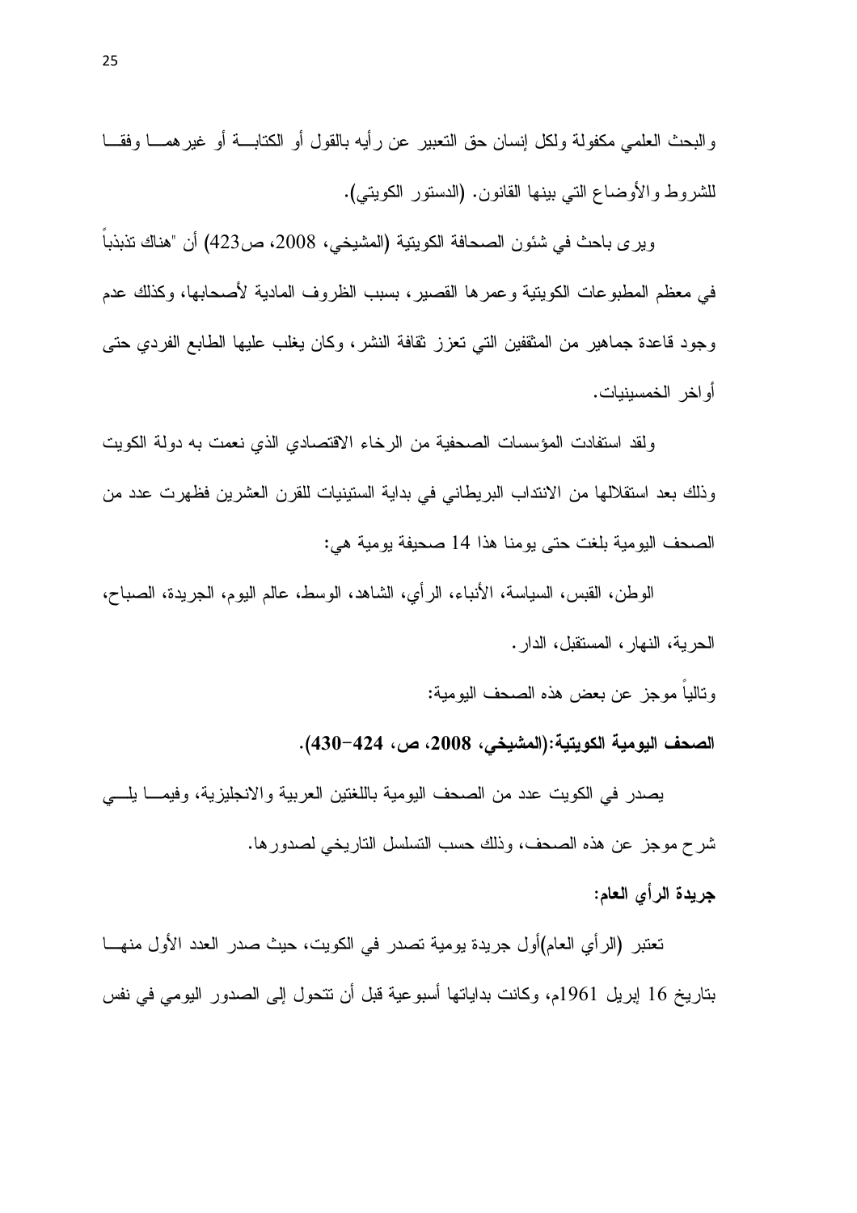والبحث العلمي مكفولة ولكل إنسان حق التعبير عن رأيه بالقول أو الكتابة أو غيرهما وفقا للشروط والأوضاع التي بينها القانون. (الدستور الكويتي).

ويرى باحث في شئون الصحافة الكويتية (المشيخي، 2008، ص423) أن "هناك تذبذباً في معظم المطبوعات الكويتية وعمرها القصير، بسبب الظروف المادية لأصحابها، وكذلك عدم وجود قاعدة جماهير من المثقفين التي تعزز ثقافة النشر، وكان يغلب عليها الطابع الفردي حتى أواخر الخمسينيات.

ولقد استفادت المؤسسات الصحفية من الرخاء الاقتصادي الذي نعمت به دولة الكويت وذلك بعد استقلالها من الانتداب البريطاني في بداية الستينيات للقرن العشرين فظهرت عدد من الصحف اليومية بلغت حتى يومنا هذا 14 صحيفة يومية هي:

الوطن، القبس، السياسة، الأنباء، الرأي، الشاهد، الوسط، عالم اليوم، الجريدة، الصباح، الحرية، النهار، المستقبل، الدار.

وتالياً موجز عن بعض هذه الصحف اليومية:

**الصحف اليومية الكويتية:(المشيخي، 2008، ص، 424-430).**

يصدر في الكويت عدد من الصحف اليومية باللغتين العربية والانجليزية، وفيما يلي شرح موجز عن هذه الصحف، وذلك حسب التسلسل التاريخي لصدورها.

**جريدة الرأي العام:**

تعتبر (الرأي العام)أول جريدة يومية تصدر في الكويت، حيث صدر العدد الأول منها بتاريخ 16 إبريل 1961م، وكانت بداياتها أسبوعية قبل أن تتحول إلى الصدور اليومي في نفس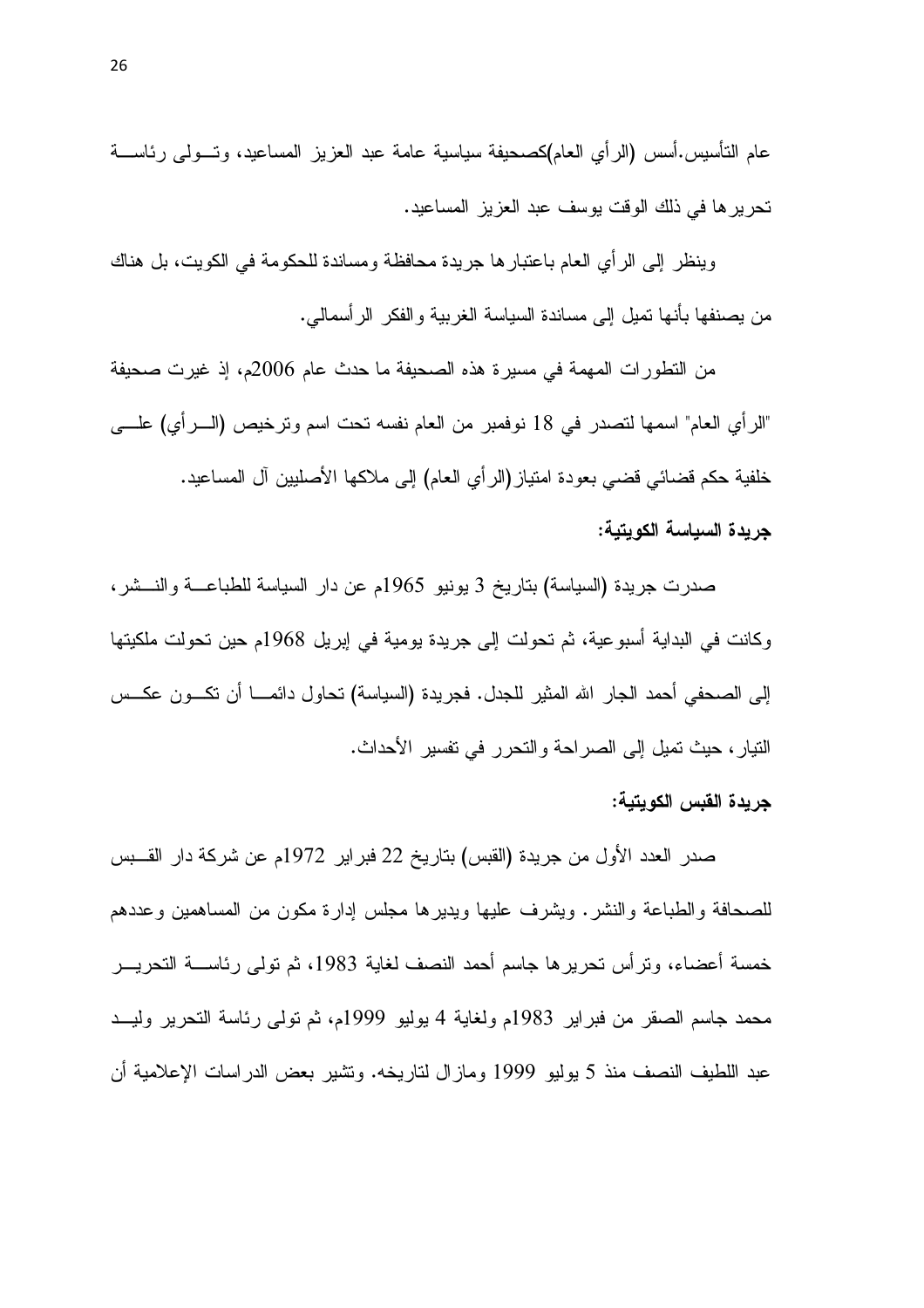عام التأسيس.أسس (الرأي العام)كصحيفة سياسية عامة عبد العزيز المساعيد، وتولى رئاسة تحريرها في ذلك الوقت يوسف عبد العزيز المساعيد.

وينظر إلى الرأي العام باعتبارها جريدة محافظة ومساندة للحكومة في الكويت، بل هناك من يصنفها بأنها تميل إلى مساندة السياسة الغربية والفكر الرأسمالي.

من التطورات المهمة في مسيرة هذه الصحيفة ما حدث عام 2006م، إذ غيرت صحيفة "الرأي العام" اسمها لتصدر في 18 نوفمبر من العام نفسه تحت اسم وترخيص (الرأي) على خلفية حكم قضائي قضى بعودة امتياز (الرأي العام) إلى ملاكها الأصليين آل المساعيد.

**جريدة السياسة الكويتية:**

صدرت جريدة (السياسة) بتاريخ 3 يونيو 1965م عن دار السياسة للطباعة والنشر، وكانت في البداية أسبوعية، ثم تحولت إلى جريدة يومية في إبريل 1968م حين تحولت ملكيتها إلى الصحفي أحمد الجار الله المثير للجدل. فجريدة (السياسة) تحاول دائما أن تكون عكس التيار، حيث تميل إلى الصراحة والتحرر في تفسير الأحداث.

**جريدة القبس الكويتية:**

صدر العدد الأول من جريدة (القبس) بتاريخ 22 فبراير 1972م عن شركة دار القبس للصحافة والطباعة والنشر. ويشرف عليها ويديرها مجلس إدارة مكون من المساهمين وعددهم خمسة أعضاء، وترأس تحريرها جاسم أحمد النصف لغاية 1983، ثم تولى رئاسة التحرير محمد جاسم الصقر من فبراير 1983م ولغاية 4 يوليو 1999م، ثم تولى رئاسة التحرير وليد عبد اللطيف النصف منذ 5 يوليو 1999 ومازال لتاريخه. وتشير بعض الدراسات الإعلامية أن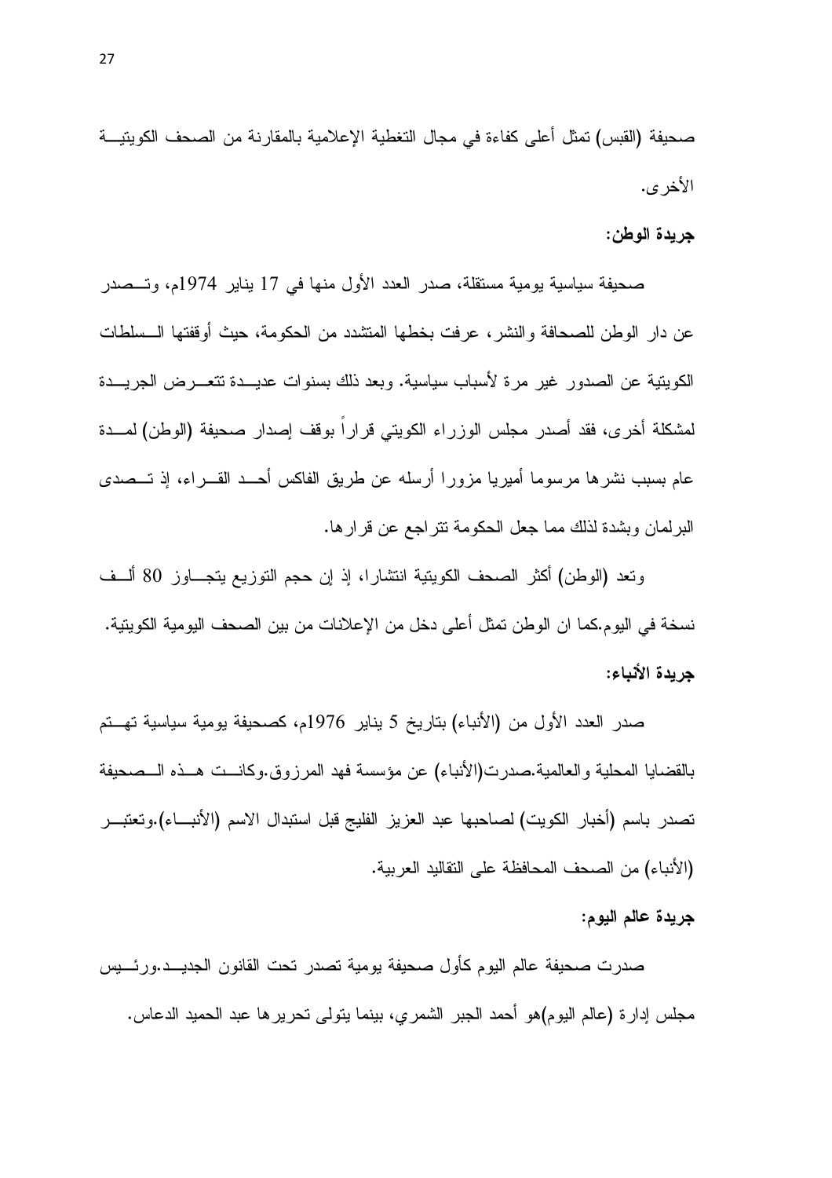صحيفة (القبس) تمثل أعلى كفاءة في مجال التغطية الإعلامية بالمقارنة من الصحف الكويتية الأخرى.

**جريدة الوطن:**

صحيفة سياسية يومية مستقلة، صدر العدد الأول منها في 17 يناير 1974م، وتصدر عن دار الوطن للصحافة والنشر، عرفت بخطها المتشدد من الحكومة، حيث أوقفتها السلطات الكويتية عن الصدور غير مرة لأسباب سياسية. وبعد ذلك بسنوات عديدة تتعرض الجريدة لمشكلة أخرى، فقد أصدر مجلس الوزراء الكويتي قراراً بوقف إصدار صحيفة (الوطن) لمدة عام بسبب نشرها مرسوما أميريا مزورا أرسله عن طريق الفاكس أحد القراء، إذ تصدى البرلمان وبشدة لذلك مما جعل الحكومة تتراجع عن قرارها.

وتعد (الوطن) أكثر الصحف الكويتية انتشارا، إذ إن حجم التوزيع يتجاوز 80 ألف نسخة في اليوم.كما ان الوطن تمثل أعلى دخل من الإعلانات من بين الصحف اليومية الكويتية.

**جريدة الأنباء:**

صدر العدد الأول من (الأنباء) بتاريخ 5 يناير 1976م، كصحيفة يومية سياسية تهتم بالقضايا المحلية والعالمية.صدرت(الأنباء) عن مؤسسة فهد المرزوق.وكانت هذه الصحيفة تصدر باسم (أخبار الكويت) لصاحبها عبد العزيز الفليج قبل استبدال الاسم (الأنباء).وتعتبر (الأنباء) من الصحف المحافظة على التقاليد العربية.

**جريدة عالم اليوم:**

صدرت صحيفة عالم اليوم كأول صحيفة يومية تصدر تحت القانون الجديد.ورئيس مجلس إدارة (عالم اليوم)هو أحمد الجبر الشمري، بينما يتولى تحريرها عبد الحميد الدعاس.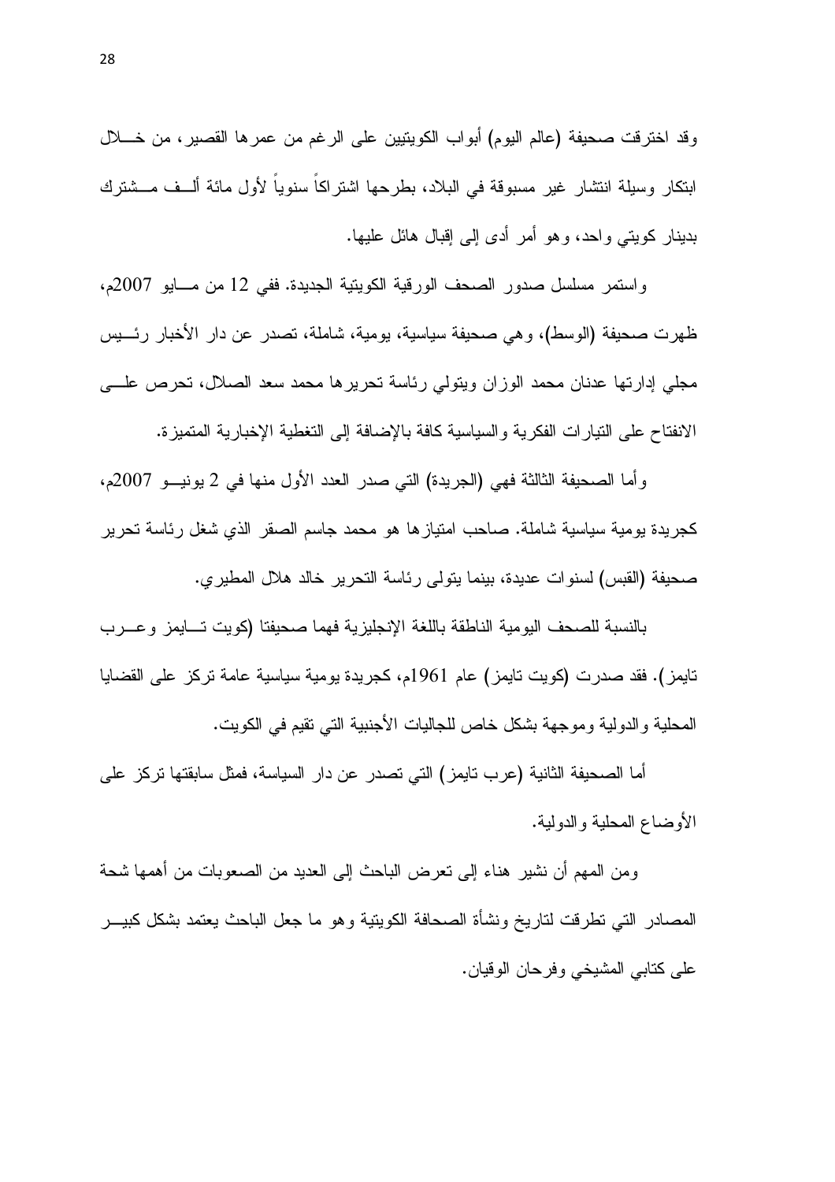وقد اخترقت صحيفة (عالم اليوم) أبواب الكويتيين على الرغم من عمرها القصير، من خلال ابتكار وسيلة انتشار غير مسبوقة في البلاد، بطرحها اشتراكاً سنوياً لأول مائة ألف مشترك بدينار كويتي واحد، وهو أمر أدى إلى إقبال هائل عليها.

واستمر مسلسل صدور الصحف الورقية الكويتية الجديدة. ففي 12 من مايو 2007م، ظهرت صحيفة (الوسط)، وهي صحيفة سياسية، يومية، شاملة، تصدر عن دار الأخبار رئيس مجلي إدارتها عدنان محمد الوزان ويتولي رئاسة تحريرها محمد سعد الصلال، تحرص على الانفتاح على التيارات الفكرية والسياسية كافة بالإضافة إلى التغطية الإخبارية المتميزة.

وأما الصحيفة الثالثة فهي (الجريدة) التي صدر العدد الأول منها في 2 يونيو 2007م، كجريدة يومية سياسية شاملة. صاحب امتيازها هو محمد جاسم الصقر الذي شغل رئاسة تحرير صحيفة (القبس) لسنوات عديدة، بينما يتولى رئاسة التحرير خالد هلال المطيري.

بالنسبة للصحف اليومية الناطقة باللغة الإنجليزية فهما صحيفتا (كويت تايمز وعرب تايمز). فقد صدرت (كويت تايمز) عام 1961م، كجريدة يومية سياسية عامة تركز على القضايا المحلية والدولية وموجهة بشكل خاص للجاليات الأجنبية التي تقيم في الكويت.

أما الصحيفة الثانية (عرب تايمز) التي تصدر عن دار السياسة، فمثل سابقتها تركز على الأوضاع المحلية والدولية.

ومن المهم أن نشير هناء إلى تعرض الباحث إلى العديد من الصعوبات من أهمها شحة المصادر التي تطرقت لتاريخ ونشأة الصحافة الكويتية وهو ما جعل الباحث يعتمد بشكل كبير على كتابي المشيخي وفرحان الوقيان.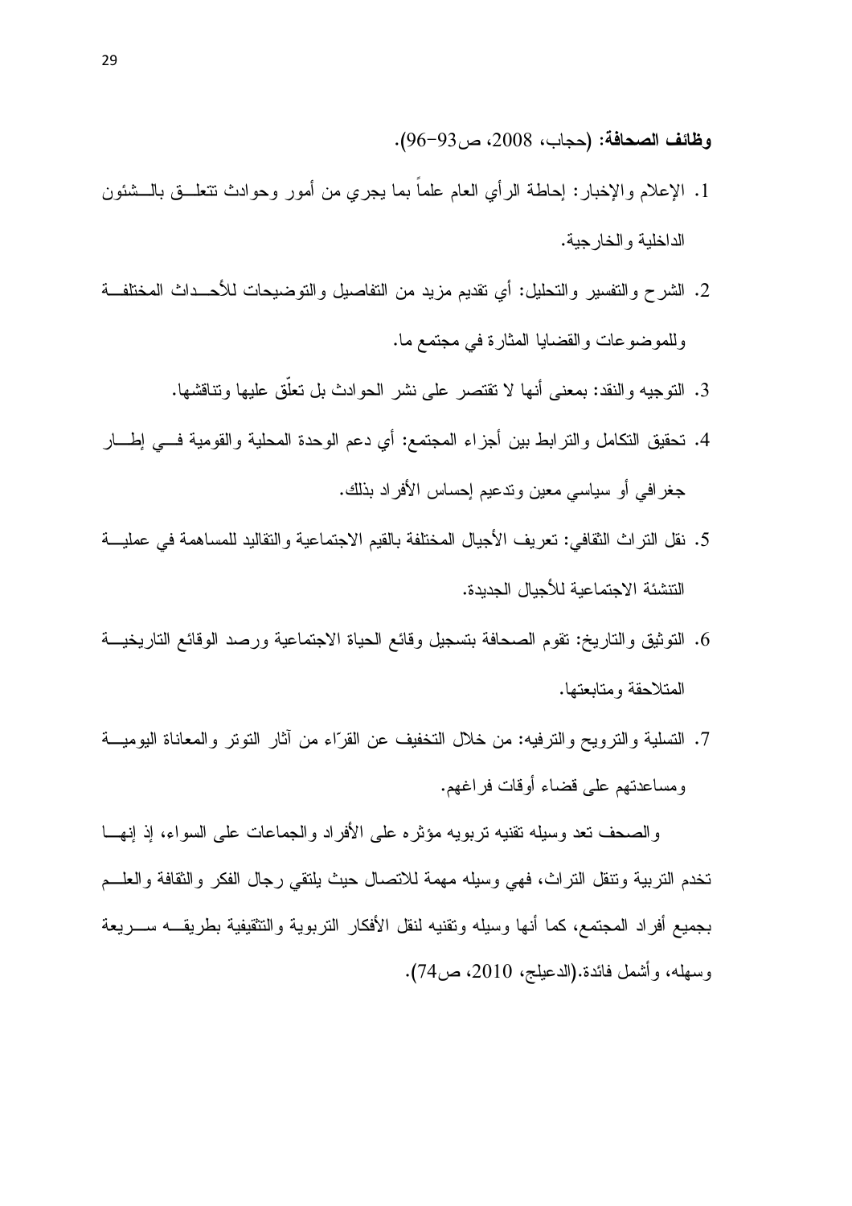**وظائف الصحافة:** (حجاب، 2008، ص93-96).

1. الإعلام والإخبار: إحاطة الرأي العام علماً بما يجري من أمور وحوادث تتعلق بالشئون الداخلية والخارجية.
2. الشرح والتفسير والتحليل: أي تقديم مزيد من التفاصيل والتوضيحات للأحداث المختلفة وللموضوعات والقضايا المثارة في مجتمع ما.
3. التوجيه والنقد: بمعنى أنها لا تقتصر على نشر الحوادث بل تعلّق عليها وتناقشها.
4. تحقيق التكامل والترابط بين أجزاء المجتمع: أي دعم الوحدة المحلية والقومية في إطار جغرافي أو سياسي معين وتدعيم إحساس الأفراد بذلك.
5. نقل التراث الثقافي: تعريف الأجيال المختلفة بالقيم الاجتماعية والتقاليد للمساهمة في عملية التنشئة الاجتماعية للأجيال الجديدة.
6. التوثيق والتاريخ: تقوم الصحافة بتسجيل وقائع الحياة الاجتماعية ورصد الوقائع التاريخية المتلاحقة ومتابعتها.
7. التسلية والترويح والترفيه: من خلال التخفيف عن القرّاء من آثار التوتر والمعاناة اليومية ومساعدتهم على قضاء أوقات فراغهم.

والصحف تعد وسيله تقنيه تربويه مؤثره على الأفراد والجماعات على السواء، إذ إنها تخدم التربية وتنقل التراث، فهي وسيله مهمة للاتصال حيث يلتقي رجال الفكر والثقافة والعلم بجميع أفراد المجتمع، كما أنها وسيله وتقنيه لنقل الأفكار التربوية والتثقيفية بطريقه سريعة وسهله، وأشمل فائدة.(الدعيلج، 2010، ص74).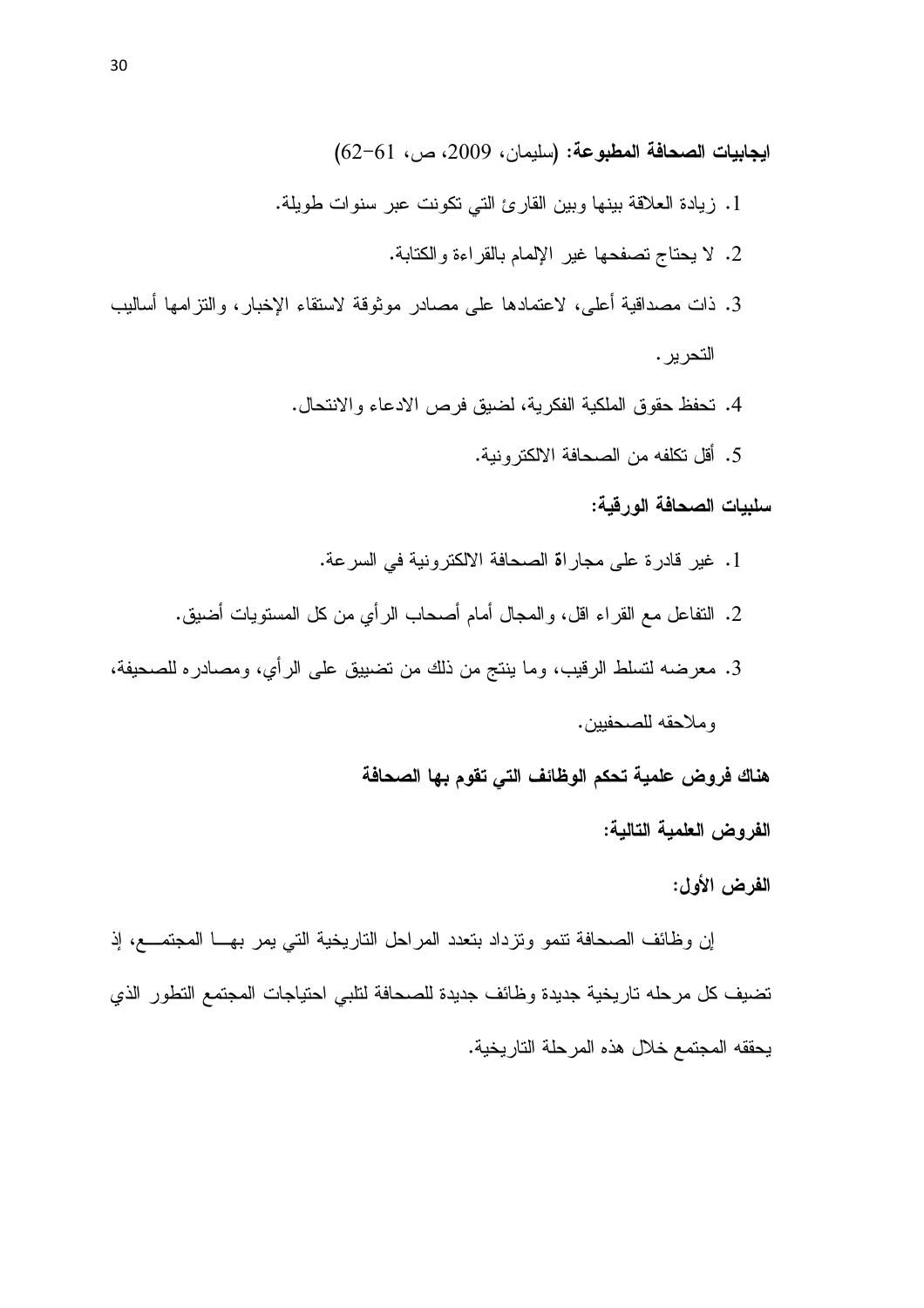**ايجابيات الصحافة المطبوعة:** (سليمان، 2009، ص، 61-62)

1. زيادة العلاقة بينها وبين القارئ التي تكونت عبر سنوات طويلة.
2. لا يحتاج تصفحها غير الإلمام بالقراءة والكتابة.
3. ذات مصداقية أعلى، لاعتمادها على مصادر موثوقة لاستقاء الإخبار، والتزامها أساليب التحرير.
4. تحفظ حقوق الملكية الفكرية، لضيق فرص الادعاء والانتحال.
5. أقل تكلفه من الصحافة الالكترونية.

**سلبيات الصحافة الورقية:**

1. غير قادرة على مجاراة الصحافة الالكترونية في السرعة.
2. التفاعل مع القراء اقل، والمجال أمام أصحاب الرأي من كل المستويات أضيق.
3. معرضه لتسلط الرقيب، وما ينتج من ذلك من تضييق على الرأي، ومصادره للصحيفة، وملاحقه للصحفيين.

**هناك فروض علمية تحكم الوظائف التي تقوم بها الصحافة**

**الفروض العلمية التالية:**

**الفرض الأول:**

إن وظائف الصحافة تنمو وتزداد بتعدد المراحل التاريخية التي يمر بها المجتمع، إذ تضيف كل مرحله تاريخية جديدة وظائف جديدة للصحافة لتلبي احتياجات المجتمع التطور الذي يحققه المجتمع خلال هذه المرحلة التاريخية.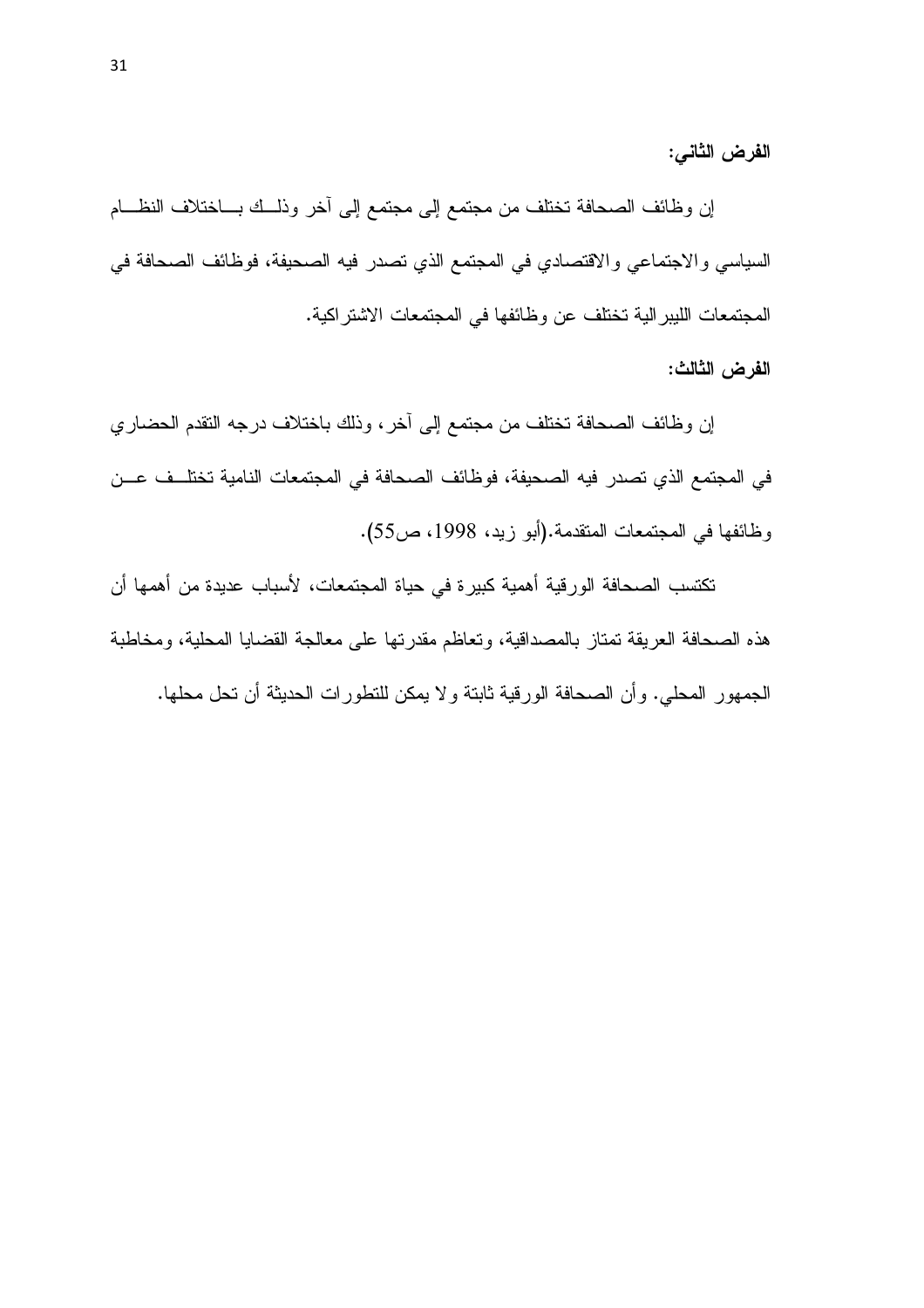**الفرض الثاني:**

إن وظائف الصحافة تختلف من مجتمع إلى مجتمع إلى آخر وذلك باختلاف النظام السياسي والاجتماعي والاقتصادي في المجتمع الذي تصدر فيه الصحيفة، فوظائف الصحافة في المجتمعات الليبرالية تختلف عن وظائفها في المجتمعات الاشتراكية.

**الفرض الثالث:**

إن وظائف الصحافة تختلف من مجتمع إلى آخر، وذلك باختلاف درجه التقدم الحضاري في المجتمع الذي تصدر فيه الصحيفة، فوظائف الصحافة في المجتمعات النامية تختلف عن وظائفها في المجتمعات المتقدمة.(أبو زيد، 1998، ص55).

تكتسب الصحافة الورقية أهمية كبيرة في حياة المجتمعات، لأسباب عديدة من أهمها أن هذه الصحافة العريقة تمتاز بالمصداقية، وتعاظم مقدرتها على معالجة القضايا المحلية، ومخاطبة الجمهور المحلي. وأن الصحافة الورقية ثابتة ولا يمكن للتطورات الحديثة أن تحل محلها.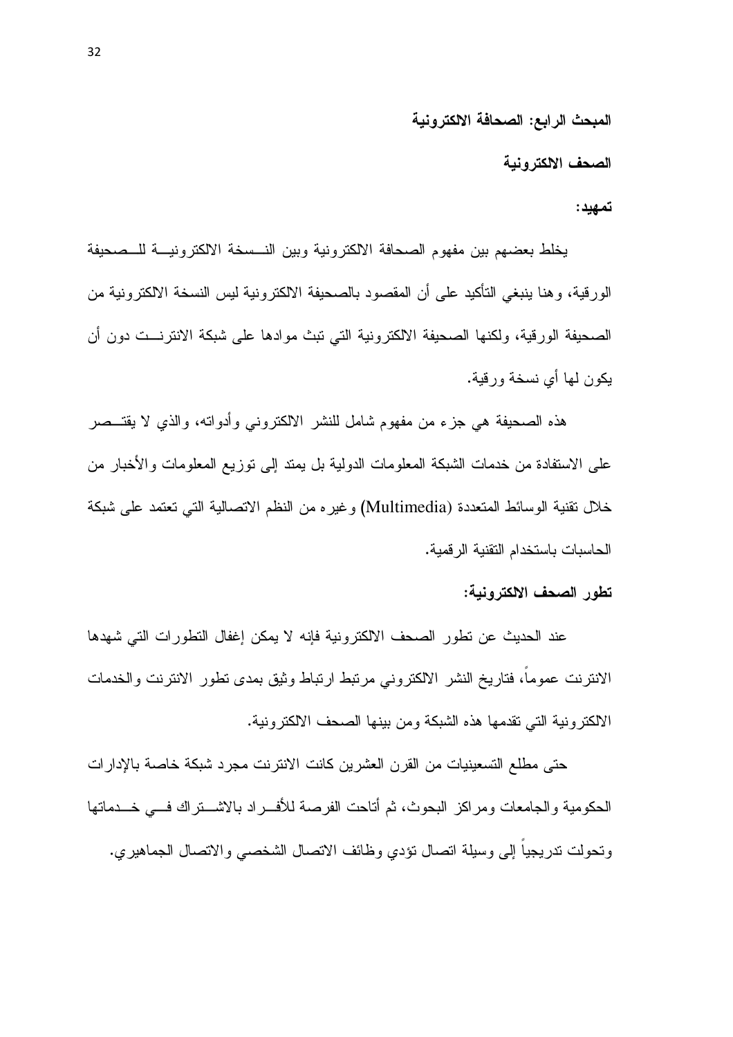## المبحث الرابع: الصحافة الالكترونية

### الصحف الالكترونية

**تمهيد:**

يخلط بعضهم بين مفهوم الصحافة الالكترونية وبين النسخة الالكترونية للصحيفة الورقية، وهنا ينبغي التأكيد على أن المقصود بالصحيفة الالكترونية ليس النسخة الالكترونية من الصحيفة الورقية، ولكنها الصحيفة الالكترونية التي تبث موادها على شبكة الانترنت دون أن يكون لها أي نسخة ورقية.

هذه الصحيفة هي جزء من مفهوم شامل للنشر الالكتروني وأدواته، والذي لا يقتصر على الاستفادة من خدمات الشبكة المعلومات الدولية بل يمتد إلى توزيع المعلومات والأخبار من خلال تقنية الوسائط المتعددة (Multimedia) وغيره من النظم الاتصالية التي تعتمد على شبكة الحاسبات باستخدام التقنية الرقمية.

**تطور الصحف الالكترونية:**

عند الحديث عن تطور الصحف الالكترونية فإنه لا يمكن إغفال التطورات التي شهدها الانترنت عموماً، فتاريخ النشر الالكتروني مرتبط ارتباط وثيق بمدى تطور الانترنت والخدمات الالكترونية التي تقدمها هذه الشبكة ومن بينها الصحف الالكترونية.

حتى مطلع التسعينيات من القرن العشرين كانت الانترنت مجرد شبكة خاصة بالإدارات الحكومية والجامعات ومراكز البحوث، ثم أتاحت الفرصة للأفراد بالاشتراك في خدماتها وتحولت تدريجياً إلى وسيلة اتصال تؤدي وظائف الاتصال الشخصي والاتصال الجماهيري.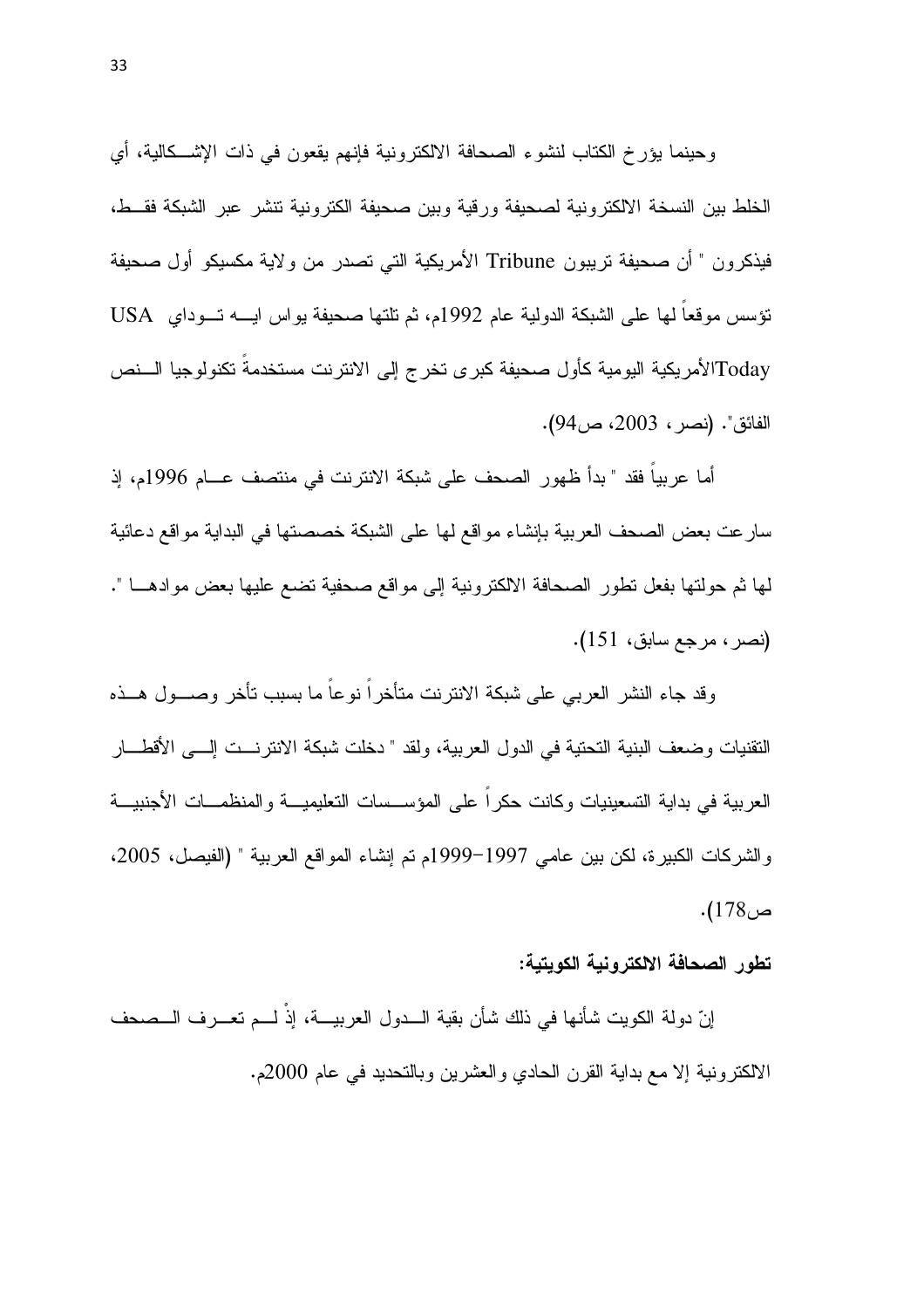وحينما يؤرخ الكتاب لنشوء الصحافة الالكترونية فإنهم يقعون في ذات الإشكالية، أي الخلط بين النسخة الالكترونية لصحيفة ورقية وبين صحيفة الكترونية تنشر عبر الشبكة فقط، فيذكرون " أن صحيفة تريبون Tribune الأمريكية التي تصدر من ولاية مكسيكو أول صحيفة تؤسس موقعاً لها على الشبكة الدولية عام 1992م، ثم تلتها صحيفة يواس ايه توداي USA Todayالأمريكية اليومية كأول صحيفة كبرى تخرج إلى الانترنت مستخدمةً تكنولوجيا النص الفائق". (نصر، 2003، ص94).

أما عربياً فقد " بدأ ظهور الصحف على شبكة الانترنت في منتصف عام 1996م، إذ سارعت بعض الصحف العربية بإنشاء مواقع لها على الشبكة خصصتها في البداية مواقع دعائية لها ثم حولتها بفعل تطور الصحافة الالكترونية إلى مواقع صحفية تضع عليها بعض موادها ". (نصر، مرجع سابق، 151).

وقد جاء النشر العربي على شبكة الانترنت متأخراً نوعاً ما بسبب تأخر وصول هذه التقنيات وضعف البنية التحتية في الدول العربية، ولقد " دخلت شبكة الانترنت إلى الأقطار العربية في بداية التسعينيات وكانت حكراً على المؤسسات التعليمية والمنظمات الأجنبية والشركات الكبيرة، لكن بين عامي 1997-1999م تم إنشاء المواقع العربية " (الفيصل، 2005، ص178).

**تطور الصحافة الالكترونية الكويتية:**

إنّ دولة الكويت شأنها في ذلك شأن بقية الدول العربية، إذْ لم تعرف الصحف الالكترونية إلا مع بداية القرن الحادي والعشرين وبالتحديد في عام 2000م.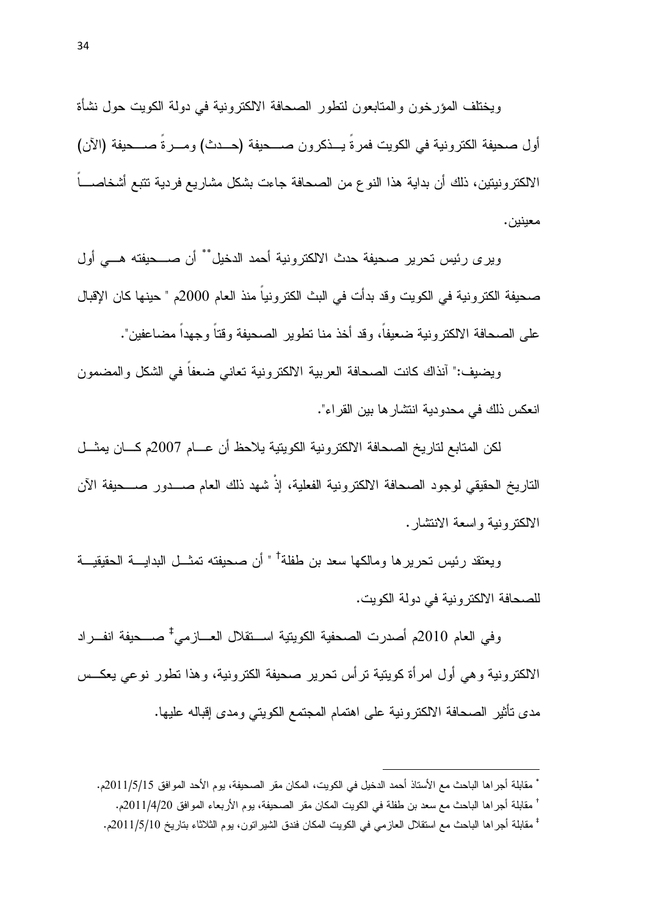ويختلف المؤرخون والمتابعون لتطور الصحافة الالكترونية في دولة الكويت حول نشأة أول صحيفة الكترونية في الكويت فمرةً يذكرون صحيفة (حدث) ومرةً صحيفة (الآن) الالكترونيتين، ذلك أن بداية هذا النوع من الصحافة جاءت بشكل مشاريع فردية تتبع أشخاصاً معينين.

ويرى رئيس تحرير صحيفة حدث الالكترونية أحمد الدخيل[*] أن صحيفته هي أول صحيفة الكترونية في الكويت وقد بدأت في البث الكترونياً منذ العام 2000م " حينها كان الإقبال على الصحافة الالكترونية ضعيفاً، وقد أخذ منا تطوير الصحيفة وقتاً وجهداً مضاعفين".

ويضيف:" آنذاك كانت الصحافة العربية الالكترونية تعاني ضعفاً في الشكل والمضمون انعكس ذلك في محدودية انتشارها بين القراء".

لكن المتابع لتاريخ الصحافة الالكترونية الكويتية يلاحظ أن عام 2007م كان يمثل التاريخ الحقيقي لوجود الصحافة الالكترونية الفعلية، إذْ شهد ذلك العام صدور صحيفة الآن الالكترونية واسعة الانتشار.

ويعتقد رئيس تحريرها ومالكها سعد بن طفلة[†] " أن صحيفته تمثل البداية الحقيقية للصحافة الالكترونية في دولة الكويت.

وفي العام 2010م أصدرت الصحفية الكويتية استقلال العازمي[‡] صحيفة انفراد الالكترونية وهي أول امرأة كويتية ترأس تحرير صحيفة الكترونية، وهذا تطور نوعي يعكس مدى تأثير الصحافة الالكترونية على اهتمام المجتمع الكويتي ومدى إقباله عليها.

---

[*] مقابلة أجراها الباحث مع الأستاذ أحمد الدخيل في الكويت، المكان مقر الصحيفة، يوم الأحد الموافق 2011/5/15م.

[†] مقابلة أجراها الباحث مع سعد بن طفلة في الكويت المكان مقر الصحيفة، يوم الأربعاء الموافق 2011/4/20م.

[‡] مقابلة أجراها الباحث مع استقلال العازمي في الكويت المكان فندق الشيراتون، يوم الثلاثاء بتاريخ 2011/5/10م.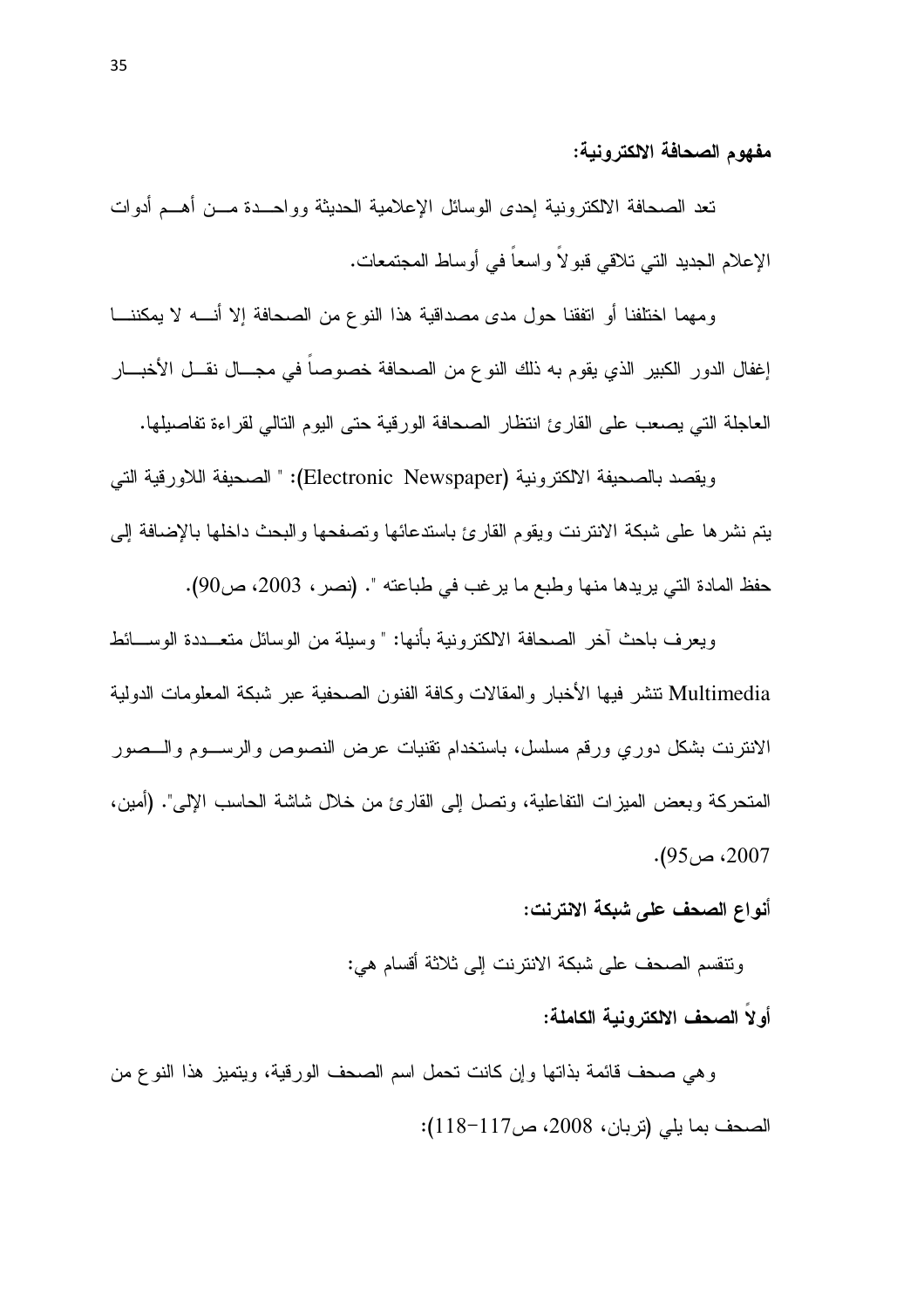**مفهوم الصحافة الالكترونية:**

تعد الصحافة الالكترونية إحدى الوسائل الإعلامية الحديثة وواحدة من أهم أدوات الإعلام الجديد التي تلاقي قبولاً واسعاً في أوساط المجتمعات.

ومهما اختلفنا أو اتفقنا حول مدى مصداقية هذا النوع من الصحافة إلا أنه لا يمكننا إغفال الدور الكبير الذي يقوم به ذلك النوع من الصحافة خصوصاً في مجال نقل الأخبار العاجلة التي يصعب على القارئ انتظار الصحافة الورقية حتى اليوم التالي لقراءة تفاصيلها.

ويقصد بالصحيفة الالكترونية (Electronic Newspaper): " الصحيفة اللاورقية التي يتم نشرها على شبكة الانترنت ويقوم القارئ باستدعائها وتصفحها والبحث داخلها بالإضافة إلى حفظ المادة التي يريدها منها وطبع ما يرغب في طباعته ". (نصر، 2003، ص90).

ويعرف باحث آخر الصحافة الالكترونية بأنها: " وسيلة من الوسائل متعددة الوسائط Multimedia تنشر فيها الأخبار والمقالات وكافة الفنون الصحفية عبر شبكة المعلومات الدولية الانترنت بشكل دوري ورقم مسلسل، باستخدام تقنيات عرض النصوص والرسوم والصور المتحركة وبعض الميزات التفاعلية، وتصل إلى القارئ من خلال شاشة الحاسب الإلي". (أمين، 2007، ص95).

**أنواع الصحف على شبكة الانترنت:**

وتنقسم الصحف على شبكة الانترنت إلى ثلاثة أقسام هي:

**أولاً الصحف الالكترونية الكاملة:**

وهي صحف قائمة بذاتها وإن كانت تحمل اسم الصحف الورقية، ويتميز هذا النوع من الصحف بما يلي (تربان، 2008، ص117-118):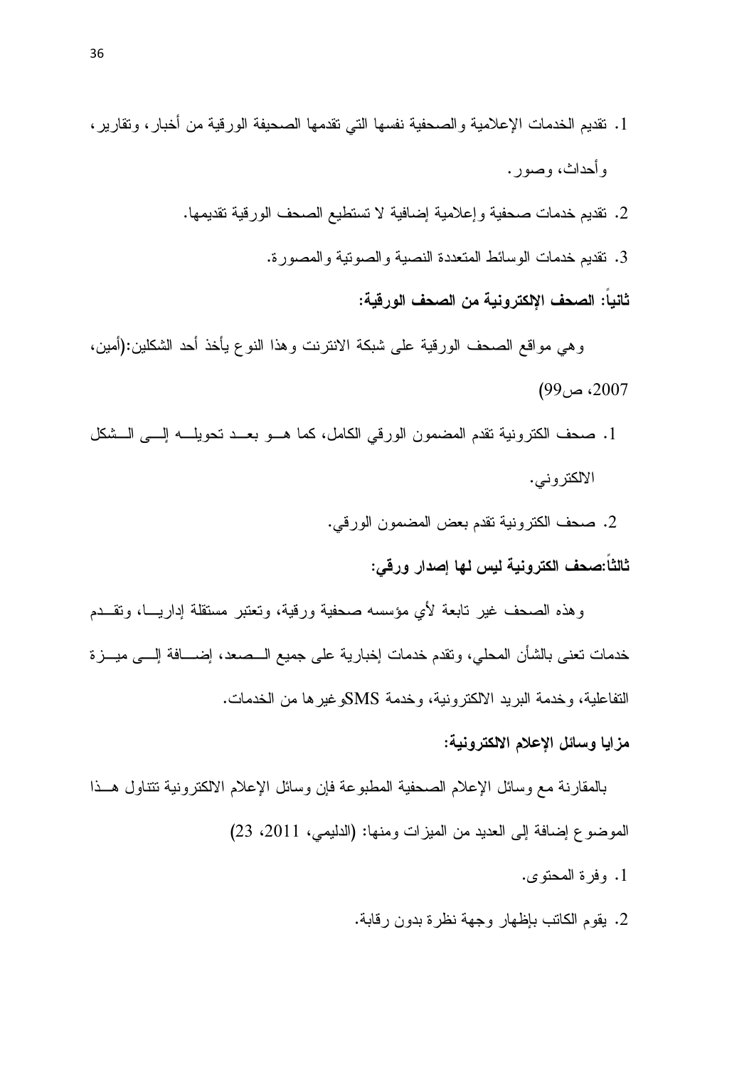1. تقديم الخدمات الإعلامية والصحفية نفسها التي تقدمها الصحيفة الورقية من أخبار، وتقارير، وأحداث، وصور.
2. تقديم خدمات صحفية وإعلامية إضافية لا تستطيع الصحف الورقية تقديمها.
3. تقديم خدمات الوسائط المتعددة النصية والصوتية والمصورة.

**ثانياً: الصحف الإلكترونية من الصحف الورقية:**

وهي مواقع الصحف الورقية على شبكة الانترنت وهذا النوع يأخذ أحد الشكلين:(أمين، 2007، ص99)

1. صحف الكترونية تقدم المضمون الورقي الكامل، كما هو بعد تحويله إلى الشكل الالكتروني.
2. صحف الكترونية تقدم بعض المضمون الورقي.

**ثالثاً:صحف الكترونية ليس لها إصدار ورقي:**

وهذه الصحف غير تابعة لأي مؤسسه صحفية ورقية، وتعتبر مستقلة إداريا، وتقدم خدمات تعنى بالشأن المحلي، وتقدم خدمات إخبارية على جميع الصعد، إضافة إلى ميزة التفاعلية، وخدمة البريد الالكترونية، وخدمة SMSوغيرها من الخدمات.

**مزايا وسائل الإعلام الالكترونية:**

بالمقارنة مع وسائل الإعلام الصحفية المطبوعة فإن وسائل الإعلام الالكترونية تتناول هذا الموضوع إضافة إلى العديد من الميزات ومنها: (الدليمي، 2011، 23)

1. وفرة المحتوى.
2. يقوم الكاتب بإظهار وجهة نظرة بدون رقابة.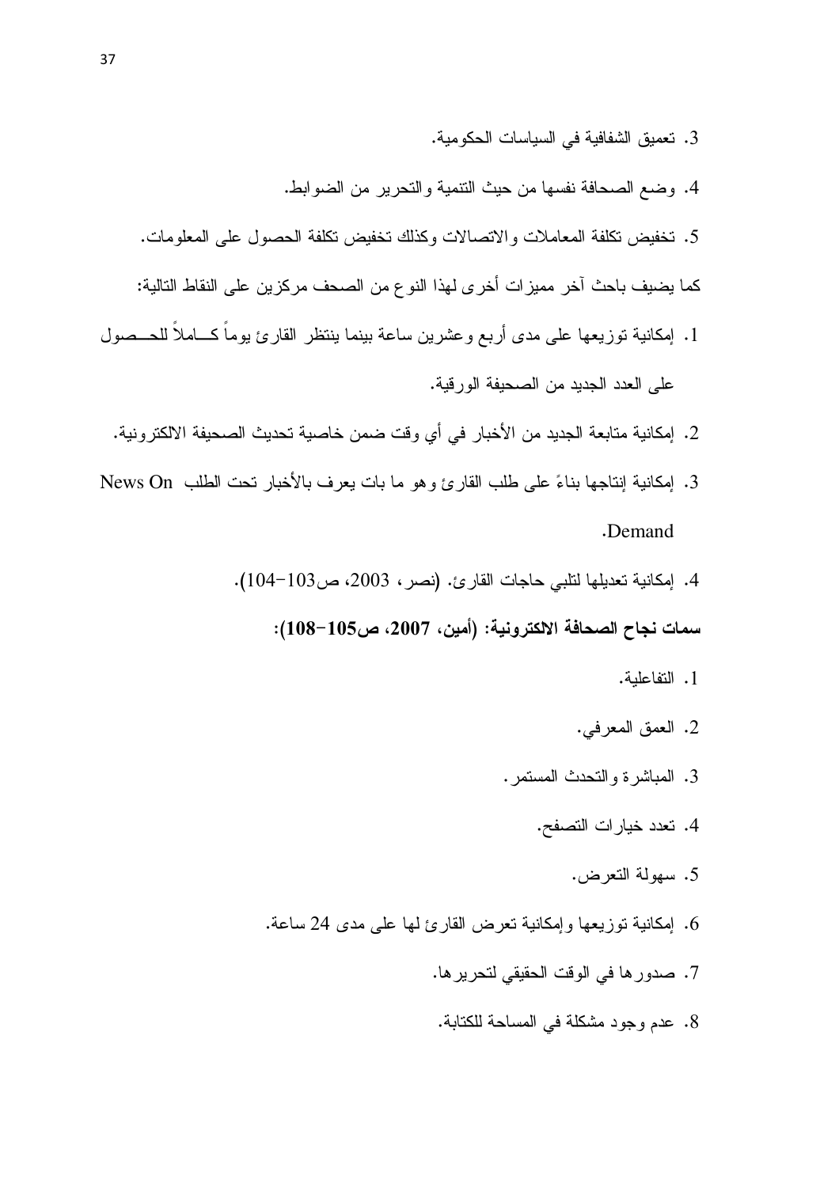3. تعميق الشفافية في السياسات الحكومية.

4. وضع الصحافة نفسها من حيث التنمية والتحرير من الضوابط.

5. تخفيض تكلفة المعاملات والاتصالات وكذلك تخفيض تكلفة الحصول على المعلومات.

كما يضيف باحث آخر مميزات أخرى لهذا النوع من الصحف مركزين على النقاط التالية:

1. إمكانية توزيعها على مدى أربع وعشرين ساعة بينما ينتظر القارئ يوماً كاملاً للحصول على العدد الجديد من الصحيفة الورقية.

2. إمكانية متابعة الجديد من الأخبار في أي وقت ضمن خاصية تحديث الصحيفة الالكترونية.

3. إمكانية إنتاجها بناءً على طلب القارئ وهو ما بات يعرف بالأخبار تحت الطلب News On Demand.

4. إمكانية تعديلها لتلبي حاجات القارئ. (نصر، 2003، ص103-104).

**سمات نجاح الصحافة الالكترونية: (أمين، 2007، ص105-108):**

1. التفاعلية.

2. العمق المعرفي.

3. المباشرة والتحدث المستمر.

4. تعدد خيارات التصفح.

5. سهولة التعرض.

6. إمكانية توزيعها وإمكانية تعرض القارئ لها على مدى 24 ساعة.

7. صدورها في الوقت الحقيقي لتحريرها.

8. عدم وجود مشكلة في المساحة للكتابة.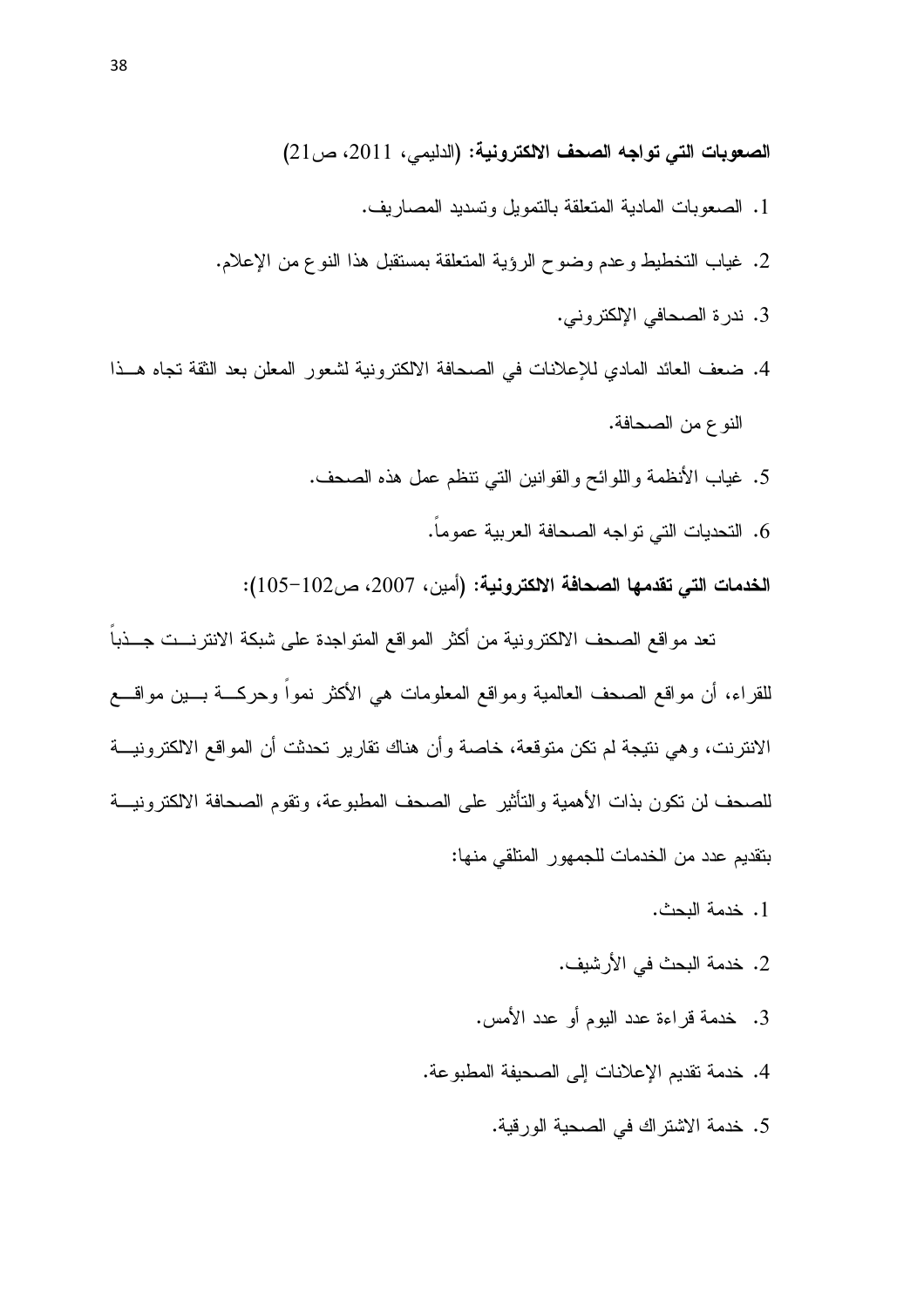**الصعوبات التي تواجه الصحف الالكترونية:** (الدليمي، 2011، ص21)

1. الصعوبات المادية المتعلقة بالتمويل وتسديد المصاريف.
2. غياب التخطيط وعدم وضوح الرؤية المتعلقة بمستقبل هذا النوع من الإعلام.
3. ندرة الصحافي الإلكتروني.
4. ضعف العائد المادي للإعلانات في الصحافة الالكترونية لشعور المعلن بعد الثقة تجاه هـذا النوع من الصحافة.
5. غياب الأنظمة واللوائح والقوانين التي تنظم عمل هذه الصحف.
6. التحديات التي تواجه الصحافة العربية عموماً.

**الخدمات التي تقدمها الصحافة الالكترونية:** (أمين، 2007، ص102-105):

تعد مواقع الصحف الالكترونية من أكثر المواقع المتواجدة على شبكة الانترنـت جـذباً للقراء، أن مواقع الصحف العالمية ومواقع المعلومات هي الأكثر نمواً وحركـة بـين مواقـع الانترنت، وهي نتيجة لم تكن متوقعة، خاصة وأن هناك تقارير تحدثت أن المواقع الالكترونيـة للصحف لن تكون بذات الأهمية والتأثير على الصحف المطبوعة، وتقوم الصحافة الالكترونيـة بتقديم عدد من الخدمات للجمهور المتلقي منها:

1. خدمة البحث.
2. خدمة البحث في الأرشيف.
3. خدمة قراءة عدد اليوم أو عدد الأمس.
4. خدمة تقديم الإعلانات إلى الصحيفة المطبوعة.
5. خدمة الاشتراك في الصحية الورقية.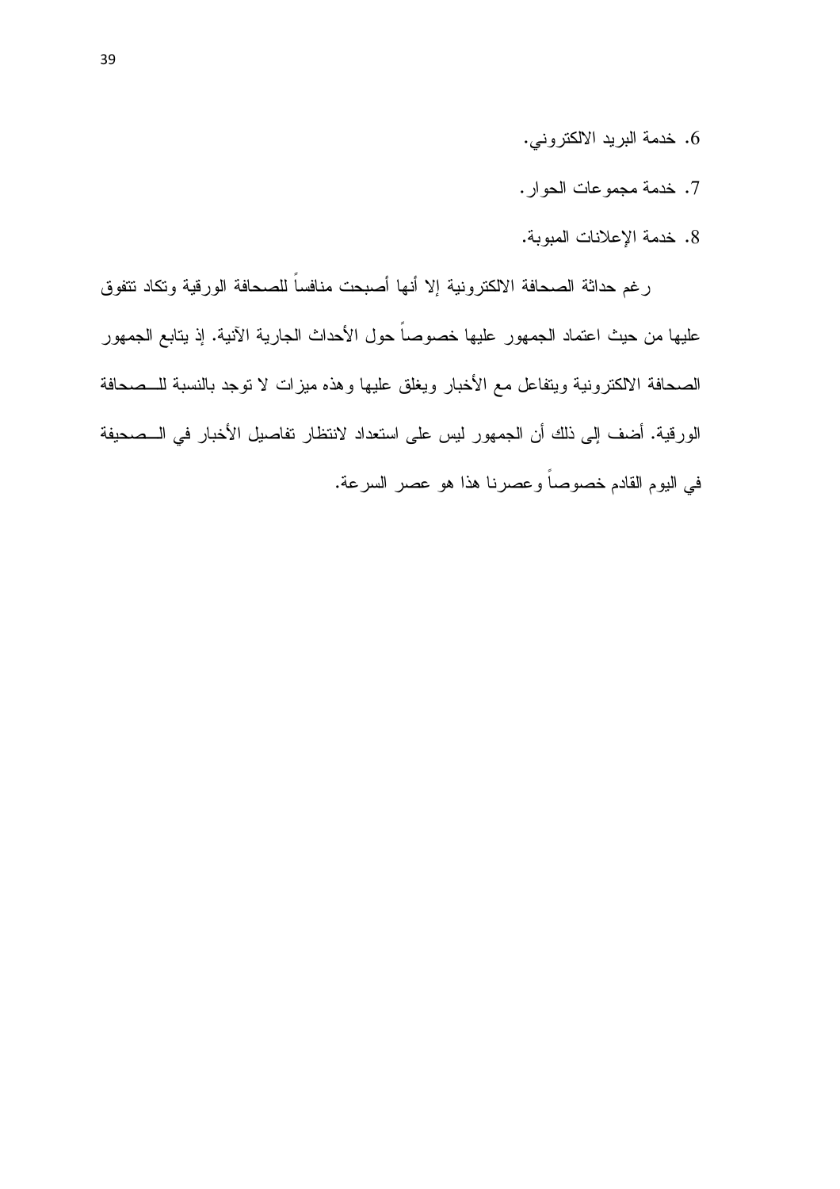6. خدمة البريد الالكتروني.
7. خدمة مجموعات الحوار.
8. خدمة الإعلانات المبوبة.

رغم حداثة الصحافة الالكترونية إلا أنها أصبحت منافساً للصحافة الورقية وتكاد تتفوق عليها من حيث اعتماد الجمهور عليها خصوصاً حول الأحداث الجارية الآنية. إذ يتابع الجمهور الصحافة الالكترونية ويتفاعل مع الأخبار ويغلق عليها وهذه ميزات لا توجد بالنسبة للصحافة الورقية. أضف إلى ذلك أن الجمهور ليس على استعداد لانتظار تفاصيل الأخبار في الصحيفة في اليوم القادم خصوصاً وعصرنا هذا هو عصر السرعة.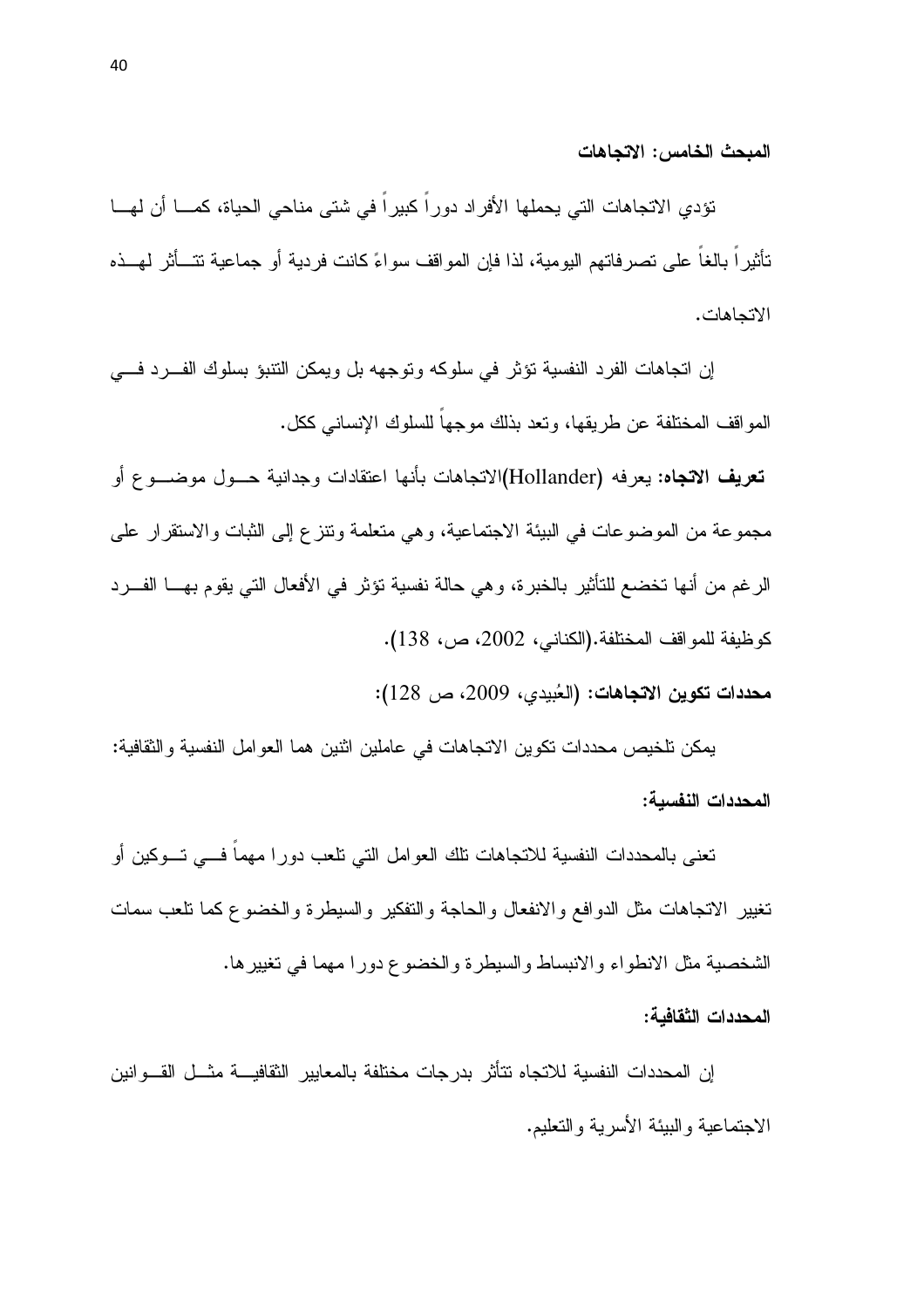## المبحث الخامس: الاتجاهات

تؤدي الاتجاهات التي يحملها الأفراد دوراً كبيراً في شتى مناحي الحياة، كما أن لها تأثيراً بالغاً على تصرفاتهم اليومية، لذا فإن المواقف سواءً كانت فردية أو جماعية تتأثر لهذه الاتجاهات.

إن اتجاهات الفرد النفسية تؤثر في سلوكه وتوجهه بل ويمكن التنبؤ بسلوك الفرد في المواقف المختلفة عن طريقها، وتعد بذلك موجهاً للسلوك الإنساني ككل.

**تعريف الاتجاه:** يعرفه (Hollander)الاتجاهات بأنها اعتقادات وجدانية حول موضوع أو مجموعة من الموضوعات في البيئة الاجتماعية، وهي متعلمة وتنزع إلى الثبات والاستقرار على الرغم من أنها تخضع للتأثير بالخبرة، وهي حالة نفسية تؤثر في الأفعال التي يقوم بها الفرد كوظيفة للمواقف المختلفة.(الكناني، 2002، ص، 138).

**محددات تكوين الاتجاهات:** (العُبيدي، 2009، ص 128):

يمكن تلخيص محددات تكوين الاتجاهات في عاملين اثنين هما العوامل النفسية والثقافية:

**المحددات النفسية:**

تعنى بالمحددات النفسية للاتجاهات تلك العوامل التي تلعب دورا مهماً في تكوين أو تغيير الاتجاهات مثل الدوافع والانفعال والحاجة والتفكير والسيطرة والخضوع كما تلعب سمات الشخصية مثل الانطواء والانبساط والسيطرة والخضوع دورا مهما في تغييرها.

**المحددات الثقافية:**

إن المحددات النفسية للاتجاه تتأثر بدرجات مختلفة بالمعايير الثقافية مثل القوانين الاجتماعية والبيئة الأسرية والتعليم.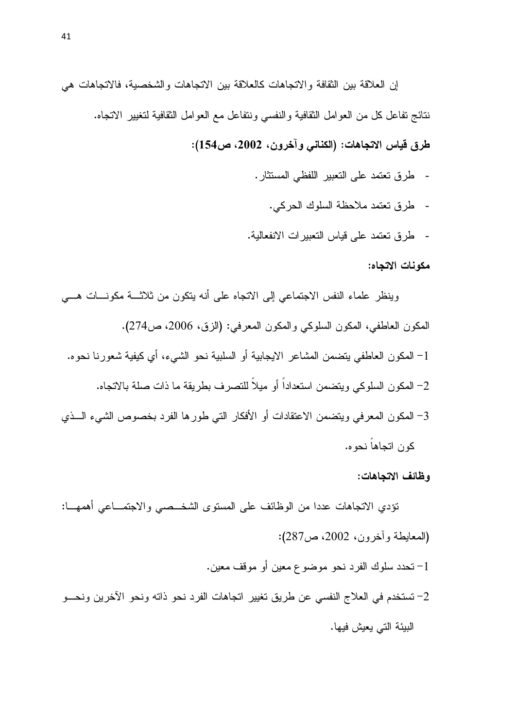إن العلاقة بين الثقافة والاتجاهات كالعلاقة بين الاتجاهات والشخصية، فالاتجاهات هي نتائج تفاعل كل من العوامل الثقافية والنفسي وتفاعل مع العوامل الثقافية لتغيير الاتجاه.

**طرق قياس الاتجاهات: (الكناني وآخرون، 2002، ص154):**

- طرق تعتمد على التعبير اللفظي المستثار.
- طرق تعتمد ملاحظة السلوك الحركي.
- طرق تعتمد على قياس التعبيرات الانفعالية.

**مكونات الاتجاه:**

وينظر علماء النفس الاجتماعي إلى الاتجاه على أنه يتكون من ثلاثة مكونات هي المكون العاطفي، المكون السلوكي والمكون المعرفي: (الزق، 2006، ص274).

1- المكون العاطفي يتضمن المشاعر الايجابية أو السلبية نحو الشيء، أي كيفية شعورنا نحوه.

2- المكون السلوكي ويتضمن استعداداً أو ميلاً للتصرف بطريقة ما ذات صلة بالاتجاه.

3- المكون المعرفي ويتضمن الاعتقادات أو الأفكار التي طورها الفرد بخصوص الشيء الذي كون اتجاهاً نحوه.

**وظائف الاتجاهات:**

تؤدي الاتجاهات عددا من الوظائف على المستوى الشخصي والاجتماعي أهمها: (المعايطة وآخرون، 2002، ص287):

1- تحدد سلوك الفرد نحو موضوع معين أو موقف معين.

2- تستخدم في العلاج النفسي عن طريق تغيير اتجاهات الفرد نحو ذاته ونحو الآخرين ونحو البيئة التي يعيش فيها.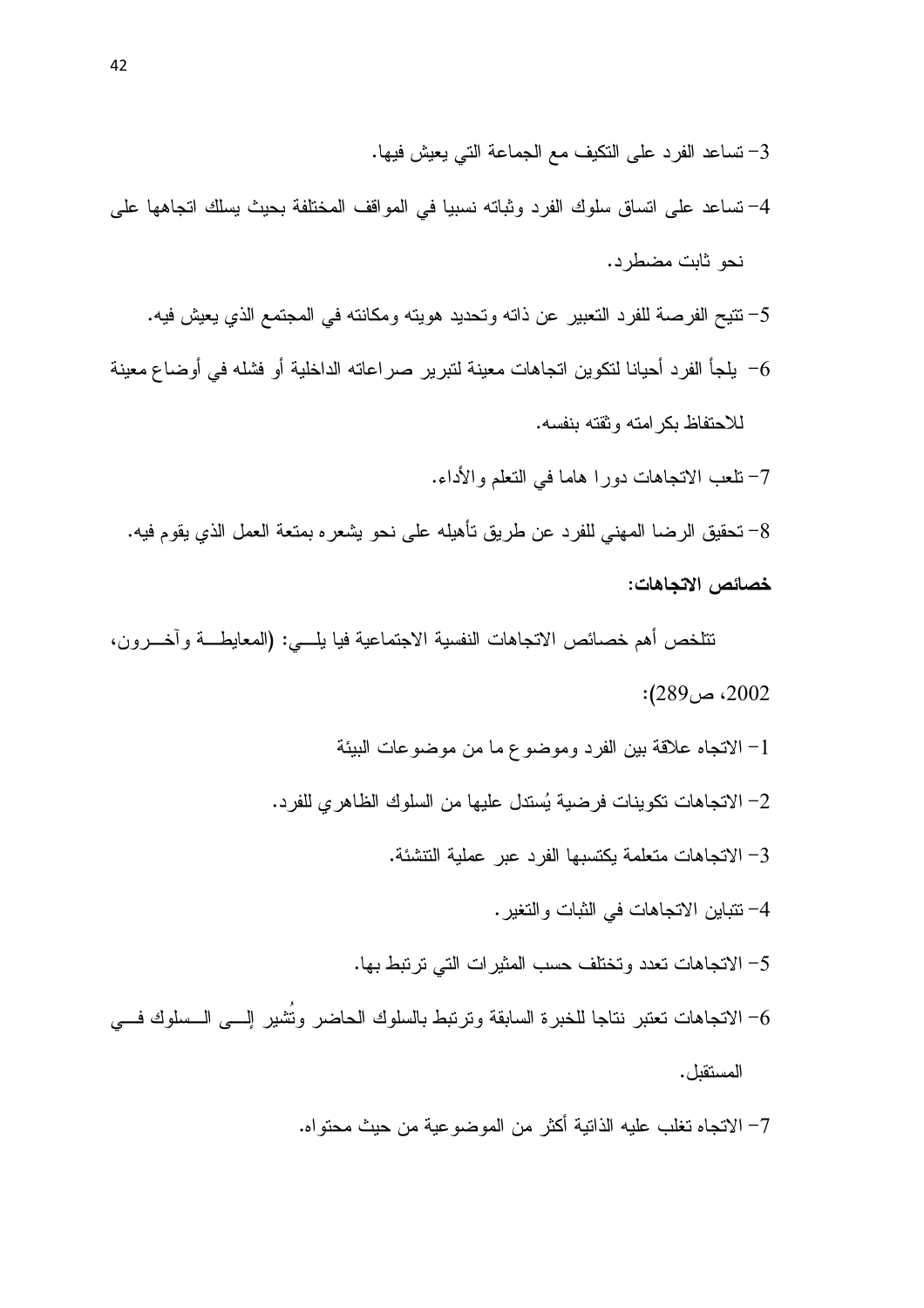3- تساعد الفرد على التكيف مع الجماعة التي يعيش فيها.

4- تساعد على اتساق سلوك الفرد وثباته نسبيا في المواقف المختلفة بحيث يسلك اتجاهها على نحو ثابت مضطرد.

5- تتيح الفرصة للفرد التعبير عن ذاته وتحديد هويته ومكانته في المجتمع الذي يعيش فيه.

6- يلجأ الفرد أحيانا لتكوين اتجاهات معينة لتبرير صراعاته الداخلية أو فشله في أوضاع معينة للاحتفاظ بكرامته وثقته بنفسه.

7- تلعب الاتجاهات دورا هاما في التعلم والأداء.

8- تحقيق الرضا المهني للفرد عن طريق تأهيله على نحو يشعره بمتعة العمل الذي يقوم فيه.

**خصائص الاتجاهات:**

تتلخص أهم خصائص الاتجاهات النفسية الاجتماعية فيا يلـي: (المعايطـة وآخـرون، 2002، ص289):

1- الاتجاه علاقة بين الفرد وموضوع ما من موضوعات البيئة

2- الاتجاهات تكوينات فرضية يُستدل عليها من السلوك الظاهري للفرد.

3- الاتجاهات متعلمة يكتسبها الفرد عبر عملية التنشئة.

4- تتباين الاتجاهات في الثبات والتغير.

5- الاتجاهات تعدد وتختلف حسب المثيرات التي ترتبط بها.

6- الاتجاهات تعتبر نتاجا للخبرة السابقة وترتبط بالسلوك الحاضر وتُشير إلـى السلوك فـي المستقبل.

7- الاتجاه تغلب عليه الذاتية أكثر من الموضوعية من حيث محتواه.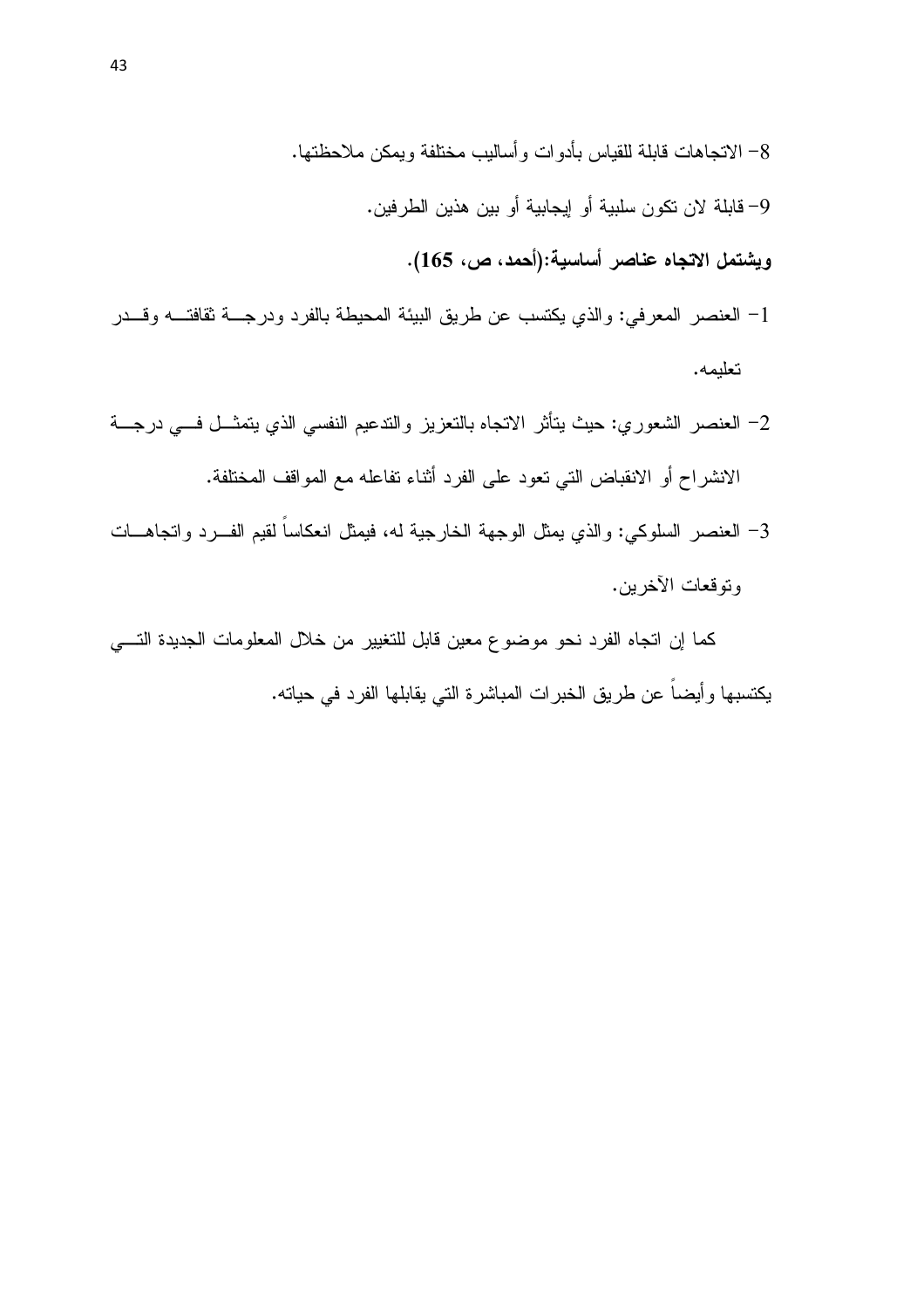8- الاتجاهات قابلة للقياس بأدوات وأساليب مختلفة ويمكن ملاحظتها.

9- قابلة لان تكون سلبية أو إيجابية أو بين هذين الطرفين.

**ويشتمل الاتجاه عناصر أساسية:(أحمد، ص، 165).**

1- العنصر المعرفي: والذي يكتسب عن طريق البيئة المحيطة بالفرد ودرجة ثقافته وقدر تعليمه.

2- العنصر الشعوري: حيث يتأثر الاتجاه بالتعزيز والتدعيم النفسي الذي يتمثل في درجة الانشراح أو الانقباض التي تعود على الفرد أثناء تفاعله مع المواقف المختلفة.

3- العنصر السلوكي: والذي يمثل الوجهة الخارجية له، فيمثل انعكاساً لقيم الفرد واتجاهات وتوقعات الآخرين.

كما إن اتجاه الفرد نحو موضوع معين قابل للتغيير من خلال المعلومات الجديدة التي يكتسبها وأيضاً عن طريق الخبرات المباشرة التي يقابلها الفرد في حياته.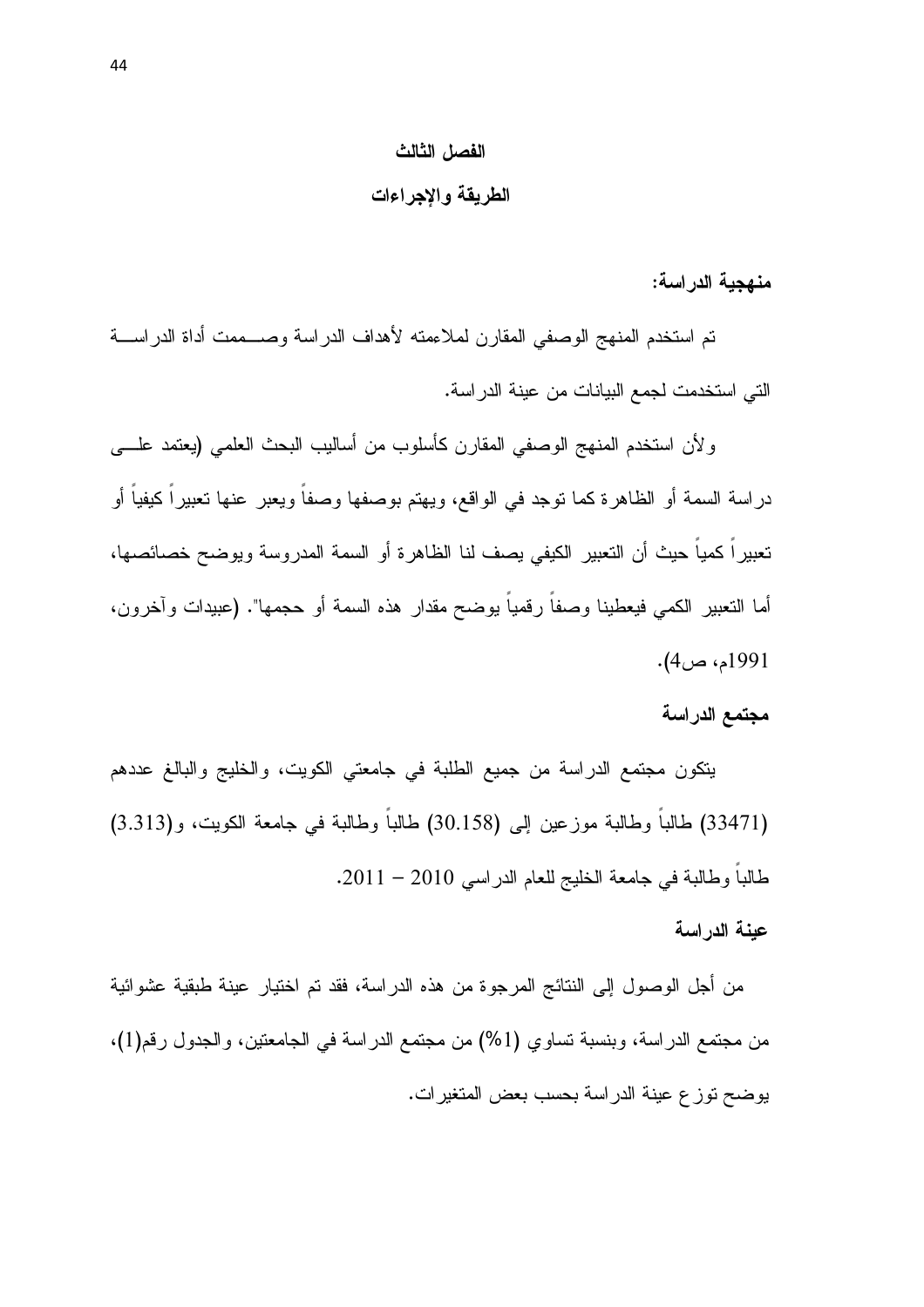# الفصل الثالث

## الطريقة والإجراءات

**منهجية الدراسة:**

تم استخدم المنهج الوصفي المقارن لملاءمته لأهداف الدراسة وصممت أداة الدراسة التي استخدمت لجمع البيانات من عينة الدراسة.

ولأن استخدم المنهج الوصفي المقارن كأسلوب من أساليب البحث العلمي (يعتمد على دراسة السمة أو الظاهرة كما توجد في الواقع، ويهتم بوصفها وصفاً ويعبر عنها تعبيراً كيفياً أو تعبيراً كمياً حيث أن التعبير الكيفي يصف لنا الظاهرة أو السمة المدروسة ويوضح خصائصها، أما التعبير الكمي فيعطينا وصفاً رقمياً يوضح مقدار هذه السمة أو حجمها". (عبيدات وآخرون، 1991م، ص4).

**مجتمع الدراسة**

يتكون مجتمع الدراسة من جميع الطلبة في جامعتي الكويت، والخليج والبالغ عددهم (33471) طالباً وطالبة موزعين إلى (30.158) طالباً وطالبة في جامعة الكويت، و(3.313) طالباً وطالبة في جامعة الخليج للعام الدراسي 2010 – 2011.

**عينة الدراسة**

من أجل الوصول إلى النتائج المرجوة من هذه الدراسة، فقد تم اختيار عينة طبقية عشوائية من مجتمع الدراسة، وبنسبة تساوي (1%) من مجتمع الدراسة في الجامعتين، والجدول رقم(1)، يوضح توزع عينة الدراسة بحسب بعض المتغيرات.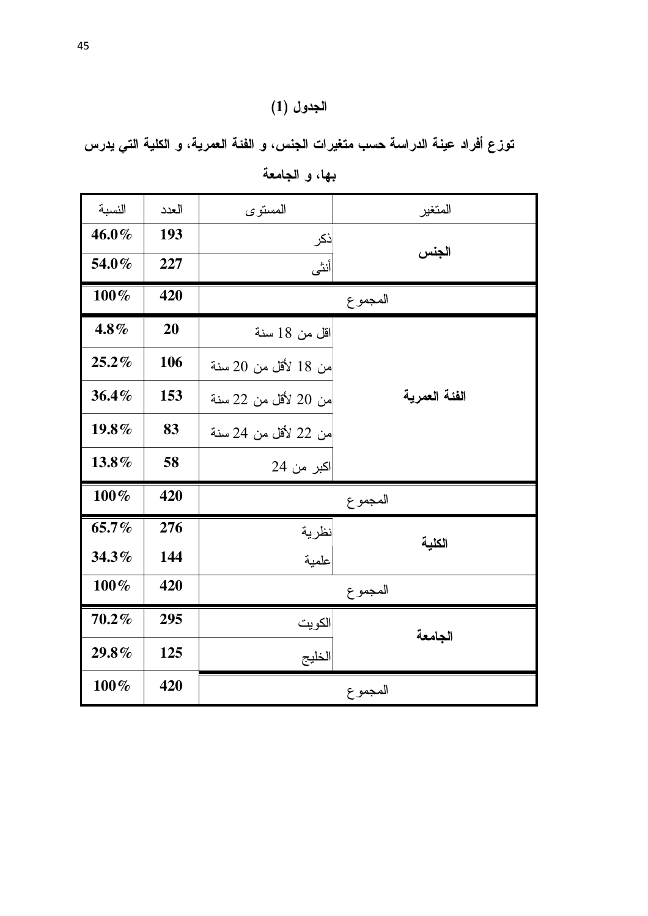**الجدول (1)**

**توزع أفراد عينة الدراسة حسب متغيرات الجنس، و الفئة العمرية، و الكلية التي يدرس بها، و الجامعة**

| المتغير | المستوى | العدد | النسبة |
|---|---|---|---|
| **الجنس** | ذكر | **193** | **46.0%** |
| | أنثى | **227** | **54.0%** |
| المجموع | | **420** | **100%** |
| **الفئة العمرية** | اقل من 18 سنة | **20** | **4.8%** |
| | من 18 لأقل من 20 سنة | **106** | **25.2%** |
| | من 20 لأقل من 22 سنة | **153** | **36.4%** |
| | من 22 لأقل من 24 سنة | **83** | **19.8%** |
| | اكبر من 24 | **58** | **13.8%** |
| المجموع | | **420** | **100%** |
| **الكلية** | نظرية | **276** | **65.7%** |
| | علمية | **144** | **34.3%** |
| المجموع | | **420** | **100%** |
| **الجامعة** | الكويت | **295** | **70.2%** |
| | الخليج | **125** | **29.8%** |
| المجموع | | **420** | **100%** |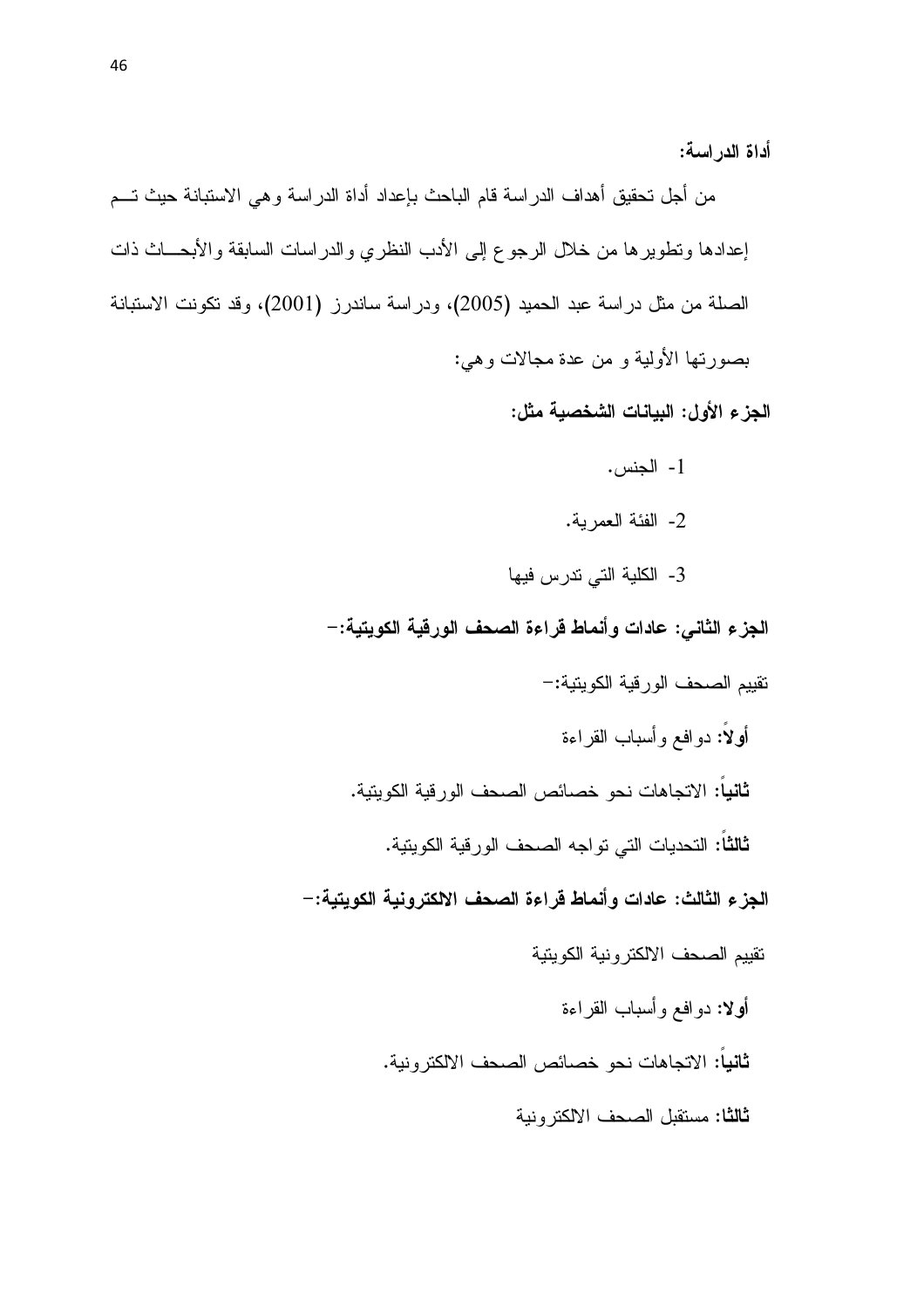**أداة الدراسة:**

من أجل تحقيق أهداف الدراسة قام الباحث بإعداد أداة الدراسة وهي الاستبانة حيث تم إعدادها وتطويرها من خلال الرجوع إلى الأدب النظري والدراسات السابقة والأبحاث ذات الصلة من مثل دراسة عبد الحميد (2005)، ودراسة ساندرز (2001)، وقد تكونت الاستبانة بصورتها الأولية و من عدة مجالات وهي:

**الجزء الأول: البيانات الشخصية مثل:**

1- الجنس.

2- الفئة العمرية.

3- الكلية التي تدرس فيها

**الجزء الثاني: عادات وأنماط قراءة الصحف الورقية الكويتية:-**

تقييم الصحف الورقية الكويتية:-

**أولاً:** دوافع وأسباب القراءة

**ثانياً:** الاتجاهات نحو خصائص الصحف الورقية الكويتية.

**ثالثاً:** التحديات التي تواجه الصحف الورقية الكويتية.

**الجزء الثالث: عادات وأنماط قراءة الصحف الالكترونية الكويتية:-**

تقييم الصحف الالكترونية الكويتية

**أولا:** دوافع وأسباب القراءة

**ثانياً:** الاتجاهات نحو خصائص الصحف الالكترونية.

**ثالثا:** مستقبل الصحف الالكترونية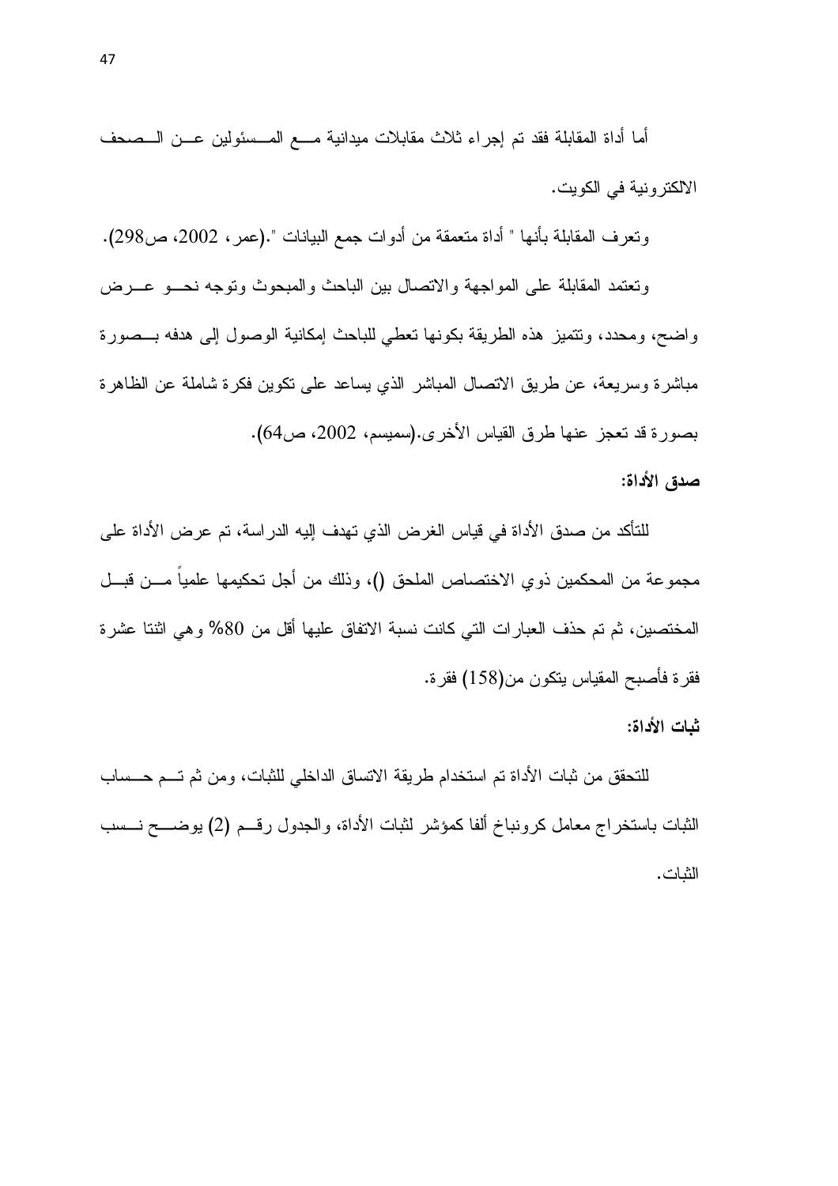أما أداة المقابلة فقد تم إجراء ثلاث مقابلات ميدانية مع المسئولين عن الصحف الالكترونية في الكويت.

وتعرف المقابلة بأنها " أداة متعمقة من أدوات جمع البيانات ".(عمر، 2002، ص298).

وتعتمد المقابلة على المواجهة والاتصال بين الباحث والمبحوث وتوجه نحو عرض واضح، ومحدد، وتتميز هذه الطريقة بكونها تعطي للباحث إمكانية الوصول إلى هدفه بصورة مباشرة وسريعة، عن طريق الاتصال المباشر الذي يساعد على تكوين فكرة شاملة عن الظاهرة بصورة قد تعجز عنها طرق القياس الأخرى.(سميسم، 2002، ص64).

**صدق الأداة:**

للتأكد من صدق الأداة في قياس الغرض الذي تهدف إليه الدراسة، تم عرض الأداة على مجموعة من المحكمين ذوي الاختصاص الملحق ()، وذلك من أجل تحكيمها علمياً من قبل المختصين، ثم تم حذف العبارات التي كانت نسبة الاتفاق عليها أقل من 80% وهي اثنتا عشرة فقرة فأصبح المقياس يتكون من(158) فقرة.

**ثبات الأداة:**

للتحقق من ثبات الأداة تم استخدام طريقة الاتساق الداخلي للثبات، ومن ثم تم حساب الثبات باستخراج معامل كرونباخ ألفا كمؤشر لثبات الأداة، والجدول رقم (2) يوضح نسب الثبات.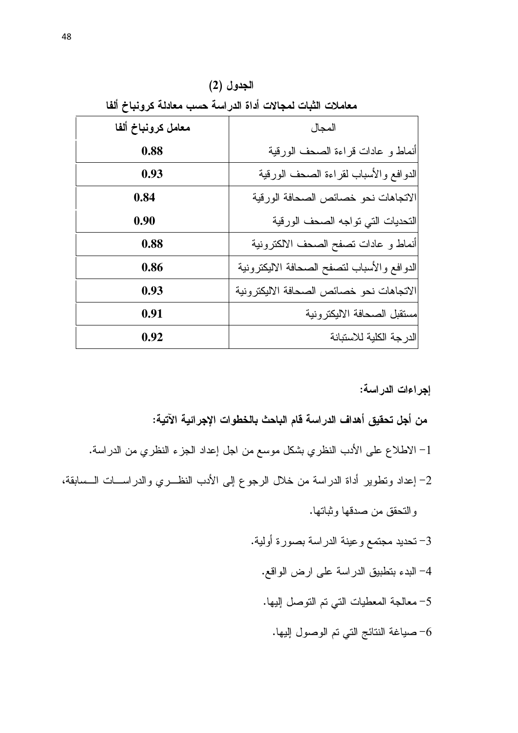**الجدول (2)**

**معاملات الثبات لمجالات أداة الدراسة حسب معادلة كرونباخ ألفا**

| المجال | معامل كرونباخ ألفا |
|---|---|
| أنماط و عادات قراءة الصحف الورقية | **0.88** |
| الدوافع والأسباب لقراءة الصحف الورقية | **0.93** |
| الاتجاهات نحو خصائص الصحافة الورقية | **0.84** |
| التحديات التي تواجه الصحف الورقية | **0.90** |
| أنماط و عادات تصفح الصحف الالكترونية | **0.88** |
| الدوافع والأسباب لتصفح الصحافة الاليكترونية | **0.86** |
| الاتجاهات نحو خصائص الصحافة الاليكترونية | **0.93** |
| مستقبل الصحافة الاليكترونية | **0.91** |
| الدرجة الكلية للاستبانة | **0.92** |

**إجراءات الدراسة:**

**من أجل تحقيق أهداف الدراسة قام الباحث بالخطوات الإجرائية الآتية:**

1- الاطلاع على الأدب النظري بشكل موسع من اجل إعداد الجزء النظري من الدراسة.

2- إعداد وتطوير أداة الدراسة من خلال الرجوع إلى الأدب النظري والدراسات السابقة، والتحقق من صدقها وثباتها.

3- تحديد مجتمع وعينة الدراسة بصورة أولية.

4- البدء بتطبيق الدراسة على ارض الواقع.

5- معالجة المعطيات التي تم التوصل إليها.

6- صياغة النتائج التي تم الوصول إليها.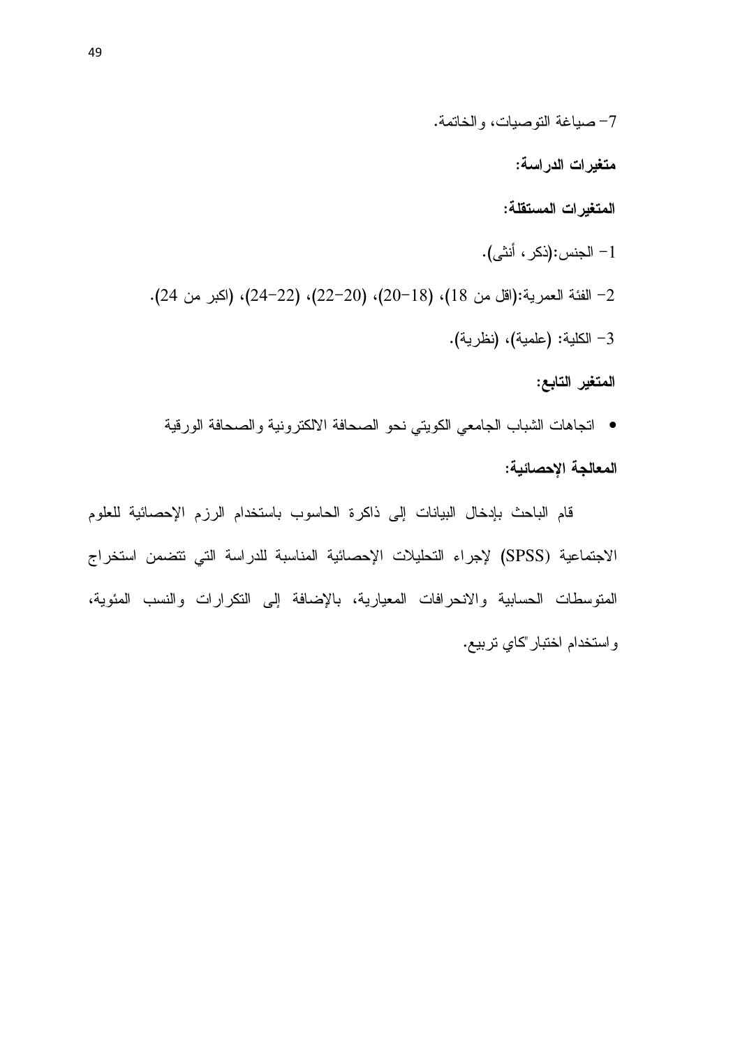7- صياغة التوصيات، والخاتمة.

**متغيرات الدراسة:**

**المتغيرات المستقلة:**

1- الجنس:(ذكر، أنثى).

2- الفئة العمرية:(اقل من 18)، (18-20)، (20-22)، (22-24)، (اكبر من 24).

3- الكلية: (علمية)، (نظرية).

**المتغير التابع:**

- اتجاهات الشباب الجامعي الكويتي نحو الصحافة الالكترونية والصحافة الورقية

**المعالجة الإحصائية:**

قام الباحث بإدخال البيانات إلى ذاكرة الحاسوب باستخدام الرزم الإحصائية للعلوم الاجتماعية (SPSS) لإجراء التحليلات الإحصائية المناسبة للدراسة التي تتضمن استخراج المتوسطات الحسابية والانحرافات المعيارية، بالإضافة إلى التكرارات والنسب المئوية، واستخدام اختبار"كاي تربيع.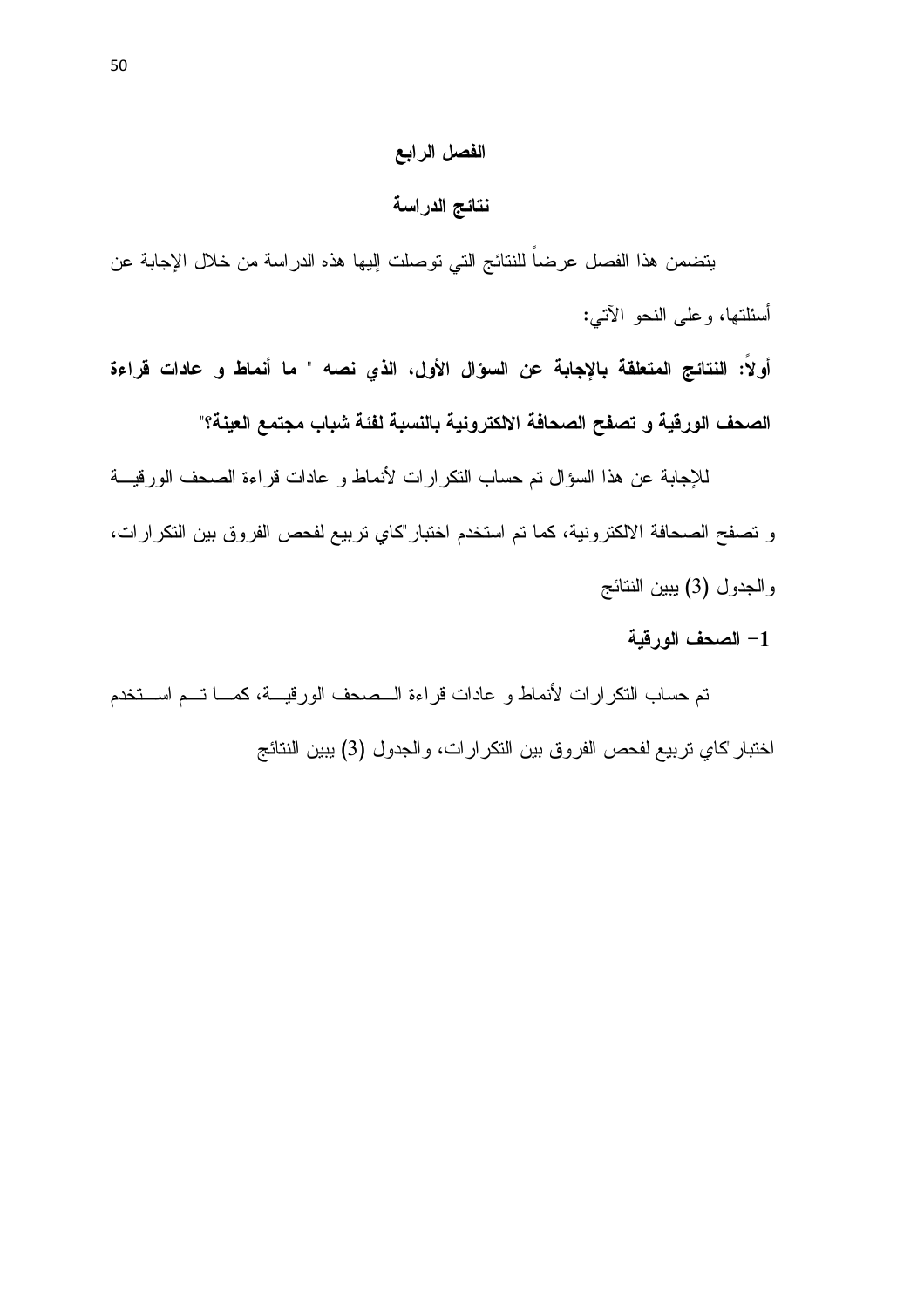# الفصل الرابع

## نتائج الدراسة

يتضمن هذا الفصل عرضاً للنتائج التي توصلت إليها هذه الدراسة من خلال الإجابة عن أسئلتها، وعلى النحو الآتي:

**أولاً: النتائج المتعلقة بالإجابة عن السؤال الأول، الذي نصه " ما أنماط و عادات قراءة الصحف الورقية و تصفح الصحافة الالكترونية بالنسبة لفئة شباب مجتمع العينة؟"**

للإجابة عن هذا السؤال تم حساب التكرارات لأنماط و عادات قراءة الصحف الورقية و تصفح الصحافة الالكترونية، كما تم استخدم اختبار"كاي تربيع لفحص الفروق بين التكرارات، والجدول (3) يبين النتائج

**1- الصحف الورقية**

تم حساب التكرارات لأنماط و عادات قراءة الصحف الورقية، كما تم استخدم اختبار"كاي تربيع لفحص الفروق بين التكرارات، والجدول (3) يبين النتائج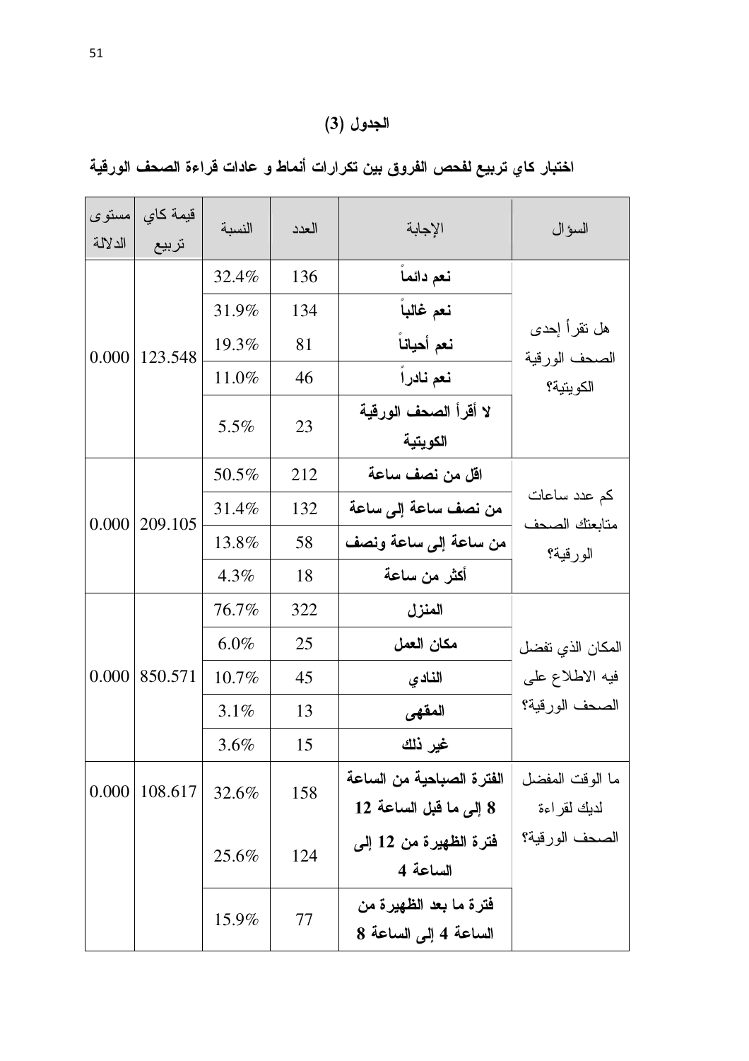**الجدول (3)**

**اختبار كاي تربيع لفحص الفروق بين تكرارات أنماط و عادات قراءة الصحف الورقية**

| السؤال | الإجابة | العدد | النسبة | قيمة كاي تربيع | مستوى الدلالة |
|---|---|---|---|---|---|
| هل تقرأ إحدى الصحف الورقية الكويتية؟ | **نعم دائماً** | 136 | 32.4% | 123.548 | 0.000 |
| | **نعم غالباً** | 134 | 31.9% | | |
| | **نعم أحياناً** | 81 | 19.3% | | |
| | **نعم نادراً** | 46 | 11.0% | | |
| | **لا أقرأ الصحف الورقية الكويتية** | 23 | 5.5% | | |
| كم عدد ساعات متابعتك الصحف الورقية؟ | **اقل من نصف ساعة** | 212 | 50.5% | 209.105 | 0.000 |
| | **من نصف ساعة إلى ساعة** | 132 | 31.4% | | |
| | **من ساعة إلى ساعة ونصف** | 58 | 13.8% | | |
| | **أكثر من ساعة** | 18 | 4.3% | | |
| المكان الذي تفضل فيه الاطلاع على الصحف الورقية؟ | **المنزل** | 322 | 76.7% | 850.571 | 0.000 |
| | **مكان العمل** | 25 | 6.0% | | |
| | **النادي** | 45 | 10.7% | | |
| | **المقهى** | 13 | 3.1% | | |
| | **غير ذلك** | 15 | 3.6% | | |
| ما الوقت المفضل لديك لقراءة الصحف الورقية؟ | **الفترة الصباحية من الساعة 8 إلى ما قبل الساعة 12** | 158 | 32.6% | 108.617 | 0.000 |
| | **فترة الظهيرة من 12 إلى الساعة 4** | 124 | 25.6% | | |
| | **فترة ما بعد الظهيرة من الساعة 4 إلى الساعة 8** | 77 | 15.9% | | |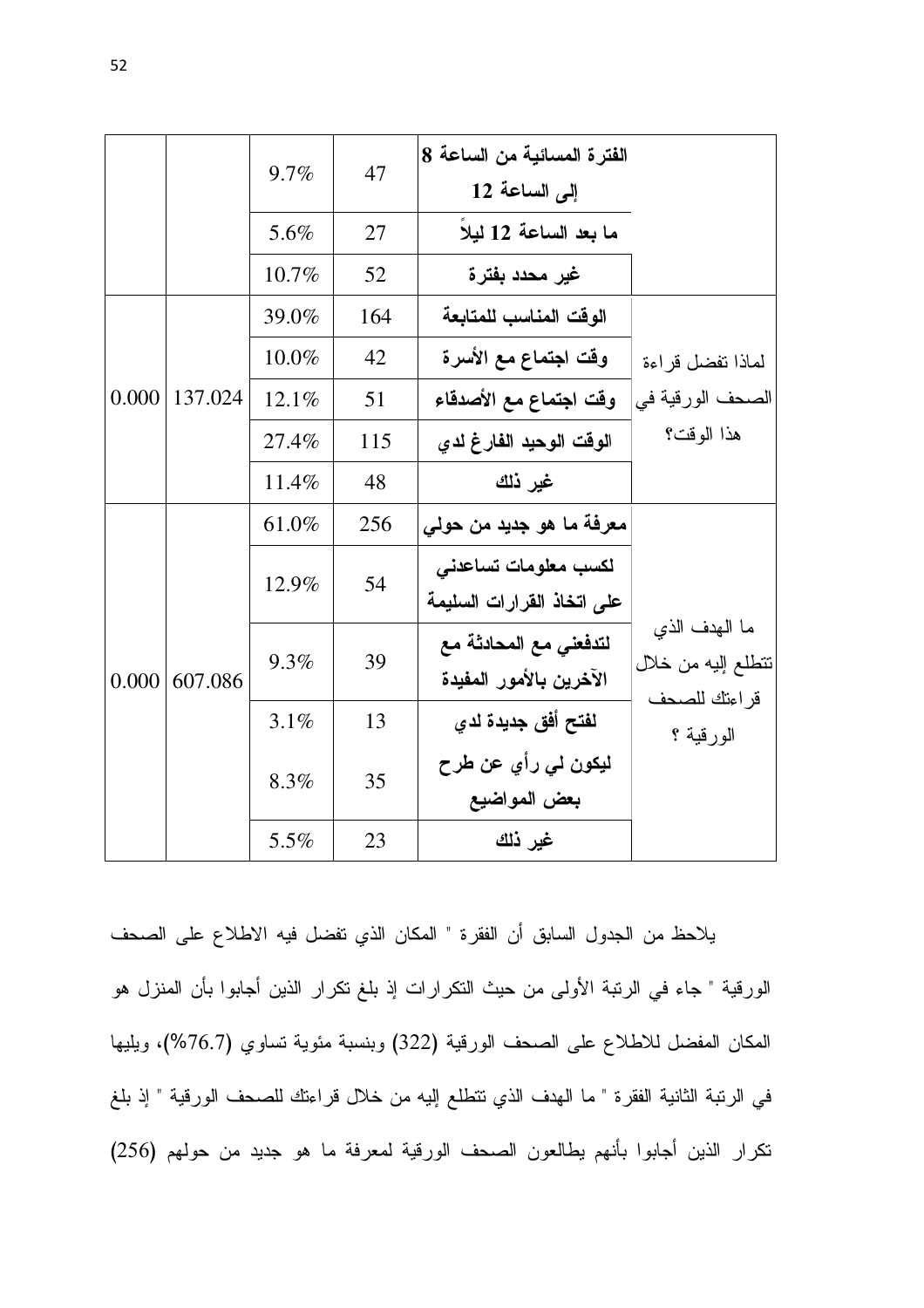| | | | | |
|---|---|---|---|---|
| | | 9.7% | 47 | **الفترة المسائية من الساعة 8 إلى الساعة 12** |
| | | 5.6% | 27 | **ما بعد الساعة 12 ليلاً** |
| | | 10.7% | 52 | **غير محدد بفترة** |
| 0.000 | 137.024 | 39.0% | 164 | **الوقت المناسب للمتابعة** | لماذا تفضل قراءة الصحف الورقية في هذا الوقت؟ |
| | | 10.0% | 42 | **وقت اجتماع مع الأسرة** | |
| | | 12.1% | 51 | **وقت اجتماع مع الأصدقاء** | |
| | | 27.4% | 115 | **الوقت الوحيد الفارغ لدي** | |
| | | 11.4% | 48 | **غير ذلك** | |
| 0.000 | 607.086 | 61.0% | 256 | **معرفة ما هو جديد من حولي** | ما الهدف الذي تتطلع إليه من خلال قراءتك للصحف الورقية ؟ |
| | | 12.9% | 54 | **لكسب معلومات تساعدني على اتخاذ القرارات السليمة** | |
| | | 9.3% | 39 | **لتدفعني مع المحادثة مع الآخرين بالأمور المفيدة** | |
| | | 3.1% | 13 | **لفتح أفق جديدة لدي** | |
| | | 8.3% | 35 | **ليكون لي رأي عن طرح بعض المواضيع** | |
| | | 5.5% | 23 | **غير ذلك** | |

يلاحظ من الجدول السابق أن الفقرة " المكان الذي تفضل فيه الاطلاع على الصحف الورقية " جاء في الرتبة الأولى من حيث التكرارات إذ بلغ تكرار الذين أجابوا بأن المنزل هو المكان المفضل للاطلاع على الصحف الورقية (322) وبنسبة مئوية تساوي (76.7%)، ويليها في الرتبة الثانية الفقرة " ما الهدف الذي تتطلع إليه من خلال قراءتك للصحف الورقية " إذ بلغ تكرار الذين أجابوا بأنهم يطالعون الصحف الورقية لمعرفة ما هو جديد من حولهم (256)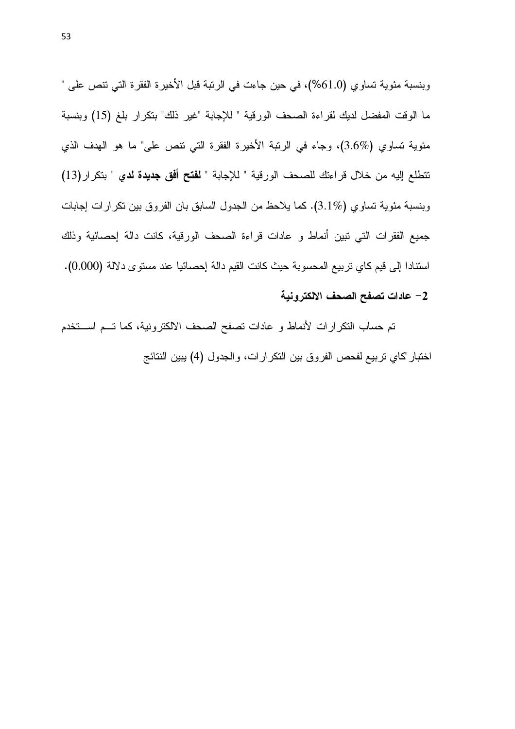وبنسبة مئوية تساوي (61.0%)، في حين جاءت في الرتبة قبل الأخيرة الفقرة التي تنص على " ما الوقت المفضل لديك لقراءة الصحف الورقية " للإجابة "غير ذلك" بتكرار بلغ (15) وبنسبة مئوية تساوي (3.6%)، وجاء في الرتبة الأخيرة الفقرة التي تنص على" ما هو الهدف الذي تتطلع إليه من خلال قراءتك للصحف الورقية " للإجابة " **لفتح أفق جديدة لدي** " بتكرار(13) وبنسبة مئوية تساوي (3.1%). كما يلاحظ من الجدول السابق بان الفروق بين تكرارات إجابات جميع الفقرات التي تبين أنماط و عادات قراءة الصحف الورقية، كانت دالة إحصائية وذلك استنادا إلى قيم كاي تربيع المحسوبة حيث كانت القيم دالة إحصائيا عند مستوى دلالة (0.000).

**2- عادات تصفح الصحف الالكترونية**

تم حساب التكرارات لأنماط و عادات تصفح الصحف الالكترونية، كما تـــم اســـتخدم اختبار"كاي تربيع لفحص الفروق بين التكرارات، والجدول (4) يبين النتائج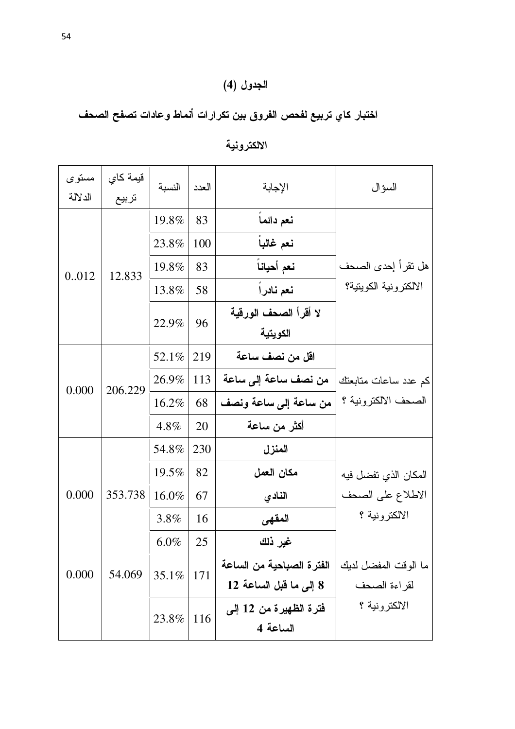## الجدول (4)

## اختبار كاي تربيع لفحص الفروق بين تكرارات أنماط وعادات تصفح الصحف الالكترونية

| السؤال | الإجابة | العدد | النسبة | قيمة كاي تربيع | مستوى الدلالة |
|---|---|---|---|---|---|
| هل تقرأ إحدى الصحف الالكترونية الكويتية؟ | **نعم دائماً** | 83 | 19.8% | 12.833 | 0..012 |
| | **نعم غالباً** | 100 | 23.8% | | |
| | **نعم أحياناً** | 83 | 19.8% | | |
| | **نعم نادراً** | 58 | 13.8% | | |
| | **لا أقرأ الصحف الورقية الكويتية** | 96 | 22.9% | | |
| كم عدد ساعات متابعتك الصحف الالكترونية ؟ | **اقل من نصف ساعة** | 219 | 52.1% | 206.229 | 0.000 |
| | **من نصف ساعة إلى ساعة** | 113 | 26.9% | | |
| | **من ساعة إلى ساعة ونصف** | 68 | 16.2% | | |
| | **أكثر من ساعة** | 20 | 4.8% | | |
| المكان الذي تفضل فيه الاطلاع على الصحف الالكترونية ؟ | **المنزل** | 230 | 54.8% | 353.738 | 0.000 |
| | **مكان العمل** | 82 | 19.5% | | |
| | **النادي** | 67 | 16.0% | | |
| | **المقهى** | 16 | 3.8% | | |
| | **غير ذلك** | 25 | 6.0% | | |
| ما الوقت المفضل لديك لقراءة الصحف الالكترونية ؟ | **الفترة الصباحية من الساعة 8 إلى ما قبل الساعة 12** | 171 | 35.1% | 54.069 | 0.000 |
| | **فترة الظهيرة من 12 إلى الساعة 4** | 116 | 23.8% | | |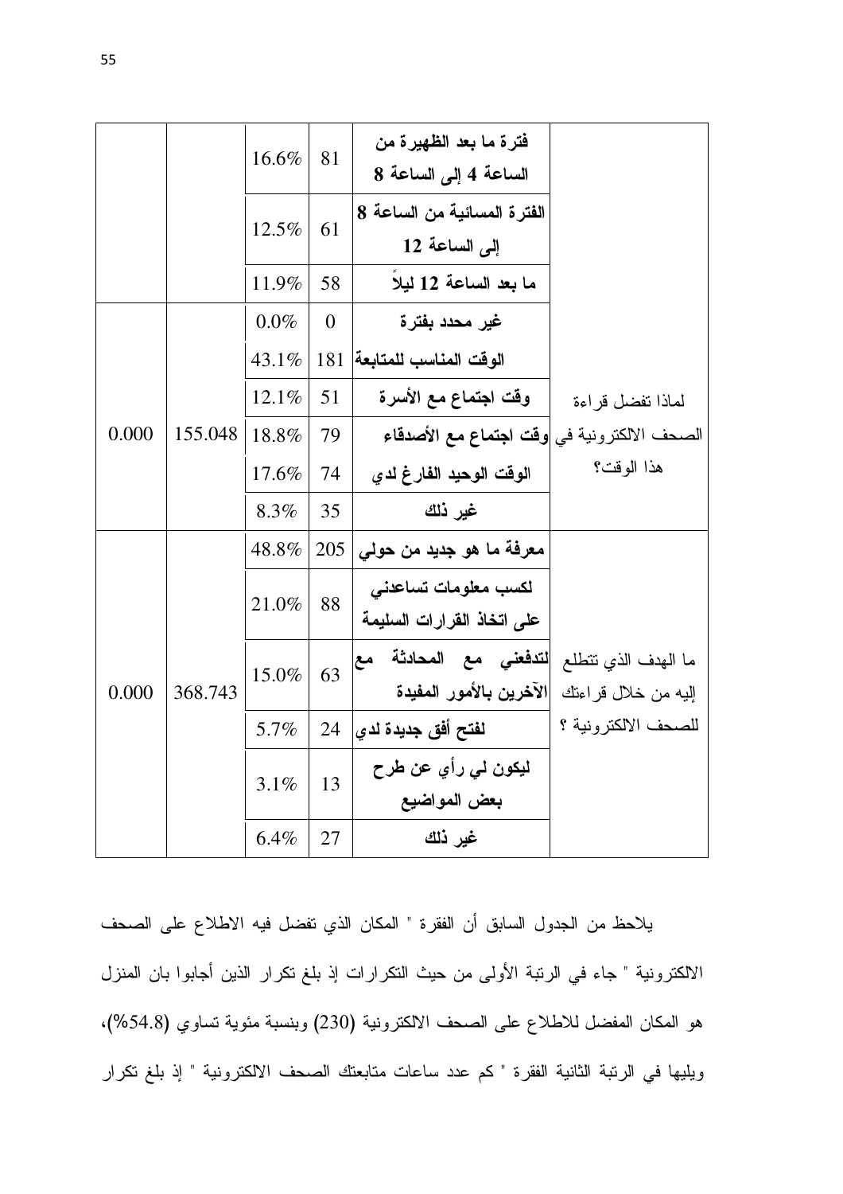| | | | | | |
|---|---|---|---|---|---|
| | فترة ما بعد الظهيرة من الساعة 4 إلى الساعة 8 | 81 | 16.6% | | |
| | الفترة المسائية من الساعة 8 إلى الساعة 12 | 61 | 12.5% | | |
| | ما بعد الساعة 12 ليلاً | 58 | 11.9% | | |
| لماذا تفضل قراءة الصحف الالكترونية في هذا الوقت؟ | غير محدد بفترة | 0 | 0.0% | 155.048 | 0.000 |
| | الوقت المناسب للمتابعة | 181 | 43.1% | | |
| | وقت اجتماع مع الأسرة | 51 | 12.1% | | |
| | وقت اجتماع مع الأصدقاء | 79 | 18.8% | | |
| | الوقت الوحيد الفارغ لدي | 74 | 17.6% | | |
| | غير ذلك | 35 | 8.3% | | |
| ما الهدف الذي تتطلع إليه من خلال قراءتك للصحف الالكترونية ؟ | معرفة ما هو جديد من حولي | 205 | 48.8% | 368.743 | 0.000 |
| | لكسب معلومات تساعدني على اتخاذ القرارات السليمة | 88 | 21.0% | | |
| | لتدفعني مع المحادثة مع الآخرين بالأمور المفيدة | 63 | 15.0% | | |
| | لفتح أفق جديدة لدي | 24 | 5.7% | | |
| | ليكون لي رأي عن طرح بعض المواضيع | 13 | 3.1% | | |
| | غير ذلك | 27 | 6.4% | | |

يلاحظ من الجدول السابق أن الفقرة " المكان الذي تفضل فيه الاطلاع على الصحف الالكترونية " جاء في الرتبة الأولى من حيث التكرارات إذ بلغ تكرار الذين أجابوا بان المنزل هو المكان المفضل للاطلاع على الصحف الالكترونية (230) وبنسبة مئوية تساوي (54.8%)، ويليها في الرتبة الثانية الفقرة " كم عدد ساعات متابعتك الصحف الالكترونية " إذ بلغ تكرار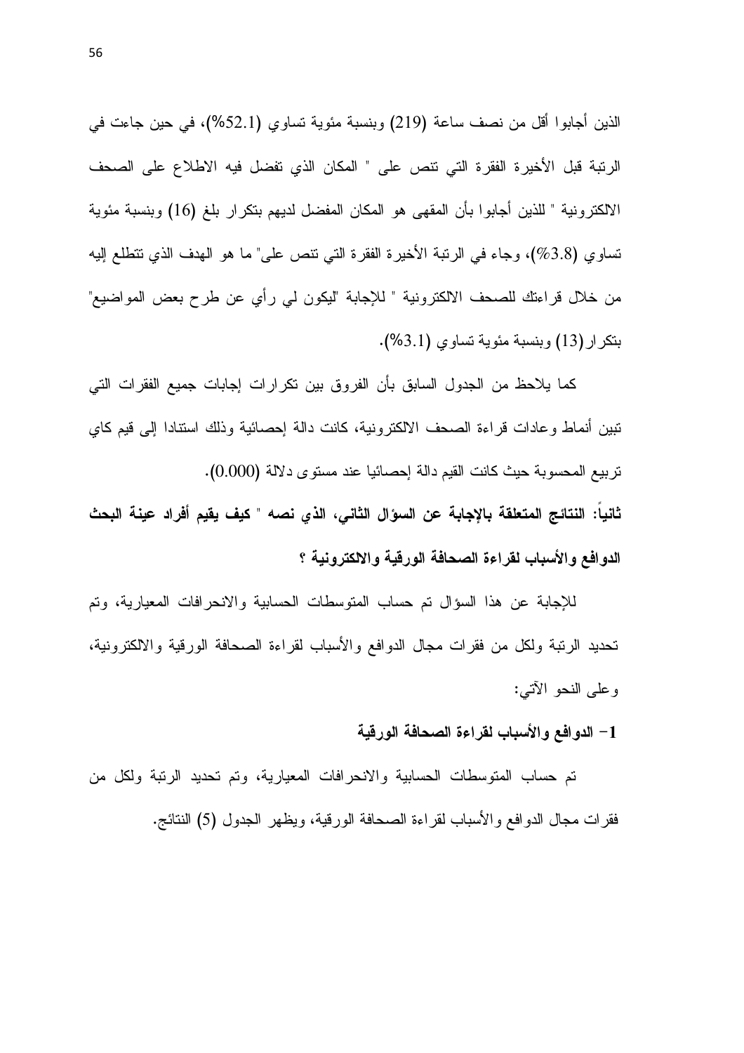الذين أجابوا أقل من نصف ساعة (219) وبنسبة مئوية تساوي (52.1%)، في حين جاءت في الرتبة قبل الأخيرة الفقرة التي تنص على " المكان الذي تفضل فيه الاطلاع على الصحف الالكترونية " للذين أجابوا بأن المقهى هو المكان المفضل لديهم بتكرار بلغ (16) وبنسبة مئوية تساوي (3.8%)، وجاء في الرتبة الأخيرة الفقرة التي تنص على" ما هو الهدف الذي تتطلع إليه من خلال قراءتك للصحف الالكترونية " للإجابة "ليكون لي رأي عن طرح بعض المواضيع" بتكرار (13) وبنسبة مئوية تساوي (3.1%).

كما يلاحظ من الجدول السابق بأن الفروق بين تكرارات إجابات جميع الفقرات التي تبين أنماط وعادات قراءة الصحف الالكترونية، كانت دالة إحصائية وذلك استنادا إلى قيم كاي تربيع المحسوبة حيث كانت القيم دالة إحصائيا عند مستوى دلالة (0.000).

**ثانياً: النتائج المتعلقة بالإجابة عن السؤال الثاني، الذي نصه " كيف يقيم أفراد عينة البحث الدوافع والأسباب لقراءة الصحافة الورقية والالكترونية ؟**

للإجابة عن هذا السؤال تم حساب المتوسطات الحسابية والانحرافات المعيارية، وتم تحديد الرتبة ولكل من فقرات مجال الدوافع والأسباب لقراءة الصحافة الورقية والالكترونية، وعلى النحو الآتي:

**1- الدوافع والأسباب لقراءة الصحافة الورقية**

تم حساب المتوسطات الحسابية والانحرافات المعيارية، وتم تحديد الرتبة ولكل من فقرات مجال الدوافع والأسباب لقراءة الصحافة الورقية، ويظهر الجدول (5) النتائج.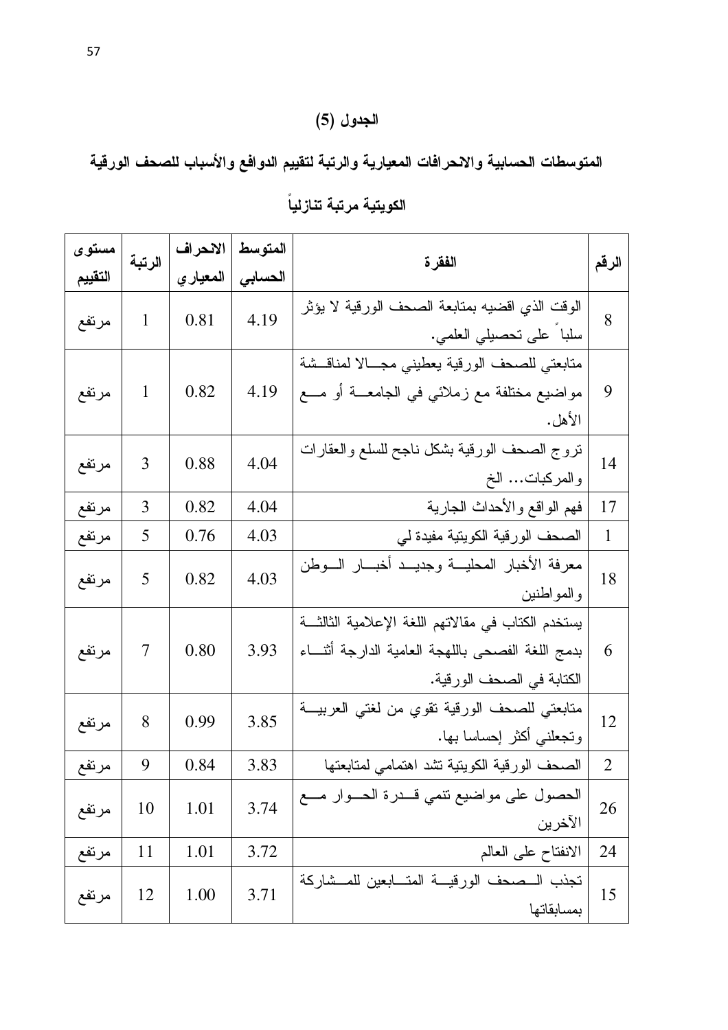**الجدول (5)**

**المتوسطات الحسابية والانحرافات المعيارية والرتبة لتقييم الدوافع والأسباب للصحف الورقية الكويتية مرتبة تنازلياً**

| الرقم | الفقرة | المتوسط الحسابي | الانحراف المعياري | الرتبة | مستوى التقييم |
|---|---|---|---|---|---|
| 8 | الوقت الذي اقضيه بمتابعة الصحف الورقية لا يؤثر سلباً على تحصيلي العلمي. | 4.19 | 0.81 | 1 | مرتفع |
| 9 | متابعتي للصحف الورقية يعطيني مجالا لمناقشة مواضيع مختلفة مع زملائي في الجامعة أو مع الأهل. | 4.19 | 0.82 | 1 | مرتفع |
| 14 | تروج الصحف الورقية بشكل ناجح للسلع والعقارات والمركبات... الخ | 4.04 | 0.88 | 3 | مرتفع |
| 17 | فهم الواقع والأحداث الجارية | 4.04 | 0.82 | 3 | مرتفع |
| 1 | الصحف الورقية الكويتية مفيدة لي | 4.03 | 0.76 | 5 | مرتفع |
| 18 | معرفة الأخبار المحلية وجديد أخبار الوطن والمواطنين | 4.03 | 0.82 | 5 | مرتفع |
| 6 | يستخدم الكتاب في مقالاتهم اللغة الإعلامية الثالثة بدمج اللغة الفصحى باللهجة العامية الدارجة أثناء الكتابة في الصحف الورقية. | 3.93 | 0.80 | 7 | مرتفع |
| 12 | متابعتي للصحف الورقية تقوي من لغتي العربية وتجعلني أكثر إحساسا بها. | 3.85 | 0.99 | 8 | مرتفع |
| 2 | الصحف الورقية الكويتية تشد اهتمامي لمتابعتها | 3.83 | 0.84 | 9 | مرتفع |
| 26 | الحصول على مواضيع تنمي قدرة الحوار مع الآخرين | 3.74 | 1.01 | 10 | مرتفع |
| 24 | الانفتاح على العالم | 3.72 | 1.01 | 11 | مرتفع |
| 15 | تجذب الصحف الورقية المتابعين للمشاركة بمسابقاتها | 3.71 | 1.00 | 12 | مرتفع |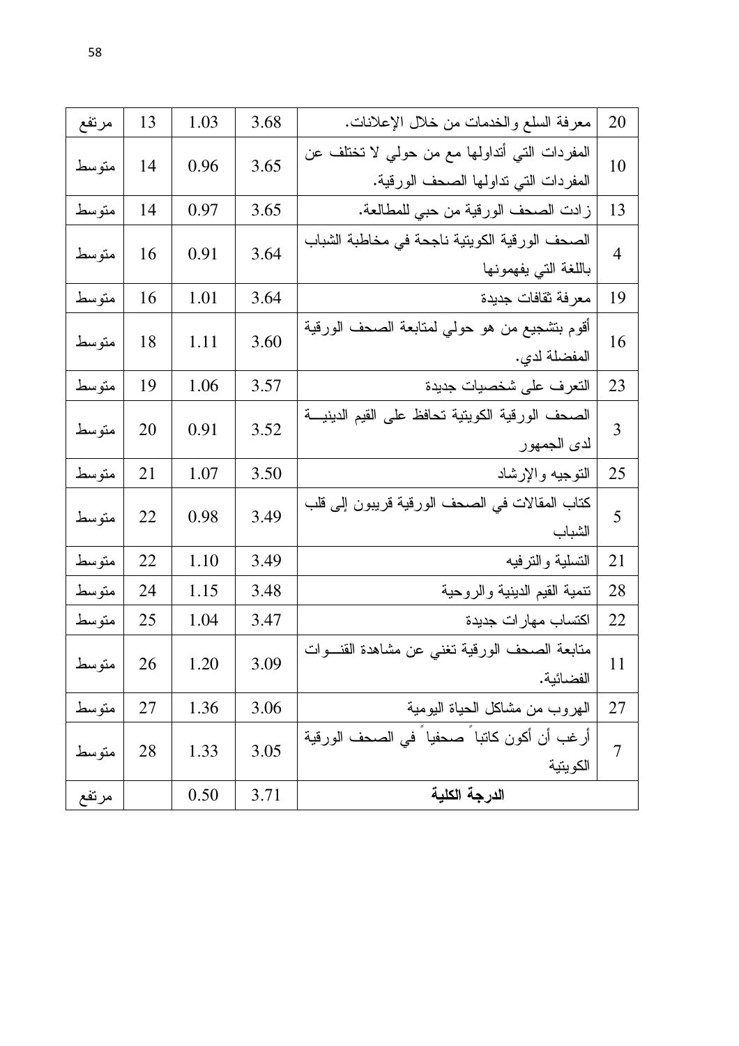| | | | | | |
|---|---|---|---|---|---|
| 20 | معرفة السلع والخدمات من خلال الإعلانات. | 3.68 | 1.03 | 13 | مرتفع |
| 10 | المفردات التي أتداولها مع من حولي لا تختلف عن المفردات التي تداولها الصحف الورقية. | 3.65 | 0.96 | 14 | متوسط |
| 13 | زادت الصحف الورقية من حبي للمطالعة. | 3.65 | 0.97 | 14 | متوسط |
| 4 | الصحف الورقية الكويتية ناجحة في مخاطبة الشباب باللغة التي يفهمونها | 3.64 | 0.91 | 16 | متوسط |
| 19 | معرفة ثقافات جديدة | 3.64 | 1.01 | 16 | متوسط |
| 16 | أقوم بتشجيع من هو حولي لمتابعة الصحف الورقية المفضلة لدي. | 3.60 | 1.11 | 18 | متوسط |
| 23 | التعرف على شخصيات جديدة | 3.57 | 1.06 | 19 | متوسط |
| 3 | الصحف الورقية الكويتية تحافظ على القيم الدينية لدى الجمهور | 3.52 | 0.91 | 20 | متوسط |
| 25 | التوجيه والإرشاد | 3.50 | 1.07 | 21 | متوسط |
| 5 | كتاب المقالات في الصحف الورقية قريبون إلى قلب الشباب | 3.49 | 0.98 | 22 | متوسط |
| 21 | التسلية والترفيه | 3.49 | 1.10 | 22 | متوسط |
| 28 | تنمية القيم الدينية والروحية | 3.48 | 1.15 | 24 | متوسط |
| 22 | اكتساب مهارات جديدة | 3.47 | 1.04 | 25 | متوسط |
| 11 | متابعة الصحف الورقية تغني عن مشاهدة القنوات الفضائية. | 3.09 | 1.20 | 26 | متوسط |
| 27 | الهروب من مشاكل الحياة اليومية | 3.06 | 1.36 | 27 | متوسط |
| 7 | أرغب أن أكون كاتباً صحفياً في الصحف الورقية الكويتية | 3.05 | 1.33 | 28 | متوسط |
| | **الدرجة الكلية** | 3.71 | 0.50 | | مرتفع |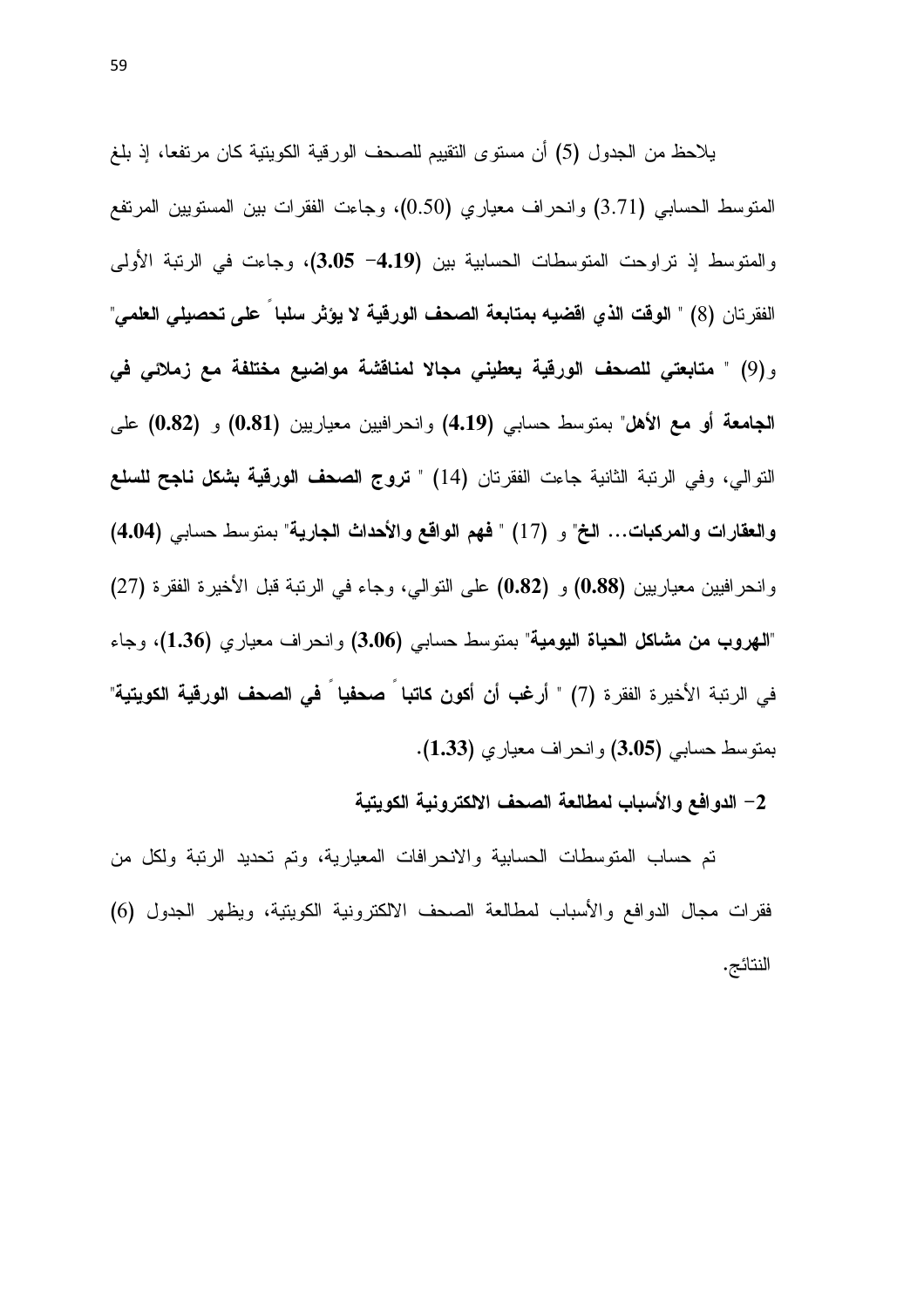يلاحظ من الجدول (5) أن مستوى التقييم للصحف الورقية الكويتية كان مرتفعا، إذ بلغ المتوسط الحسابي (3.71) وانحراف معياري (0.50)، وجاءت الفقرات بين المستويين المرتفع والمتوسط إذ تراوحت المتوسطات الحسابية بين (**4.19- 3.05**)، وجاءت في الرتبة الأولى الفقرتان (8) " **الوقت الذي اقضيه بمتابعة الصحف الورقية لا يؤثر سلباً على تحصيلي العلمي**" و(9) " **متابعتي للصحف الورقية يعطيني مجالا لمناقشة مواضيع مختلفة مع زملائي في الجامعة أو مع الأهل**" بمتوسط حسابي (**4.19**) وانحرافيين معياريين (**0.81**) و (**0.82**) على التوالي، وفي الرتبة الثانية جاءت الفقرتان (14) " **تروج الصحف الورقية بشكل ناجح للسلع والعقارات والمركبات... الخ**" و (17) " **فهم الواقع والأحداث الجارية**" بمتوسط حسابي (**4.04**) وانحرافيين معياريين (**0.88**) و (**0.82**) على التوالي، وجاء في الرتبة قبل الأخيرة الفقرة (27) "**الهروب من مشاكل الحياة اليومية**" بمتوسط حسابي (**3.06**) وانحراف معياري (**1.36**)، وجاء في الرتبة الأخيرة الفقرة (7) " **أرغب أن أكون كاتباً صحفياً في الصحف الورقية الكويتية**" بمتوسط حسابي (**3.05**) وانحراف معياري (**1.33**).

**2- الدوافع والأسباب لمطالعة الصحف الالكترونية الكويتية**

تم حساب المتوسطات الحسابية والانحرافات المعيارية، وتم تحديد الرتبة ولكل من فقرات مجال الدوافع والأسباب لمطالعة الصحف الالكترونية الكويتية، ويظهر الجدول (6) النتائج.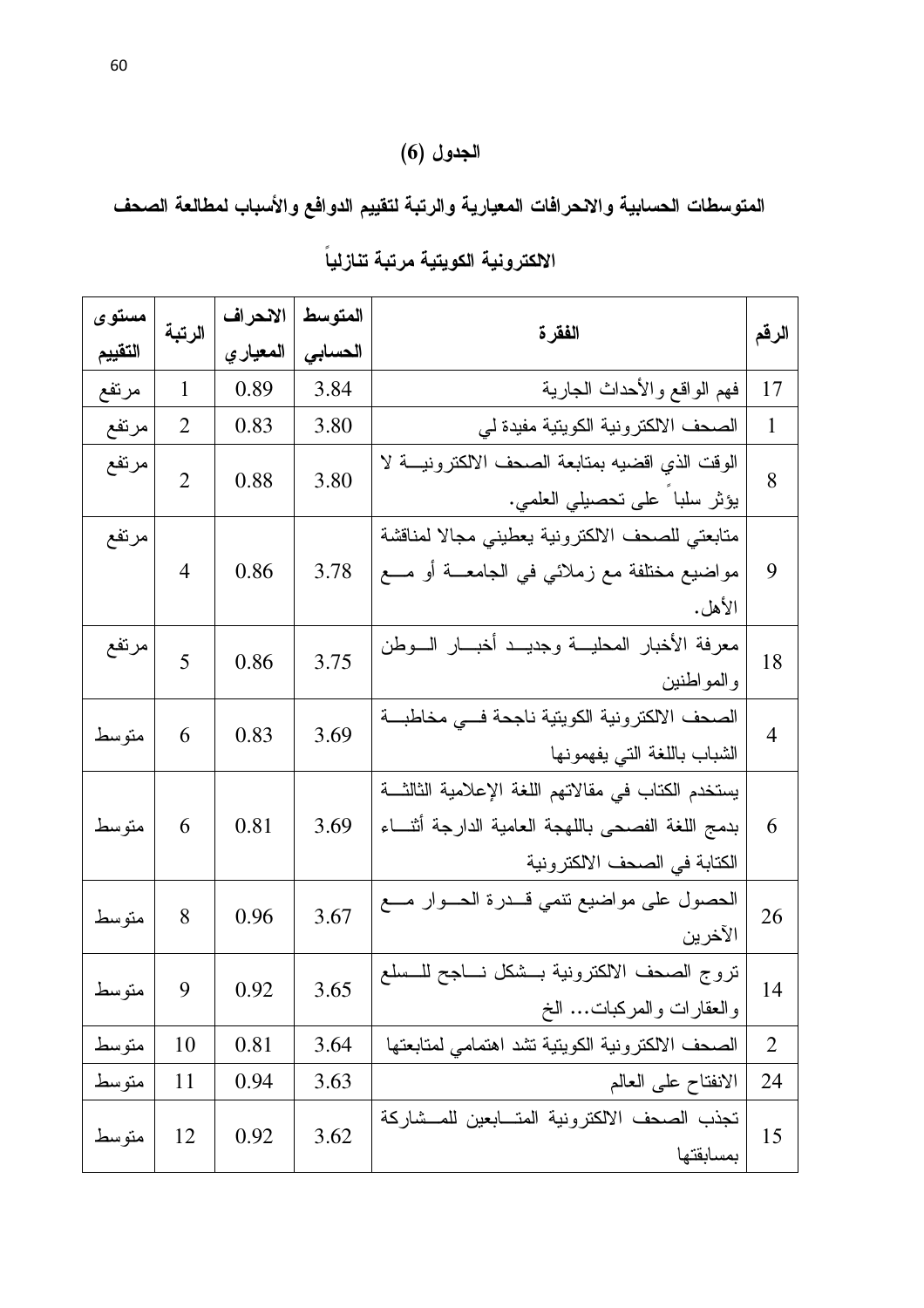## الجدول (6)

**المتوسطات الحسابية والانحرافات المعيارية والرتبة لتقييم الدوافع والأسباب لمطالعة الصحف الالكترونية الكويتية مرتبة تنازلياً**

| الرقم | الفقرة | المتوسط الحسابي | الانحراف المعياري | الرتبة | مستوى التقييم |
|---|---|---|---|---|---|
| 17 | فهم الواقع والأحداث الجارية | 3.84 | 0.89 | 1 | مرتفع |
| 1 | الصحف الالكترونية الكويتية مفيدة لي | 3.80 | 0.83 | 2 | مرتفع |
| 8 | الوقت الذي اقضيه بمتابعة الصحف الالكترونية لا يؤثر سلباً على تحصيلي العلمي. | 3.80 | 0.88 | 2 | مرتفع |
| 9 | متابعتي للصحف الالكترونية يعطيني مجالا لمناقشة مواضيع مختلفة مع زملائي في الجامعة أو مع الأهل. | 3.78 | 0.86 | 4 | مرتفع |
| 18 | معرفة الأخبار المحلية وجديد أخبار الوطن والمواطنين | 3.75 | 0.86 | 5 | مرتفع |
| 4 | الصحف الالكترونية الكويتية ناجحة في مخاطبة الشباب باللغة التي يفهمونها | 3.69 | 0.83 | 6 | متوسط |
| 6 | يستخدم الكتاب في مقالاتهم اللغة الإعلامية الثالثة بدمج اللغة الفصحى باللهجة العامية الدارجة أثناء الكتابة في الصحف الالكترونية | 3.69 | 0.81 | 6 | متوسط |
| 26 | الحصول على مواضيع تنمي قدرة الحوار مع الآخرين | 3.67 | 0.96 | 8 | متوسط |
| 14 | تروج الصحف الالكترونية بشكل ناجح للسلع والعقارات والمركبات... الخ | 3.65 | 0.92 | 9 | متوسط |
| 2 | الصحف الالكترونية الكويتية تشد اهتمامي لمتابعتها | 3.64 | 0.81 | 10 | متوسط |
| 24 | الانفتاح على العالم | 3.63 | 0.94 | 11 | متوسط |
| 15 | تجذب الصحف الالكترونية المتابعين للمشاركة بمسابقتها | 3.62 | 0.92 | 12 | متوسط |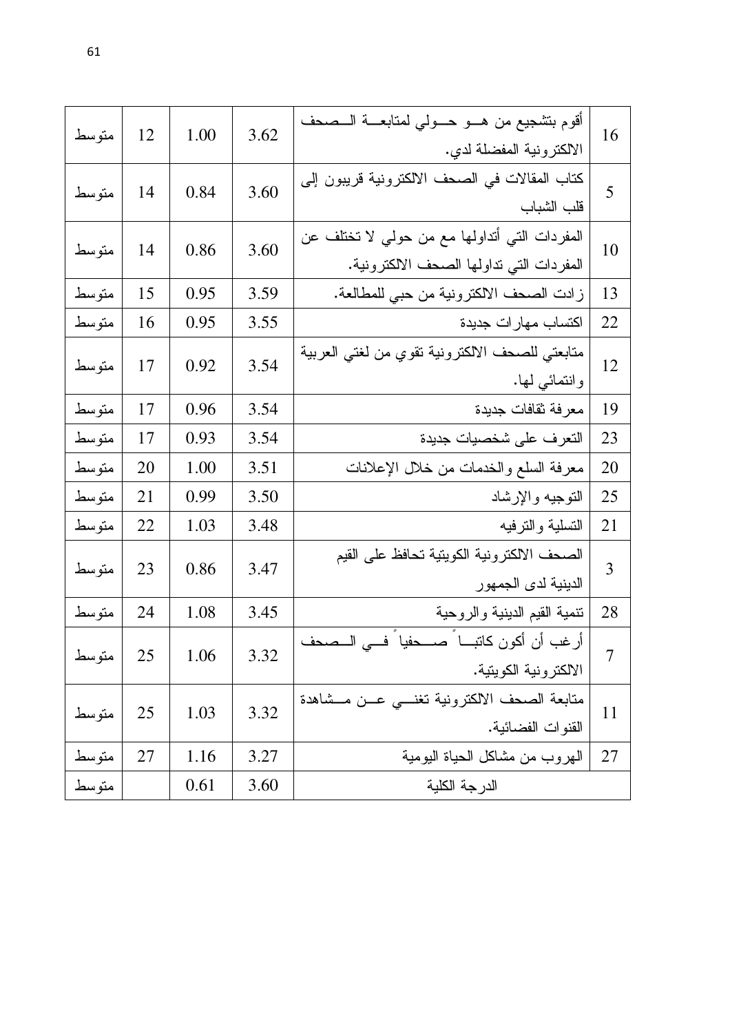| | | | | | |
|---|---|---|---|---|---|
| 16 | أقوم بتشجيع من هو حولي لمتابعة الصحف الالكترونية المفضلة لدي. | 3.62 | 1.00 | 12 | متوسط |
| 5 | كتاب المقالات في الصحف الالكترونية قريبون إلى قلب الشباب | 3.60 | 0.84 | 14 | متوسط |
| 10 | المفردات التي أتداولها مع من حولي لا تختلف عن المفردات التي تداولها الصحف الالكترونية. | 3.60 | 0.86 | 14 | متوسط |
| 13 | زادت الصحف الالكترونية من حبي للمطالعة. | 3.59 | 0.95 | 15 | متوسط |
| 22 | اكتساب مهارات جديدة | 3.55 | 0.95 | 16 | متوسط |
| 12 | متابعتي للصحف الالكترونية تقوي من لغتي العربية وانتمائي لها. | 3.54 | 0.92 | 17 | متوسط |
| 19 | معرفة ثقافات جديدة | 3.54 | 0.96 | 17 | متوسط |
| 23 | التعرف على شخصيات جديدة | 3.54 | 0.93 | 17 | متوسط |
| 20 | معرفة السلع والخدمات من خلال الإعلانات | 3.51 | 1.00 | 20 | متوسط |
| 25 | التوجيه والإرشاد | 3.50 | 0.99 | 21 | متوسط |
| 21 | التسلية والترفيه | 3.48 | 1.03 | 22 | متوسط |
| 3 | الصحف الالكترونية الكويتية تحافظ على القيم الدينية لدى الجمهور | 3.47 | 0.86 | 23 | متوسط |
| 28 | تنمية القيم الدينية والروحية | 3.45 | 1.08 | 24 | متوسط |
| 7 | أرغب أن أكون كاتباً صحفياً في الصحف الالكترونية الكويتية. | 3.32 | 1.06 | 25 | متوسط |
| 11 | متابعة الصحف الالكترونية تغني عن مشاهدة القنوات الفضائية. | 3.32 | 1.03 | 25 | متوسط |
| 27 | الهروب من مشاكل الحياة اليومية | 3.27 | 1.16 | 27 | متوسط |
| | الدرجة الكلية | 3.60 | 0.61 | | متوسط |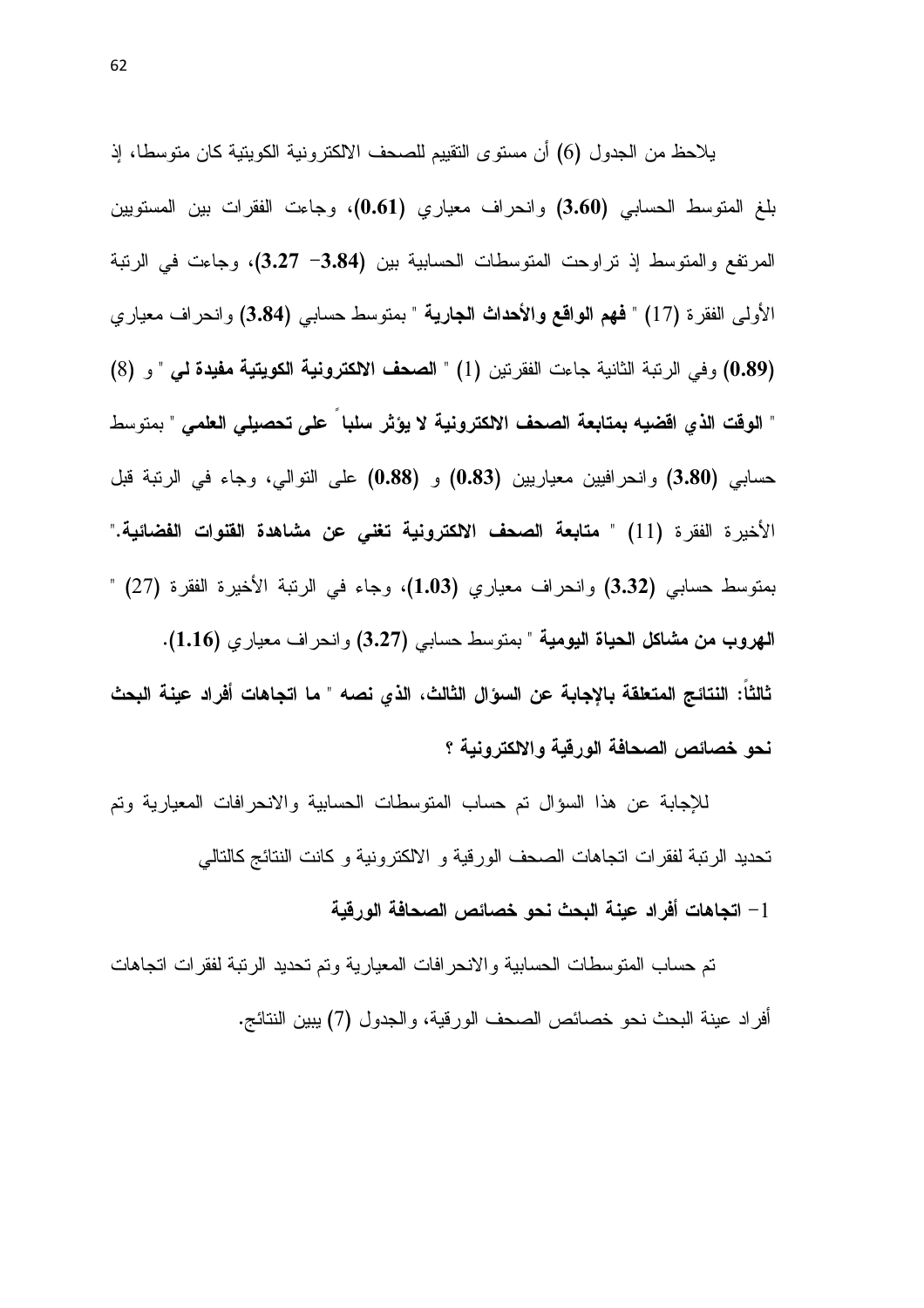يلاحظ من الجدول (6) أن مستوى التقييم للصحف الالكترونية الكويتية كان متوسطا، إذ بلغ المتوسط الحسابي **(3.60)** وانحراف معياري **(0.61)**، وجاءت الفقرات بين المستويين المرتفع والمتوسط إذ تراوحت المتوسطات الحسابية بين **(3.84– 3.27)**، وجاءت في الرتبة الأولى الفقرة (17) " **فهم الواقع والأحداث الجارية** " بمتوسط حسابي **(3.84)** وانحراف معياري **(0.89)** وفي الرتبة الثانية جاءت الفقرتين (1) " **الصحف الالكترونية الكويتية مفيدة لي** " و (8) " **الوقت الذي اقضيه بمتابعة الصحف الالكترونية لا يؤثر سلباً على تحصيلي العلمي** " بمتوسط حسابي **(3.80)** وانحرافيين معياريين **(0.83)** و **(0.88)** على التوالي، وجاء في الرتبة قبل الأخيرة الفقرة (11) " **متابعة الصحف الالكترونية تغني عن مشاهدة القنوات الفضائية.**" بمتوسط حسابي **(3.32)** وانحراف معياري **(1.03)**، وجاء في الرتبة الأخيرة الفقرة (27) " **الهروب من مشاكل الحياة اليومية** " بمتوسط حسابي **(3.27)** وانحراف معياري **(1.16)**.

**ثالثاً: النتائج المتعلقة بالإجابة عن السؤال الثالث، الذي نصه " ما اتجاهات أفراد عينة البحث نحو خصائص الصحافة الورقية والالكترونية ؟**

للإجابة عن هذا السؤال تم حساب المتوسطات الحسابية والانحرافات المعيارية وتم تحديد الرتبة لفقرات اتجاهات الصحف الورقية و الالكترونية و كانت النتائج كالتالي

**1- اتجاهات أفراد عينة البحث نحو خصائص الصحافة الورقية**

تم حساب المتوسطات الحسابية والانحرافات المعيارية وتم تحديد الرتبة لفقرات اتجاهات أفراد عينة البحث نحو خصائص الصحف الورقية، والجدول (7) يبين النتائج.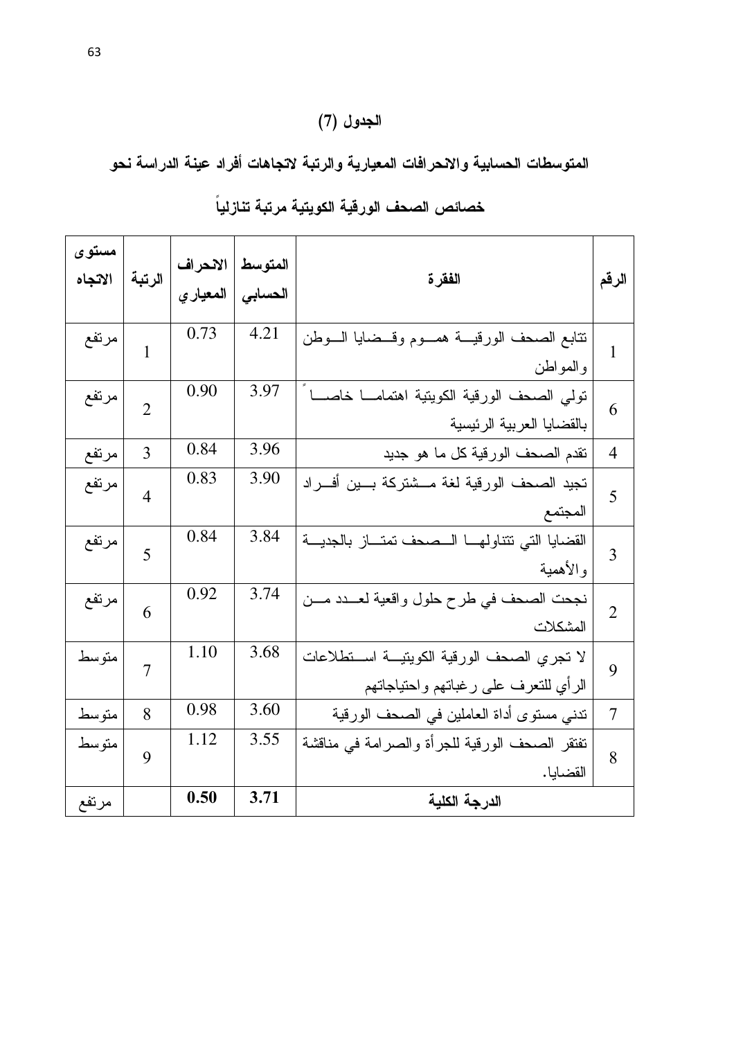**الجدول (7)**

**المتوسطات الحسابية والانحرافات المعيارية والرتبة لاتجاهات أفراد عينة الدراسة نحو خصائص الصحف الورقية الكويتية مرتبة تنازلياً**

| الرقم | الفقرة | المتوسط الحسابي | الانحراف المعياري | الرتبة | مستوى الاتجاه |
|---|---|---|---|---|---|
| 1 | تتابع الصحف الورقية هموم وقضايا الوطن والمواطن | 4.21 | 0.73 | 1 | مرتفع |
| 6 | تولي الصحف الورقية الكويتية اهتماما خاصاً بالقضايا العربية الرئيسية | 3.97 | 0.90 | 2 | مرتفع |
| 4 | تقدم الصحف الورقية كل ما هو جديد | 3.96 | 0.84 | 3 | مرتفع |
| 5 | تجيد الصحف الورقية لغة مشتركة بين أفراد المجتمع | 3.90 | 0.83 | 4 | مرتفع |
| 3 | القضايا التي تتناولها الصحف تمتاز بالجدية والأهمية | 3.84 | 0.84 | 5 | مرتفع |
| 2 | نجحت الصحف في طرح حلول واقعية لعدد من المشكلات | 3.74 | 0.92 | 6 | مرتفع |
| 9 | لا تجري الصحف الورقية الكويتية استطلاعات الرأي للتعرف على رغباتهم واحتياجاتهم | 3.68 | 1.10 | 7 | متوسط |
| 7 | تدني مستوى أداة العاملين في الصحف الورقية | 3.60 | 0.98 | 8 | متوسط |
| 8 | تفتقر الصحف الورقية للجرأة والصرامة في مناقشة القضايا. | 3.55 | 1.12 | 9 | متوسط |
| | **الدرجة الكلية** | **3.71** | **0.50** | | مرتفع |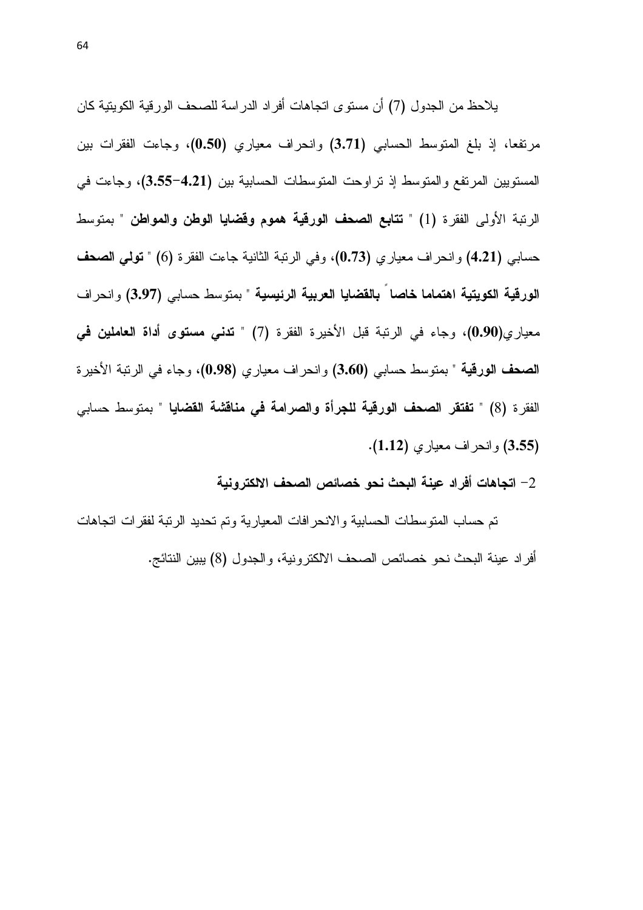يلاحظ من الجدول (7) أن مستوى اتجاهات أفراد الدراسة للصحف الورقية الكويتية كان مرتفعا، إذ بلغ المتوسط الحسابي **(3.71)** وانحراف معياري **(0.50)**، وجاءت الفقرات بين المستويين المرتفع والمتوسط إذ تراوحت المتوسطات الحسابية بين **(4.21-3.55)**، وجاءت في الرتبة الأولى الفقرة (1) " **تتابع الصحف الورقية هموم وقضايا الوطن والمواطن** " بمتوسط حسابي **(4.21)** وانحراف معياري **(0.73)**، وفي الرتبة الثانية جاءت الفقرة (6) " **تولي الصحف الورقية الكويتية اهتماما خاصاً بالقضايا العربية الرئيسية** " بمتوسط حسابي **(3.97)** وانحراف معياري**(0.90)**، وجاء في الرتبة قبل الأخيرة الفقرة (7) " **تدني مستوى أداة العاملين في الصحف الورقية** " بمتوسط حسابي **(3.60)** وانحراف معياري **(0.98)**، وجاء في الرتبة الأخيرة الفقرة (8) " **تفتقر الصحف الورقية للجرأة والصرامة في مناقشة القضايا** " بمتوسط حسابي **(3.55)** وانحراف معياري **(1.12)**.

**2- اتجاهات أفراد عينة البحث نحو خصائص الصحف الالكترونية**

تم حساب المتوسطات الحسابية والانحرافات المعيارية وتم تحديد الرتبة لفقرات اتجاهات أفراد عينة البحث نحو خصائص الصحف الالكترونية، والجدول (8) يبين النتائج.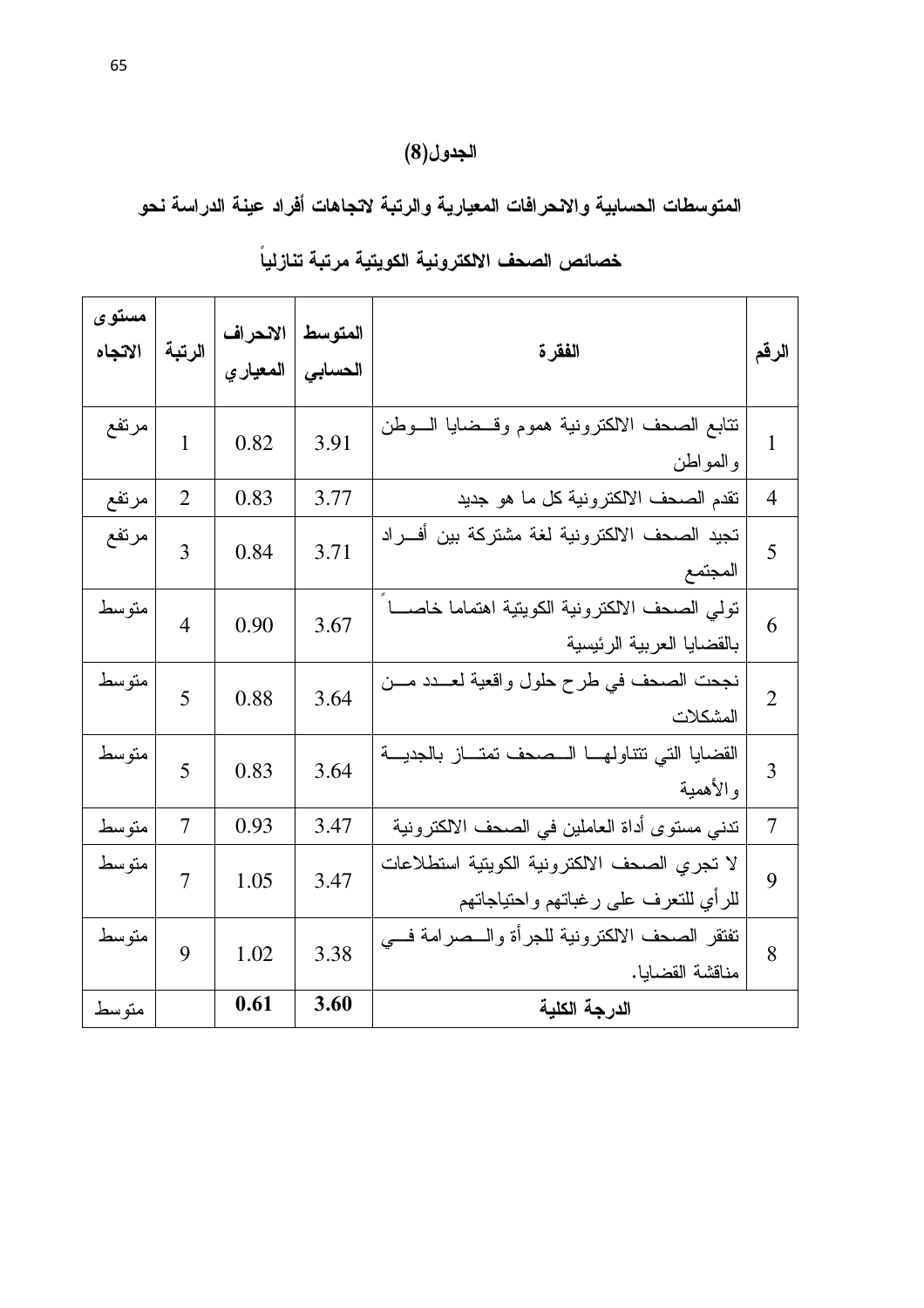**الجدول(8)**

**المتوسطات الحسابية والانحرافات المعيارية والرتبة لاتجاهات أفراد عينة الدراسة نحو خصائص الصحف الالكترونية الكويتية مرتبة تنازلياً**

| الرقم | الفقرة | المتوسط الحسابي | الانحراف المعياري | الرتبة | مستوى الاتجاه |
|---|---|---|---|---|---|
| 1 | تتابع الصحف الالكترونية هموم وقضايا الوطن والمواطن | 3.91 | 0.82 | 1 | مرتفع |
| 4 | تقدم الصحف الالكترونية كل ما هو جديد | 3.77 | 0.83 | 2 | مرتفع |
| 5 | تجيد الصحف الالكترونية لغة مشتركة بين أفراد المجتمع | 3.71 | 0.84 | 3 | مرتفع |
| 6 | تولي الصحف الالكترونية الكويتية اهتماما خاصاً بالقضايا العربية الرئيسية | 3.67 | 0.90 | 4 | متوسط |
| 2 | نجحت الصحف في طرح حلول واقعية لعدد من المشكلات | 3.64 | 0.88 | 5 | متوسط |
| 3 | القضايا التي تتناولها الصحف تمتاز بالجدية والأهمية | 3.64 | 0.83 | 5 | متوسط |
| 7 | تدني مستوى أداة العاملين في الصحف الالكترونية | 3.47 | 0.93 | 7 | متوسط |
| 9 | لا تجري الصحف الالكترونية الكويتية استطلاعات للرأي للتعرف على رغباتهم واحتياجاتهم | 3.47 | 1.05 | 7 | متوسط |
| 8 | تفتقر الصحف الالكترونية للجرأة والصرامة في مناقشة القضايا. | 3.38 | 1.02 | 9 | متوسط |
| | **الدرجة الكلية** | **3.60** | **0.61** | | متوسط |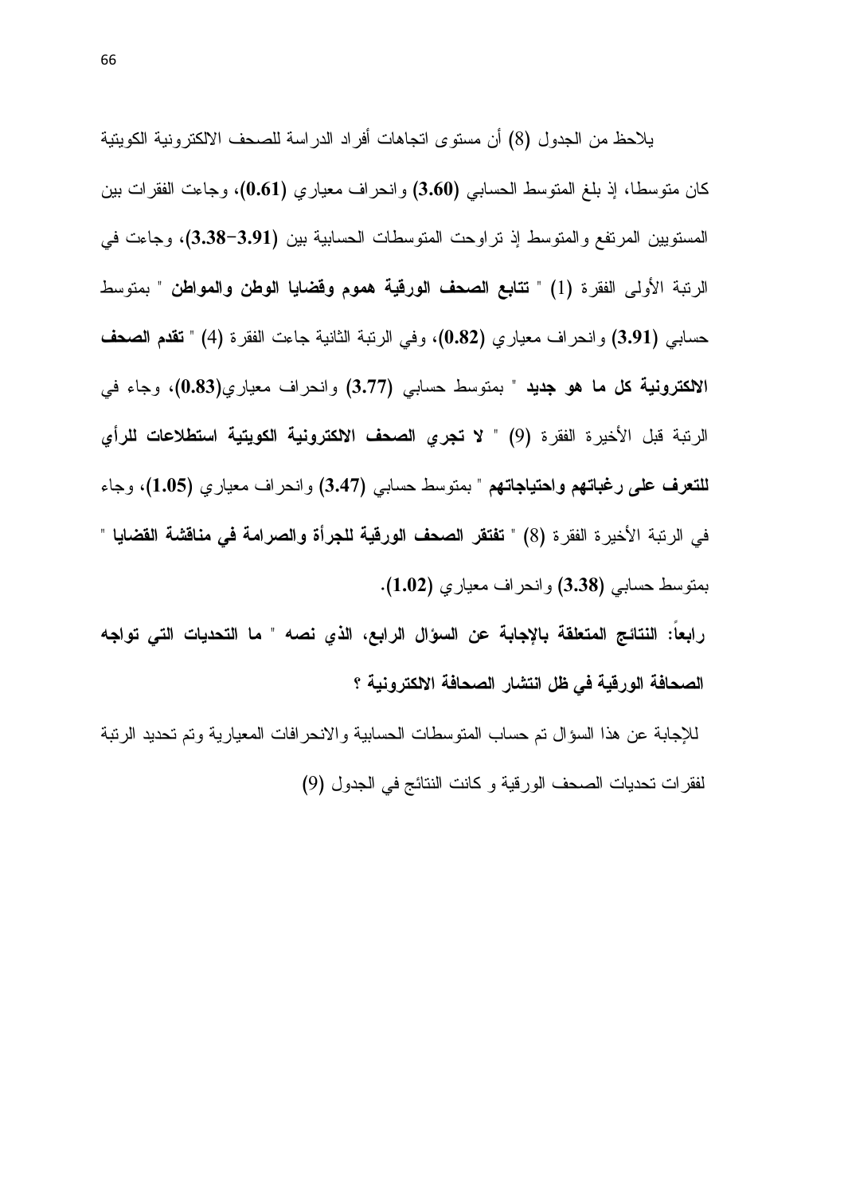يلاحظ من الجدول (8) أن مستوى اتجاهات أفراد الدراسة للصحف الالكترونية الكويتية كان متوسطا، إذ بلغ المتوسط الحسابي (**3.60**) وانحراف معياري (**0.61**)، وجاءت الفقرات بين المستويين المرتفع والمتوسط إذ تراوحت المتوسطات الحسابية بين (**3.91-3.38**)، وجاءت في الرتبة الأولى الفقرة (1) " **تتابع الصحف الورقية هموم وقضايا الوطن والمواطن** " بمتوسط حسابي (**3.91**) وانحراف معياري (**0.82**)، وفي الرتبة الثانية جاءت الفقرة (4) " **تقدم الصحف الالكترونية كل ما هو جديد** " بمتوسط حسابي (**3.77**) وانحراف معياري(**0.83**)، وجاء في الرتبة قبل الأخيرة الفقرة (9) " **لا تجري الصحف الالكترونية الكويتية استطلاعات للرأي للتعرف على رغباتهم واحتياجاتهم** " بمتوسط حسابي (**3.47**) وانحراف معياري (**1.05**)، وجاء في الرتبة الأخيرة الفقرة (8) " **تفتقر الصحف الورقية للجرأة والصرامة في مناقشة القضايا** " بمتوسط حسابي (**3.38**) وانحراف معياري (**1.02**).

**رابعاً: النتائج المتعلقة بالإجابة عن السؤال الرابع، الذي نصه " ما التحديات التي تواجه الصحافة الورقية في ظل انتشار الصحافة الالكترونية ؟**

للإجابة عن هذا السؤال تم حساب المتوسطات الحسابية والانحرافات المعيارية وتم تحديد الرتبة لفقرات تحديات الصحف الورقية و كانت النتائج في الجدول (9)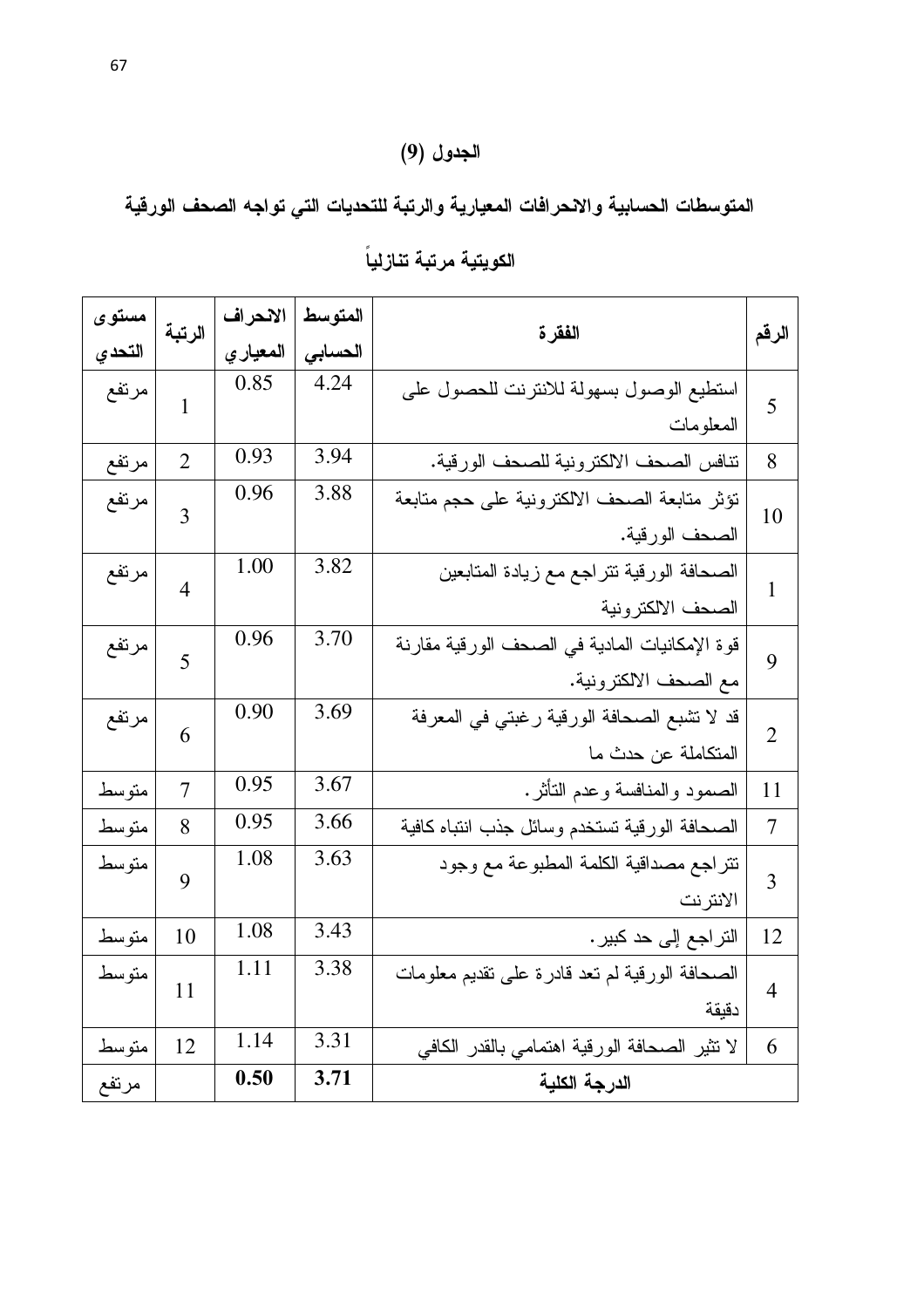**الجدول (9)**

**المتوسطات الحسابية والانحرافات المعيارية والرتبة للتحديات التي تواجه الصحف الورقية الكويتية مرتبة تنازلياً**

| الرقم | الفقرة | المتوسط الحسابي | الانحراف المعياري | الرتبة | مستوى التحدي |
|---|---|---|---|---|---|
| 5 | استطيع الوصول بسهولة للانترنت للحصول على المعلومات | 4.24 | 0.85 | 1 | مرتفع |
| 8 | تنافس الصحف الالكترونية للصحف الورقية. | 3.94 | 0.93 | 2 | مرتفع |
| 10 | تؤثر متابعة الصحف الالكترونية على حجم متابعة الصحف الورقية. | 3.88 | 0.96 | 3 | مرتفع |
| 1 | الصحافة الورقية تتراجع مع زيادة المتابعين الصحف الالكترونية | 3.82 | 1.00 | 4 | مرتفع |
| 9 | قوة الإمكانيات المادية في الصحف الورقية مقارنة مع الصحف الالكترونية. | 3.70 | 0.96 | 5 | مرتفع |
| 2 | قد لا تشبع الصحافة الورقية رغبتي في المعرفة المتكاملة عن حدث ما | 3.69 | 0.90 | 6 | مرتفع |
| 11 | الصمود والمنافسة وعدم التأثر. | 3.67 | 0.95 | 7 | متوسط |
| 7 | الصحافة الورقية تستخدم وسائل جذب انتباه كافية | 3.66 | 0.95 | 8 | متوسط |
| 3 | تتراجع مصداقية الكلمة المطبوعة مع وجود الانترنت | 3.63 | 1.08 | 9 | متوسط |
| 12 | التراجع إلى حد كبير. | 3.43 | 1.08 | 10 | متوسط |
| 4 | الصحافة الورقية لم تعد قادرة على تقديم معلومات دقيقة | 3.38 | 1.11 | 11 | متوسط |
| 6 | لا تثير الصحافة الورقية اهتمامي بالقدر الكافي | 3.31 | 1.14 | 12 | متوسط |
| | **الدرجة الكلية** | **3.71** | **0.50** | | مرتفع |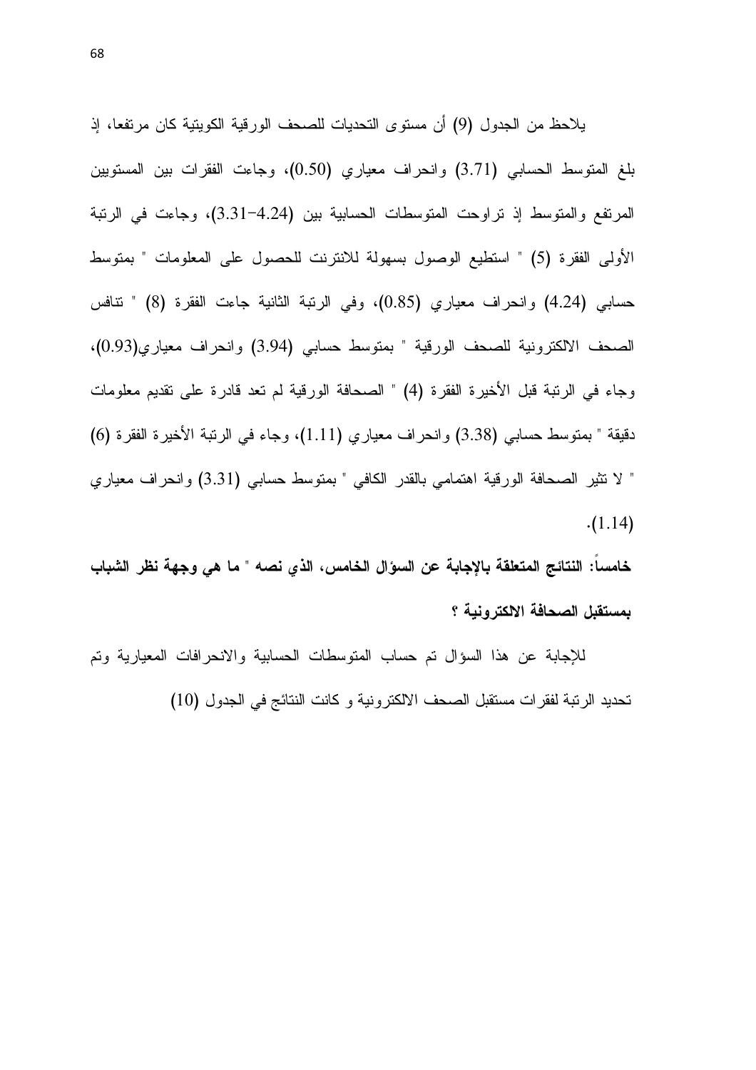يلاحظ من الجدول (9) أن مستوى التحديات للصحف الورقية الكويتية كان مرتفعا، إذ بلغ المتوسط الحسابي (3.71) وانحراف معياري (0.50)، وجاءت الفقرات بين المستويين المرتفع والمتوسط إذ تراوحت المتوسطات الحسابية بين (4.24-3.31)، وجاءت في الرتبة الأولى الفقرة (5) " استطيع الوصول بسهولة للانترنت للحصول على المعلومات " بمتوسط حسابي (4.24) وانحراف معياري (0.85)، وفي الرتبة الثانية جاءت الفقرة (8) " تنافس الصحف الالكترونية للصحف الورقية " بمتوسط حسابي (3.94) وانحراف معياري(0.93)، وجاء في الرتبة قبل الأخيرة الفقرة (4) " الصحافة الورقية لم تعد قادرة على تقديم معلومات دقيقة " بمتوسط حسابي (3.38) وانحراف معياري (1.11)، وجاء في الرتبة الأخيرة الفقرة (6) " لا تثير الصحافة الورقية اهتمامي بالقدر الكافي " بمتوسط حسابي (3.31) وانحراف معياري (1.14).

**خامساً: النتائج المتعلقة بالإجابة عن السؤال الخامس، الذي نصه " ما هي وجهة نظر الشباب بمستقبل الصحافة الالكترونية ؟**

للإجابة عن هذا السؤال تم حساب المتوسطات الحسابية والانحرافات المعيارية وتم تحديد الرتبة لفقرات مستقبل الصحف الالكترونية و كانت النتائج في الجدول (10)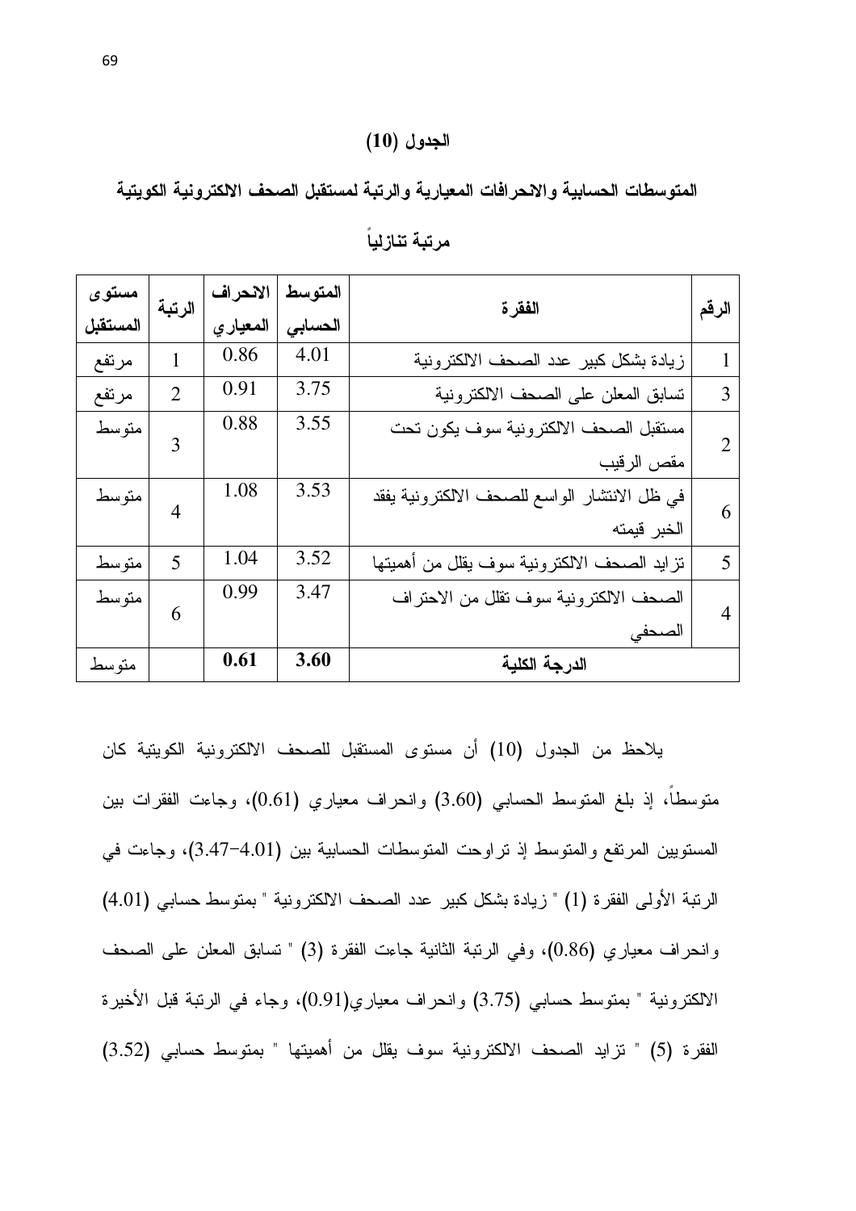**الجدول (10)**

**المتوسطات الحسابية والانحرافات المعيارية والرتبة لمستقبل الصحف الالكترونية الكويتية مرتبة تنازلياً**

| الرقم | الفقرة | المتوسط الحسابي | الانحراف المعياري | الرتبة | مستوى المستقبل |
|---|---|---|---|---|---|
| 1 | زيادة بشكل كبير عدد الصحف الالكترونية | 4.01 | 0.86 | 1 | مرتفع |
| 3 | تسابق المعلن على الصحف الالكترونية | 3.75 | 0.91 | 2 | مرتفع |
| 2 | مستقبل الصحف الالكترونية سوف يكون تحت مقص الرقيب | 3.55 | 0.88 | 3 | متوسط |
| 6 | في ظل الانتشار الواسع للصحف الالكترونية يفقد الخبر قيمته | 3.53 | 1.08 | 4 | متوسط |
| 5 | تزايد الصحف الالكترونية سوف يقلل من أهميتها | 3.52 | 1.04 | 5 | متوسط |
| 4 | الصحف الالكترونية سوف تقلل من الاحتراف الصحفي | 3.47 | 0.99 | 6 | متوسط |
| | **الدرجة الكلية** | **3.60** | **0.61** | | متوسط |

يلاحظ من الجدول (10) أن مستوى المستقبل للصحف الالكترونية الكويتية كان متوسطاً، إذ بلغ المتوسط الحسابي (3.60) وانحراف معياري (0.61)، وجاءت الفقرات بين المستويين المرتفع والمتوسط إذ تراوحت المتوسطات الحسابية بين (4.01-3.47)، وجاءت في الرتبة الأولى الفقرة (1) " زيادة بشكل كبير عدد الصحف الالكترونية " بمتوسط حسابي (4.01) وانحراف معياري (0.86)، وفي الرتبة الثانية جاءت الفقرة (3) " تسابق المعلن على الصحف الالكترونية " بمتوسط حسابي (3.75) وانحراف معياري(0.91)، وجاء في الرتبة قبل الأخيرة الفقرة (5) " تزايد الصحف الالكترونية سوف يقلل من أهميتها " بمتوسط حسابي (3.52)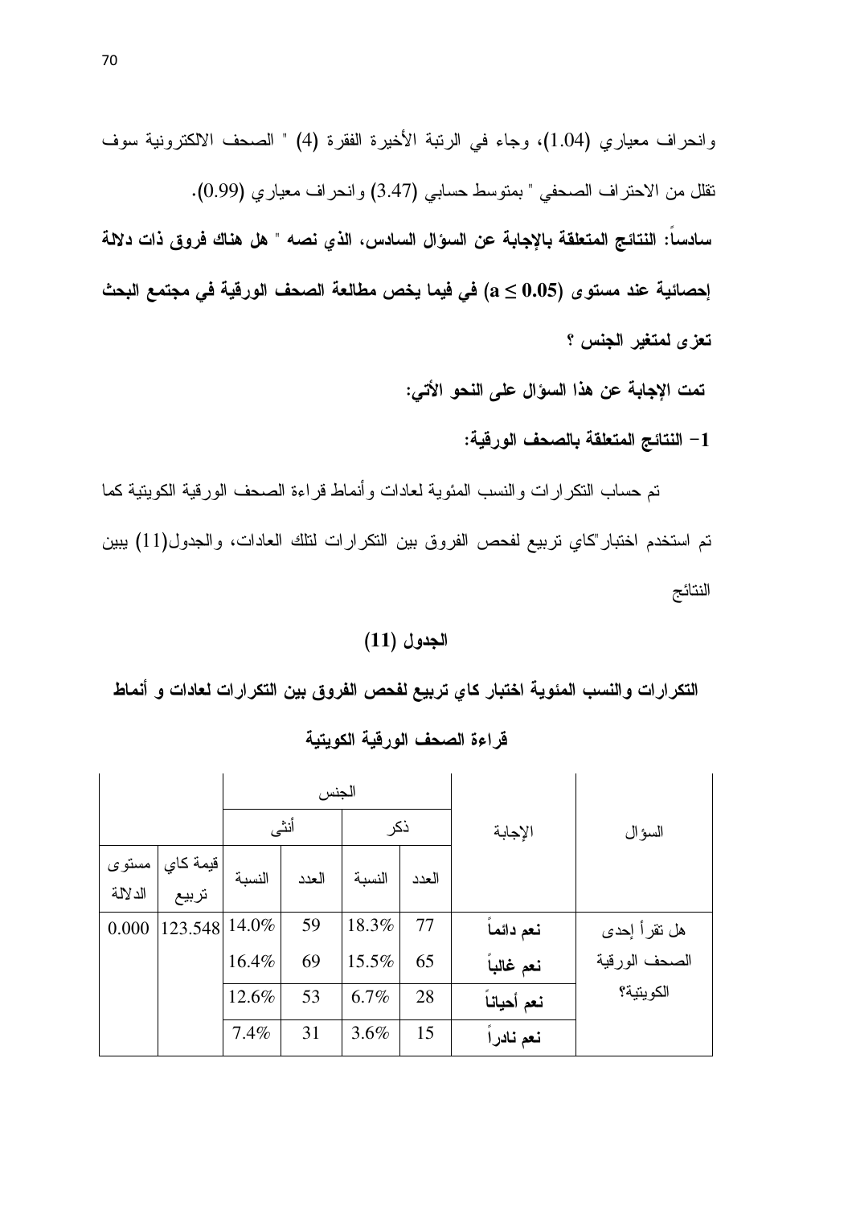وانحراف معياري (1.04)، وجاء في الرتبة الأخيرة الفقرة (4) " الصحف الالكترونية سوف تقلل من الاحتراف الصحفي " بمتوسط حسابي (3.47) وانحراف معياري (0.99).

**سادساً: النتائج المتعلقة بالإجابة عن السؤال السادس، الذي نصه " هل هناك فروق ذات دلالة إحصائية عند مستوى ($a \leq 0.05$) في فيما يخص مطالعة الصحف الورقية في مجتمع البحث تعزى لمتغير الجنس ؟**

**تمت الإجابة عن هذا السؤال على النحو الأتي:**

**1- النتائج المتعلقة بالصحف الورقية:**

تم حساب التكرارات والنسب المئوية لعادات وأنماط قراءة الصحف الورقية الكويتية كما تم استخدم اختبار"كاي تربيع لفحص الفروق بين التكرارات لتلك العادات، والجدول(11) يبين النتائج

**الجدول (11)**

**التكرارات والنسب المئوية اختبار كاي تربيع لفحص الفروق بين التكرارات لعادات و أنماط قراءة الصحف الورقية الكويتية**

| السؤال | الإجابة | الجنس | | | | | |
|---|---|---|---|---|---|---|---|
| | | ذكر | | أنثى | | | |
| | | العدد | النسبة | العدد | النسبة | قيمة كاي تربيع | مستوى الدلالة |
| هل تقرأ إحدى الصحف الورقية الكويتية؟ | **نعم دائماً** | 77 | 18.3% | 59 | 14.0% | 123.548 | 0.000 |
| | **نعم غالباً** | 65 | 15.5% | 69 | 16.4% | | |
| | **نعم أحياناً** | 28 | 6.7% | 53 | 12.6% | | |
| | **نعم نادراً** | 15 | 3.6% | 31 | 7.4% | | |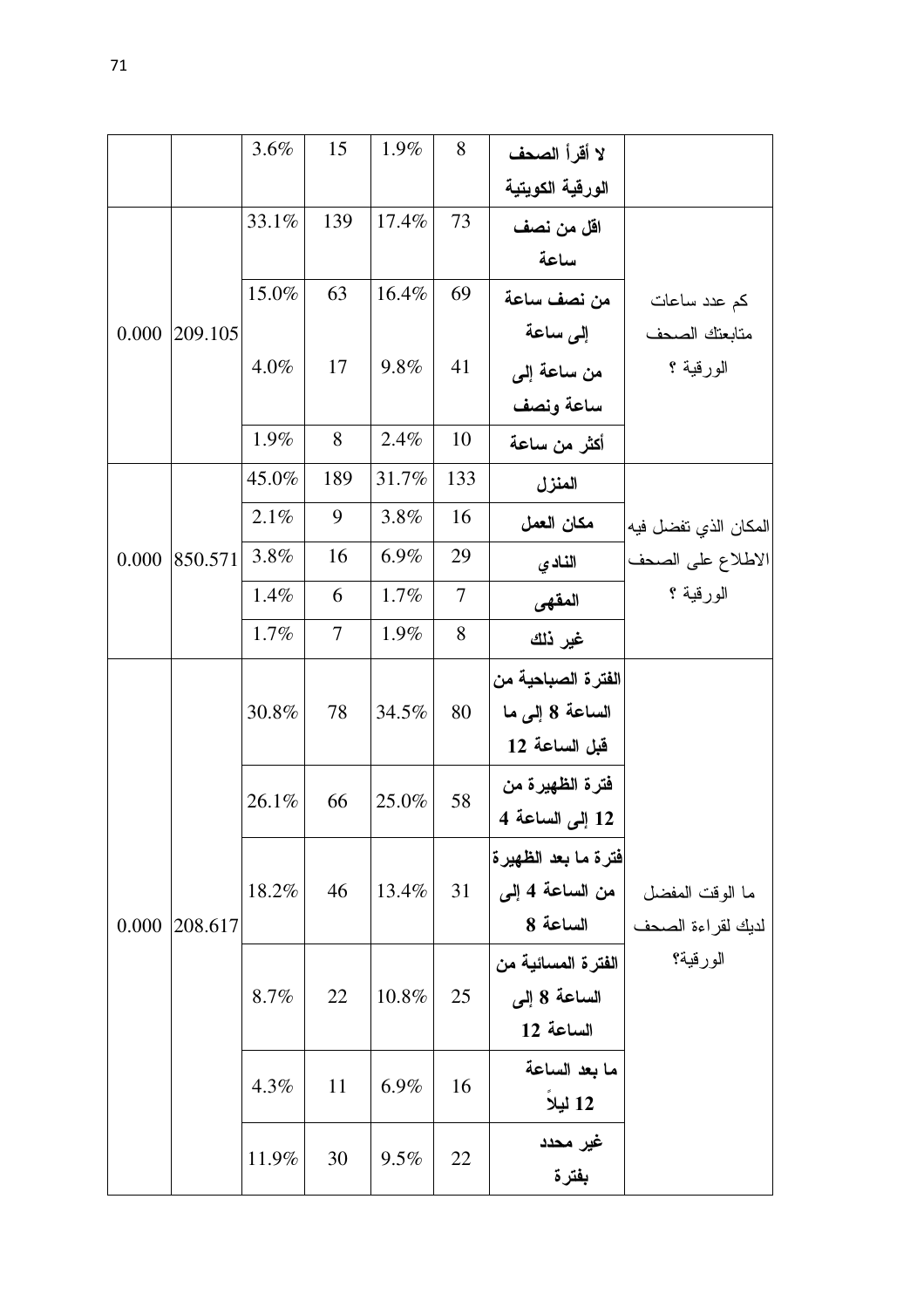| | | | | | | | |
|---|---|---|---|---|---|---|---|
| | | 3.6% | 15 | 1.9% | 8 | لا أقرأ الصحف الورقية الكويتية | |
| 0.000 | 209.105 | 33.1% | 139 | 17.4% | 73 | اقل من نصف ساعة | كم عدد ساعات متابعتك الصحف الورقية ؟ |
| | | 15.0% | 63 | 16.4% | 69 | من نصف ساعة إلى ساعة | |
| | | 4.0% | 17 | 9.8% | 41 | من ساعة إلى ساعة ونصف | |
| | | 1.9% | 8 | 2.4% | 10 | أكثر من ساعة | |
| 0.000 | 850.571 | 45.0% | 189 | 31.7% | 133 | المنزل | المكان الذي تفضل فيه الاطلاع على الصحف الورقية ؟ |
| | | 2.1% | 9 | 3.8% | 16 | مكان العمل | |
| | | 3.8% | 16 | 6.9% | 29 | النادي | |
| | | 1.4% | 6 | 1.7% | 7 | المقهى | |
| | | 1.7% | 7 | 1.9% | 8 | غير ذلك | |
| 0.000 | 208.617 | 30.8% | 78 | 34.5% | 80 | الفترة الصباحية من الساعة 8 إلى ما قبل الساعة 12 | ما الوقت المفضل لديك لقراءة الصحف الورقية؟ |
| | | 26.1% | 66 | 25.0% | 58 | فترة الظهيرة من 12 إلى الساعة 4 | |
| | | 18.2% | 46 | 13.4% | 31 | فترة ما بعد الظهيرة من الساعة 4 إلى الساعة 8 | |
| | | 8.7% | 22 | 10.8% | 25 | الفترة المسائية من الساعة 8 إلى الساعة 12 | |
| | | 4.3% | 11 | 6.9% | 16 | ما بعد الساعة 12 ليلاً | |
| | | 11.9% | 30 | 9.5% | 22 | غير محدد بفترة | |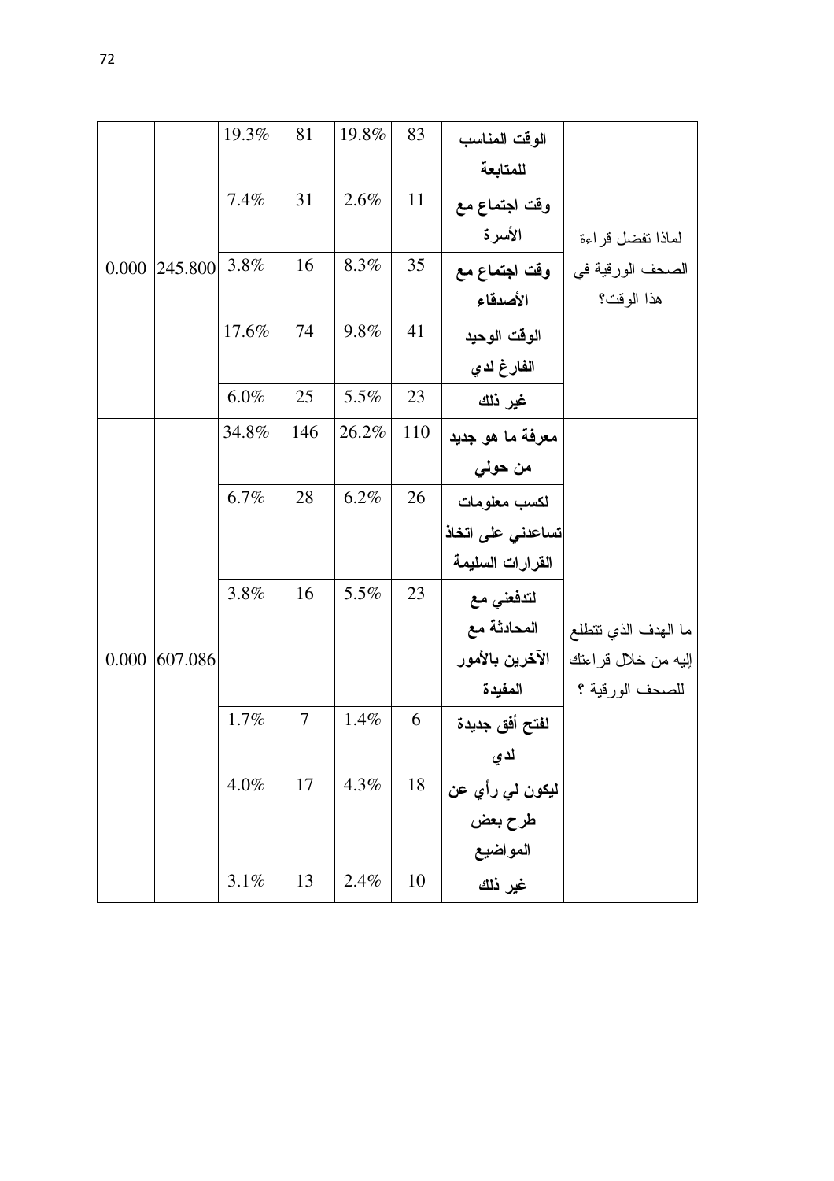| | | | | | | | |
|---|---|---|---|---|---|---|---|
| لماذا تفضل قراءة الصحف الورقية في هذا الوقت؟ | **الوقت المناسب للمتابعة** | 83 | 19.8% | 81 | 19.3% | 245.800 | 0.000 |
| | **وقت اجتماع مع الأسرة** | 11 | 2.6% | 31 | 7.4% | | |
| | **وقت اجتماع مع الأصدقاء** | 35 | 8.3% | 16 | 3.8% | | |
| | **الوقت الوحيد الفارغ لدي** | 41 | 9.8% | 74 | 17.6% | | |
| | **غير ذلك** | 23 | 5.5% | 25 | 6.0% | | |
| ما الهدف الذي تتطلع إليه من خلال قراءتك للصحف الورقية ؟ | **معرفة ما هو جديد من حولي** | 110 | 26.2% | 146 | 34.8% | 607.086 | 0.000 |
| | **لكسب معلومات تساعدني على اتخاذ القرارات السليمة** | 26 | 6.2% | 28 | 6.7% | | |
| | **لتدفعني مع المحادثة مع الآخرين بالأمور المفيدة** | 23 | 5.5% | 16 | 3.8% | | |
| | **لفتح أفق جديدة لدي** | 6 | 1.4% | 7 | 1.7% | | |
| | **ليكون لي رأي عن طرح بعض المواضيع** | 18 | 4.3% | 17 | 4.0% | | |
| | **غير ذلك** | 10 | 2.4% | 13 | 3.1% | | |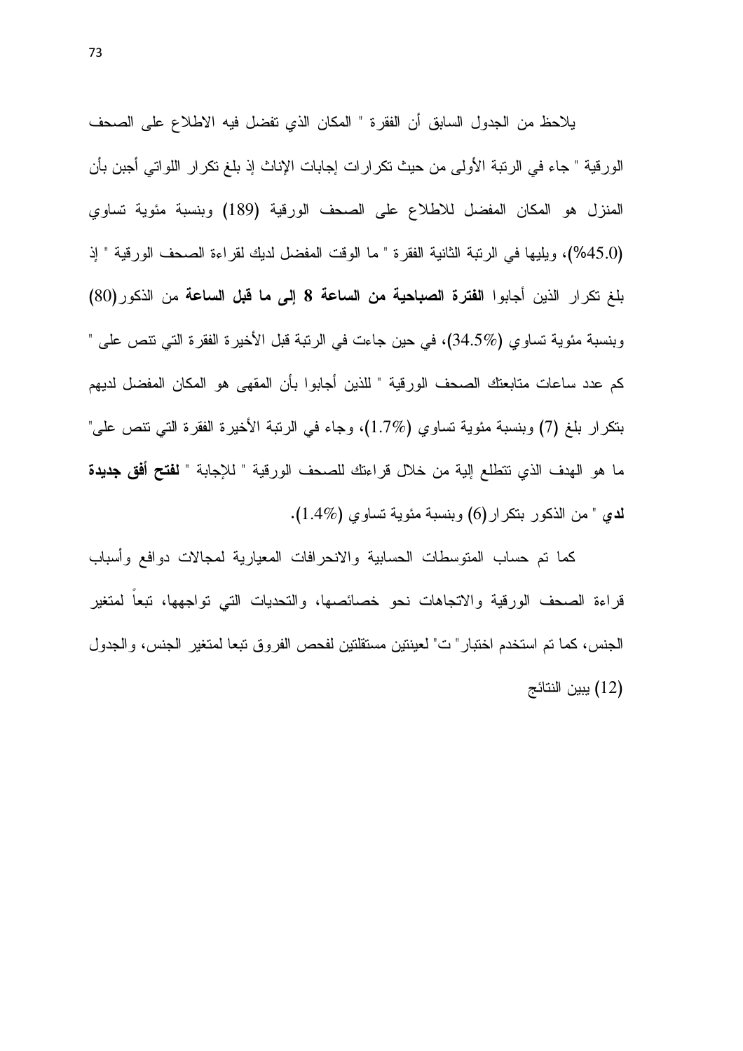يلاحظ من الجدول السابق أن الفقرة " المكان الذي تفضل فيه الاطلاع على الصحف الورقية " جاء في الرتبة الأولى من حيث تكرارات إجابات الإناث إذ بلغ تكرار اللواتي أجبن بأن المنزل هو المكان المفضل للاطلاع على الصحف الورقية (189) وبنسبة مئوية تساوي (45.0%)، ويليها في الرتبة الثانية الفقرة " ما الوقت المفضل لديك لقراءة الصحف الورقية " إذ بلغ تكرار الذين أجابوا **الفترة الصباحية من الساعة 8 إلى ما قبل الساعة** من الذكور(80) وبنسبة مئوية تساوي (34.5%)، في حين جاءت في الرتبة قبل الأخيرة الفقرة التي تنص على " كم عدد ساعات متابعتك الصحف الورقية " للذين أجابوا بأن المقهى هو المكان المفضل لديهم بتكرار بلغ (7) وبنسبة مئوية تساوي (1.7%)، وجاء في الرتبة الأخيرة الفقرة التي تنص على" ما هو الهدف الذي تتطلع إلية من خلال قراءتك للصحف الورقية " للإجابة " **لفتح أفق جديدة لدي** " من الذكور بتكرار(6) وبنسبة مئوية تساوي (1.4%).

كما تم حساب المتوسطات الحسابية والانحرافات المعيارية لمجالات دوافع وأسباب قراءة الصحف الورقية والاتجاهات نحو خصائصها، والتحديات التي تواجهها، تبعاً لمتغير الجنس، كما تم استخدم اختبار" ت" لعينتين مستقلتين لفحص الفروق تبعا لمتغير الجنس، والجدول (12) يبين النتائج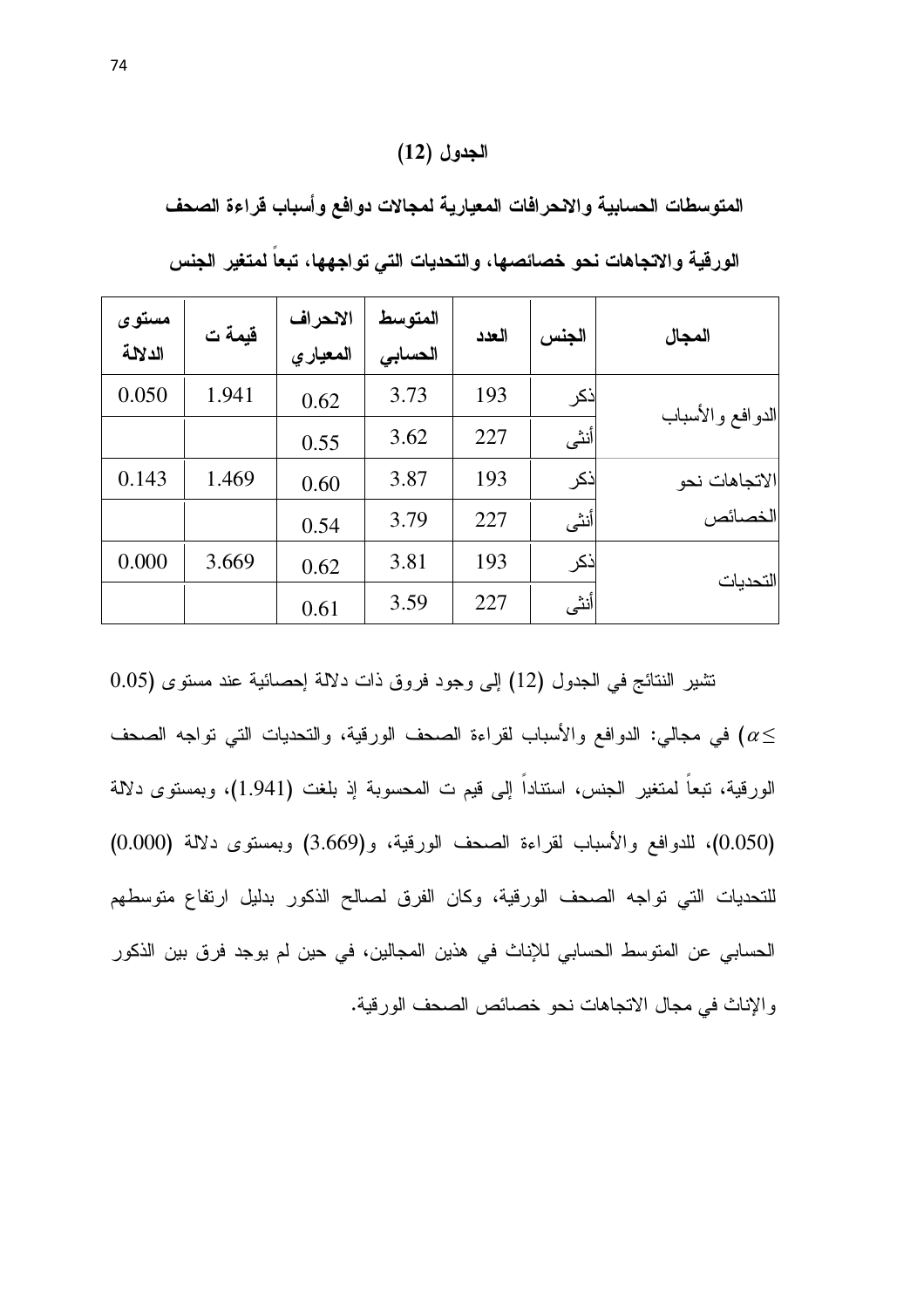**الجدول (12)**

**المتوسطات الحسابية والانحرافات المعيارية لمجالات دوافع وأسباب قراءة الصحف الورقية والاتجاهات نحو خصائصها، والتحديات التي تواجهها، تبعاً لمتغير الجنس**

| المجال | الجنس | العدد | المتوسط الحسابي | الانحراف المعياري | قيمة ت | مستوى الدلالة |
|---|---|---|---|---|---|---|
| الدوافع والأسباب | ذكر | 193 | 3.73 | 0.62 | 1.941 | 0.050 |
| | أنثى | 227 | 3.62 | 0.55 | | |
| الاتجاهات نحو الخصائص | ذكر | 193 | 3.87 | 0.60 | 1.469 | 0.143 |
| | أنثى | 227 | 3.79 | 0.54 | | |
| التحديات | ذكر | 193 | 3.81 | 0.62 | 3.669 | 0.000 |
| | أنثى | 227 | 3.59 | 0.61 | | |

تشير النتائج في الجدول (12) إلى وجود فروق ذات دلالة إحصائية عند مستوى ($\alpha \leq 0.05$) في مجالي: الدوافع والأسباب لقراءة الصحف الورقية، والتحديات التي تواجه الصحف الورقية، تبعاً لمتغير الجنس، استناداً إلى قيم ت المحسوبة إذ بلغت (1.941)، وبمستوى دلالة (0.050)، للدوافع والأسباب لقراءة الصحف الورقية، و(3.669) وبمستوى دلالة (0.000) للتحديات التي تواجه الصحف الورقية، وكان الفرق لصالح الذكور بدليل ارتفاع متوسطهم الحسابي عن المتوسط الحسابي للإناث في هذين المجالين، في حين لم يوجد فرق بين الذكور والإناث في مجال الاتجاهات نحو خصائص الصحف الورقية.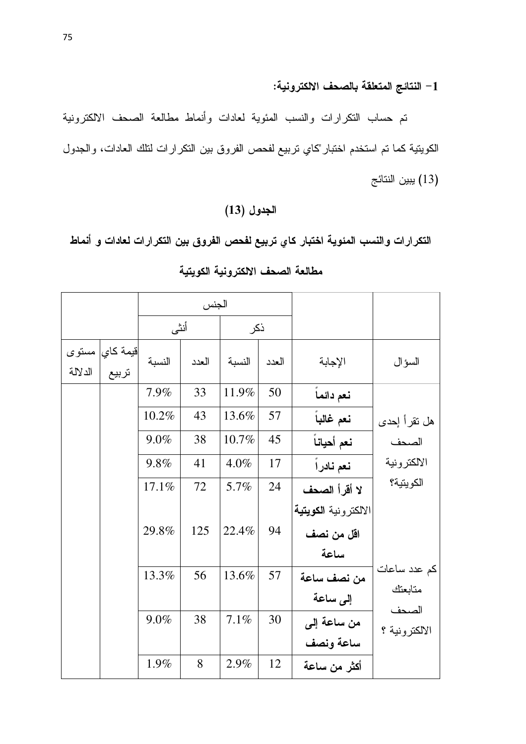## 1- النتائج المتعلقة بالصحف الالكترونية:

تم حساب التكرارات والنسب المئوية لعادات وأنماط مطالعة الصحف الالكترونية الكويتية كما تم استخدم اختبار"كاي تربيع لفحص الفروق بين التكرارات لتلك العادات، والجدول (13) يبين النتائج

### الجدول (13)

### التكرارات والنسب المئوية اختبار كاي تربيع لفحص الفروق بين التكرارات لعادات و أنماط مطالعة الصحف الالكترونية الكويتية

| السؤال | الإجابة | الجنس | | | | | |
|---|---|---|---|---|---|---|---|
| | | ذكر | | أنثى | | | |
| | | العدد | النسبة | العدد | النسبة | قيمة كاي تربيع | مستوى الدلالة |
| هل تقرأ إحدى الصحف الالكترونية الكويتية؟ | **نعم دائماً** | 50 | 11.9% | 33 | 7.9% | | |
| | **نعم غالباً** | 57 | 13.6% | 43 | 10.2% | | |
| | **نعم أحياناً** | 45 | 10.7% | 38 | 9.0% | | |
| | **نعم نادراً** | 17 | 4.0% | 41 | 9.8% | | |
| | **لا أقرأ الصحف** الالكترونية **الكويتية** | 24 | 5.7% | 72 | 17.1% | | |
| كم عدد ساعات متابعتك الصحف الالكترونية ؟ | **اقل من نصف ساعة** | 94 | 22.4% | 125 | 29.8% | | |
| | **من نصف ساعة إلى ساعة** | 57 | 13.6% | 56 | 13.3% | | |
| | **من ساعة إلى ساعة ونصف** | 30 | 7.1% | 38 | 9.0% | | |
| | **أكثر من ساعة** | 12 | 2.9% | 8 | 1.9% | | |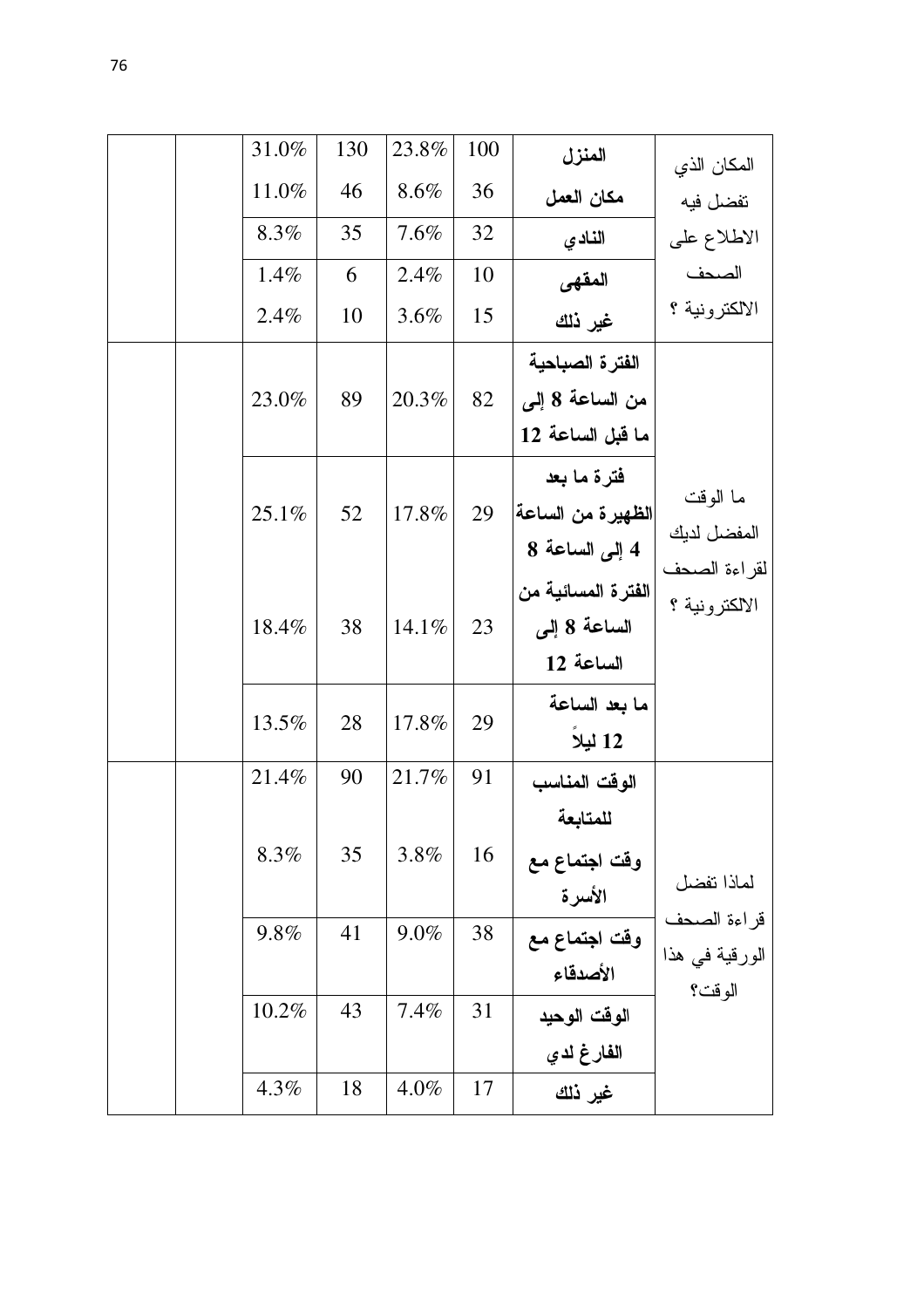| | | | | | | | |
|---|---|---|---|---|---|---|---|
| المكان الذي تفضل فيه الاطلاع على الصحف الالكترونية ؟ | **المنزل** | 100 | 23.8% | 130 | 31.0% | | |
| | **مكان العمل** | 36 | 8.6% | 46 | 11.0% | | |
| | **النادي** | 32 | 7.6% | 35 | 8.3% | | |
| | **المقهى** | 10 | 2.4% | 6 | 1.4% | | |
| | **غير ذلك** | 15 | 3.6% | 10 | 2.4% | | |
| ما الوقت المفضل لديك لقراءة الصحف الالكترونية ؟ | **الفترة الصباحية من الساعة 8 إلى ما قبل الساعة 12** | 82 | 20.3% | 89 | 23.0% | | |
| | **فترة ما بعد الظهيرة من الساعة 4 إلى الساعة 8** | 29 | 17.8% | 52 | 25.1% | | |
| | **الفترة المسائية من الساعة 8 إلى الساعة 12** | 23 | 14.1% | 38 | 18.4% | | |
| | **ما بعد الساعة 12 ليلاً** | 29 | 17.8% | 28 | 13.5% | | |
| لماذا تفضل قراءة الصحف الورقية في هذا الوقت؟ | **الوقت المناسب للمتابعة** | 91 | 21.7% | 90 | 21.4% | | |
| | **وقت اجتماع مع الأسرة** | 16 | 3.8% | 35 | 8.3% | | |
| | **وقت اجتماع مع الأصدقاء** | 38 | 9.0% | 41 | 9.8% | | |
| | **الوقت الوحيد الفارغ لدي** | 31 | 7.4% | 43 | 10.2% | | |
| | **غير ذلك** | 17 | 4.0% | 18 | 4.3% | | |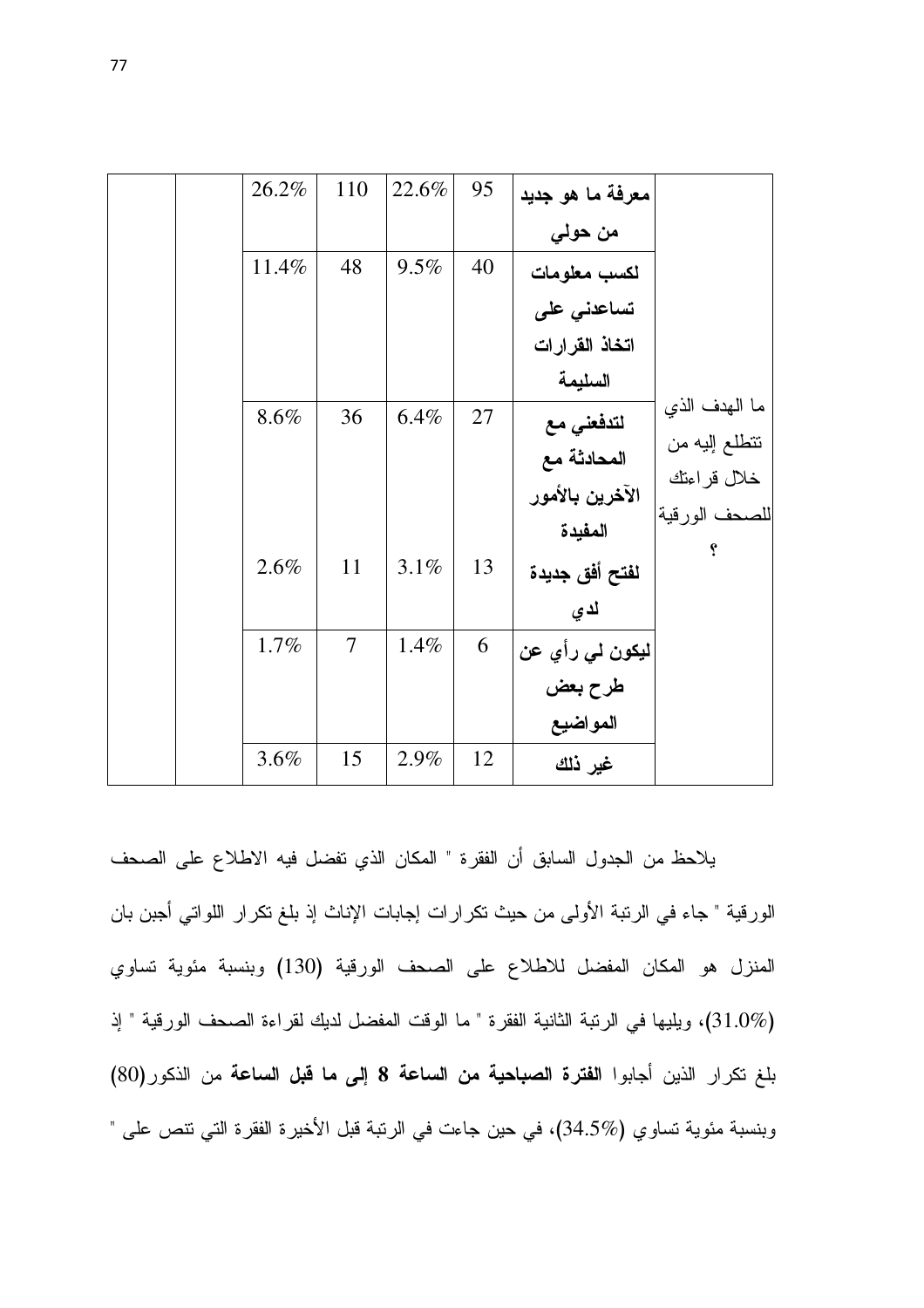| | | | | | | | |
|---|---|---|---|---|---|---|---|
| ما الهدف الذي تتطلع إليه من خلال قراءتك للصحف الورقية ؟ | **معرفة ما هو جديد من حولي** | 95 | 22.6% | 110 | 26.2% | | |
| | **لكسب معلومات تساعدني على اتخاذ القرارات السليمة** | 40 | 9.5% | 48 | 11.4% | | |
| | **لتدفعني مع المحادثة مع الآخرين بالأمور المفيدة** | 27 | 6.4% | 36 | 8.6% | | |
| | **لفتح أفق جديدة لدي** | 13 | 3.1% | 11 | 2.6% | | |
| | **ليكون لي رأي عن طرح بعض المواضيع** | 6 | 1.4% | 7 | 1.7% | | |
| | **غير ذلك** | 12 | 2.9% | 15 | 3.6% | | |

يلاحظ من الجدول السابق أن الفقرة " المكان الذي تفضل فيه الاطلاع على الصحف الورقية " جاء في الرتبة الأولى من حيث تكرارات إجابات الإناث إذ بلغ تكرار اللواتي أجبن بان المنزل هو المكان المفضل للاطلاع على الصحف الورقية (130) وبنسبة مئوية تساوي (31.0%)، ويليها في الرتبة الثانية الفقرة " ما الوقت المفضل لديك لقراءة الصحف الورقية " إذ بلغ تكرار الذين أجابوا **الفترة الصباحية من الساعة 8 إلى ما قبل الساعة** من الذكور(80) وبنسبة مئوية تساوي (34.5%)، في حين جاءت في الرتبة قبل الأخيرة الفقرة التي تنص على "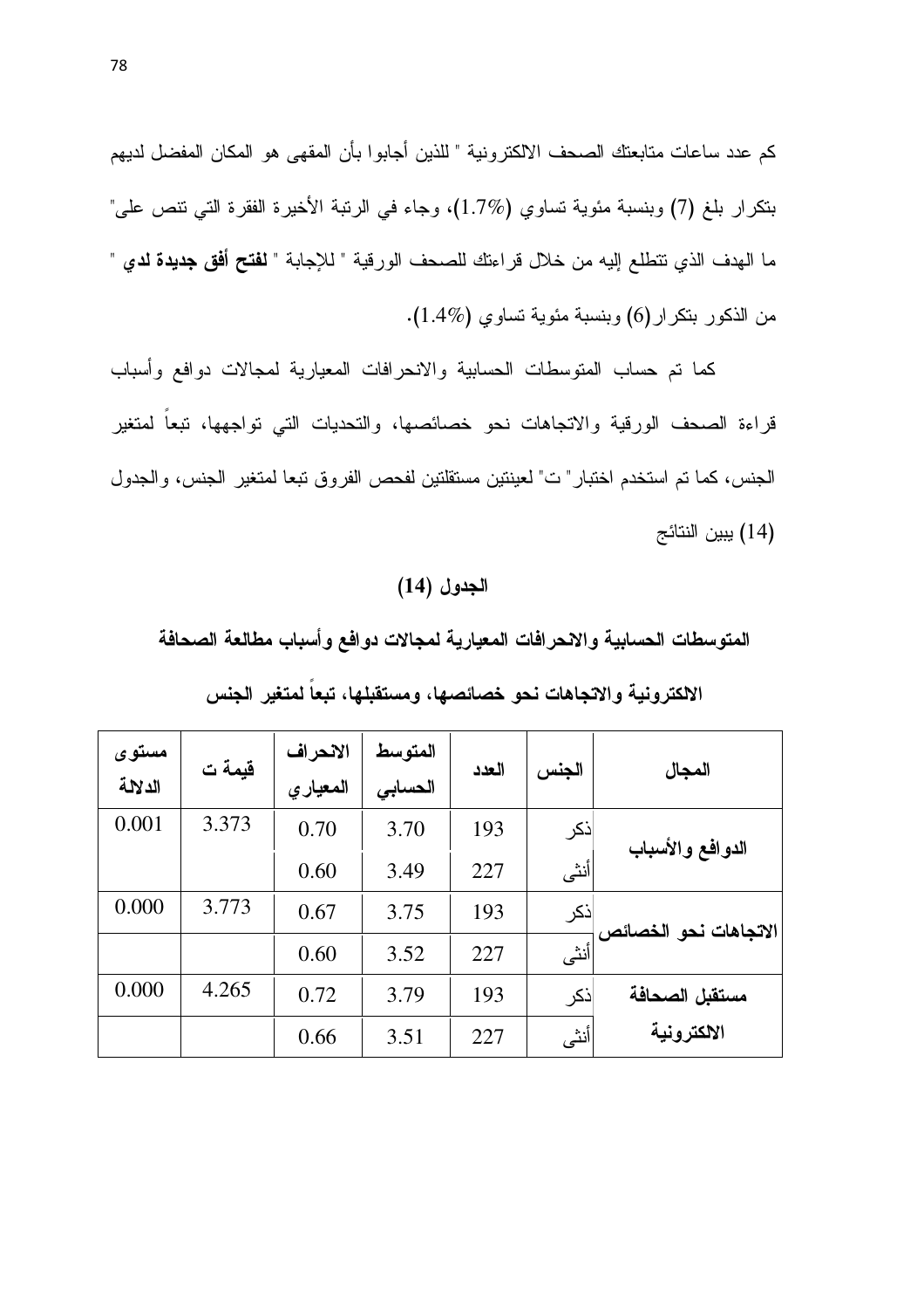كم عدد ساعات متابعتك الصحف الالكترونية " للذين أجابوا بأن المقهى هو المكان المفضل لديهم بتكرار بلغ (7) وبنسبة مئوية تساوي (1.7%)، وجاء في الرتبة الأخيرة الفقرة التي تنص على" ما الهدف الذي تتطلع إليه من خلال قراءتك للصحف الورقية " للإجابة " **لفتح أفق جديدة لدي** " من الذكور بتكرار (6) وبنسبة مئوية تساوي (1.4%).

كما تم حساب المتوسطات الحسابية والانحرافات المعيارية لمجالات دوافع وأسباب قراءة الصحف الورقية والاتجاهات نحو خصائصها، والتحديات التي تواجهها، تبعاً لمتغير الجنس، كما تم استخدم اختبار" ت" لعينتين مستقلتين لفحص الفروق تبعا لمتغير الجنس، والجدول (14) يبين النتائج

**الجدول (14)**

**المتوسطات الحسابية والانحرافات المعيارية لمجالات دوافع وأسباب مطالعة الصحافة الالكترونية والاتجاهات نحو خصائصها، ومستقبلها، تبعاً لمتغير الجنس**

| المجال | الجنس | العدد | المتوسط الحسابي | الانحراف المعياري | قيمة ت | مستوى الدلالة |
|---|---|---|---|---|---|---|
| الدوافع والأسباب | ذكر | 193 | 3.70 | 0.70 | 3.373 | 0.001 |
| | أنثى | 227 | 3.49 | 0.60 | | |
| الاتجاهات نحو الخصائص | ذكر | 193 | 3.75 | 0.67 | 3.773 | 0.000 |
| | أنثى | 227 | 3.52 | 0.60 | | |
| مستقبل الصحافة الالكترونية | ذكر | 193 | 3.79 | 0.72 | 4.265 | 0.000 |
| | أنثى | 227 | 3.51 | 0.66 | | |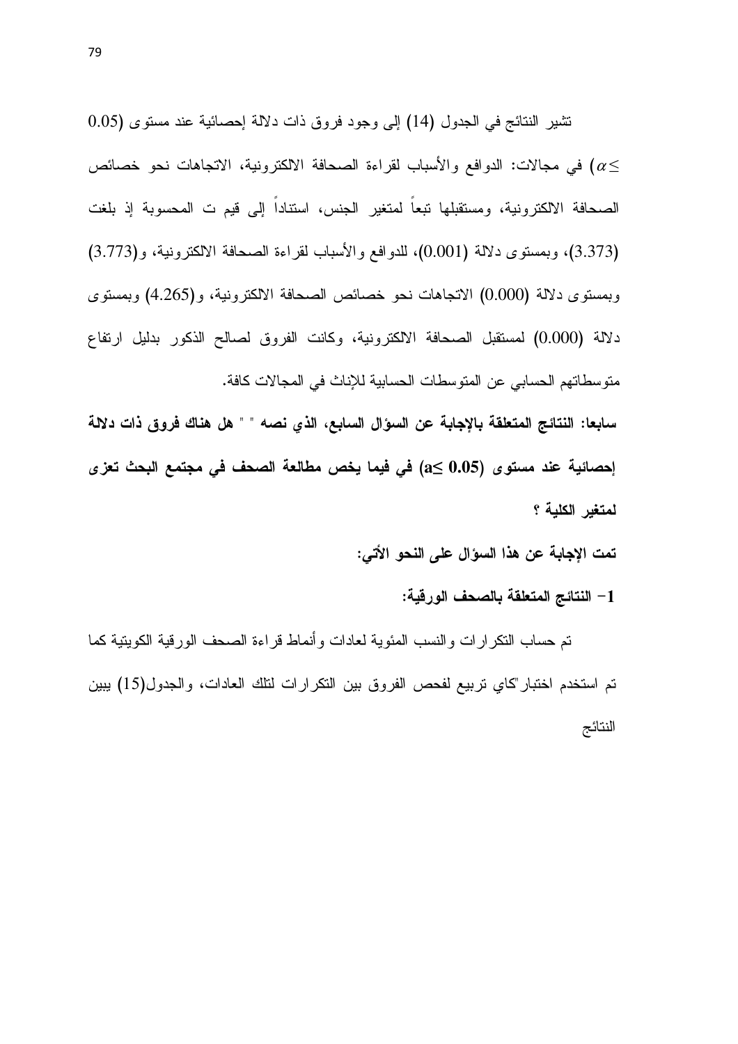تشير النتائج في الجدول (14) إلى وجود فروق ذات دلالة إحصائية عند مستوى ($\alpha \leq 0.05$) في مجالات: الدوافع والأسباب لقراءة الصحافة الالكترونية، الاتجاهات نحو خصائص الصحافة الالكترونية، ومستقبلها تبعاً لمتغير الجنس، استناداً إلى قيم ت المحسوبة إذ بلغت (3.373)، وبمستوى دلالة (0.001)، للدوافع والأسباب لقراءة الصحافة الالكترونية، و(3.773) وبمستوى دلالة (0.000) الاتجاهات نحو خصائص الصحافة الالكترونية، و(4.265) وبمستوى دلالة (0.000) لمستقبل الصحافة الالكترونية، وكانت الفروق لصالح الذكور بدليل ارتفاع متوسطاتهم الحسابي عن المتوسطات الحسابية للإناث في المجالات كافة.

**سابعا: النتائج المتعلقة بالإجابة عن السؤال السابع، الذي نصه " " هل هناك فروق ذات دلالة إحصائية عند مستوى ($a \leq 0.05$) في فيما يخص مطالعة الصحف في مجتمع البحث تعزى لمتغير الكلية ؟**

**تمت الإجابة عن هذا السؤال على النحو الأتي:**

**1- النتائج المتعلقة بالصحف الورقية:**

تم حساب التكرارات والنسب المئوية لعادات وأنماط قراءة الصحف الورقية الكويتية كما تم استخدم اختبار"كاي تربيع لفحص الفروق بين التكرارات لتلك العادات، والجدول(15) يبين النتائج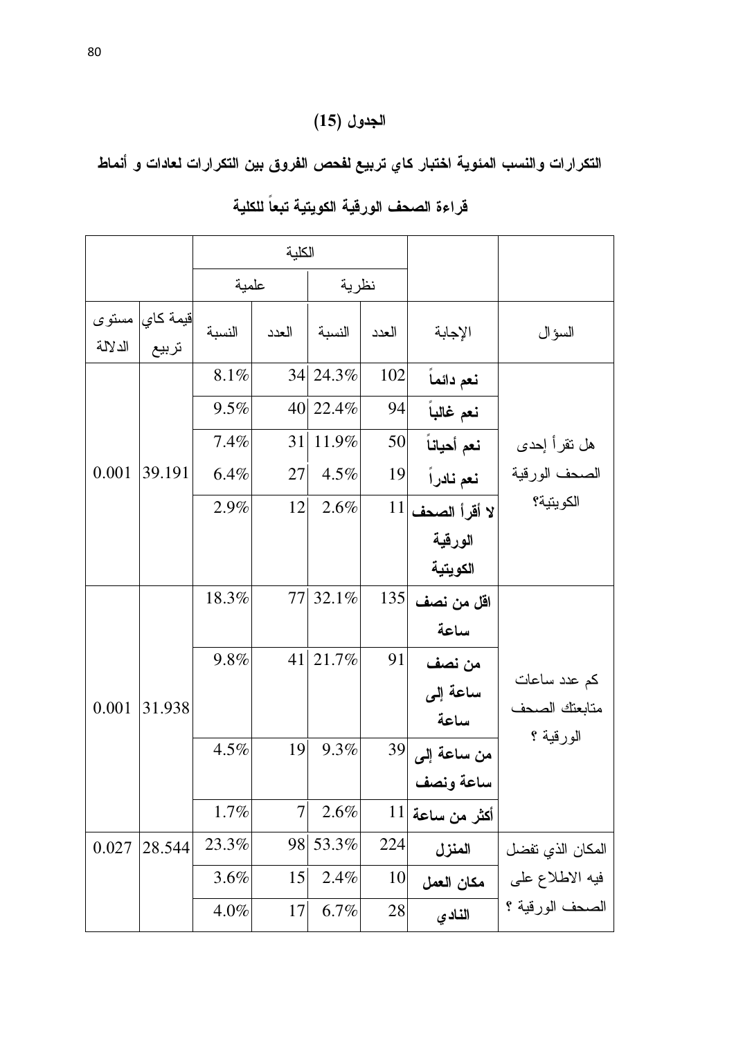## الجدول (15)

**التكرارات والنسب المئوية اختبار كاي تربيع لفحص الفروق بين التكرارات لعادات و أنماط قراءة الصحف الورقية الكويتية تبعاً للكلية**

| السؤال | الإجابة | الكلية | | | | | |
|---|---|---|---|---|---|---|---|
| | | نظرية | | علمية | | | |
| | | العدد | النسبة | العدد | النسبة | قيمة كاي تربيع | مستوى الدلالة |
| هل تقرأ إحدى الصحف الورقية الكويتية؟ | **نعم دائماً** | 102 | 24.3% | 34 | 8.1% | 39.191 | 0.001 |
| | **نعم غالباً** | 94 | 22.4% | 40 | 9.5% | | |
| | **نعم أحياناً** | 50 | 11.9% | 31 | 7.4% | | |
| | **نعم نادراً** | 19 | 4.5% | 27 | 6.4% | | |
| | **لا أقرأ الصحف الورقية الكويتية** | 11 | 2.6% | 12 | 2.9% | | |
| كم عدد ساعات متابعتك الصحف الورقية ؟ | **اقل من نصف ساعة** | 135 | 32.1% | 77 | 18.3% | 31.938 | 0.001 |
| | **من نصف ساعة إلى ساعة** | 91 | 21.7% | 41 | 9.8% | | |
| | **من ساعة إلى ساعة ونصف** | 39 | 9.3% | 19 | 4.5% | | |
| | **أكثر من ساعة** | 11 | 2.6% | 7 | 1.7% | | |
| المكان الذي تفضل فيه الاطلاع على الصحف الورقية ؟ | **المنزل** | 224 | 53.3% | 98 | 23.3% | 28.544 | 0.027 |
| | **مكان العمل** | 10 | 2.4% | 15 | 3.6% | | |
| | **النادي** | 28 | 6.7% | 17 | 4.0% | | |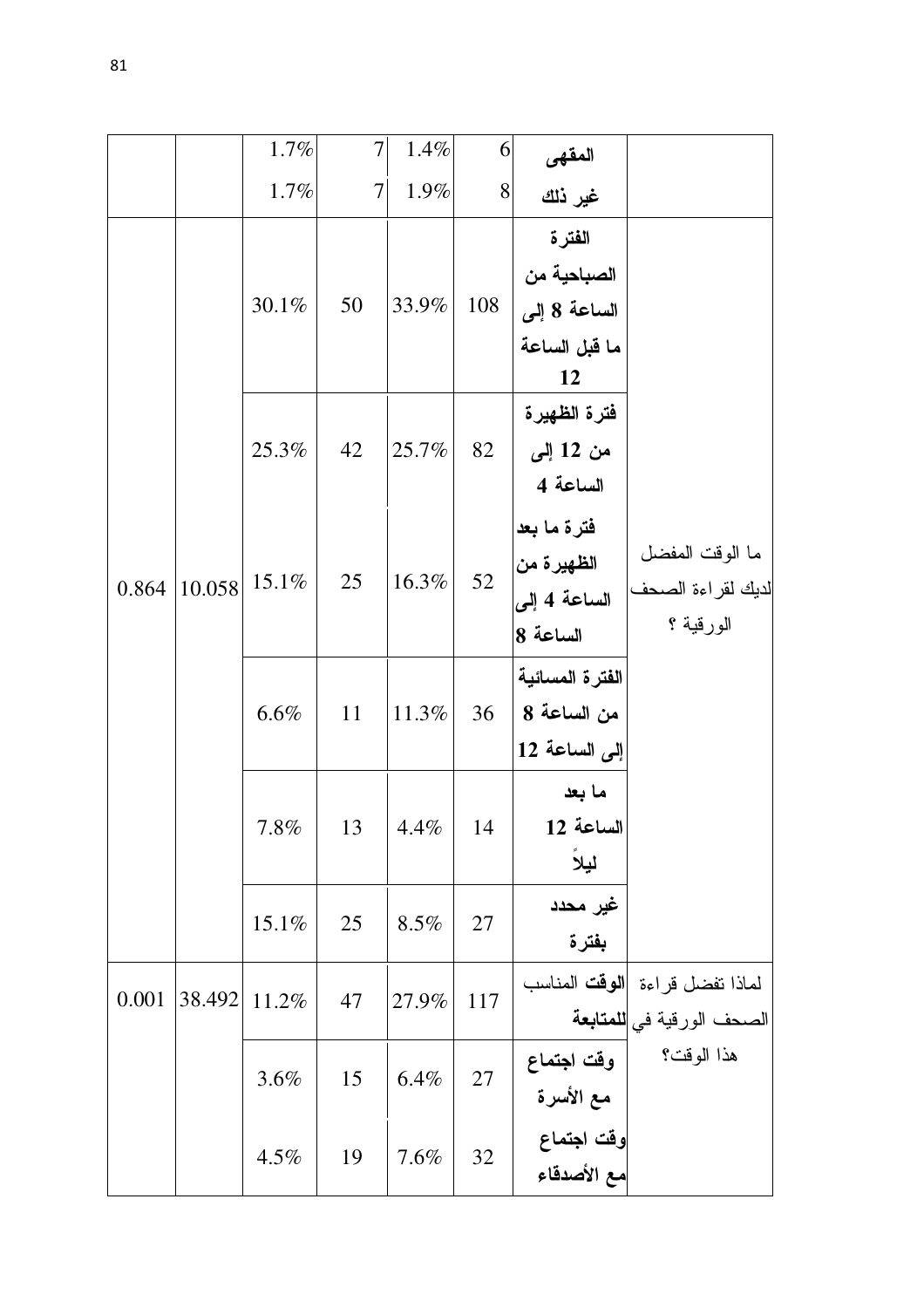| | | | | | | |
|---|---|---|---|---|---|---|
| | | 1.7% | 7 | 1.4% | 6 | **المقهى** | |
| | | 1.7% | 7 | 1.9% | 8 | **غير ذلك** | |
| 0.864 | 10.058 | 30.1% | 50 | 33.9% | 108 | **الفترة الصباحية من الساعة 8 إلى ما قبل الساعة 12** | ما الوقت المفضل لديك لقراءة الصحف الورقية ؟ |
| | | 25.3% | 42 | 25.7% | 82 | **فترة الظهيرة من 12 إلى الساعة 4** | |
| | | 15.1% | 25 | 16.3% | 52 | **فترة ما بعد الظهيرة من الساعة 4 إلى الساعة 8** | |
| | | 6.6% | 11 | 11.3% | 36 | **الفترة المسائية من الساعة 8 إلى الساعة 12** | |
| | | 7.8% | 13 | 4.4% | 14 | **ما بعد الساعة 12 ليلاً** | |
| | | 15.1% | 25 | 8.5% | 27 | **غير محدد بفترة** | |
| 0.001 | 38.492 | 11.2% | 47 | 27.9% | 117 | **الوقت** المناسب **للمتابعة** | لماذا تفضل قراءة الصحف الورقية في هذا الوقت؟ |
| | | 3.6% | 15 | 6.4% | 27 | **وقت اجتماع مع الأسرة** | |
| | | 4.5% | 19 | 7.6% | 32 | **وقت اجتماع مع الأصدقاء** | |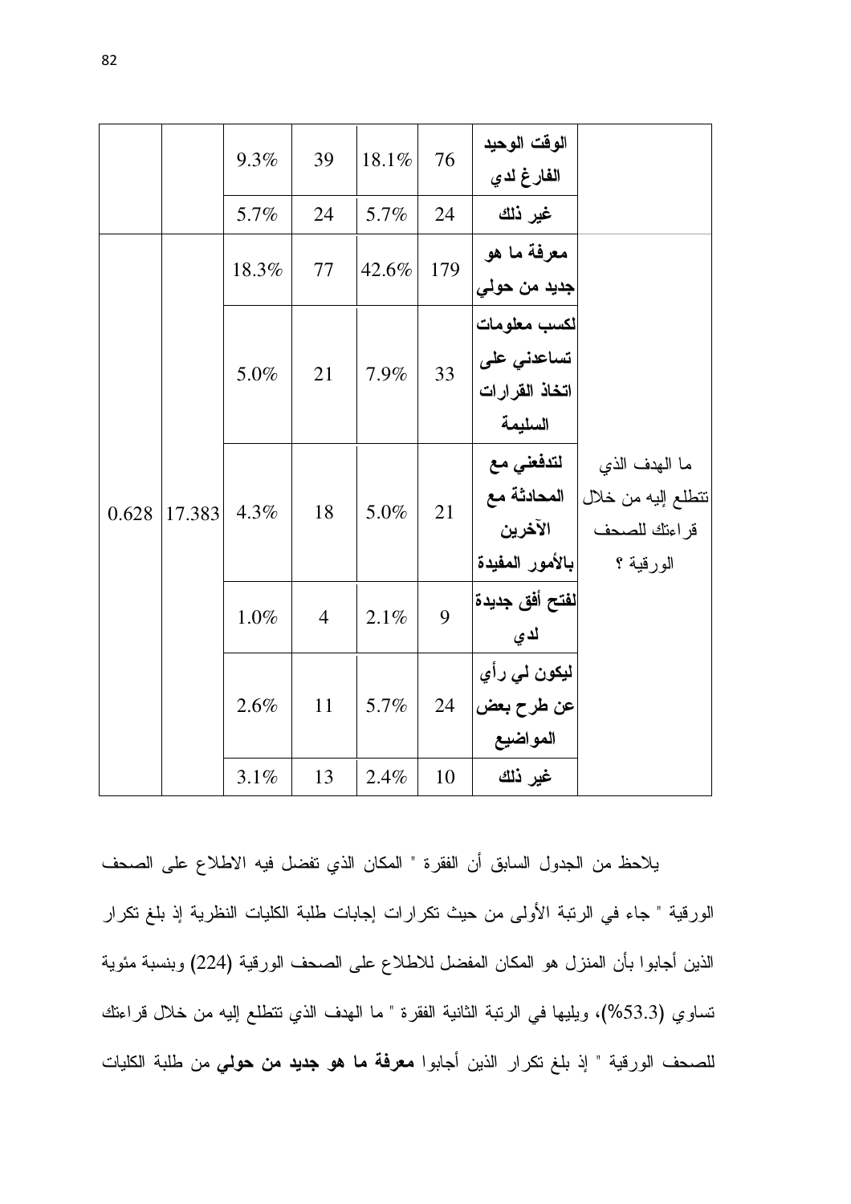| | | | | | | | |
|---|---|---|---|---|---|---|---|
| | **الوقت الوحيد الفارغ لدي** | 76 | 18.1% | 39 | 9.3% | | |
| | **غير ذلك** | 24 | 5.7% | 24 | 5.7% | | |
| ما الهدف الذي تتطلع إليه من خلال قراءتك للصحف الورقية ؟ | **معرفة ما هو جديد من حولي** | 179 | 42.6% | 77 | 18.3% | 17.383 | 0.628 |
| | **لكسب معلومات تساعدني على اتخاذ القرارات السليمة** | 33 | 7.9% | 21 | 5.0% | | |
| | **لتدفعني مع المحادثة مع الآخرين بالأمور المفيدة** | 21 | 5.0% | 18 | 4.3% | | |
| | **لفتح أفق جديدة لدي** | 9 | 2.1% | 4 | 1.0% | | |
| | **ليكون لي رأي عن طرح بعض المواضيع** | 24 | 5.7% | 11 | 2.6% | | |
| | **غير ذلك** | 10 | 2.4% | 13 | 3.1% | | |

يلاحظ من الجدول السابق أن الفقرة " المكان الذي تفضل فيه الاطلاع على الصحف الورقية " جاء في الرتبة الأولى من حيث تكرارات إجابات طلبة الكليات النظرية إذ بلغ تكرار الذين أجابوا بأن المنزل هو المكان المفضل للاطلاع على الصحف الورقية (224) وبنسبة مئوية تساوي (53.3%)، ويليها في الرتبة الثانية الفقرة " ما الهدف الذي تتطلع إليه من خلال قراءتك للصحف الورقية " إذ بلغ تكرار الذين أجابوا **معرفة ما هو جديد من حولي** من طلبة الكليات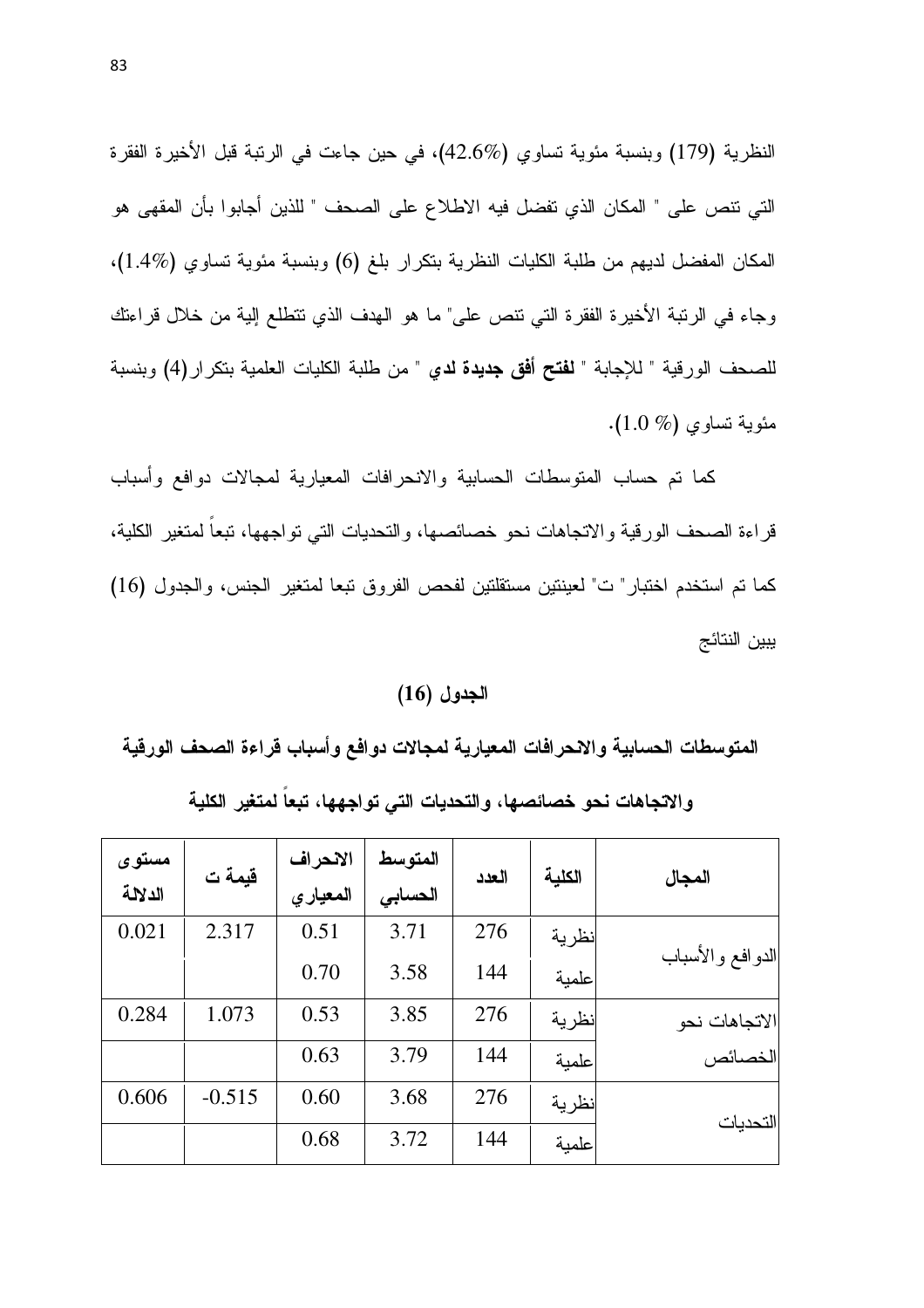النظرية (179) وبنسبة مئوية تساوي (42.6%)، في حين جاءت في الرتبة قبل الأخيرة الفقرة التي تنص على " المكان الذي تفضل فيه الاطلاع على الصحف " للذين أجابوا بأن المقهى هو المكان المفضل لديهم من طلبة الكليات النظرية بتكرار بلغ (6) وبنسبة مئوية تساوي (1.4%)، وجاء في الرتبة الأخيرة الفقرة التي تنص على" ما هو الهدف الذي تتطلع إلية من خلال قراءتك للصحف الورقية " للإجابة " **لفتح أفق جديدة لدي** " من طلبة الكليات العلمية بتكرار(4) وبنسبة مئوية تساوي (1.0 %).

كما تم حساب المتوسطات الحسابية والانحرافات المعيارية لمجالات دوافع وأسباب قراءة الصحف الورقية والاتجاهات نحو خصائصها، والتحديات التي تواجهها، تبعاً لمتغير الكلية، كما تم استخدم اختبار" ت" لعينتين مستقلتين لفحص الفروق تبعا لمتغير الجنس، والجدول (16) يبين النتائج

**الجدول (16)**

**المتوسطات الحسابية والانحرافات المعيارية لمجالات دوافع وأسباب قراءة الصحف الورقية والاتجاهات نحو خصائصها، والتحديات التي تواجهها، تبعاً لمتغير الكلية**

| المجال | الكلية | العدد | المتوسط الحسابي | الانحراف المعياري | قيمة ت | مستوى الدلالة |
|---|---|---|---|---|---|---|
| الدوافع والأسباب | نظرية | 276 | 3.71 | 0.51 | 2.317 | 0.021 |
| | علمية | 144 | 3.58 | 0.70 | | |
| الاتجاهات نحو الخصائص | نظرية | 276 | 3.85 | 0.53 | 1.073 | 0.284 |
| | علمية | 144 | 3.79 | 0.63 | | |
| التحديات | نظرية | 276 | 3.68 | 0.60 | -0.515 | 0.606 |
| | علمية | 144 | 3.72 | 0.68 | | |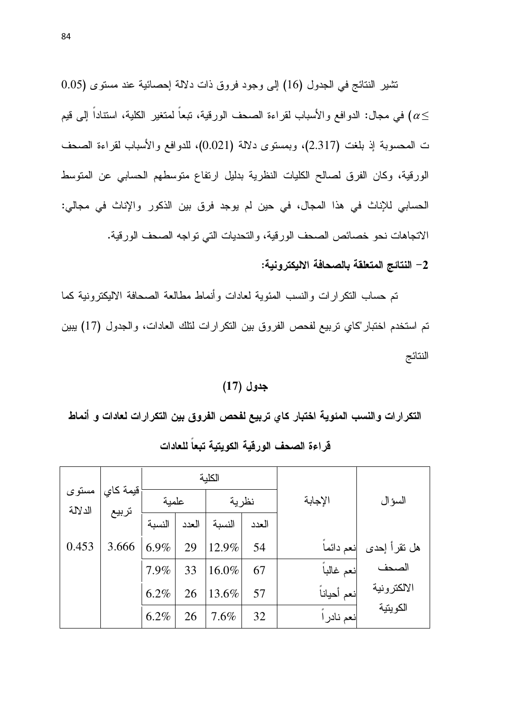تشير النتائج في الجدول (16) إلى وجود فروق ذات دلالة إحصائية عند مستوى ($\alpha \leq 0.05$) في مجال: الدوافع والأسباب لقراءة الصحف الورقية، تبعاً لمتغير الكلية، استناداً إلى قيم ت المحسوبة إذ بلغت (2.317)، وبمستوى دلالة (0.021)، للدوافع والأسباب لقراءة الصحف الورقية، وكان الفرق لصالح الكليات النظرية بدليل ارتفاع متوسطهم الحسابي عن المتوسط الحسابي للإناث في هذا المجال، في حين لم يوجد فرق بين الذكور والإناث في مجالي: الاتجاهات نحو خصائص الصحف الورقية، والتحديات التي تواجه الصحف الورقية.

**2- النتائج المتعلقة بالصحافة الاليكترونية:**

تم حساب التكرارات والنسب المئوية لعادات وأنماط مطالعة الصحافة الاليكترونية كما تم استخدم اختبار"كاي تربيع لفحص الفروق بين التكرارات لتلك العادات، والجدول (17) يبين النتائج

**جدول (17)**

**التكرارات والنسب المئوية اختبار كاي تربيع لفحص الفروق بين التكرارات لعادات و أنماط قراءة الصحف الورقية الكويتية تبعاً للعادات**

| السؤال | الإجابة | الكلية | | | | قيمة كاي تربيع | مستوى الدلالة |
|---|---|---|---|---|---|---|---|
| | | نظرية | | علمية | | | |
| | | العدد | النسبة | العدد | النسبة | | |
| هل تقرأ إحدى الصحف الالكترونية الكويتية | نعم دائماً | 54 | 12.9% | 29 | 6.9% | 3.666 | 0.453 |
| | نعم غالباً | 67 | 16.0% | 33 | 7.9% | | |
| | نعم أحياناً | 57 | 13.6% | 26 | 6.2% | | |
| | نعم نادراً | 32 | 7.6% | 26 | 6.2% | | |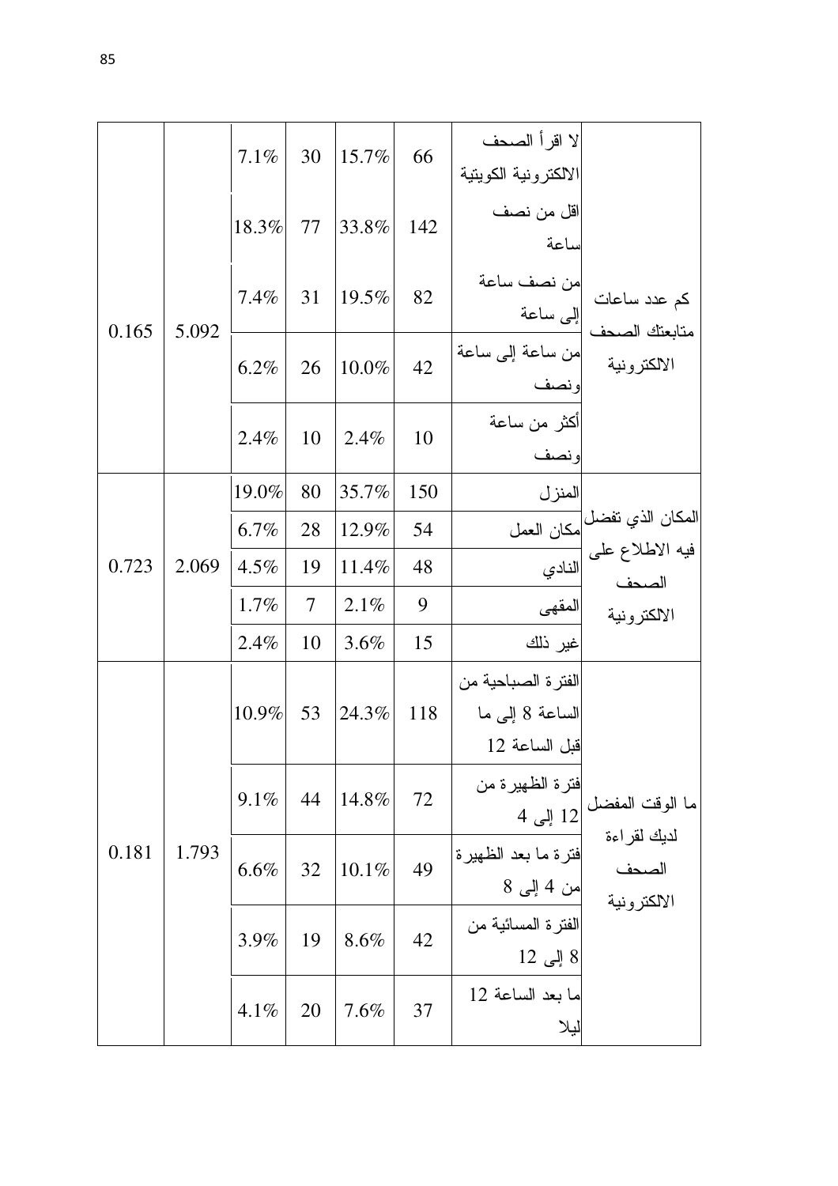| | | | | | | |
|---|---|---|---|---|---|---|
| 0.165 | 5.092 | 7.1% | 30 | 15.7% | 66 | لا اقرأ الصحف الالكترونية الكويتية | كم عدد ساعات متابعتك الصحف الالكترونية |
| | | 18.3% | 77 | 33.8% | 142 | اقل من نصف ساعة | |
| | | 7.4% | 31 | 19.5% | 82 | من نصف ساعة إلى ساعة | |
| | | 6.2% | 26 | 10.0% | 42 | من ساعة إلى ساعة ونصف | |
| | | 2.4% | 10 | 2.4% | 10 | أكثر من ساعة ونصف | |
| 0.723 | 2.069 | 19.0% | 80 | 35.7% | 150 | المنزل | المكان الذي تفضل فيه الاطلاع على الصحف الالكترونية |
| | | 6.7% | 28 | 12.9% | 54 | مكان العمل | |
| | | 4.5% | 19 | 11.4% | 48 | النادي | |
| | | 1.7% | 7 | 2.1% | 9 | المقهى | |
| | | 2.4% | 10 | 3.6% | 15 | غير ذلك | |
| 0.181 | 1.793 | 10.9% | 53 | 24.3% | 118 | الفترة الصباحية من الساعة 8 إلى ما قبل الساعة 12 | ما الوقت المفضل لديك لقراءة الصحف الالكترونية |
| | | 9.1% | 44 | 14.8% | 72 | فترة الظهيرة من 12 إلى 4 | |
| | | 6.6% | 32 | 10.1% | 49 | فترة ما بعد الظهيرة من 4 إلى 8 | |
| | | 3.9% | 19 | 8.6% | 42 | الفترة المسائية من 8 إلى 12 | |
| | | 4.1% | 20 | 7.6% | 37 | ما بعد الساعة 12 ليلا | |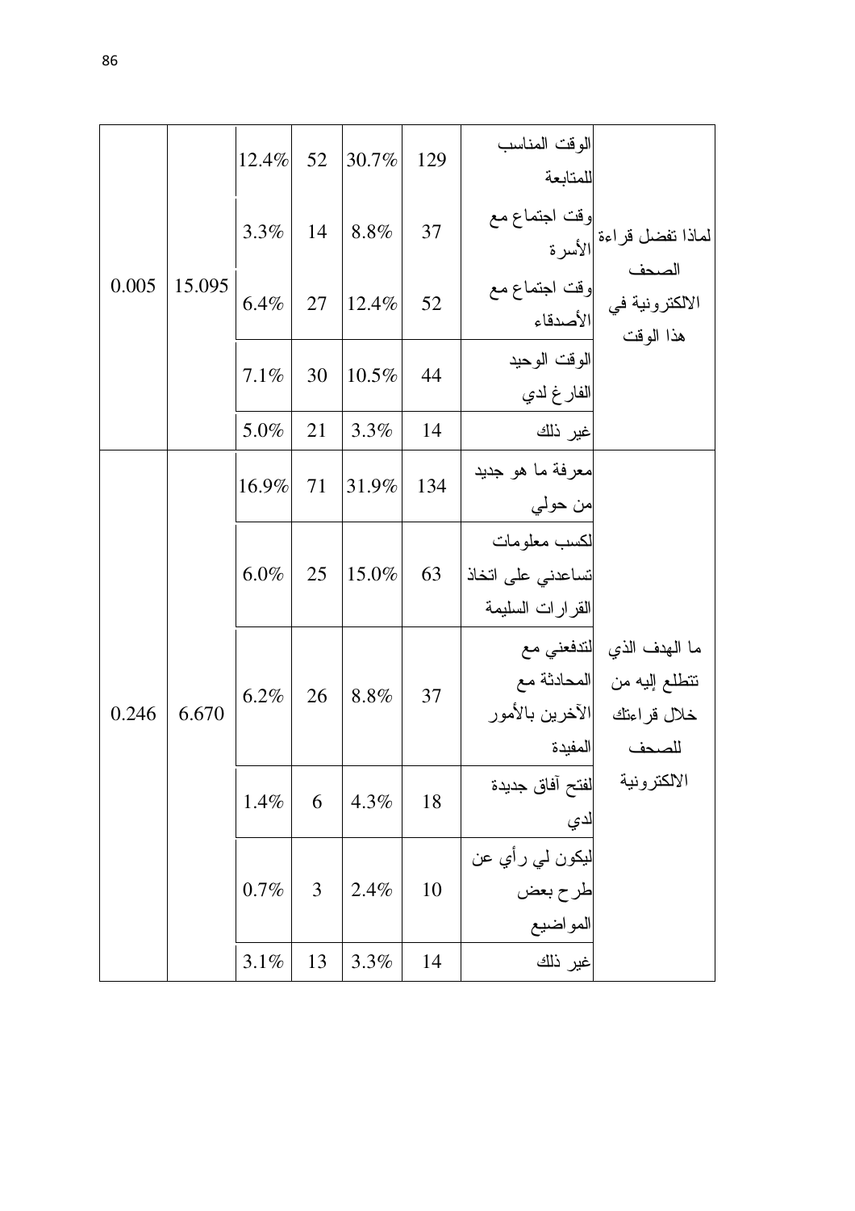| | | | | | | | |
|---|---|---|---|---|---|---|---|
| لماذا تفضل قراءة الصحف الالكترونية في هذا الوقت | الوقت المناسب للمتابعة | 129 | 30.7% | 52 | 12.4% | 15.095 | 0.005 |
| | وقت اجتماع مع الأسرة | 37 | 8.8% | 14 | 3.3% | | |
| | وقت اجتماع مع الأصدقاء | 52 | 12.4% | 27 | 6.4% | | |
| | الوقت الوحيد الفارغ لدي | 44 | 10.5% | 30 | 7.1% | | |
| | غير ذلك | 14 | 3.3% | 21 | 5.0% | | |
| ما الهدف الذي تتطلع إليه من خلال قراءتك للصحف الالكترونية | معرفة ما هو جديد من حولي | 134 | 31.9% | 71 | 16.9% | 6.670 | 0.246 |
| | لكسب معلومات تساعدني على اتخاذ القرارات السليمة | 63 | 15.0% | 25 | 6.0% | | |
| | لتدفعني مع المحادثة مع الآخرين بالأمور المفيدة | 37 | 8.8% | 26 | 6.2% | | |
| | لفتح آفاق جديدة لدي | 18 | 4.3% | 6 | 1.4% | | |
| | ليكون لي رأي عن طرح بعض المواضيع | 10 | 2.4% | 3 | 0.7% | | |
| | غير ذلك | 14 | 3.3% | 13 | 3.1% | | |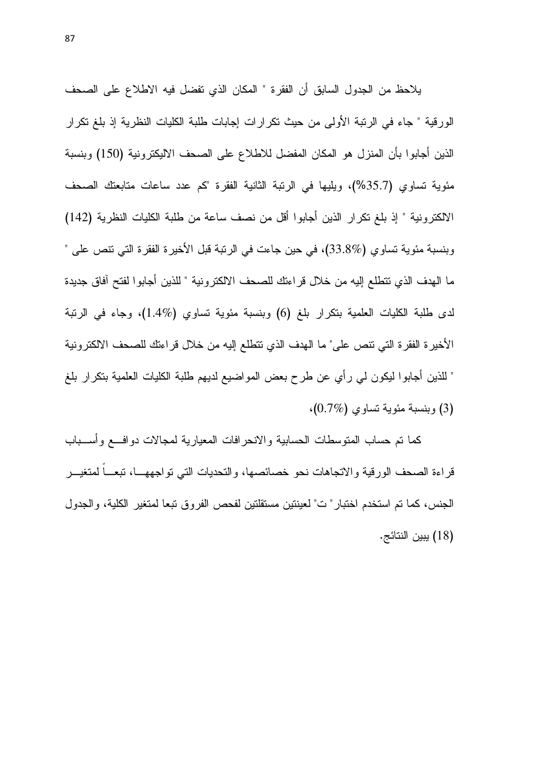يلاحظ من الجدول السابق أن الفقرة " المكان الذي تفضل فيه الاطلاع على الصحف الورقية " جاء في الرتبة الأولى من حيث تكرارات إجابات طلبة الكليات النظرية إذ بلغ تكرار الذين أجابوا بأن المنزل هو المكان المفضل للاطلاع على الصحف الاليكترونية (150) وبنسبة مئوية تساوي (35.7%)، ويليها في الرتبة الثانية الفقرة "كم عدد ساعات متابعتك الصحف الالكترونية " إذ بلغ تكرار الذين أجابوا أقل من نصف ساعة من طلبة الكليات النظرية (142) وبنسبة مئوية تساوي (33.8%)، في حين جاءت في الرتبة قبل الأخيرة الفقرة التي تنص على " ما الهدف الذي تتطلع إليه من خلال قراءتك للصحف الالكترونية " للذين أجابوا لفتح آفاق جديدة لدى طلبة الكليات العلمية بتكرار بلغ (6) وبنسبة مئوية تساوي (1.4%)، وجاء في الرتبة الأخيرة الفقرة التي تنص على" ما الهدف الذي تتطلع إليه من خلال قراءتك للصحف الالكترونية " للذين أجابوا ليكون لي رأي عن طرح بعض المواضيع لديهم طلبة الكليات العلمية بتكرار بلغ (3) وبنسبة مئوية تساوي (0.7%)،

كما تم حساب المتوسطات الحسابية والانحرافات المعيارية لمجالات دوافع وأسباب قراءة الصحف الورقية والاتجاهات نحو خصائصها، والتحديات التي تواجهها، تبعاً لمتغير الجنس، كما تم استخدم اختبار" ت" لعينتين مستقلتين لفحص الفروق تبعا لمتغير الكلية، والجدول (18) يبين النتائج.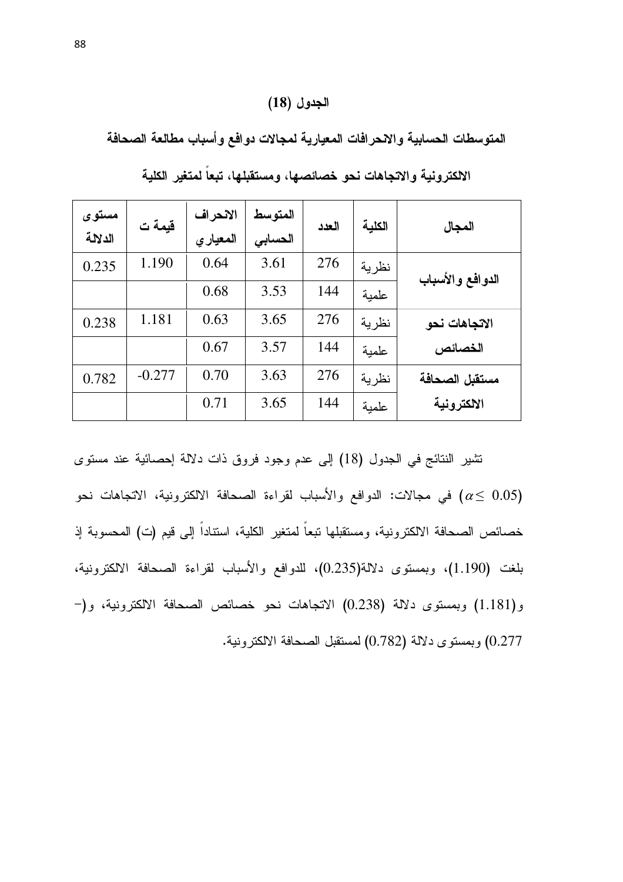**الجدول (18)**

**المتوسطات الحسابية والانحرافات المعيارية لمجالات دوافع وأسباب مطالعة الصحافة الالكترونية والاتجاهات نحو خصائصها، ومستقبلها، تبعاً لمتغير الكلية**

| المجال | الكلية | العدد | المتوسط الحسابي | الانحراف المعياري | قيمة ت | مستوى الدلالة |
|---|---|---|---|---|---|---|
| **الدوافع والأسباب** | نظرية | 276 | 3.61 | 0.64 | 1.190 | 0.235 |
| | علمية | 144 | 3.53 | 0.68 | | |
| **الاتجاهات نحو الخصائص** | نظرية | 276 | 3.65 | 0.63 | 1.181 | 0.238 |
| | علمية | 144 | 3.57 | 0.67 | | |
| **مستقبل الصحافة الالكترونية** | نظرية | 276 | 3.63 | 0.70 | -0.277 | 0.782 |
| | علمية | 144 | 3.65 | 0.71 | | |

تشير النتائج في الجدول (18) إلى عدم وجود فروق ذات دلالة إحصائية عند مستوى ($\alpha \leq 0.05$) في مجالات: الدوافع والأسباب لقراءة الصحافة الالكترونية، الاتجاهات نحو خصائص الصحافة الالكترونية، ومستقبلها تبعاً لمتغير الكلية، استناداً إلى قيم (ت) المحسوبة إذ بلغت (1.190)، وبمستوى دلالة(0.235)، للدوافع والأسباب لقراءة الصحافة الالكترونية، و(1.181) وبمستوى دلالة (0.238) الاتجاهات نحو خصائص الصحافة الالكترونية، و(-0.277) وبمستوى دلالة (0.782) لمستقبل الصحافة الالكترونية.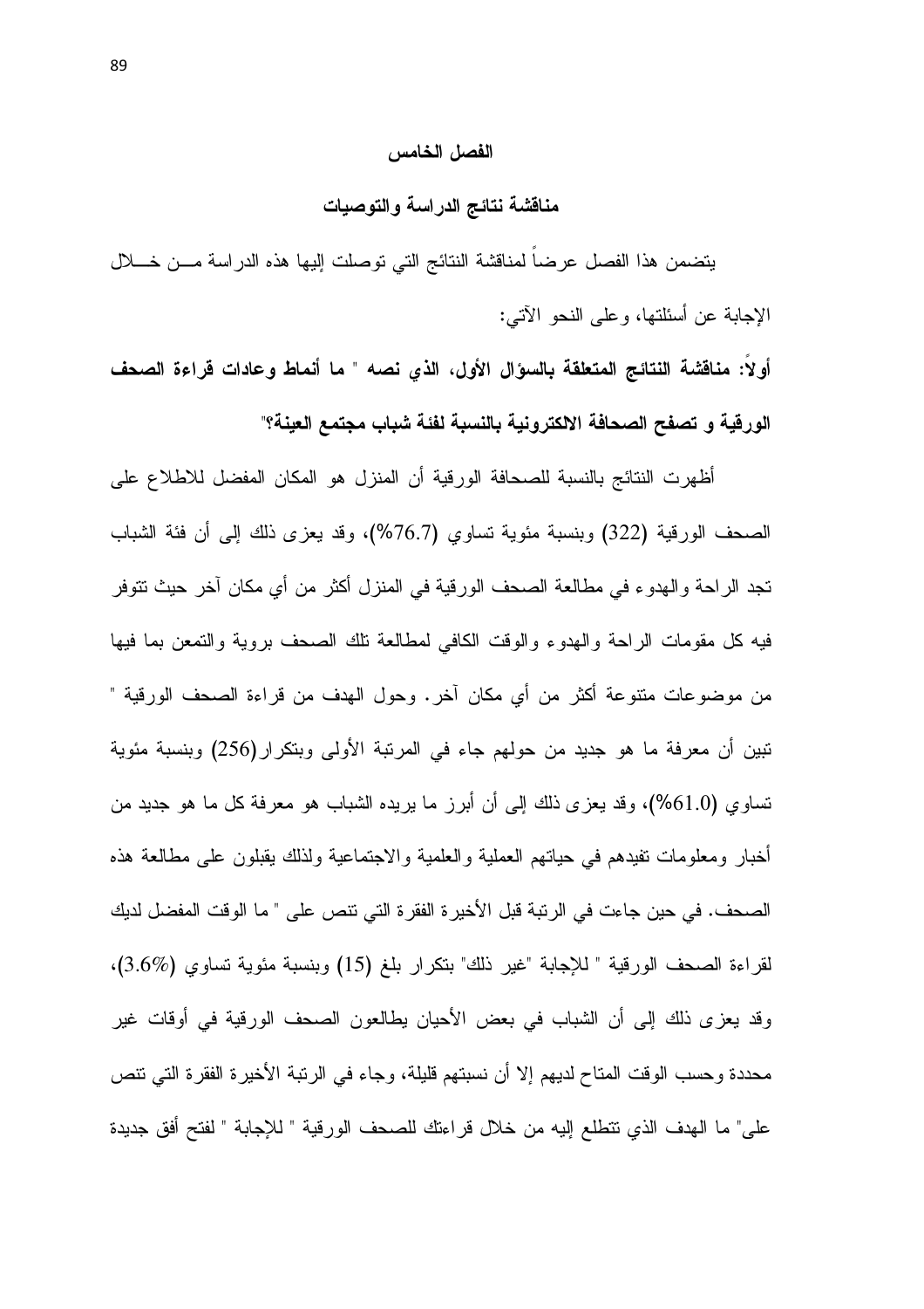## الفصل الخامس

## مناقشة نتائج الدراسة والتوصيات

يتضمن هذا الفصل عرضاً لمناقشة النتائج التي توصلت إليها هذه الدراسة مـــن خــــلال الإجابة عن أسئلتها، وعلى النحو الآتي:

**أولاً: مناقشة النتائج المتعلقة بالسؤال الأول، الذي نصه " ما أنماط وعادات قراءة الصحف الورقية و تصفح الصحافة الالكترونية بالنسبة لفئة شباب مجتمع العينة؟"**

أظهرت النتائج بالنسبة للصحافة الورقية أن المنزل هو المكان المفضل للاطلاع على الصحف الورقية (322) وبنسبة مئوية تساوي (76.7%)، وقد يعزى ذلك إلى أن فئة الشباب تجد الراحة والهدوء في مطالعة الصحف الورقية في المنزل أكثر من أي مكان آخر حيث تتوفر فيه كل مقومات الراحة والهدوء والوقت الكافي لمطالعة تلك الصحف بروية والتمعن بما فيها من موضوعات متنوعة أكثر من أي مكان آخر. وحول الهدف من قراءة الصحف الورقية " تبين أن معرفة ما هو جديد من حولهم جاء في المرتبة الأولى وبتكرار(256) وبنسبة مئوية تساوي (61.0%)، وقد يعزى ذلك إلى أن أبرز ما يريده الشباب هو معرفة كل ما هو جديد من أخبار ومعلومات تفيدهم في حياتهم العملية والعلمية والاجتماعية ولذلك يقبلون على مطالعة هذه الصحف. في حين جاءت في الرتبة قبل الأخيرة الفقرة التي تنص على " ما الوقت المفضل لديك لقراءة الصحف الورقية " للإجابة "غير ذلك" بتكرار بلغ (15) وبنسبة مئوية تساوي (3.6%)، وقد يعزى ذلك إلى أن الشباب في بعض الأحيان يطالعون الصحف الورقية في أوقات غير محددة وحسب الوقت المتاح لديهم إلا أن نسبتهم قليلة، وجاء في الرتبة الأخيرة الفقرة التي تنص على" ما الهدف الذي تتطلع إليه من خلال قراءتك للصحف الورقية " للإجابة " لفتح أفق جديدة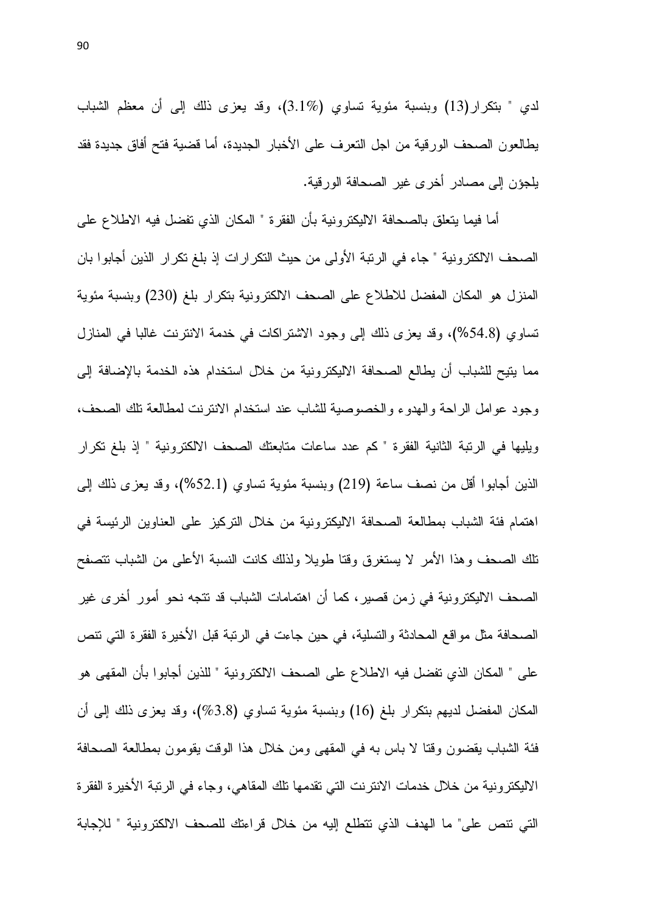لدي " بتكرار(13) وبنسبة مئوية تساوي (3.1%)، وقد يعزى ذلك إلى أن معظم الشباب يطالعون الصحف الورقية من اجل التعرف على الأخبار الجديدة، أما قضية فتح أفاق جديدة فقد يلجؤن إلى مصادر أخرى غير الصحافة الورقية.

أما فيما يتعلق بالصحافة الاليكترونية بأن الفقرة " المكان الذي تفضل فيه الاطلاع على الصحف الالكترونية " جاء في الرتبة الأولى من حيث التكرارات إذ بلغ تكرار الذين أجابوا بان المنزل هو المكان المفضل للاطلاع على الصحف الالكترونية بتكرار بلغ (230) وبنسبة مئوية تساوي (54.8%)، وقد يعزى ذلك إلى وجود الاشتراكات في خدمة الانترنت غالبا في المنازل مما يتيح للشباب أن يطالع الصحافة الاليكترونية من خلال استخدام هذه الخدمة بالإضافة إلى وجود عوامل الراحة والهدوء والخصوصية للشاب عند استخدام الانترنت لمطالعة تلك الصحف، ويليها في الرتبة الثانية الفقرة " كم عدد ساعات متابعتك الصحف الالكترونية " إذ بلغ تكرار الذين أجابوا أقل من نصف ساعة (219) وبنسبة مئوية تساوي (52.1%)، وقد يعزى ذلك إلى اهتمام فئة الشباب بمطالعة الصحافة الاليكترونية من خلال التركيز على العناوين الرئيسة في تلك الصحف وهذا الأمر لا يستغرق وقتا طويلا ولذلك كانت النسبة الأعلى من الشباب تتصفح الصحف الاليكترونية في زمن قصير، كما أن اهتمامات الشباب قد تتجه نحو أمور أخرى غير الصحافة مثل مواقع المحادثة والتسلية، في حين جاءت في الرتبة قبل الأخيرة الفقرة التي تنص على " المكان الذي تفضل فيه الاطلاع على الصحف الالكترونية " للذين أجابوا بأن المقهى هو المكان المفضل لديهم بتكرار بلغ (16) وبنسبة مئوية تساوي (3.8%)، وقد يعزى ذلك إلى أن فئة الشباب يقضون وقتا لا باس به في المقهى ومن خلال هذا الوقت يقومون بمطالعة الصحافة الاليكترونية من خلال خدمات الانترنت التي تقدمها تلك المقاهي، وجاء في الرتبة الأخيرة الفقرة التي تنص على" ما الهدف الذي تتطلع إليه من خلال قراءتك للصحف الالكترونية " للإجابة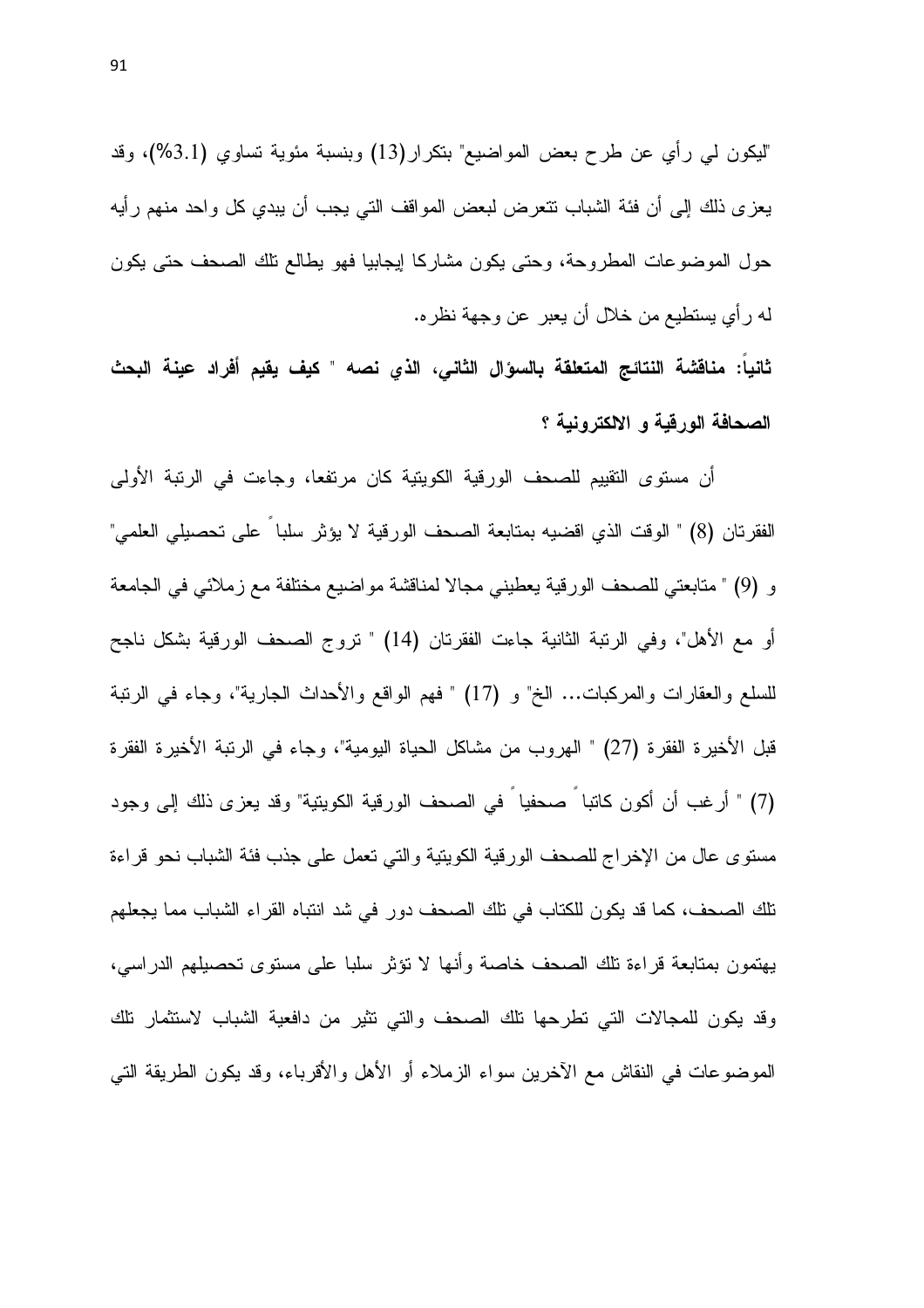"ليكون لي رأي عن طرح بعض المواضيع" بتكرار(13) وبنسبة مئوية تساوي (3.1%)، وقد يعزى ذلك إلى أن فئة الشباب تتعرض لبعض المواقف التي يجب أن يبدي كل واحد منهم رأيه حول الموضوعات المطروحة، وحتى يكون مشاركا إيجابيا فهو يطالع تلك الصحف حتى يكون له رأي يستطيع من خلال أن يعبر عن وجهة نظره.

**ثانياً: مناقشة النتائج المتعلقة بالسؤال الثاني، الذي نصه " كيف يقيم أفراد عينة البحث الصحافة الورقية و الالكترونية ؟**

أن مستوى التقييم للصحف الورقية الكويتية كان مرتفعا، وجاءت في الرتبة الأولى الفقرتان (8) " الوقت الذي اقضيه بمتابعة الصحف الورقية لا يؤثر سلباً على تحصيلي العلمي" و (9) " متابعتي للصحف الورقية يعطيني مجالا لمناقشة مواضيع مختلفة مع زملائي في الجامعة أو مع الأهل"، وفي الرتبة الثانية جاءت الفقرتان (14) " تروج الصحف الورقية بشكل ناجح للسلع والعقارات والمركبات... الخ" و (17) " فهم الواقع والأحداث الجارية"، وجاء في الرتبة قبل الأخيرة الفقرة (27) " الهروب من مشاكل الحياة اليومية"، وجاء في الرتبة الأخيرة الفقرة (7) " أرغب أن أكون كاتباً صحفياً في الصحف الورقية الكويتية" وقد يعزى ذلك إلى وجود مستوى عال من الإخراج للصحف الورقية الكويتية والتي تعمل على جذب فئة الشباب نحو قراءة تلك الصحف، كما قد يكون للكتاب في تلك الصحف دور في شد انتباه القراء الشباب مما يجعلهم يهتمون بمتابعة قراءة تلك الصحف خاصة وأنها لا تؤثر سلبا على مستوى تحصيلهم الدراسي، وقد يكون للمجالات التي تطرحها تلك الصحف والتي تثير من دافعية الشباب لاستثمار تلك الموضوعات في النقاش مع الآخرين سواء الزملاء أو الأهل والأقرباء، وقد يكون الطريقة التي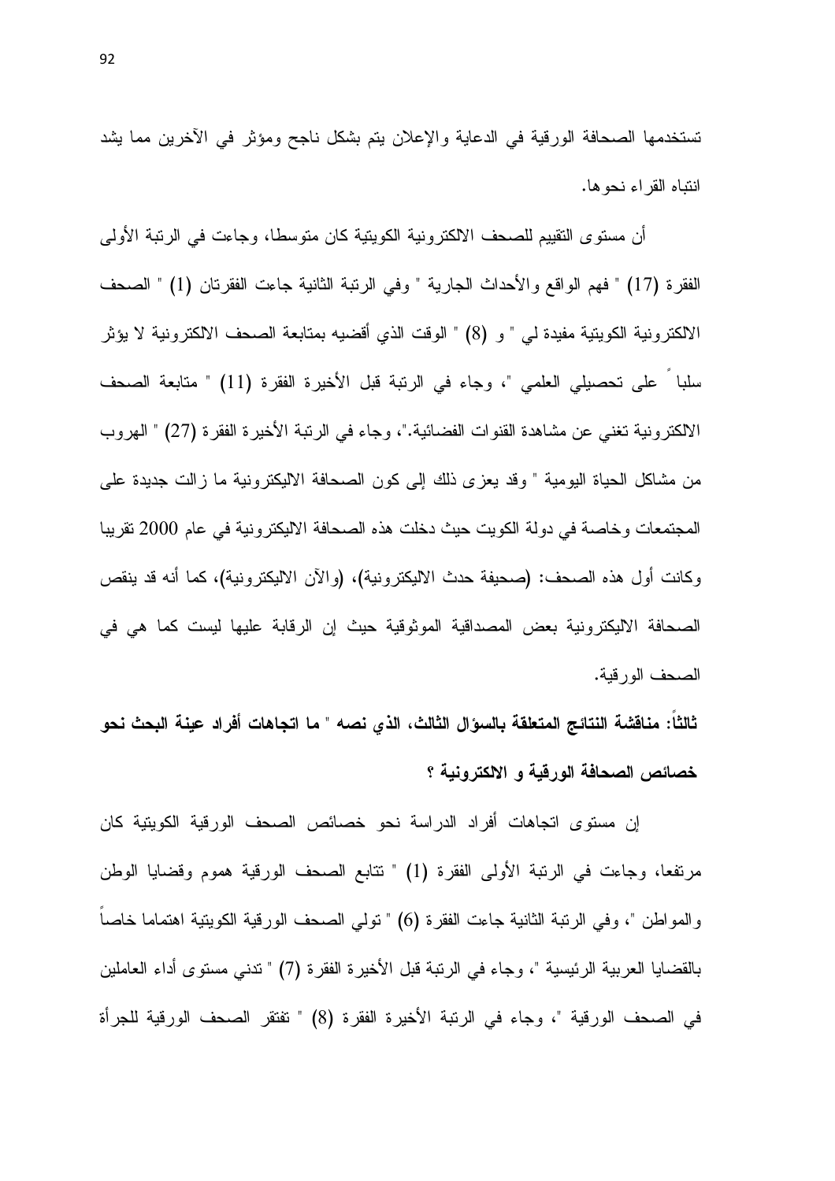تستخدمها الصحافة الورقية في الدعاية والإعلان يتم بشكل ناجح ومؤثر في الآخرين مما يشد انتباه القراء نحوها.

أن مستوى التقييم للصحف الالكترونية الكويتية كان متوسطا، وجاءت في الرتبة الأولى الفقرة (17) " فهم الواقع والأحداث الجارية " وفي الرتبة الثانية جاءت الفقرتان (1) " الصحف الالكترونية الكويتية مفيدة لي " و (8) " الوقت الذي أقضيه بمتابعة الصحف الالكترونية لا يؤثر سلباً على تحصيلي العلمي "، وجاء في الرتبة قبل الأخيرة الفقرة (11) " متابعة الصحف الالكترونية تغني عن مشاهدة القنوات الفضائية."، وجاء في الرتبة الأخيرة الفقرة (27) " الهروب من مشاكل الحياة اليومية " وقد يعزى ذلك إلى كون الصحافة الاليكترونية ما زالت جديدة على المجتمعات وخاصة في دولة الكويت حيث دخلت هذه الصحافة الاليكترونية في عام 2000 تقريبا وكانت أول هذه الصحف: (صحيفة حدث الاليكترونية)، (والآن الاليكترونية)، كما أنه قد ينقص الصحافة الاليكترونية بعض المصداقية الموثوقية حيث إن الرقابة عليها ليست كما هي في الصحف الورقية.

**ثالثاً: مناقشة النتائج المتعلقة بالسؤال الثالث، الذي نصه " ما اتجاهات أفراد عينة البحث نحو خصائص الصحافة الورقية و الالكترونية ؟**

إن مستوى اتجاهات أفراد الدراسة نحو خصائص الصحف الورقية الكويتية كان مرتفعا، وجاءت في الرتبة الأولى الفقرة (1) " تتابع الصحف الورقية هموم وقضايا الوطن والمواطن "، وفي الرتبة الثانية جاءت الفقرة (6) " تولي الصحف الورقية الكويتية اهتماما خاصاً بالقضايا العربية الرئيسية "، وجاء في الرتبة قبل الأخيرة الفقرة (7) " تدني مستوى أداء العاملين في الصحف الورقية "، وجاء في الرتبة الأخيرة الفقرة (8) " تفتقر الصحف الورقية للجرأة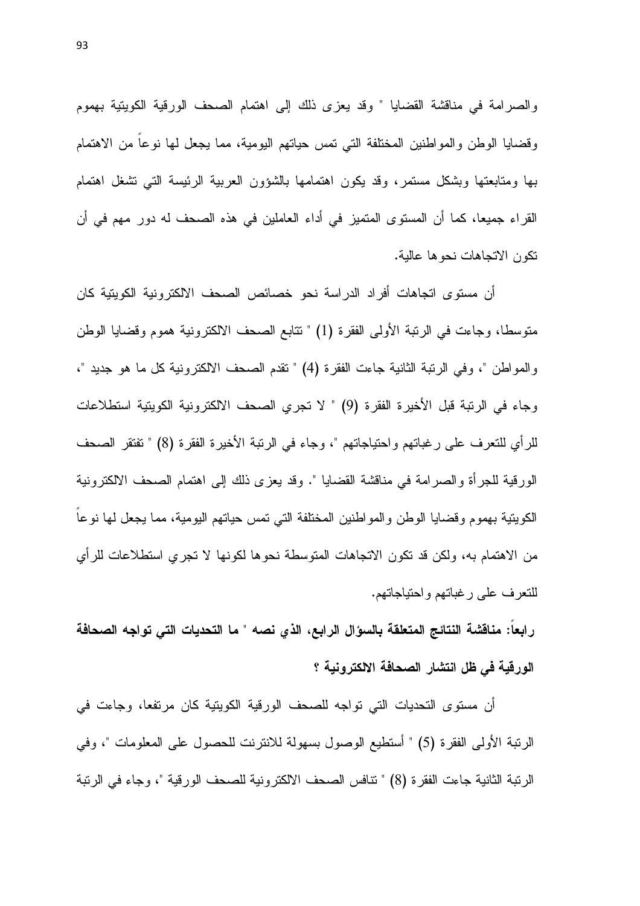والصرامة في مناقشة القضايا " وقد يعزى ذلك إلى اهتمام الصحف الورقية الكويتية بهموم وقضايا الوطن والمواطنين المختلفة التي تمس حياتهم اليومية، مما يجعل لها نوعاً من الاهتمام بها ومتابعتها وبشكل مستمر، وقد يكون اهتمامها بالشؤون العربية الرئيسة التي تشغل اهتمام القراء جميعا، كما أن المستوى المتميز في أداء العاملين في هذه الصحف له دور مهم في أن تكون الاتجاهات نحوها عالية.

أن مستوى اتجاهات أفراد الدراسة نحو خصائص الصحف الالكترونية الكويتية كان متوسطا، وجاءت في الرتبة الأولى الفقرة (1) " تتابع الصحف الالكترونية هموم وقضايا الوطن والمواطن "، وفي الرتبة الثانية جاءت الفقرة (4) " تقدم الصحف الالكترونية كل ما هو جديد "، وجاء في الرتبة قبل الأخيرة الفقرة (9) " لا تجري الصحف الالكترونية الكويتية استطلاعات للرأي للتعرف على رغباتهم واحتياجاتهم "، وجاء في الرتبة الأخيرة الفقرة (8) " تفتقر الصحف الورقية للجرأة والصرامة في مناقشة القضايا ". وقد يعزى ذلك إلى اهتمام الصحف الالكترونية الكويتية بهموم وقضايا الوطن والمواطنين المختلفة التي تمس حياتهم اليومية، مما يجعل لها نوعاً من الاهتمام به، ولكن قد تكون الاتجاهات المتوسطة نحوها لكونها لا تجري استطلاعات للرأي للتعرف على رغباتهم واحتياجاتهم.

**رابعاً: مناقشة النتائج المتعلقة بالسؤال الرابع، الذي نصه " ما التحديات التي تواجه الصحافة الورقية في ظل انتشار الصحافة الالكترونية ؟**

أن مستوى التحديات التي تواجه للصحف الورقية الكويتية كان مرتفعا، وجاءت في الرتبة الأولى الفقرة (5) " أستطيع الوصول بسهولة للانترنت للحصول على المعلومات "، وفي الرتبة الثانية جاءت الفقرة (8) " تنافس الصحف الالكترونية للصحف الورقية "، وجاء في الرتبة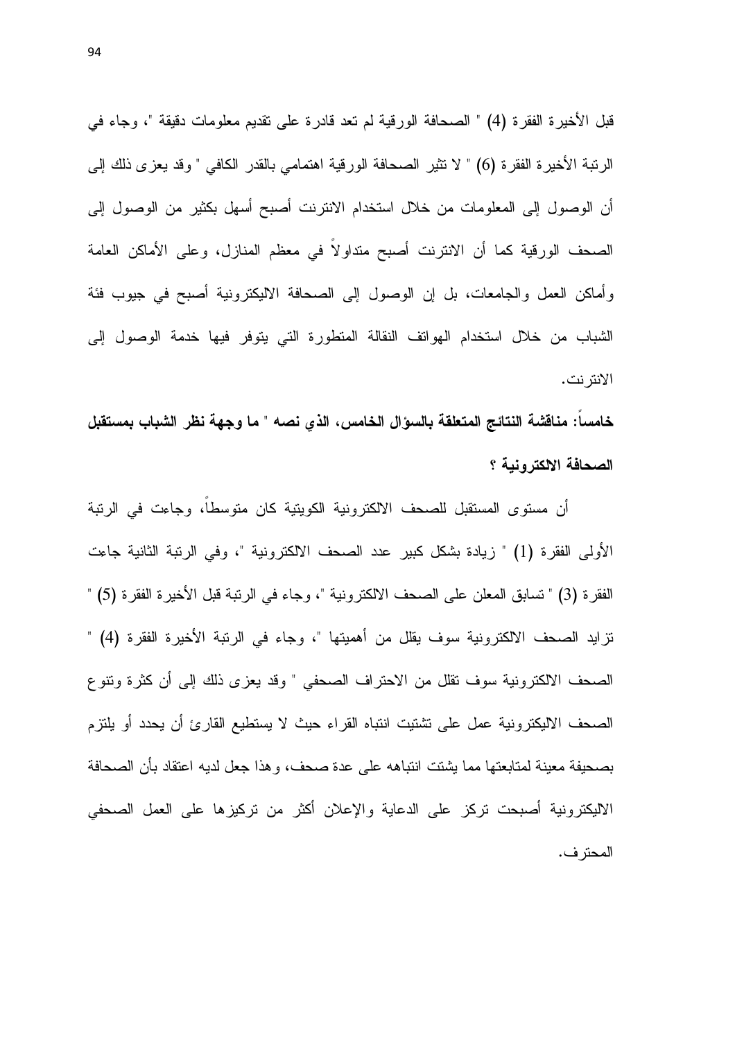قبل الأخيرة الفقرة (4) " الصحافة الورقية لم تعد قادرة على تقديم معلومات دقيقة "، وجاء في الرتبة الأخيرة الفقرة (6) " لا تثير الصحافة الورقية اهتمامي بالقدر الكافي " وقد يعزى ذلك إلى أن الوصول إلى المعلومات من خلال استخدام الانترنت أصبح أسهل بكثير من الوصول إلى الصحف الورقية كما أن الانترنت أصبح متداولاً في معظم المنازل، وعلى الأماكن العامة وأماكن العمل والجامعات، بل إن الوصول إلى الصحافة الاليكترونية أصبح في جيوب فئة الشباب من خلال استخدام الهواتف النقالة المتطورة التي يتوفر فيها خدمة الوصول إلى الانترنت.

**خامساً: مناقشة النتائج المتعلقة بالسؤال الخامس، الذي نصه " ما وجهة نظر الشباب بمستقبل الصحافة الالكترونية ؟**

أن مستوى المستقبل للصحف الالكترونية الكويتية كان متوسطاً، وجاءت في الرتبة الأولى الفقرة (1) " زيادة بشكل كبير عدد الصحف الالكترونية "، وفي الرتبة الثانية جاءت الفقرة (3) " تسابق المعلن على الصحف الالكترونية "، وجاء في الرتبة قبل الأخيرة الفقرة (5) " تزايد الصحف الالكترونية سوف يقلل من أهميتها "، وجاء في الرتبة الأخيرة الفقرة (4) " الصحف الالكترونية سوف تقلل من الاحتراف الصحفي " وقد يعزى ذلك إلى أن كثرة وتنوع الصحف الاليكترونية عمل على تشتيت انتباه القراء حيث لا يستطيع القارئ أن يحدد أو يلتزم بصحيفة معينة لمتابعتها مما يشتت انتباهه على عدة صحف، وهذا جعل لديه اعتقاد بأن الصحافة الاليكترونية أصبحت تركز على الدعاية والإعلان أكثر من تركيزها على العمل الصحفي المحترف.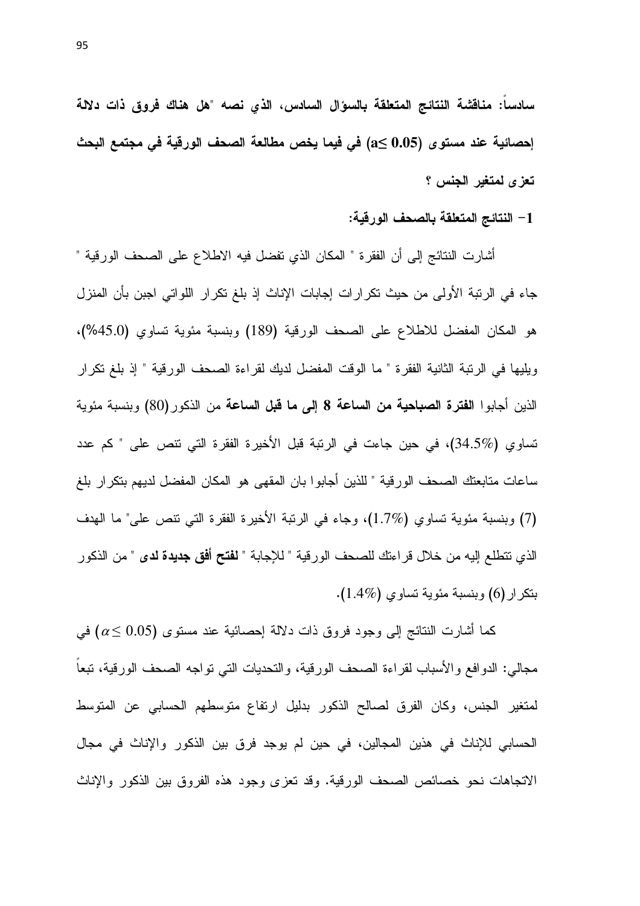**سادساً: مناقشة النتائج المتعلقة بالسؤال السادس، الذي نصه "هل هناك فروق ذات دلالة إحصائية عند مستوى ($a \leq 0.05$) في فيما يخص مطالعة الصحف الورقية في مجتمع البحث تعزى لمتغير الجنس ؟**

**1- النتائج المتعلقة بالصحف الورقية:**

أشارت النتائج إلى أن الفقرة " المكان الذي تفضل فيه الاطلاع على الصحف الورقية " جاء في الرتبة الأولى من حيث تكرارات إجابات الإناث إذ بلغ تكرار اللواتي اجبن بأن المنزل هو المكان المفضل للاطلاع على الصحف الورقية (189) وبنسبة مئوية تساوي (45.0%)، ويليها في الرتبة الثانية الفقرة " ما الوقت المفضل لديك لقراءة الصحف الورقية " إذ بلغ تكرار الذين أجابوا **الفترة الصباحية من الساعة 8 إلى ما قبل الساعة** من الذكور(80) وبنسبة مئوية تساوي (34.5%)، في حين جاءت في الرتبة قبل الأخيرة الفقرة التي تنص على " كم عدد ساعات متابعتك الصحف الورقية " للذين أجابوا بان المقهى هو المكان المفضل لديهم بتكرار بلغ (7) وبنسبة مئوية تساوي (1.7%)، وجاء في الرتبة الأخيرة الفقرة التي تنص على" ما الهدف الذي تتطلع إليه من خلال قراءتك للصحف الورقية " للإجابة " **لفتح أفق جديدة لدى** " من الذكور بتكرار(6) وبنسبة مئوية تساوي (1.4%).

كما أشارت النتائج إلى وجود فروق ذات دلالة إحصائية عند مستوى ($\alpha \leq 0.05$) في مجالي: الدوافع والأسباب لقراءة الصحف الورقية، والتحديات التي تواجه الصحف الورقية، تبعاً لمتغير الجنس، وكان الفرق لصالح الذكور بدليل ارتفاع متوسطهم الحسابي عن المتوسط الحسابي للإناث في هذين المجالين، في حين لم يوجد فرق بين الذكور والإناث في مجال الاتجاهات نحو خصائص الصحف الورقية. وقد تعزى وجود هذه الفروق بين الذكور والإناث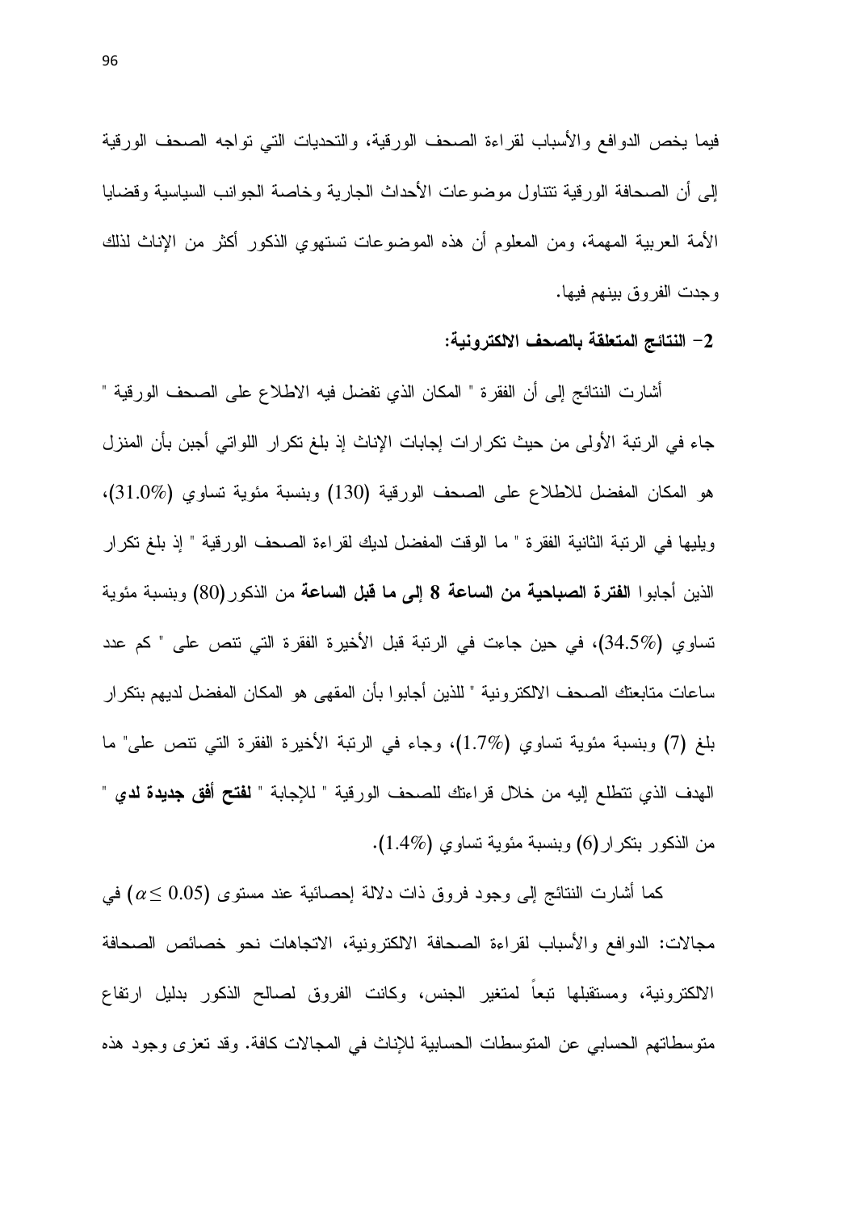فيما يخص الدوافع والأسباب لقراءة الصحف الورقية، والتحديات التي تواجه الصحف الورقية إلى أن الصحافة الورقية تتناول موضوعات الأحداث الجارية وخاصة الجوانب السياسية وقضايا الأمة العربية المهمة، ومن المعلوم أن هذه الموضوعات تستهوي الذكور أكثر من الإناث لذلك وجدت الفروق بينهم فيها.

**2- النتائج المتعلقة بالصحف الالكترونية:**

أشارت النتائج إلى أن الفقرة " المكان الذي تفضل فيه الاطلاع على الصحف الورقية " جاء في الرتبة الأولى من حيث تكرارات إجابات الإناث إذ بلغ تكرار اللواتي أجبن بأن المنزل هو المكان المفضل للاطلاع على الصحف الورقية (130) وبنسبة مئوية تساوي (31.0%)، ويليها في الرتبة الثانية الفقرة " ما الوقت المفضل لديك لقراءة الصحف الورقية " إذ بلغ تكرار الذين أجابوا **الفترة الصباحية من الساعة 8 إلى ما قبل الساعة** من الذكور(80) وبنسبة مئوية تساوي (34.5%)، في حين جاءت في الرتبة قبل الأخيرة الفقرة التي تنص على " كم عدد ساعات متابعتك الصحف الالكترونية " للذين أجابوا بأن المقهى هو المكان المفضل لديهم بتكرار بلغ (7) وبنسبة مئوية تساوي (1.7%)، وجاء في الرتبة الأخيرة الفقرة التي تنص على" ما الهدف الذي تتطلع إليه من خلال قراءتك للصحف الورقية " للإجابة " **لفتح أفق جديدة لدي** " من الذكور بتكرار(6) وبنسبة مئوية تساوي (1.4%).

كما أشارت النتائج إلى وجود فروق ذات دلالة إحصائية عند مستوى $(\alpha \leq 0.05)$ في مجالات: الدوافع والأسباب لقراءة الصحافة الالكترونية، الاتجاهات نحو خصائص الصحافة الالكترونية، ومستقبلها تبعاً لمتغير الجنس، وكانت الفروق لصالح الذكور بدليل ارتفاع متوسطاتهم الحسابي عن المتوسطات الحسابية للإناث في المجالات كافة. وقد تعزى وجود هذه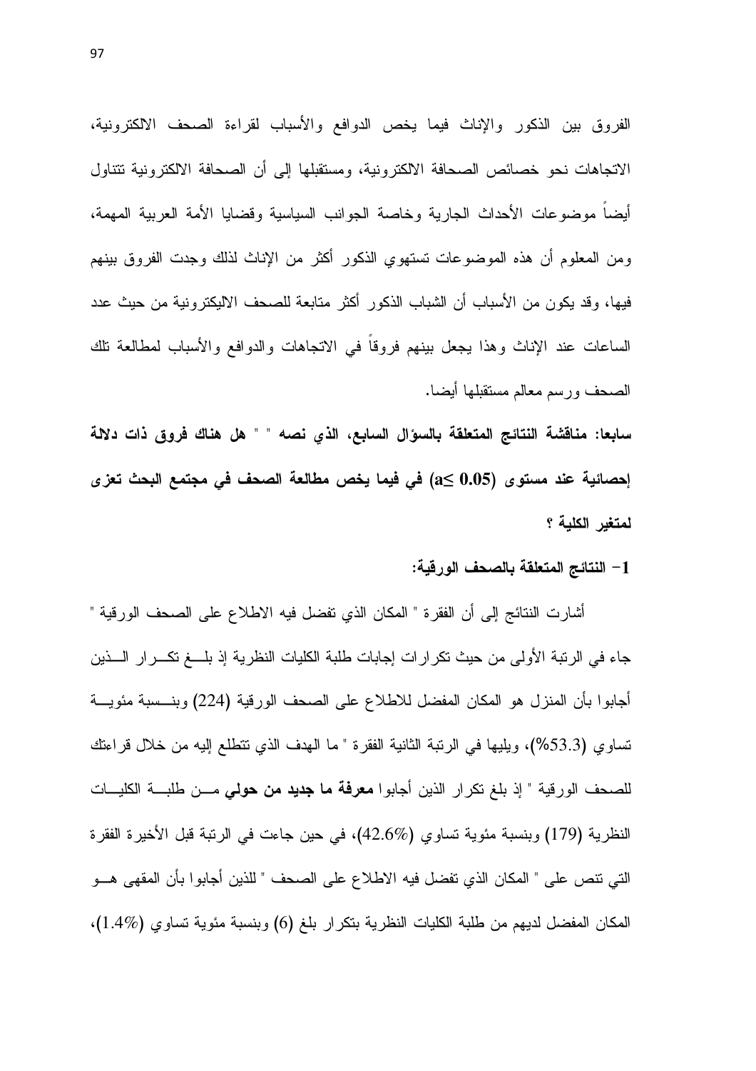الفروق بين الذكور والإناث فيما يخص الدوافع والأسباب لقراءة الصحف الالكترونية، الاتجاهات نحو خصائص الصحافة الالكترونية، ومستقبلها إلى أن الصحافة الالكترونية تتناول أيضاً موضوعات الأحداث الجارية وخاصة الجوانب السياسية وقضايا الأمة العربية المهمة، ومن المعلوم أن هذه الموضوعات تستهوي الذكور أكثر من الإناث لذلك وجدت الفروق بينهم فيها، وقد يكون من الأسباب أن الشباب الذكور أكثر متابعة للصحف الاليكترونية من حيث عدد الساعات عند الإناث وهذا يجعل بينهم فروقاً في الاتجاهات والدوافع والأسباب لمطالعة تلك الصحف ورسم معالم مستقبلها أيضا.

**سابعا: مناقشة النتائج المتعلقة بالسؤال السابع، الذي نصه " " هل هناك فروق ذات دلالة إحصائية عند مستوى (a≤ 0.05) في فيما يخص مطالعة الصحف في مجتمع البحث تعزى لمتغير الكلية ؟**

**1- النتائج المتعلقة بالصحف الورقية:**

أشارت النتائج إلى أن الفقرة " المكان الذي تفضل فيه الاطلاع على الصحف الورقية " جاء في الرتبة الأولى من حيث تكرارات إجابات طلبة الكليات النظرية إذ بلغ تكرار الذين أجابوا بأن المنزل هو المكان المفضل للاطلاع على الصحف الورقية (224) وبنسبة مئوية تساوي (53.3%)، ويليها في الرتبة الثانية الفقرة " ما الهدف الذي تتطلع إليه من خلال قراءتك للصحف الورقية " إذ بلغ تكرار الذين أجابوا **معرفة ما جديد من حولي** من طلبة الكليات النظرية (179) وبنسبة مئوية تساوي (42.6%)، في حين جاءت في الرتبة قبل الأخيرة الفقرة التي تنص على " المكان الذي تفضل فيه الاطلاع على الصحف " للذين أجابوا بأن المقهى هو المكان المفضل لديهم من طلبة الكليات النظرية بتكرار بلغ (6) وبنسبة مئوية تساوي (1.4%)،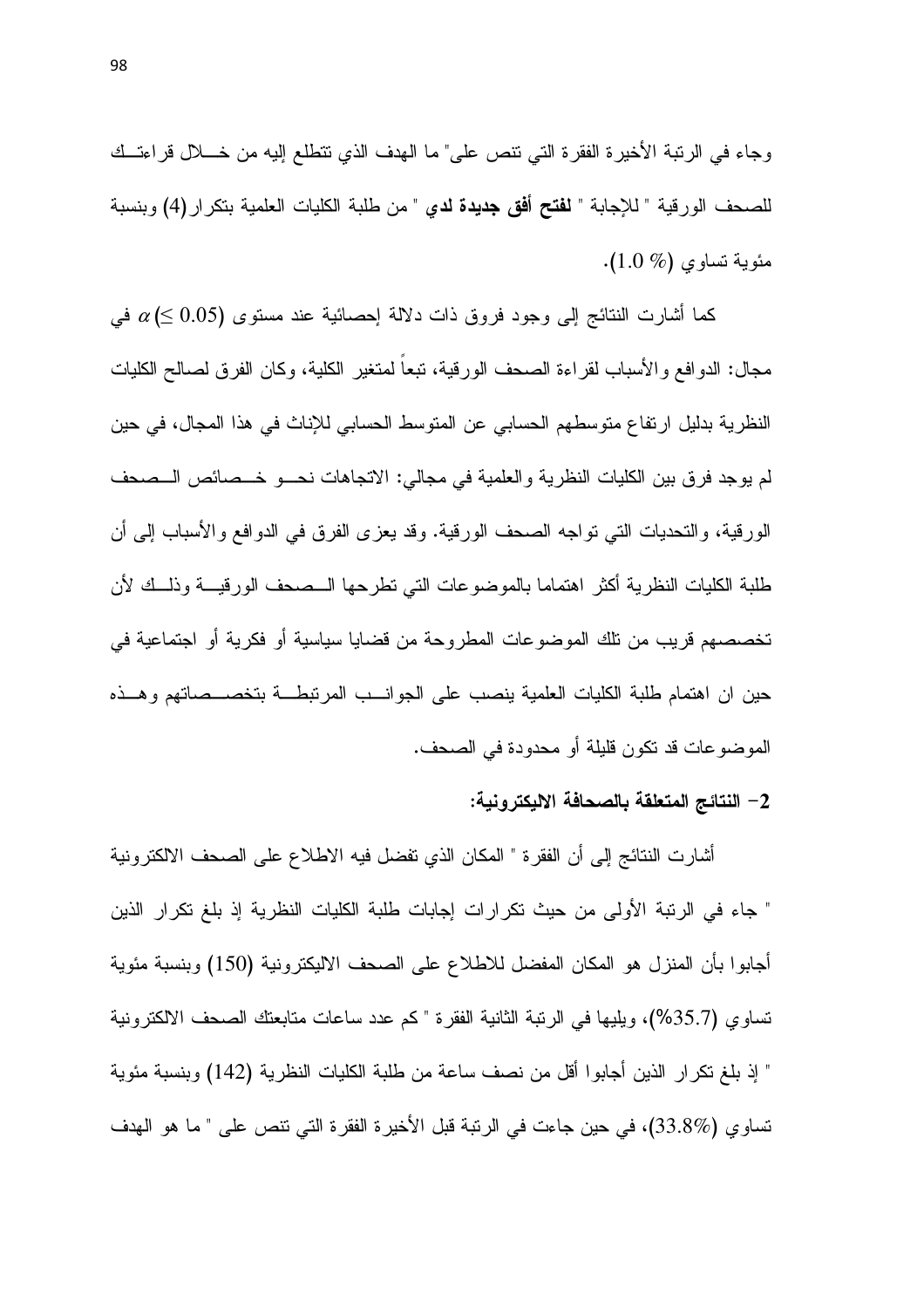وجاء في الرتبة الأخيرة الفقرة التي تنص على" ما الهدف الذي تتطلع إليه من خلال قراءتك للصحف الورقية " للإجابة " **لفتح أفق جديدة لدي** " من طلبة الكليات العلمية بتكرار (4) وبنسبة مئوية تساوي (1.0 %).

كما أشارت النتائج إلى وجود فروق ذات دلالة إحصائية عند مستوى $(\alpha \leq 0.05)$ في مجال: الدوافع والأسباب لقراءة الصحف الورقية، تبعاً لمتغير الكلية، وكان الفرق لصالح الكليات النظرية بدليل ارتفاع متوسطهم الحسابي عن المتوسط الحسابي للإناث في هذا المجال، في حين لم يوجد فرق بين الكليات النظرية والعلمية في مجالي: الاتجاهات نحو خصائص الصحف الورقية، والتحديات التي تواجه الصحف الورقية. وقد يعزى الفرق في الدوافع والأسباب إلى أن طلبة الكليات النظرية أكثر اهتماما بالموضوعات التي تطرحها الصحف الورقية وذلك لأن تخصصهم قريب من تلك الموضوعات المطروحة من قضايا سياسية أو فكرية أو اجتماعية في حين ان اهتمام طلبة الكليات العلمية ينصب على الجوانب المرتبطة بتخصصاتهم وهذه الموضوعات قد تكون قليلة أو محدودة في الصحف.

**2- النتائج المتعلقة بالصحافة الاليكترونية:**

أشارت النتائج إلى أن الفقرة " المكان الذي تفضل فيه الاطلاع على الصحف الالكترونية " جاء في الرتبة الأولى من حيث تكرارات إجابات طلبة الكليات النظرية إذ بلغ تكرار الذين أجابوا بأن المنزل هو المكان المفضل للاطلاع على الصحف الاليكترونية (150) وبنسبة مئوية تساوي (35.7%)، ويليها في الرتبة الثانية الفقرة " كم عدد ساعات متابعتك الصحف الالكترونية " إذ بلغ تكرار الذين أجابوا أقل من نصف ساعة من طلبة الكليات النظرية (142) وبنسبة مئوية تساوي (33.8%)، في حين جاءت في الرتبة قبل الأخيرة الفقرة التي تنص على " ما هو الهدف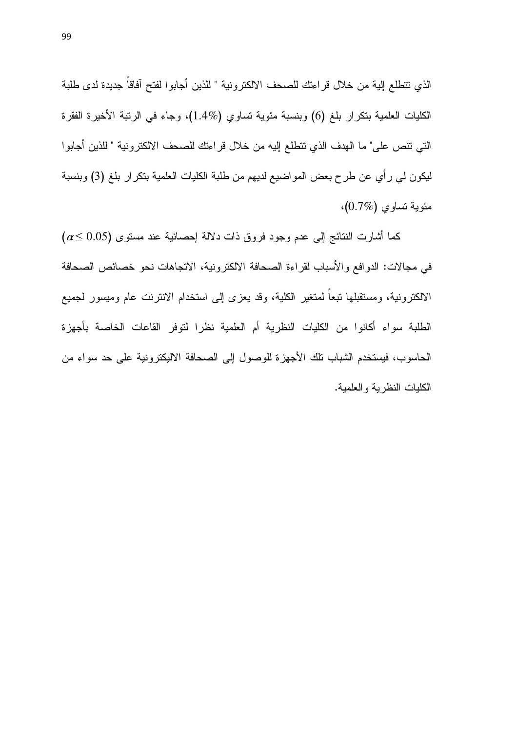الذي تتطلع إلية من خلال قراءتك للصحف الالكترونية " للذين أجابوا لفتح آفاقاً جديدة لدى طلبة الكليات العلمية بتكرار بلغ (6) وبنسبة مئوية تساوي (1.4%)، وجاء في الرتبة الأخيرة الفقرة التي تنص على" ما الهدف الذي تتطلع إليه من خلال قراءتك للصحف الالكترونية " للذين أجابوا ليكون لي رأي عن طرح بعض المواضيع لديهم من طلبة الكليات العلمية بتكرار بلغ (3) وبنسبة مئوية تساوي (0.7%)،

كما أشارت النتائج إلى عدم وجود فروق ذات دلالة إحصائية عند مستوى $(\alpha \leq 0.05)$ في مجالات: الدوافع والأسباب لقراءة الصحافة الالكترونية، الاتجاهات نحو خصائص الصحافة الالكترونية، ومستقبلها تبعاً لمتغير الكلية، وقد يعزى إلى استخدام الانترنت عام وميسور لجميع الطلبة سواء أكانوا من الكليات النظرية أم العلمية نظرا لتوفر القاعات الخاصة بأجهزة الحاسوب، فيستخدم الشباب تلك الأجهزة للوصول إلى الصحافة الاليكترونية على حد سواء من الكليات النظرية والعلمية.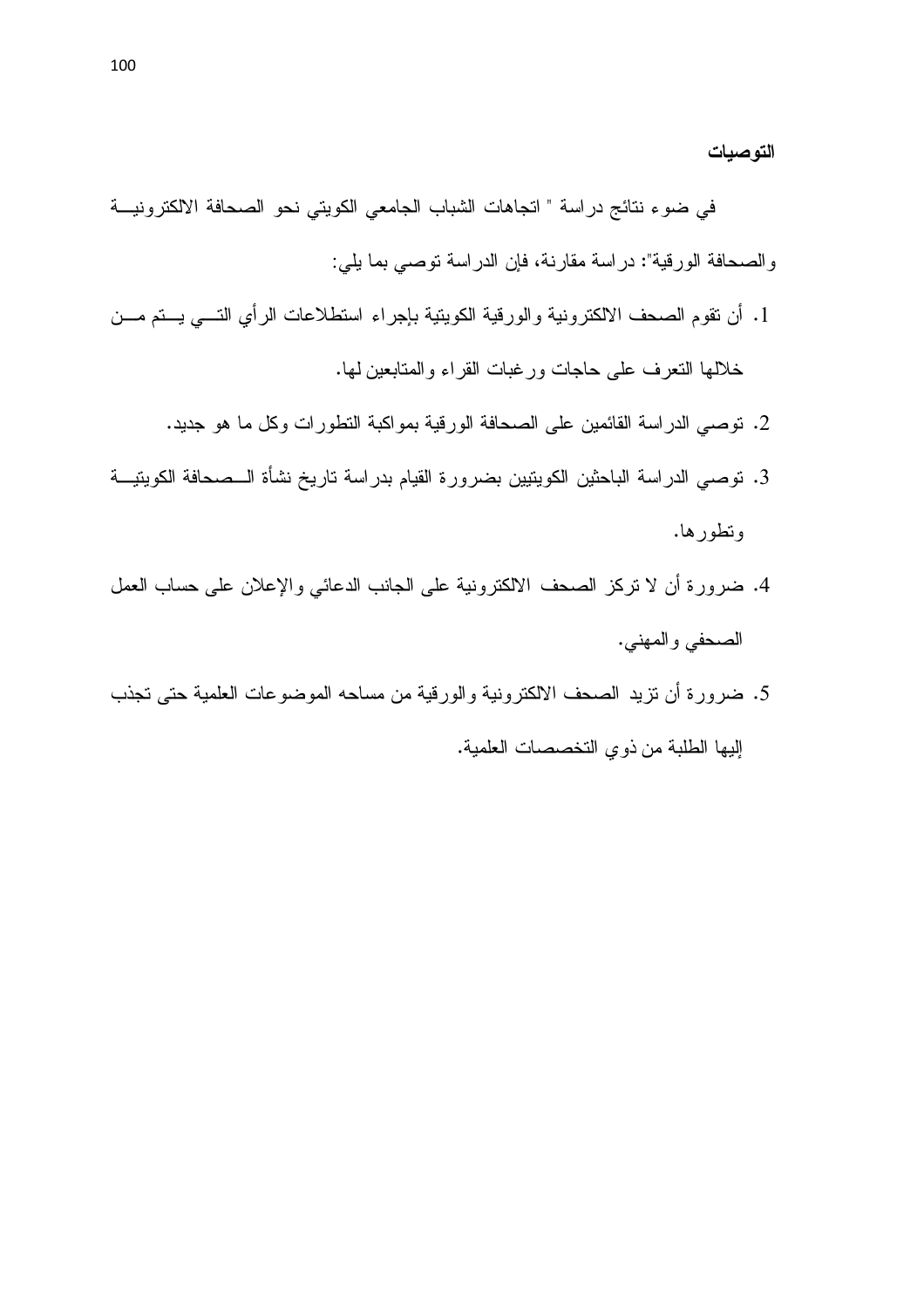## التوصيات

في ضوء نتائج دراسة " اتجاهات الشباب الجامعي الكويتي نحو الصحافة الالكترونية والصحافة الورقية": دراسة مقارنة، فإن الدراسة توصي بما يلي:

1. أن تقوم الصحف الالكترونية والورقية الكويتية بإجراء استطلاعات الرأي التي يتم من خلالها التعرف على حاجات ورغبات القراء والمتابعين لها.
2. توصي الدراسة القائمين على الصحافة الورقية بمواكبة التطورات وكل ما هو جديد.
3. توصي الدراسة الباحثين الكويتيين بضرورة القيام بدراسة تاريخ نشأة الصحافة الكويتية وتطورها.
4. ضرورة أن لا تركز الصحف الالكترونية على الجانب الدعائي والإعلان على حساب العمل الصحفي والمهني.
5. ضرورة أن تزيد الصحف الالكترونية والورقية من مساحه الموضوعات العلمية حتى تجذب إليها الطلبة من ذوي التخصصات العلمية.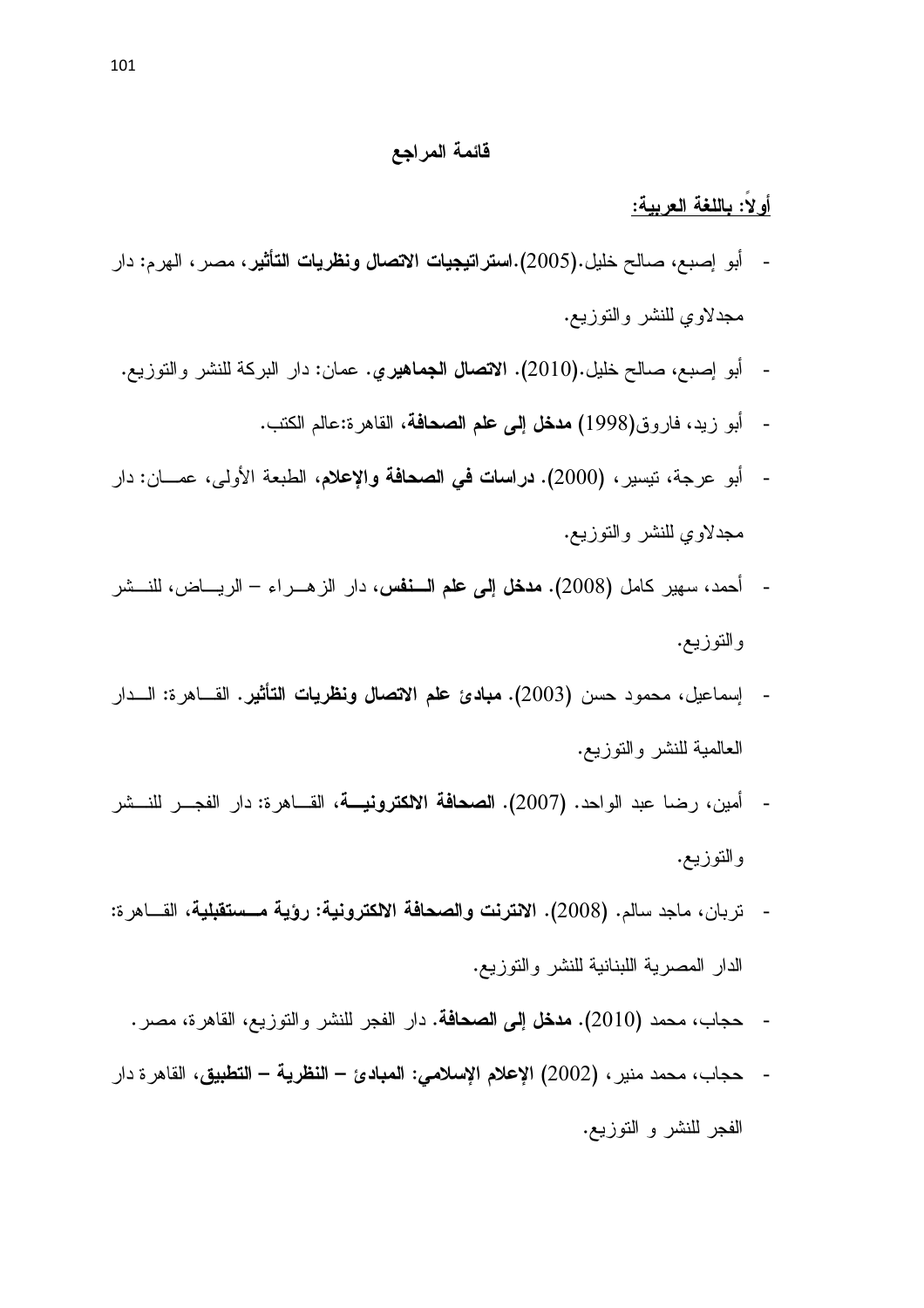## قائمة المراجع

**أولاً: باللغة العربية:**

- أبو إصبع، صالح خليل.(2005).**استراتيجيات الاتصال ونظريات التأثير**، مصر، الهرم: دار مجدلاوي للنشر والتوزيع.
- أبو إصبع، صالح خليل.(2010). **الاتصال الجماهيري**. عمان: دار البركة للنشر والتوزيع.
- أبو زيد، فاروق(1998) **مدخل إلى علم الصحافة**، القاهرة:عالم الكتب.
- أبو عرجة، تيسير، (2000). **دراسات في الصحافة والإعلام**، الطبعة الأولى، عمان: دار مجدلاوي للنشر والتوزيع.
- أحمد، سهير كامل (2008). **مدخل إلى علم النفس**، دار الزهراء – الرياض، للنشر والتوزيع.
- إسماعيل، محمود حسن (2003). **مبادئ علم الاتصال ونظريات التأثير**. القاهرة: الدار العالمية للنشر والتوزيع.
- أمين، رضا عبد الواحد. (2007). **الصحافة الالكترونية**، القاهرة: دار الفجر للنشر والتوزيع.
- تربان، ماجد سالم. (2008). **الانترنت والصحافة الالكترونية: رؤية مستقبلية**، القاهرة: الدار المصرية اللبنانية للنشر والتوزيع.
- حجاب، محمد (2010). **مدخل إلى الصحافة**. دار الفجر للنشر والتوزيع، القاهرة، مصر.
- حجاب، محمد منير، (2002) **الإعلام الإسلامي: المبادئ – النظرية – التطبيق**، القاهرة دار الفجر للنشر و التوزيع.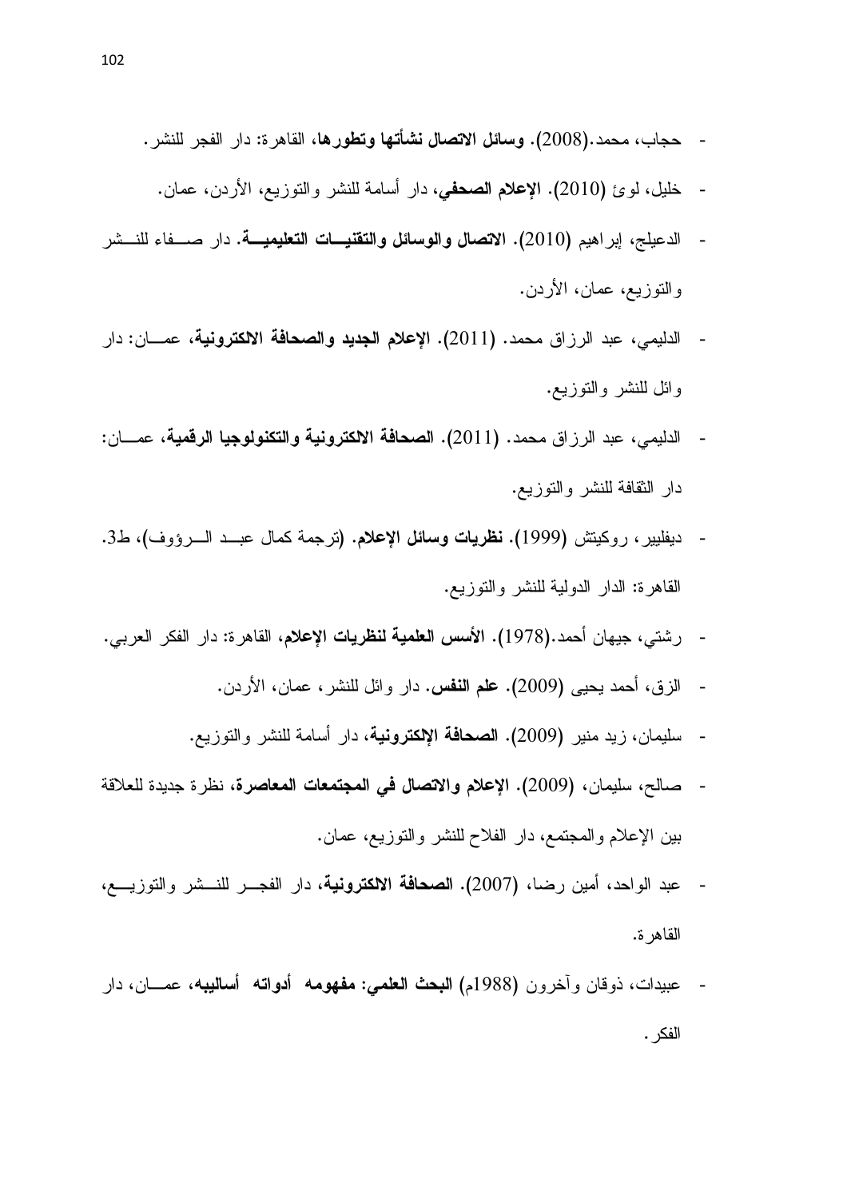- حجاب، محمد.(2008). **وسائل الاتصال نشأتها وتطورها**، القاهرة: دار الفجر للنشر.
- خليل، لوئ (2010). **الإعلام الصحفي**، دار أسامة للنشر والتوزيع، الأردن، عمان.
- الدعيلج، إبراهيم (2010). **الاتصال والوسائل والتقنيات التعليمية**. دار صفاء للنشر والتوزيع، عمان، الأردن.
- الدليمي، عبد الرزاق محمد. (2011). **الإعلام الجديد والصحافة الالكترونية**، عمان: دار وائل للنشر والتوزيع.
- الدليمي، عبد الرزاق محمد. (2011). **الصحافة الالكترونية والتكنولوجيا الرقمية**، عمان: دار الثقافة للنشر والتوزيع.
- ديفليير، روكيتش (1999). **نظريات وسائل الإعلام**. (ترجمة كمال عبد الرؤوف)، ط3. القاهرة: الدار الدولية للنشر والتوزيع.
- رشتي، جيهان أحمد.(1978). **الأسس العلمية لنظريات الإعلام**، القاهرة: دار الفكر العربي.
- الزق، أحمد يحيى (2009). **علم النفس**. دار وائل للنشر، عمان، الأردن.
- سليمان، زيد منير (2009). **الصحافة الإلكترونية**، دار أسامة للنشر والتوزيع.
- صالح، سليمان، (2009). **الإعلام والاتصال في المجتمعات المعاصرة**، نظرة جديدة للعلاقة بين الإعلام والمجتمع، دار الفلاح للنشر والتوزيع، عمان.
- عبد الواحد، أمين رضا، (2007). **الصحافة الالكترونية**، دار الفجر للنشر والتوزيع، القاهرة.
- عبيدات، ذوقان وآخرون (1988م) **البحث العلمي: مفهومه أدواته أساليبه**، عمان، دار الفكر.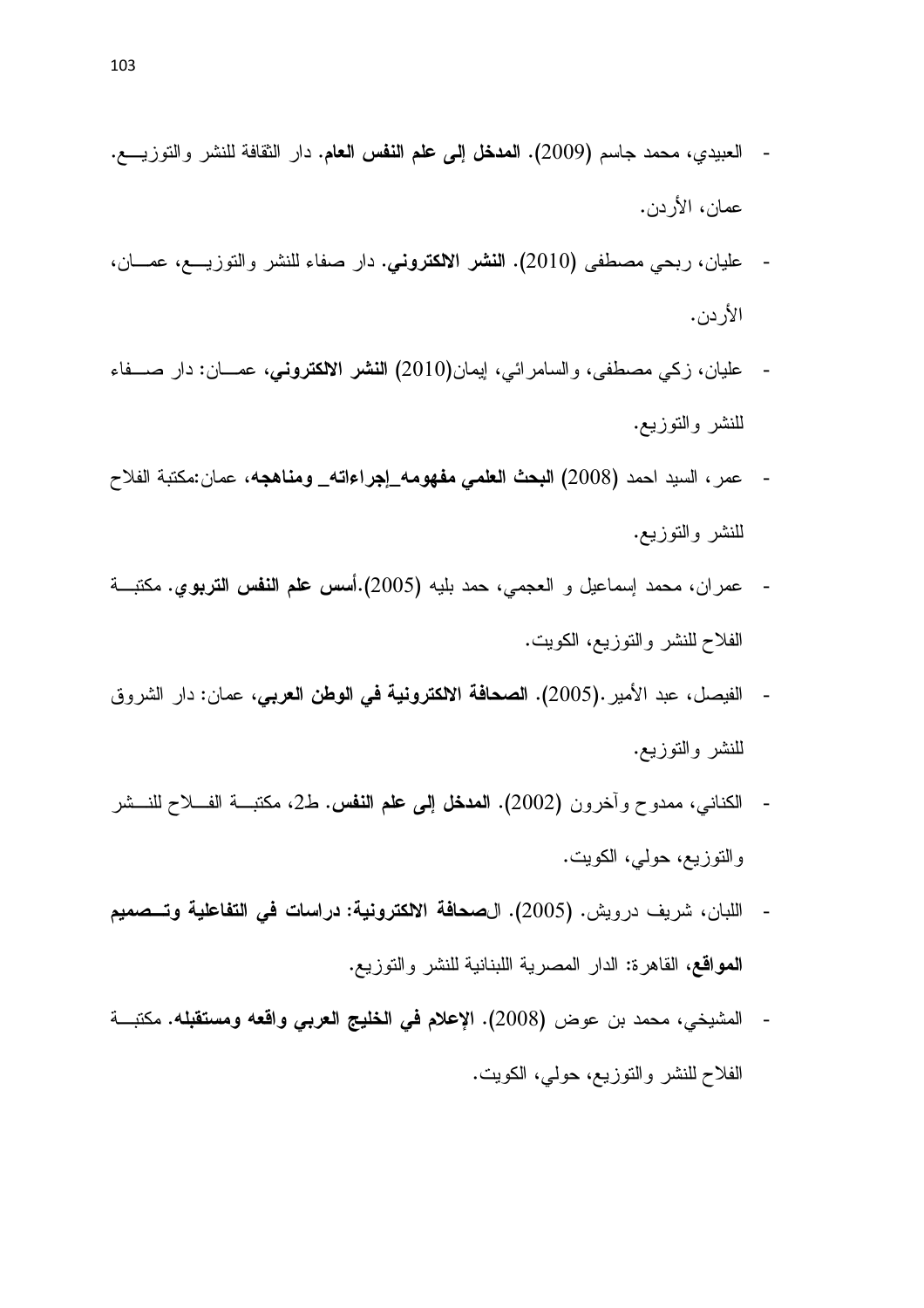- العبيدي، محمد جاسم (2009). **المدخل إلى علم النفس العام**. دار الثقافة للنشر والتوزيع. عمان، الأردن.

- عليان، ربحي مصطفى (2010). **النشر الالكتروني**. دار صفاء للنشر والتوزيع، عمان، الأردن.

- عليان، زكي مصطفى، والسامرائي، إيمان(2010) **النشر الالكتروني**، عمان: دار صفاء للنشر والتوزيع.

- عمر، السيد احمد (2008) **البحث العلمي مفهومه_إجراءاته_ ومناهجه**، عمان:مكتبة الفلاح للنشر والتوزيع.

- عمران، محمد إسماعيل و العجمي، حمد بليه (2005).**أسس علم النفس التربوي**. مكتبة الفلاح للنشر والتوزيع، الكويت.

- الفيصل، عبد الأمير.(2005). **الصحافة الالكترونية في الوطن العربي**، عمان: دار الشروق للنشر والتوزيع.

- الكناني، ممدوح وآخرون (2002). **المدخل إلى علم النفس**. ط2، مكتبة الفلاح للنشر والتوزيع، حولي، الكويت.

- اللبان، شريف درويش. (2005). ال**صحافة الالكترونية: دراسات في التفاعلية وتصميم المواقع**، القاهرة: الدار المصرية اللبنانية للنشر والتوزيع.

- المشيخي، محمد بن عوض (2008). **الإعلام في الخليج العربي واقعه ومستقبله**. مكتبة الفلاح للنشر والتوزيع، حولي، الكويت.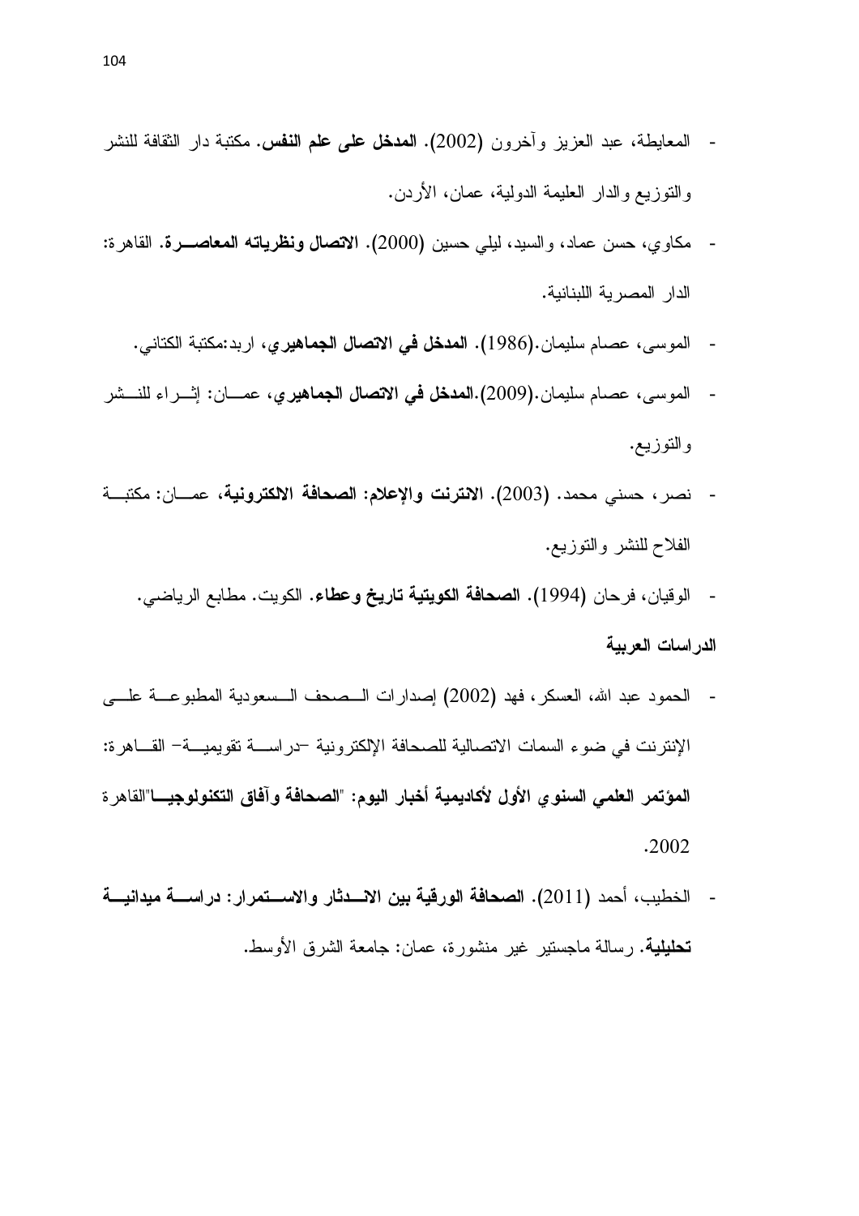- المعايطة، عبد العزيز وآخرون (2002). **المدخل على علم النفس**. مكتبة دار الثقافة للنشر والتوزيع والدار العليمة الدولية، عمان، الأردن.
- مكاوي، حسن عماد، والسيد، ليلي حسين (2000). **الاتصال ونظرياته المعاصرة**. القاهرة: الدار المصرية اللبنانية.
- الموسى، عصام سليمان.(1986). **المدخل في الاتصال الجماهيري**، اربد:مكتبة الكتاني.
- الموسى، عصام سليمان.(2009).**المدخل في الاتصال الجماهيري**، عمان: إثراء للنشر والتوزيع.
- نصر، حسني محمد. (2003). **الانترنت والإعلام: الصحافة الالكترونية**، عمان: مكتبة الفلاح للنشر والتوزيع.
- الوقيان، فرحان (1994). **الصحافة الكويتية تاريخ وعطاء**. الكويت. مطابع الرياضي.

**الدراسات العربية**

- الحمود عبد الله، العسكر، فهد (2002) إصدارات الصحف السعودية المطبوعة على الإنترنت في ضوء السمات الاتصالية للصحافة الإلكترونية –دراسة تقويمية– القاهرة: **المؤتمر العلمي السنوي الأول لأكاديمية أخبار اليوم: "الصحافة وآفاق التكنولوجيا"**القاهرة 2002.
- الخطيب، أحمد (2011). **الصحافة الورقية بين الاندثار والاستمرار: دراسة ميدانية تحليلية**. رسالة ماجستير غير منشورة، عمان: جامعة الشرق الأوسط.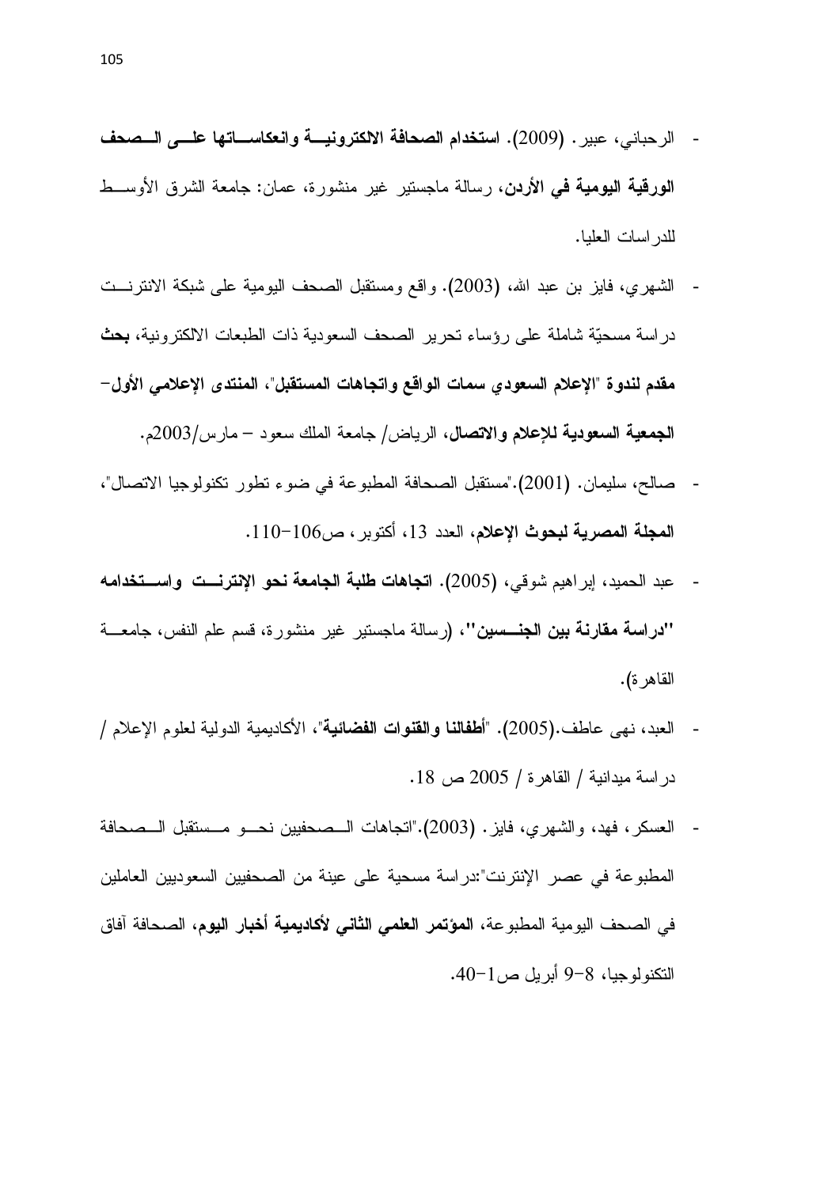- الرحباني، عبير. (2009). **استخدام الصحافة الالكترونية وانعكاساتها على الصحف الورقية اليومية في الأردن**، رسالة ماجستير غير منشورة، عمان: جامعة الشرق الأوسط للدراسات العليا.

- الشهري، فايز بن عبد الله، (2003). واقع ومستقبل الصحف اليومية على شبكة الانترنت دراسة مسحيّة شاملة على رؤساء تحرير الصحف السعودية ذات الطبعات الالكترونية، **بحث مقدم لندوة "الإعلام السعودي سمات الواقع واتجاهات المستقبل"، المنتدى الإعلامي الأول- الجمعية السعودية للإعلام والاتصال**، الرياض/ جامعة الملك سعود – مارس/2003م.

- صالح، سليمان. (2001)."مستقبل الصحافة المطبوعة في ضوء تطور تكنولوجيا الاتصال"، **المجلة المصرية لبحوث الإعلام**، العدد 13، أكتوبر، ص106-110.

- عبد الحميد، إبراهيم شوقي، (2005). **اتجاهات طلبة الجامعة نحو الإنترنت واستخدامه "دراسة مقارنة بين الجنسين"**، (رسالة ماجستير غير منشورة، قسم علم النفس، جامعة القاهرة).

- العبد، نهى عاطف.(2005). "**أطفالنا والقنوات الفضائية**"، الأكاديمية الدولية لعلوم الإعلام / دراسة ميدانية / القاهرة / 2005 ص 18.

- العسكر، فهد، والشهري، فايز. (2003)."اتجاهات الصحفيين نحو مستقبل الصحافة المطبوعة في عصر الإنترنت":دراسة مسحية على عينة من الصحفيين السعوديين العاملين في الصحف اليومية المطبوعة، **المؤتمر العلمي الثاني لأكاديمية أخبار اليوم**، الصحافة آفاق التكنولوجيا، 8-9 أبريل ص1-40.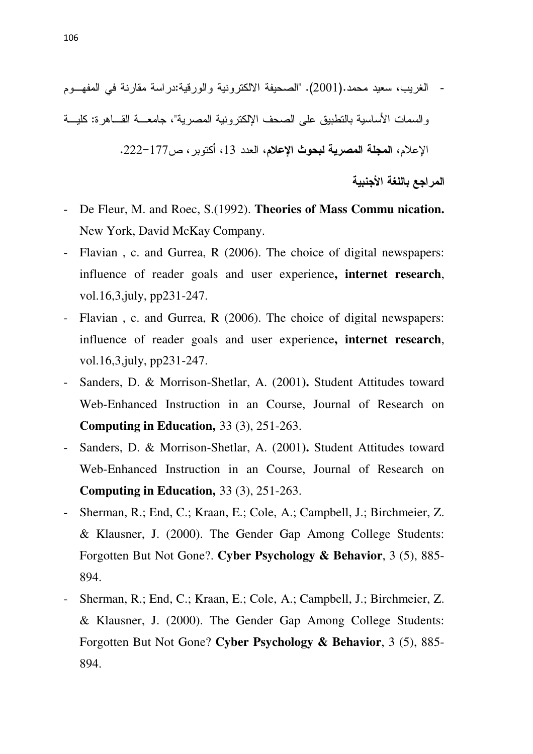- الغريب، سعيد محمد.(2001). "الصحيفة الالكترونية والورقية:دراسة مقارنة في المفهـوم والسمات الأساسية بالتطبيق على الصحف الإلكترونية المصرية"، جامعــة القــاهرة: كليــة الإعلام، **المجلة المصرية لبحوث الإعلام**، العدد 13، أكتوبر، ص177-222.

**المراجع باللغة الأجنبية**

- De Fleur, M. and Roec, S.(1992). **Theories of Mass Commu nication.** New York, David McKay Company.
- Flavian , c. and Gurrea, R (2006). The choice of digital newspapers: influence of reader goals and user experience**, internet research**, vol.16,3,july, pp231-247.
- Flavian , c. and Gurrea, R (2006). The choice of digital newspapers: influence of reader goals and user experience**, internet research**, vol.16,3,july, pp231-247.
- Sanders, D. & Morrison-Shetlar, A. (2001**).** Student Attitudes toward Web-Enhanced Instruction in an Course, Journal of Research on **Computing in Education,** 33 (3), 251-263.
- Sanders, D. & Morrison-Shetlar, A. (2001**).** Student Attitudes toward Web-Enhanced Instruction in an Course, Journal of Research on **Computing in Education,** 33 (3), 251-263.
- Sherman, R.; End, C.; Kraan, E.; Cole, A.; Campbell, J.; Birchmeier, Z. & Klausner, J. (2000). The Gender Gap Among College Students: Forgotten But Not Gone?. **Cyber Psychology & Behavior**, 3 (5), 885-894.
- Sherman, R.; End, C.; Kraan, E.; Cole, A.; Campbell, J.; Birchmeier, Z. & Klausner, J. (2000). The Gender Gap Among College Students: Forgotten But Not Gone? **Cyber Psychology & Behavior**, 3 (5), 885-894.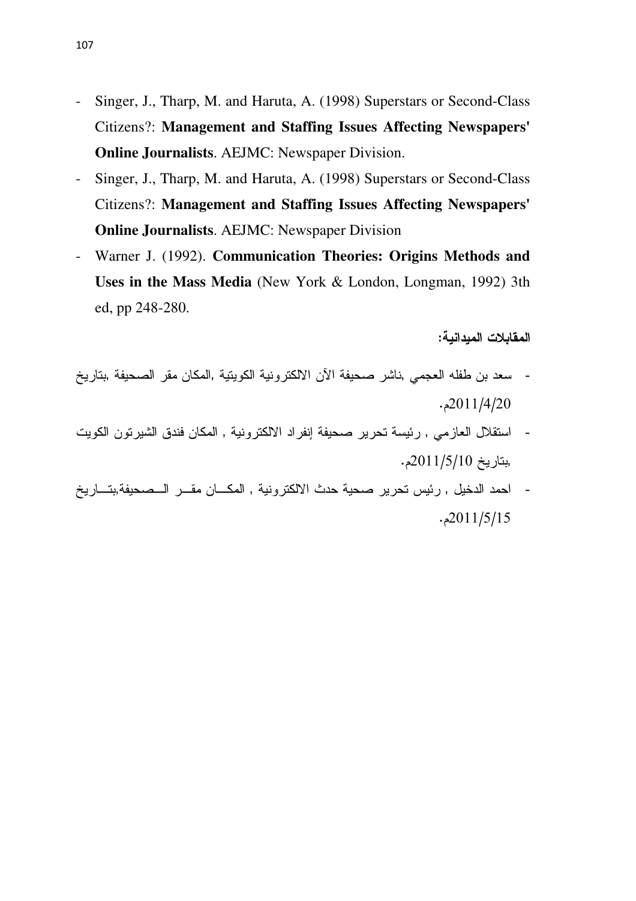- Singer, J., Tharp, M. and Haruta, A. (1998) Superstars or Second-Class Citizens?: **Management and Staffing Issues Affecting Newspapers' Online Journalists**. AEJMC: Newspaper Division.
- Singer, J., Tharp, M. and Haruta, A. (1998) Superstars or Second-Class Citizens?: **Management and Staffing Issues Affecting Newspapers' Online Journalists**. AEJMC: Newspaper Division
- Warner J. (1992). **Communication Theories: Origins Methods and Uses in the Mass Media** (New York & London, Longman, 1992) 3th ed, pp 248-280.

**المقابلات الميدانية:**

- سعد بن طفله العجمي ,ناشر صحيفة الآن الالكترونية الكويتية ,المكان مقر الصحيفة ,بتاريخ 2011/4/20م.
- استقلال العازمي , رئيسة تحرير صحيفة إنفراد الالكترونية , المكان فندق الشيرتون الكويت ,بتاريخ 2011/5/10م.
- احمد الدخيل , رئيس تحرير صحية حدث الالكترونية , المكان مقر الصحيفة,بتاريخ 2011/5/15م.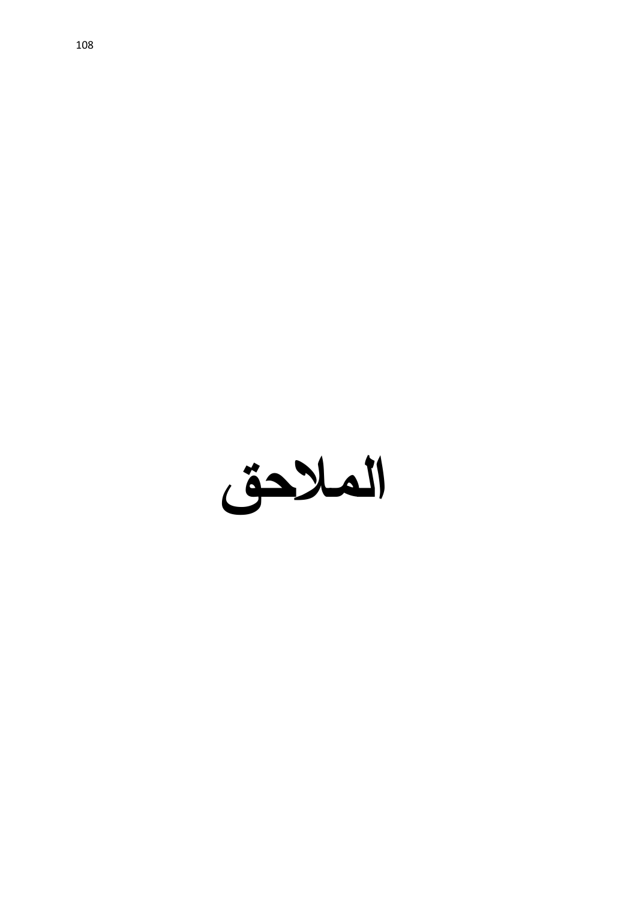# الملاحق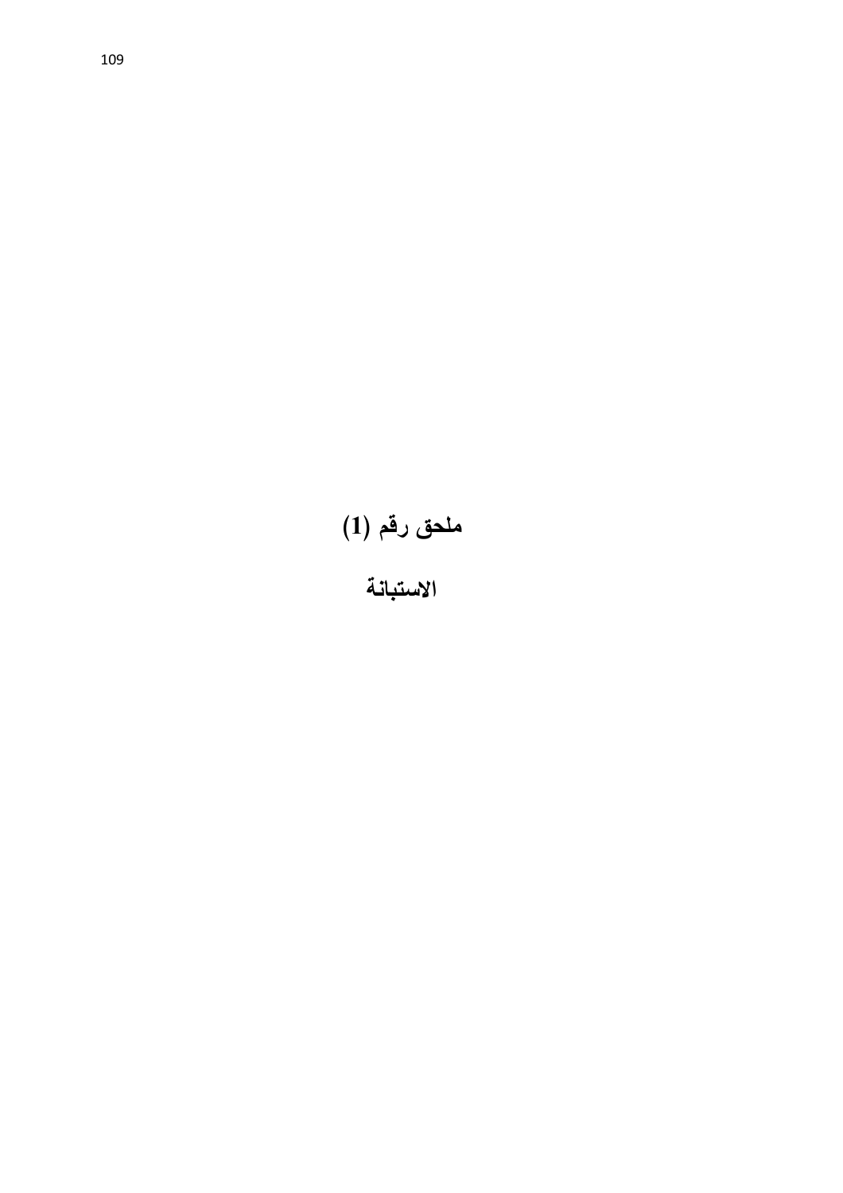# ملحق رقم (1)

## الاستبانة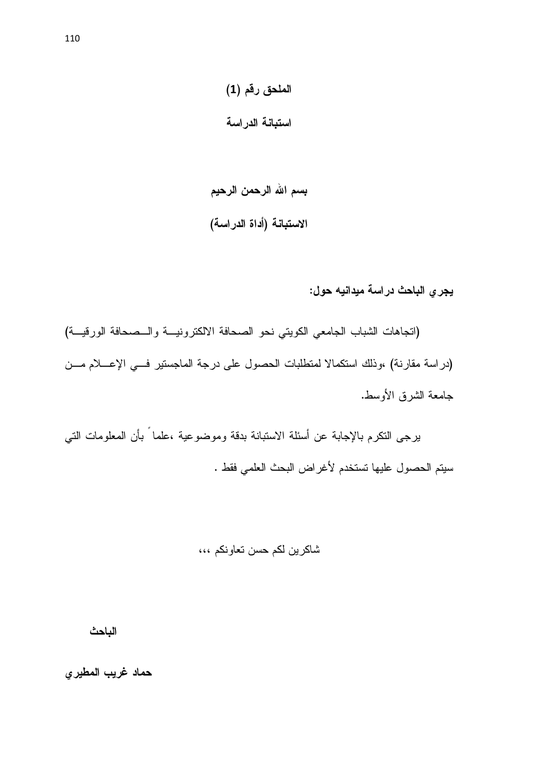# الملحق رقم (1)

## استبانة الدراسة

**بسم الله الرحمن الرحيم**

**الاستبانة (أداة الدراسة)**

**يجري الباحث دراسة ميدانيه حول:**

(اتجاهات الشباب الجامعي الكويتي نحو الصحافة الالكترونية والصحافة الورقية) (دراسة مقارنة) ،وذلك استكمالا لمتطلبات الحصول على درجة الماجستير في الإعلام من جامعة الشرق الأوسط.

يرجى التكرم بالإجابة عن أسئلة الاستبانة بدقة وموضوعية ،علماً بأن المعلومات التي سيتم الحصول عليها تستخدم لأغراض البحث العلمي فقط .

شاكرين لكم حسن تعاونكم ،،،

**الباحث**

**حماد غريب المطيري**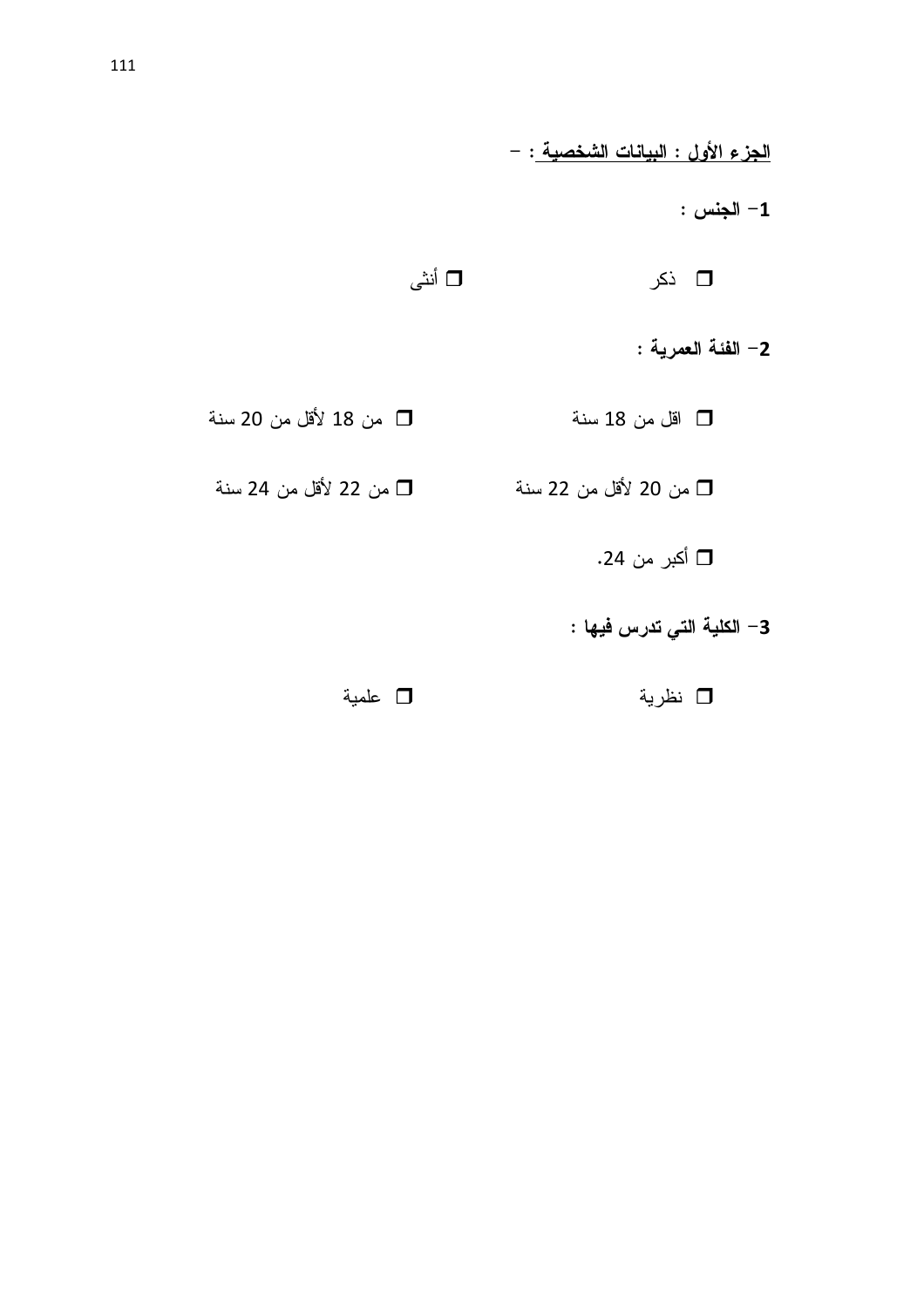**<u>الجزء الأول : البيانات الشخصية</u> : -**

**1- الجنس :**

❐ ذكر ❐ أنثى

**2- الفئة العمرية :**

❐ اقل من 18 سنة ❐ من 18 لأقل من 20 سنة

❐ من 20 لأقل من 22 سنة ❐ من 22 لأقل من 24 سنة

❐ أكبر من 24.

**3- الكلية التي تدرس فيها :**

❐ نظرية ❐ علمية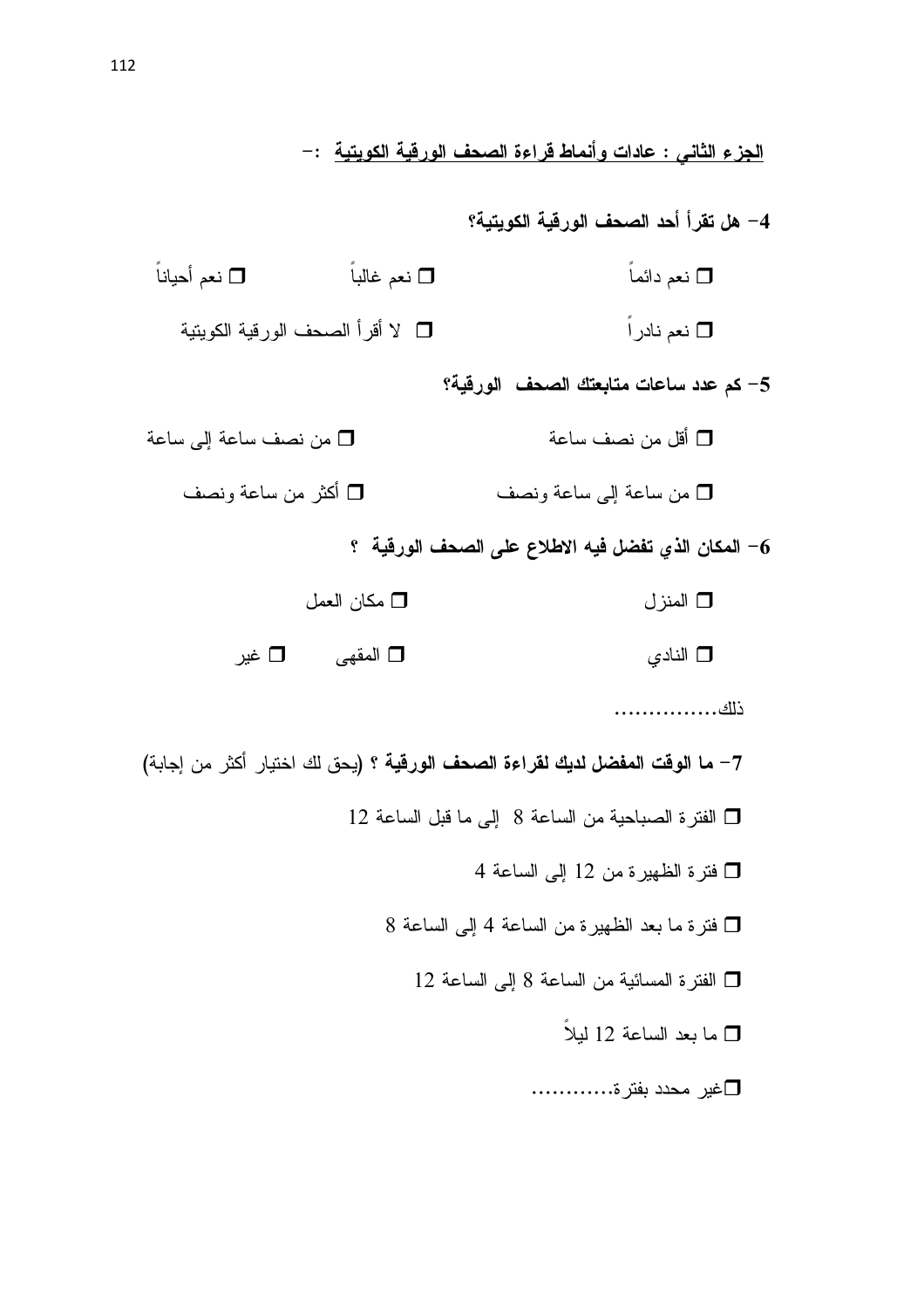**<u>الجزء الثاني : عادات وأنماط قراءة الصحف الورقية الكويتية</u> :-**

**4- هل تقرأ أحد الصحف الورقية الكويتية؟**

❐ نعم دائماً ❐ نعم غالباً ❐ نعم أحياناً

❐ نعم نادراً ❐ لا أقرأ الصحف الورقية الكويتية

**5- كم عدد ساعات متابعتك الصحف الورقية؟**

❐ أقل من نصف ساعة ❐ من نصف ساعة إلى ساعة

❐ من ساعة إلى ساعة ونصف ❐ أكثر من ساعة ونصف

**6- المكان الذي تفضل فيه الاطلاع على الصحف الورقية ؟**

❐ المنزل ❐ مكان العمل

❐ النادي ❐ المقهى ❐ غير ذلك...............

**7- ما الوقت المفضل لديك لقراءة الصحف الورقية ؟** (يحق لك اختيار أكثر من إجابة)

❐ الفترة الصباحية من الساعة 8 إلى ما قبل الساعة 12

❐ فترة الظهيرة من 12 إلى الساعة 4

❐ فترة ما بعد الظهيرة من الساعة 4 إلى الساعة 8

❐ الفترة المسائية من الساعة 8 إلى الساعة 12

❐ ما بعد الساعة 12 ليلاً

❐غير محدد بفترة............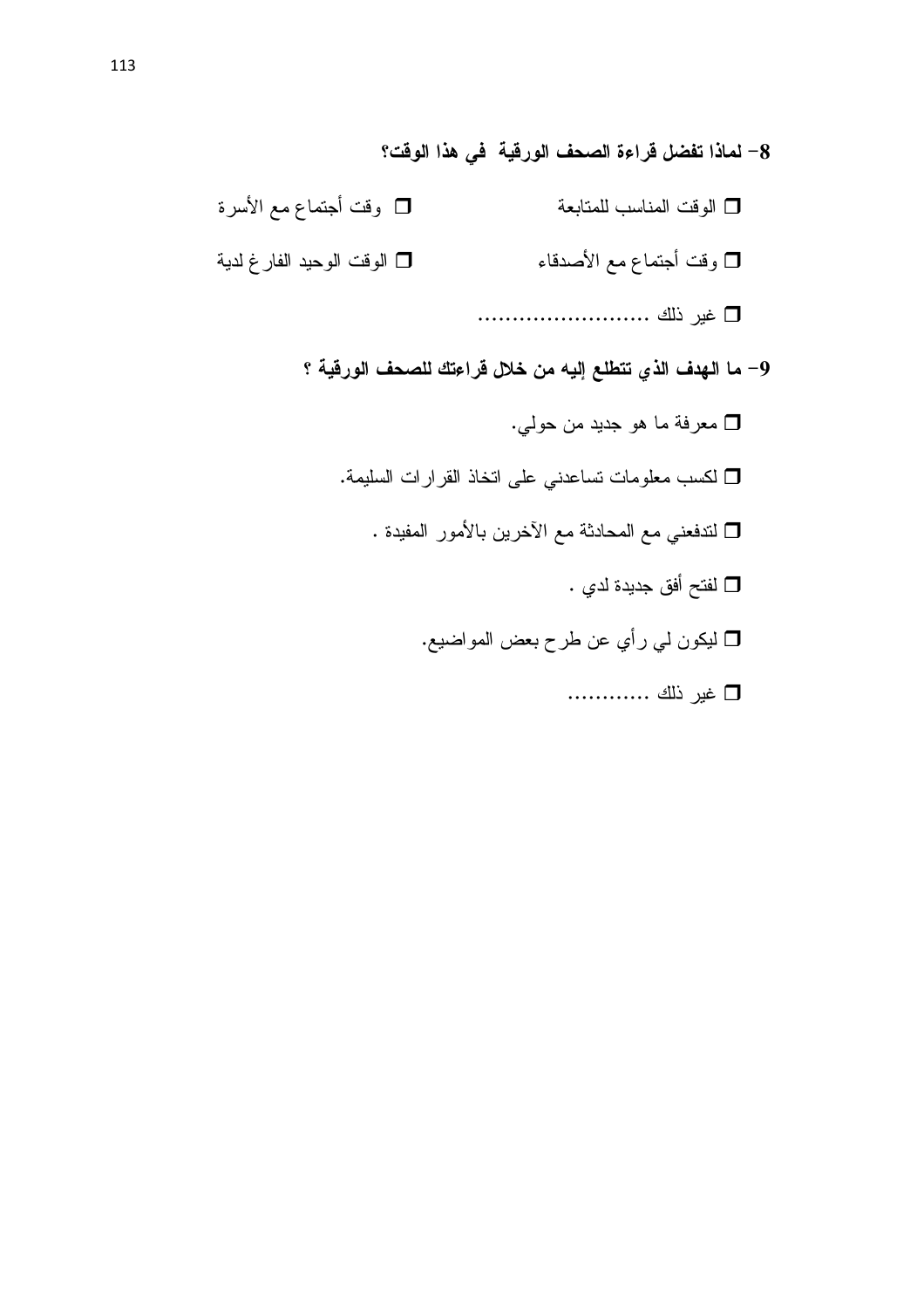**8- لماذا تفضل قراءة الصحف الورقية في هذا الوقت؟**

❒ الوقت المناسب للمتابعة ❒ وقت أجتماع مع الأسرة

❒ وقت أجتماع مع الأصدقاء ❒ الوقت الوحيد الفارغ لدية

❒ غير ذلك ..........................

**9- ما الهدف الذي تتطلع إليه من خلال قراءتك للصحف الورقية ؟**

❒ معرفة ما هو جديد من حولي.

❒ لكسب معلومات تساعدني على اتخاذ القرارات السليمة.

❒ لتدفعني مع المحادثة مع الآخرين بالأمور المفيدة .

❒ لفتح أفق جديدة لدي .

❒ ليكون لي رأي عن طرح بعض المواضيع.

❒ غير ذلك ............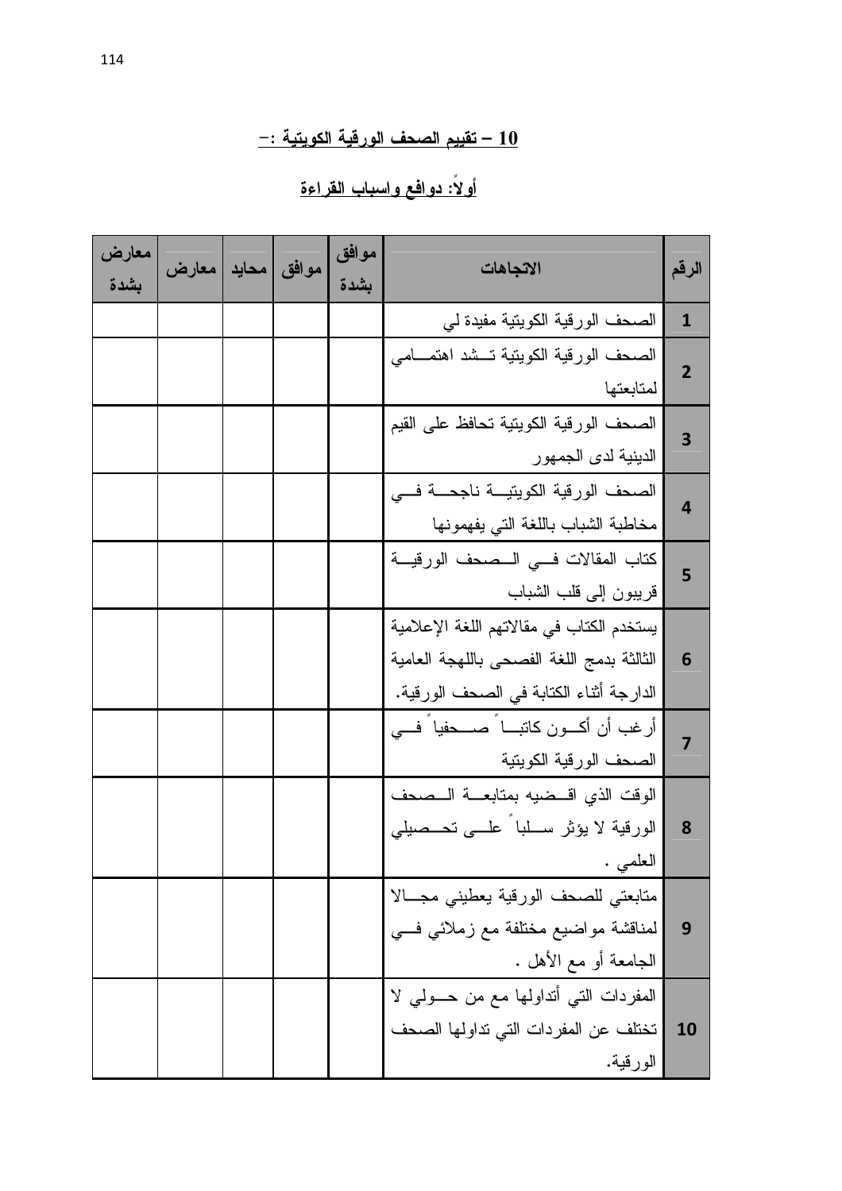## 10 – تقييم الصحف الورقية الكويتية :-

### أولاً: دوافع واسباب القراءة

| الرقم | الاتجاهات | موافق بشدة | موافق | محايد | معارض | معارض بشدة |
|---|---|---|---|---|---|---|
| 1 | الصحف الورقية الكويتية مفيدة لي | | | | | |
| 2 | الصحف الورقية الكويتية تشد اهتمامي لمتابعتها | | | | | |
| 3 | الصحف الورقية الكويتية تحافظ على القيم الدينية لدى الجمهور | | | | | |
| 4 | الصحف الورقية الكويتية ناجحة في مخاطبة الشباب باللغة التي يفهمونها | | | | | |
| 5 | كتاب المقالات في الصحف الورقية قريبون إلى قلب الشباب | | | | | |
| 6 | يستخدم الكتاب في مقالاتهم اللغة الإعلامية الثالثة بدمج اللغة الفصحى باللهجة العامية الدارجة أثناء الكتابة في الصحف الورقية. | | | | | |
| 7 | أرغب أن أكون كاتباً صحفياً في الصحف الورقية الكويتية | | | | | |
| 8 | الوقت الذي اقضيه بمتابعة الصحف الورقية لا يؤثر سلباً على تحصيلي العلمي . | | | | | |
| 9 | متابعتي للصحف الورقية يعطيني مجالا لمناقشة مواضيع مختلفة مع زملائي في الجامعة أو مع الأهل . | | | | | |
| 10 | المفردات التي أتداولها مع من حولي لا تختلف عن المفردات التي تداولها الصحف الورقية. | | | | | |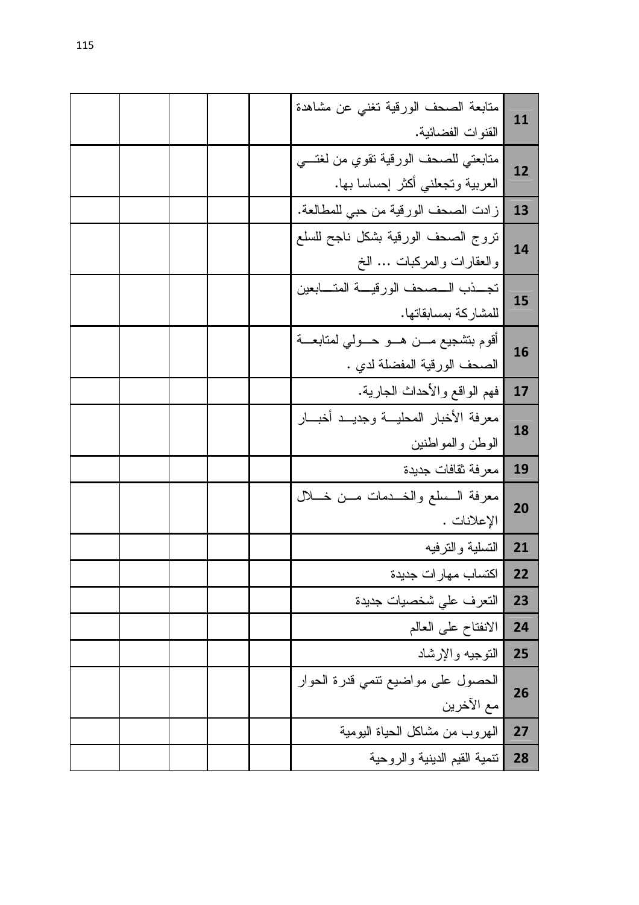| | | | | | | |
|---|---|---|---|---|---|---|
| 11 | متابعة الصحف الورقية تغني عن مشاهدة القنوات الفضائية. | | | | | |
| 12 | متابعتي للصحف الورقية تقوي من لغتي العربية وتجعلني أكثر إحساسا بها. | | | | | |
| 13 | زادت الصحف الورقية من حبي للمطالعة. | | | | | |
| 14 | تروج الصحف الورقية بشكل ناجح للسلع والعقارات والمركبات ... الخ | | | | | |
| 15 | تجذب الصحف الورقية المتابعين للمشاركة بمسابقاتها. | | | | | |
| 16 | أقوم بتشجيع من هو حولي لمتابعة الصحف الورقية المفضلة لدي . | | | | | |
| 17 | فهم الواقع والأحداث الجارية. | | | | | |
| 18 | معرفة الأخبار المحلية وجديد أخبار الوطن والمواطنين | | | | | |
| 19 | معرفة ثقافات جديدة | | | | | |
| 20 | معرفة السلع والخدمات من خلال الإعلانات . | | | | | |
| 21 | التسلية والترفيه | | | | | |
| 22 | اكتساب مهارات جديدة | | | | | |
| 23 | التعرف علي شخصيات جديدة | | | | | |
| 24 | الانفتاح على العالم | | | | | |
| 25 | التوجيه والإرشاد | | | | | |
| 26 | الحصول على مواضيع تنمي قدرة الحوار مع الآخرين | | | | | |
| 27 | الهروب من مشاكل الحياة اليومية | | | | | |
| 28 | تنمية القيم الدينية والروحية | | | | | |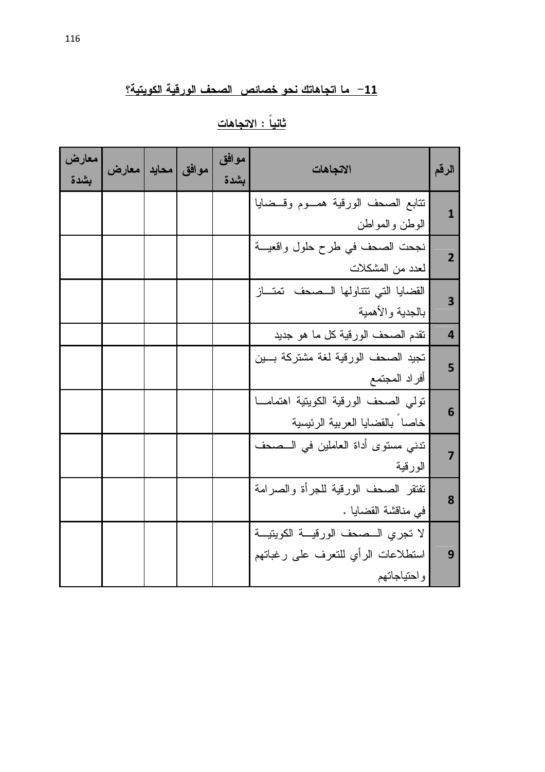**11- ما اتجاهاتك نحو خصائص الصحف الورقية الكويتية؟**

**ثانياً : الاتجاهات**

| الرقم | الاتجاهات | موافق بشدة | موافق | محايد | معارض | معارض بشدة |
|---|---|---|---|---|---|---|
| 1 | تتابع الصحف الورقية هموم وقضايا الوطن والمواطن | | | | | |
| 2 | نجحت الصحف في طرح حلول واقعية لعدد من المشكلات | | | | | |
| 3 | القضايا التي تتناولها الصحف تمتاز بالجدية والأهمية | | | | | |
| 4 | تقدم الصحف الورقية كل ما هو جديد | | | | | |
| 5 | تجيد الصحف الورقية لغة مشتركة بين أفراد المجتمع | | | | | |
| 6 | تولي الصحف الورقية الكويتية اهتماماً خاصاً بالقضايا العربية الرئيسية | | | | | |
| 7 | تدني مستوى أداة العاملين في الصحف الورقية | | | | | |
| 8 | تفتقر الصحف الورقية للجرأة والصرامة في مناقشة القضايا . | | | | | |
| 9 | لا تجري الصحف الورقية الكويتية استطلاعات الرأي للتعرف على رغباتهم واحتياجاتهم | | | | | |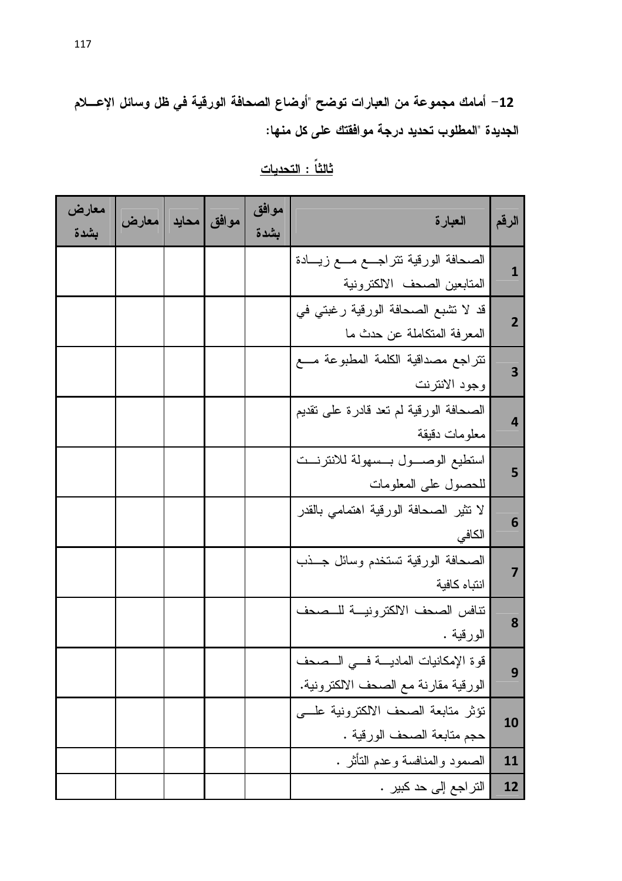**12- أمامك مجموعة من العبارات توضح "أوضاع الصحافة الورقية في ظل وسائل الإعلام الجديدة "المطلوب تحديد درجة موافقتك على كل منها:**

**ثالثاً : التحديات**

| الرقم | العبارة | موافق بشدة | موافق | محايد | معارض | معارض بشدة |
|---|---|---|---|---|---|---|
| 1 | الصحافة الورقية تتراجع مع زيادة المتابعين الصحف الالكترونية | | | | | |
| 2 | قد لا تشبع الصحافة الورقية رغبتي في المعرفة المتكاملة عن حدث ما | | | | | |
| 3 | تتراجع مصداقية الكلمة المطبوعة مع وجود الانترنت | | | | | |
| 4 | الصحافة الورقية لم تعد قادرة على تقديم معلومات دقيقة | | | | | |
| 5 | استطيع الوصول بسهولة للانترنت للحصول على المعلومات | | | | | |
| 6 | لا تثير الصحافة الورقية اهتمامي بالقدر الكافي | | | | | |
| 7 | الصحافة الورقية تستخدم وسائل جذب انتباه كافية | | | | | |
| 8 | تنافس الصحف الالكترونية للصحف الورقية . | | | | | |
| 9 | قوة الإمكانيات المادية في الصحف الورقية مقارنة مع الصحف الالكترونية. | | | | | |
| 10 | تؤثر متابعة الصحف الالكترونية على حجم متابعة الصحف الورقية . | | | | | |
| 11 | الصمود والمنافسة وعدم التأثر . | | | | | |
| 12 | التراجع إلى حد كبير . | | | | | |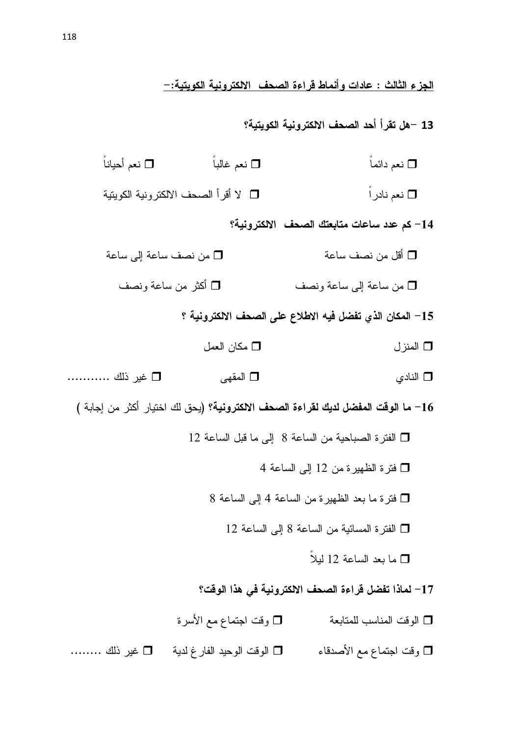**<u>الجزء الثالث : عادات وأنماط قراءة الصحف الالكترونية الكويتية:-</u>**

**13 -هل تقرأ أحد الصحف الالكترونية الكويتية؟**

- ☐ نعم دائماً
- ☐ نعم غالباً
- ☐ نعم أحياناً
- ☐ نعم نادراً
- ☐ لا أقرأ الصحف الالكترونية الكويتية

**14- كم عدد ساعات متابعتك الصحف الالكترونية؟**

- ☐ أقل من نصف ساعة
- ☐ من نصف ساعة إلى ساعة
- ☐ من ساعة إلى ساعة ونصف
- ☐ أكثر من ساعة ونصف

**15- المكان الذي تفضل فيه الاطلاع على الصحف الالكترونية ؟**

- ☐ المنزل
- ☐ مكان العمل
- ☐ النادي
- ☐ المقهى
- ☐ غير ذلك ...........

**16- ما الوقت المفضل لديك لقراءة الصحف الالكترونية؟** (يحق لك اختيار أكثر من إجابة )

- ☐ الفترة الصباحية من الساعة 8 إلى ما قبل الساعة 12
- ☐ فترة الظهيرة من 12 إلى الساعة 4
- ☐ فترة ما بعد الظهيرة من الساعة 4 إلى الساعة 8
- ☐ الفترة المسائية من الساعة 8 إلى الساعة 12
- ☐ ما بعد الساعة 12 ليلاً

**17- لماذا تفضل قراءة الصحف الالكترونية في هذا الوقت؟**

- ☐ الوقت المناسب للمتابعة
- ☐ وقت اجتماع مع الأسرة
- ☐ وقت اجتماع مع الأصدقاء
- ☐ الوقت الوحيد الفارغ لدية
- ☐ غير ذلك ........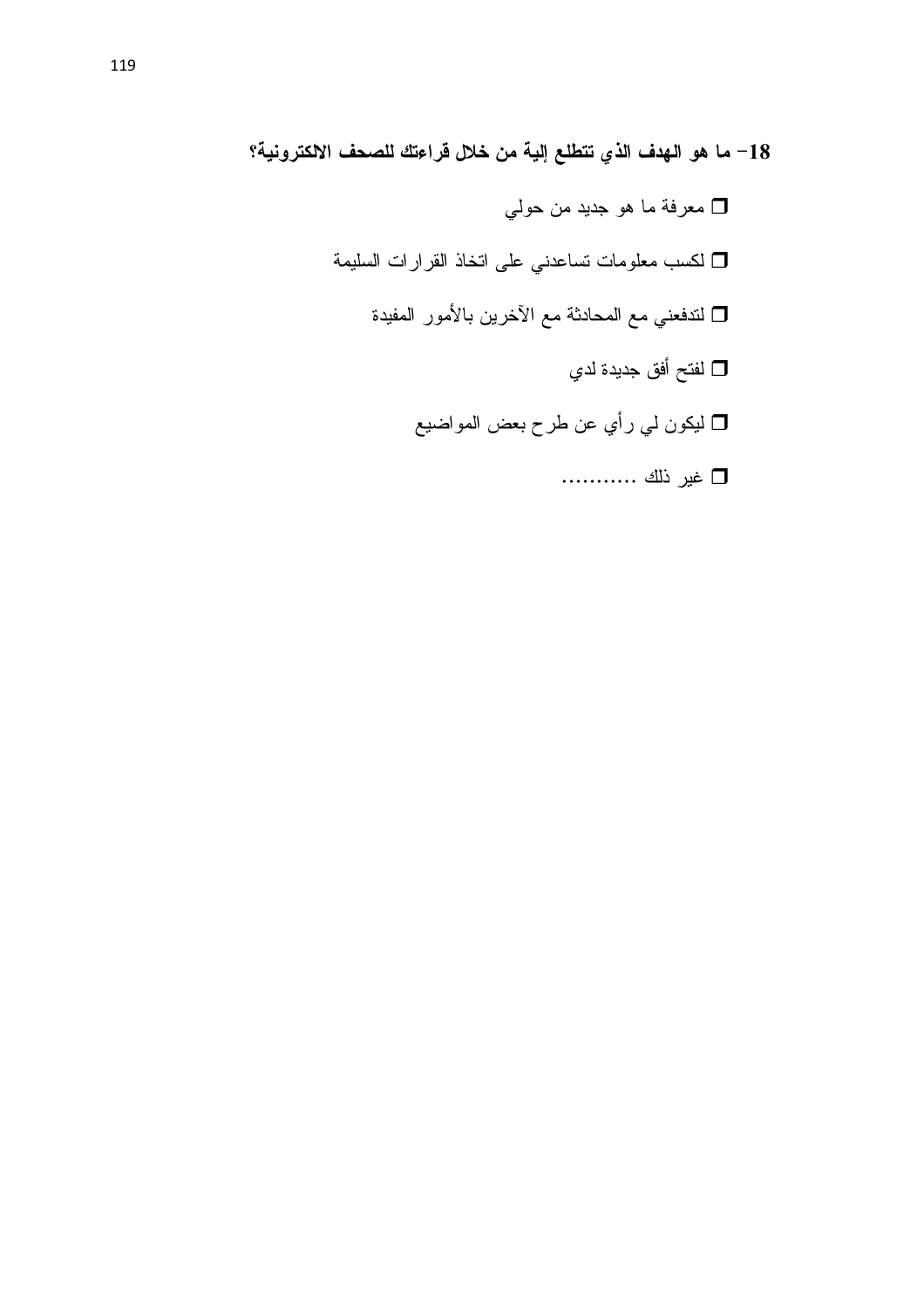**18- ما هو الهدف الذي تتطلع إلية من خلال قراءتك للصحف الالكترونية؟**

- ❑ معرفة ما هو جديد من حولي
- ❑ لكسب معلومات تساعدني على اتخاذ القرارات السليمة
- ❑ لتدفعني مع المحادثة مع الآخرين بالأمور المفيدة
- ❑ لفتح أفق جديدة لدي
- ❑ ليكون لي رأي عن طرح بعض المواضيع
- ❑ غير ذلك ...........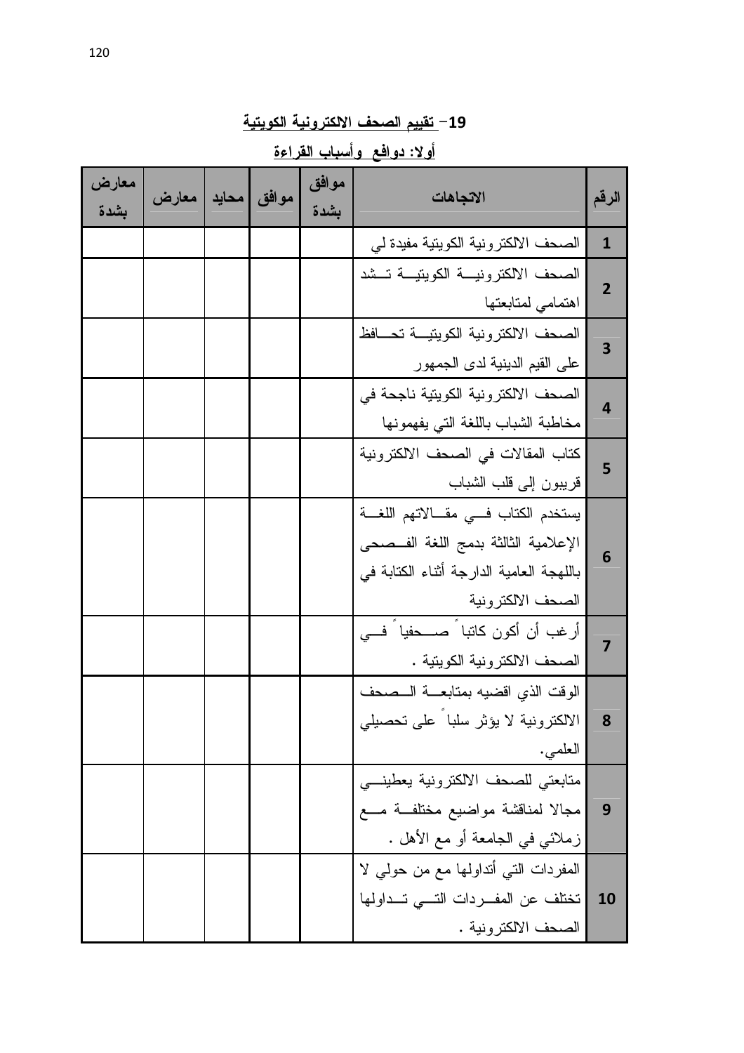**19- تقييم الصحف الالكترونية الكويتية**

**أولا: دوافع وأسباب القراءة**

| الرقم | الاتجاهات | موافق بشدة | موافق | محايد | معارض | معارض بشدة |
|---|---|---|---|---|---|---|
| 1 | الصحف الالكترونية الكويتية مفيدة لي | | | | | |
| 2 | الصحف الالكترونية الكويتية تشد اهتمامي لمتابعتها | | | | | |
| 3 | الصحف الالكترونية الكويتية تحافظ على القيم الدينية لدى الجمهور | | | | | |
| 4 | الصحف الالكترونية الكويتية ناجحة في مخاطبة الشباب باللغة التي يفهمونها | | | | | |
| 5 | كتاب المقالات في الصحف الالكترونية قريبون إلى قلب الشباب | | | | | |
| 6 | يستخدم الكتاب في مقالاتهم اللغة الإعلامية الثالثة بدمج اللغة الفصحى باللهجة العامية الدارجة أثناء الكتابة في الصحف الالكترونية | | | | | |
| 7 | أرغب أن أكون كاتباً صحفياً في الصحف الالكترونية الكويتية . | | | | | |
| 8 | الوقت الذي اقضيه بمتابعة الصحف الالكترونية لا يؤثر سلباً على تحصيلي العلمي. | | | | | |
| 9 | متابعتي للصحف الالكترونية يعطيني مجالا لمناقشة مواضيع مختلفة مع زملائي في الجامعة أو مع الأهل . | | | | | |
| 10 | المفردات التي أتداولها مع من حولي لا تختلف عن المفردات التي تداولها الصحف الالكترونية . | | | | | |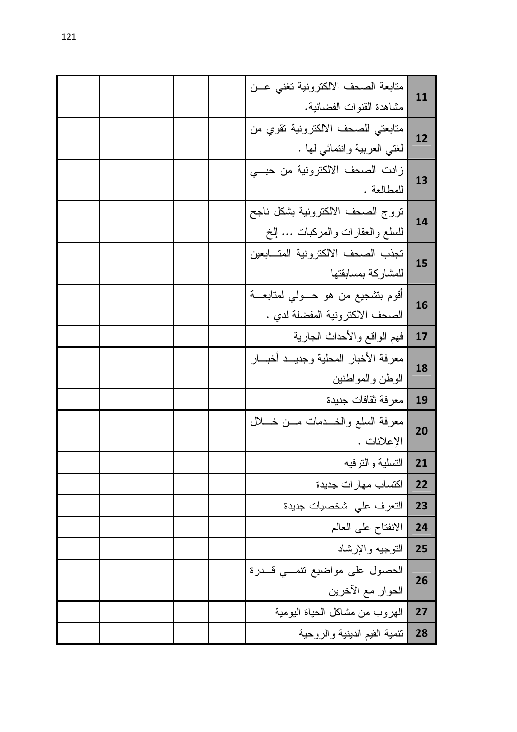| | | | | | | |
|---|---|---|---|---|---|---|
| 11 | متابعة الصحف الالكترونية تغني عن مشاهدة القنوات الفضائية. | | | | | |
| 12 | متابعتي للصحف الالكترونية تقوي من لغتي العربية وانتمائي لها . | | | | | |
| 13 | زادت الصحف الالكترونية من حبي للمطالعة . | | | | | |
| 14 | تروج الصحف الالكترونية بشكل ناجح للسلع والعقارات والمركبات ... إلخ | | | | | |
| 15 | تجذب الصحف الالكترونية المتابعين للمشاركة بمسابقتها | | | | | |
| 16 | أقوم بتشجيع من هو حولي لمتابعة الصحف الالكترونية المفضلة لدي . | | | | | |
| 17 | فهم الواقع والأحداث الجارية | | | | | |
| 18 | معرفة الأخبار المحلية وجديد أخبار الوطن والمواطنين | | | | | |
| 19 | معرفة ثقافات جديدة | | | | | |
| 20 | معرفة السلع والخدمات من خلال الإعلانات . | | | | | |
| 21 | التسلية والترفيه | | | | | |
| 22 | اكتساب مهارات جديدة | | | | | |
| 23 | التعرف علي شخصيات جديدة | | | | | |
| 24 | الانفتاح على العالم | | | | | |
| 25 | التوجيه والإرشاد | | | | | |
| 26 | الحصول على مواضيع تنمي قدرة الحوار مع الآخرين | | | | | |
| 27 | الهروب من مشاكل الحياة اليومية | | | | | |
| 28 | تنمية القيم الدينية والروحية | | | | | |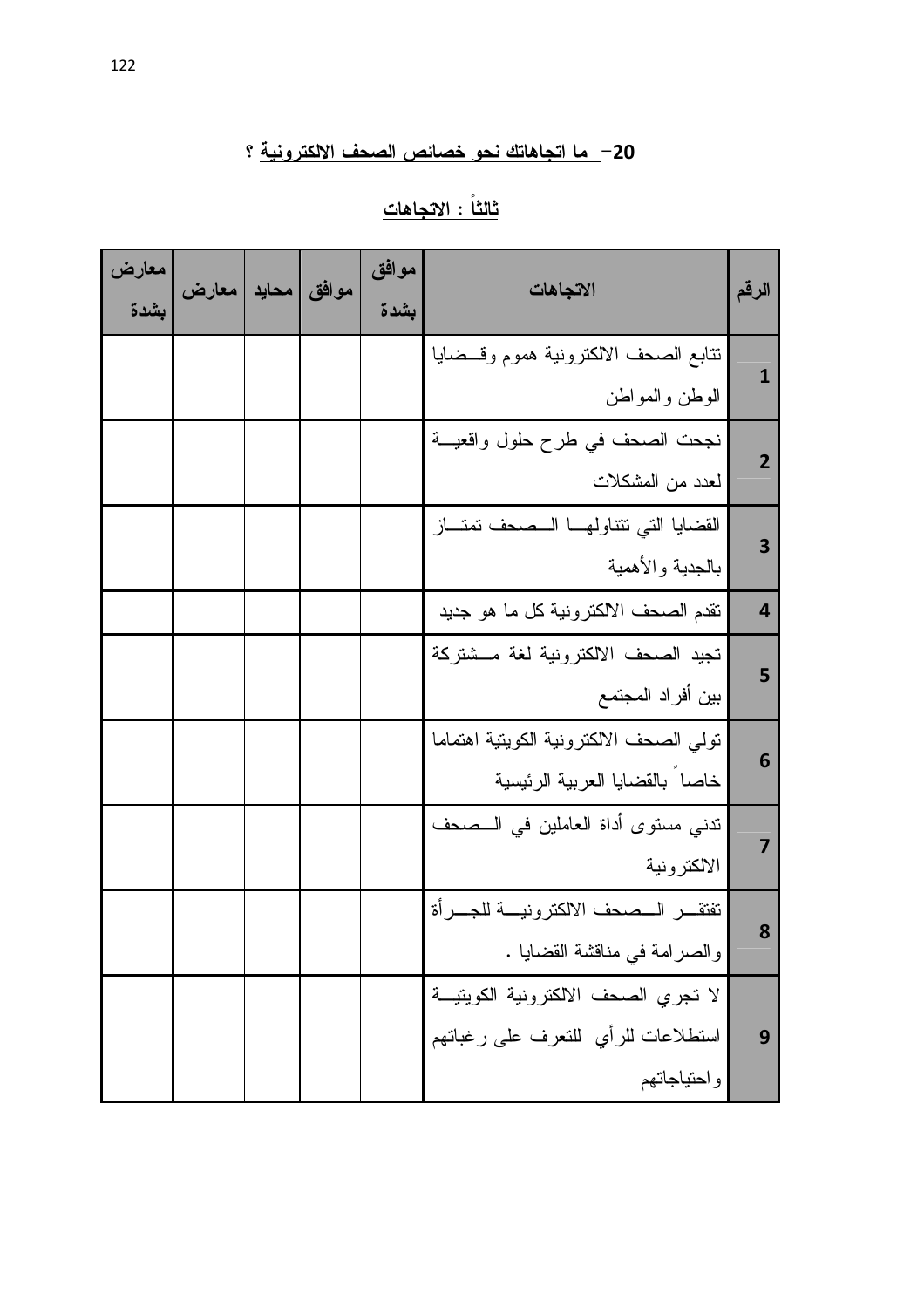**20- ما اتجاهاتك نحو خصائص الصحف الالكترونية ؟**

**ثالثاً : الاتجاهات**

| الرقم | الاتجاهات | موافق بشدة | موافق | محايد | معارض | معارض بشدة |
|---|---|---|---|---|---|---|
| 1 | تتابع الصحف الالكترونية هموم وقضايا الوطن والمواطن | | | | | |
| 2 | نجحت الصحف في طرح حلول واقعية لعدد من المشكلات | | | | | |
| 3 | القضايا التي تتناولها الصحف تمتاز بالجدية والأهمية | | | | | |
| 4 | تقدم الصحف الالكترونية كل ما هو جديد | | | | | |
| 5 | تجيد الصحف الالكترونية لغة مشتركة بين أفراد المجتمع | | | | | |
| 6 | تولي الصحف الالكترونية الكويتية اهتماما خاصاً بالقضايا العربية الرئيسية | | | | | |
| 7 | تدني مستوى أداة العاملين في الصحف الالكترونية | | | | | |
| 8 | تفتقر الصحف الالكترونية للجرأة والصرامة في مناقشة القضايا . | | | | | |
| 9 | لا تجري الصحف الالكترونية الكويتية استطلاعات للرأي للتعرف على رغباتهم واحتياجاتهم | | | | | |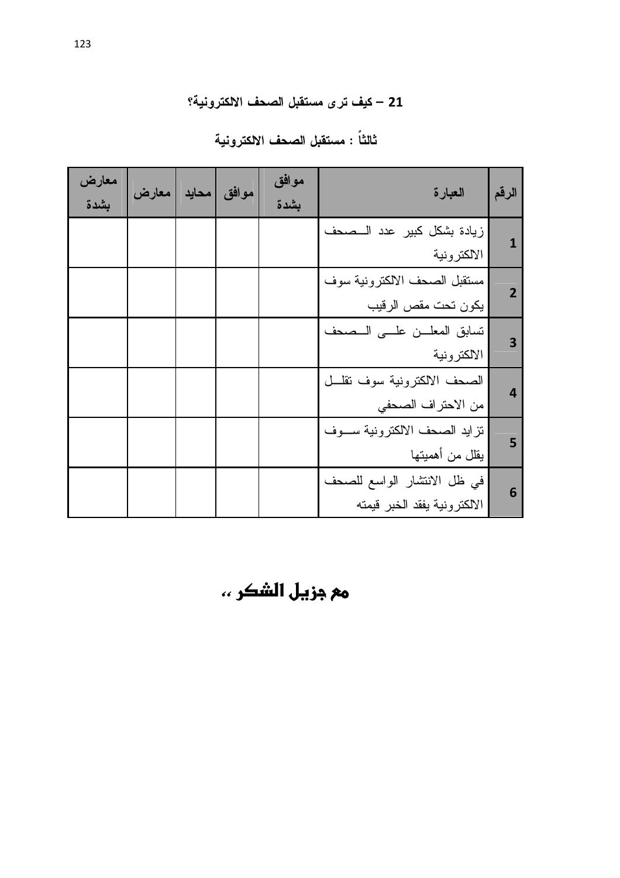**21 – كيف ترى مستقبل الصحف الالكترونية؟**

**ثالثاً : مستقبل الصحف الالكترونية**

| الرقم | العبارة | موافق بشدة | موافق | محايد | معارض | معارض بشدة |
|---|---|---|---|---|---|---|
| 1 | زيادة بشكل كبير عدد الصحف الالكترونية | | | | | |
| 2 | مستقبل الصحف الالكترونية سوف يكون تحت مقص الرقيب | | | | | |
| 3 | تسابق المعلن على الصحف الالكترونية | | | | | |
| 4 | الصحف الالكترونية سوف تقلل من الاحتراف الصحفي | | | | | |
| 5 | تزايد الصحف الالكترونية سوف يقلل من أهميتها | | | | | |
| 6 | في ظل الانتشار الواسع للصحف الالكترونية يفقد الخبر قيمته | | | | | |

**مع جزيل الشكر ،،**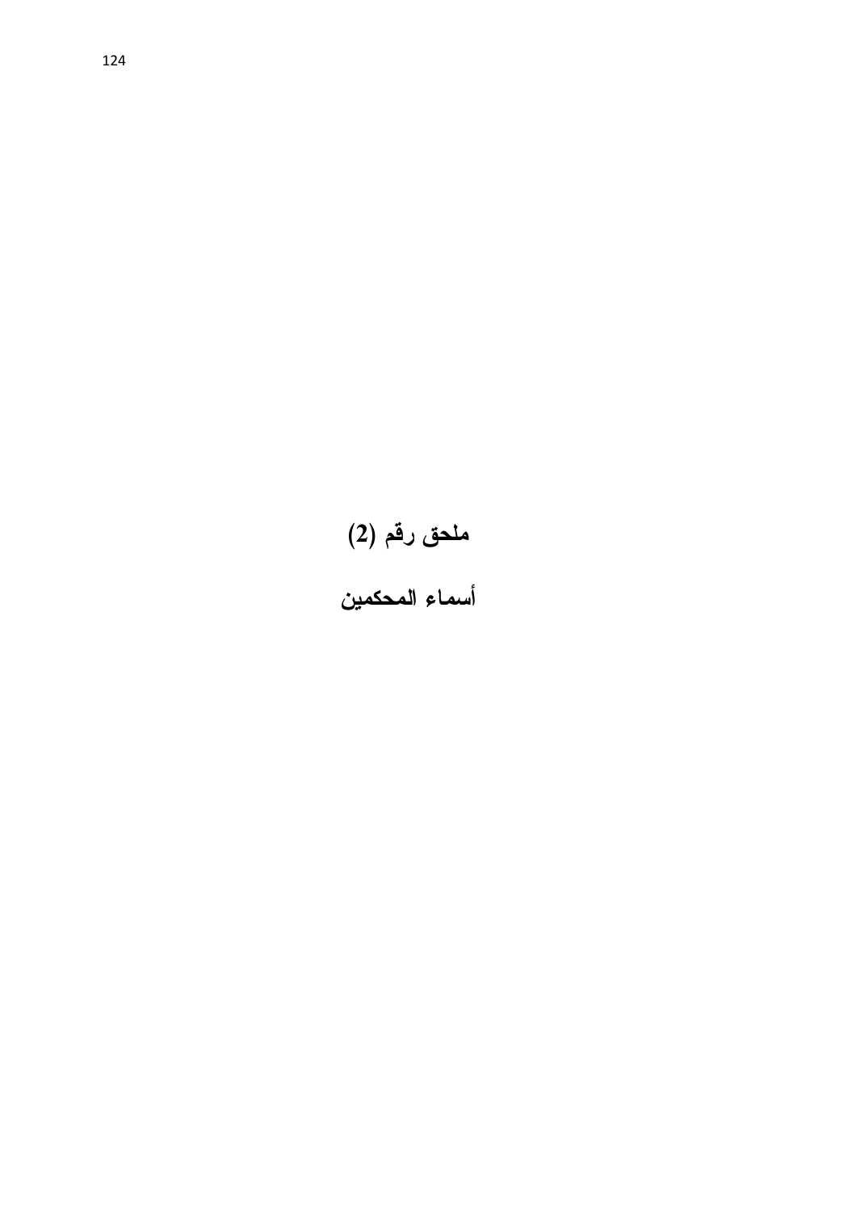# ملحق رقم (2)

## أسماء المحكمين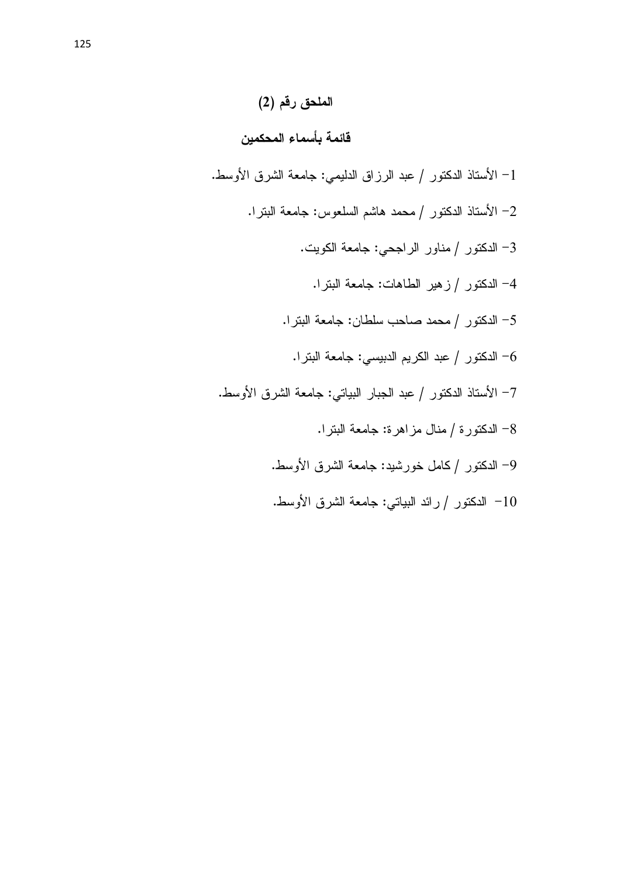## الملحق رقم (2)

## قائمة بأسماء المحكمين

1- الأستاذ الدكتور / عبد الرزاق الدليمي: جامعة الشرق الأوسط.

2- الأستاذ الدكتور / محمد هاشم السلعوس: جامعة البترا.

3- الدكتور / مناور الراجحي: جامعة الكويت.

4- الدكتور / زهير الطاهات: جامعة البترا.

5- الدكتور / محمد صاحب سلطان: جامعة البترا.

6- الدكتور / عبد الكريم الدبيسي: جامعة البترا.

7- الأستاذ الدكتور / عبد الجبار البياتي: جامعة الشرق الأوسط.

8- الدكتورة / منال مزاهرة: جامعة البترا.

9- الدكتور / كامل خورشيد: جامعة الشرق الأوسط.

10- الدكتور / رائد البياتي: جامعة الشرق الأوسط.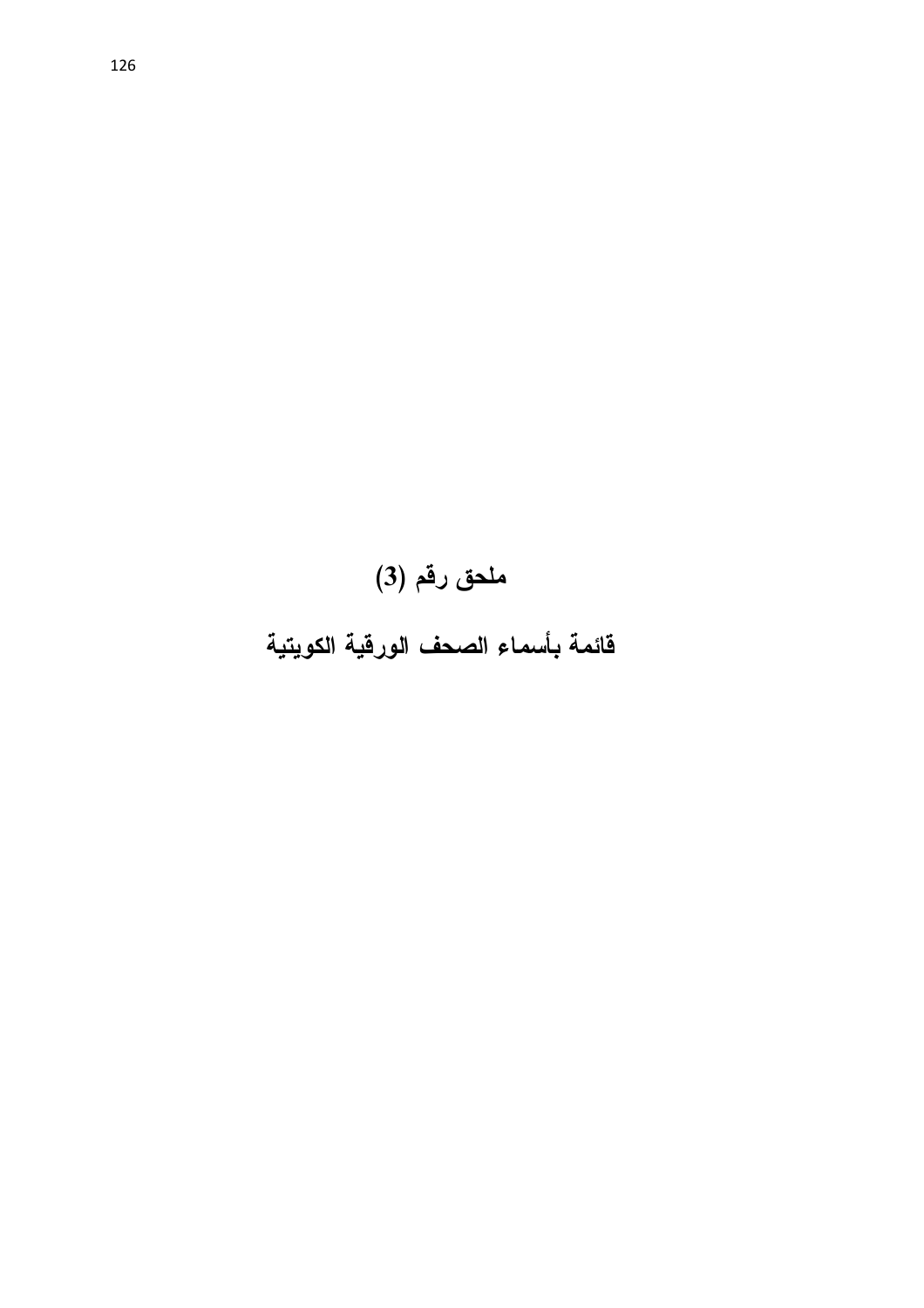# ملحق رقم (3)

## قائمة بأسماء الصحف الورقية الكويتية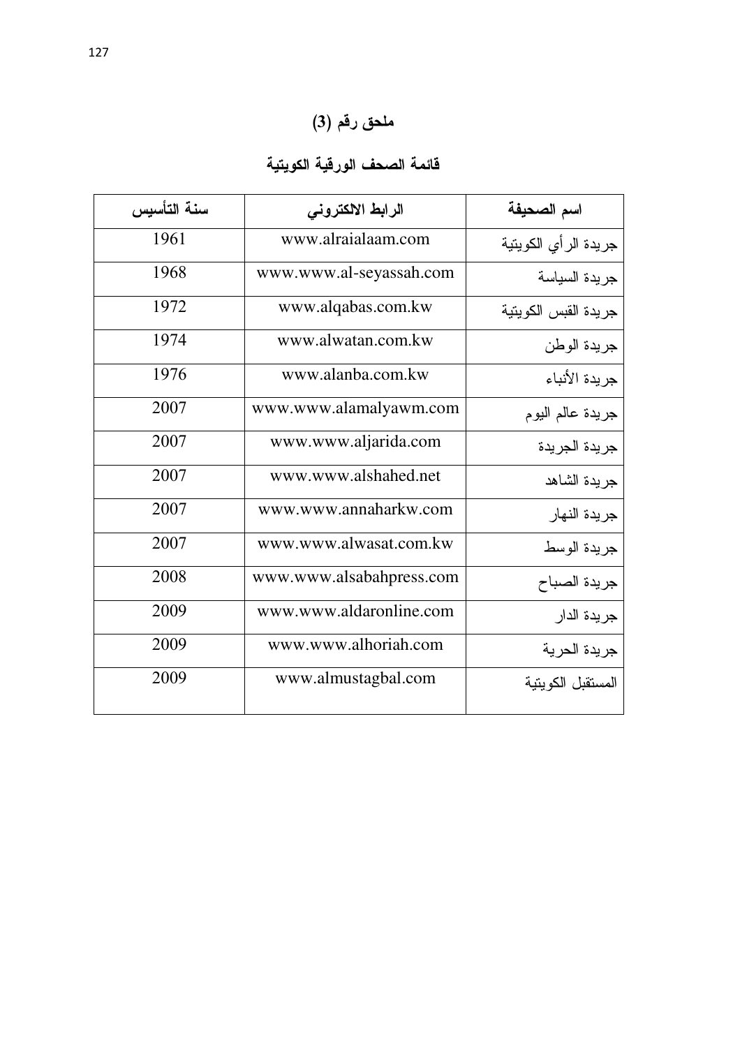## ملحق رقم (3)

### قائمة الصحف الورقية الكويتية

| اسم الصحيفة | الرابط الالكتروني | سنة التأسيس |
|---|---|---|
| جريدة الرأي الكويتية | www.alraialaam.com | 1961 |
| جريدة السياسة | www.www.al-seyassah.com | 1968 |
| جريدة القبس الكويتية | www.alqabas.com.kw | 1972 |
| جريدة الوطن | www.alwatan.com.kw | 1974 |
| جريدة الأنباء | www.alanba.com.kw | 1976 |
| جريدة عالم اليوم | www.www.alamalyawm.com | 2007 |
| جريدة الجريدة | www.www.aljarida.com | 2007 |
| جريدة الشاهد | www.www.alshahed.net | 2007 |
| جريدة النهار | www.www.annaharkw.com | 2007 |
| جريدة الوسط | www.www.alwasat.com.kw | 2007 |
| جريدة الصباح | www.www.alsabahpress.com | 2008 |
| جريدة الدار | www.www.aldaronline.com | 2009 |
| جريدة الحرية | www.www.alhoriah.com | 2009 |
| المستقبل الكويتية | www.almustagbal.com | 2009 |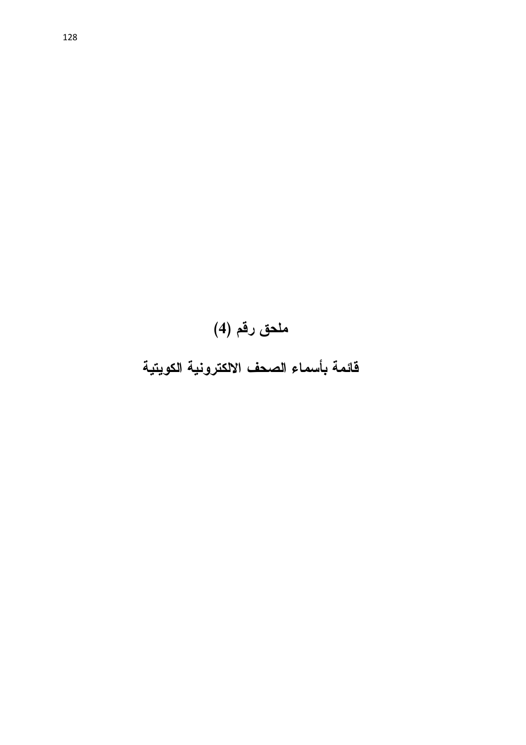# ملحق رقم (4)

## قائمة بأسماء الصحف الالكترونية الكويتية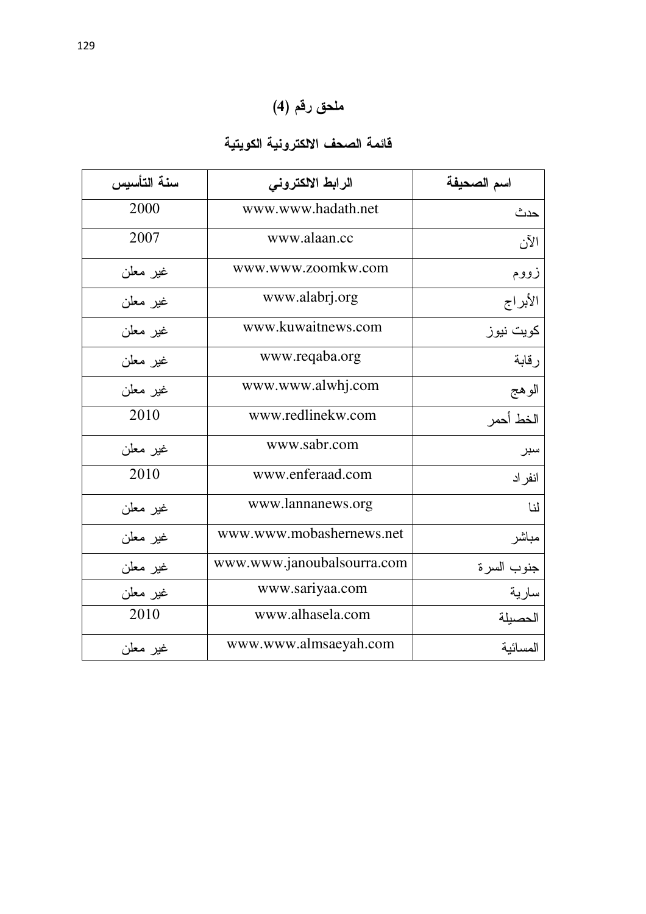## ملحق رقم (4)

### قائمة الصحف الالكترونية الكويتية

| اسم الصحيفة | الرابط الالكتروني | سنة التأسيس |
|---|---|---|
| حدث | www.www.hadath.net | 2000 |
| الآن | www.alaan.cc | 2007 |
| زووم | www.www.zoomkw.com | غير معلن |
| الأبراج | www.alabrj.org | غير معلن |
| كويت نيوز | www.kuwaitnews.com | غير معلن |
| رقابة | www.reqaba.org | غير معلن |
| الوهج | www.www.alwhj.com | غير معلن |
| الخط أحمر | www.redlinekw.com | 2010 |
| سبر | www.sabr.com | غير معلن |
| انفراد | www.enferaad.com | 2010 |
| لنا | www.lannanews.org | غير معلن |
| مباشر | www.www.mobashernews.net | غير معلن |
| جنوب السرة | www.www.janoubalsourra.com | غير معلن |
| سارية | www.sariyaa.com | غير معلن |
| الحصيلة | www.alhasela.com | 2010 |
| المسائية | www.www.almsaeyah.com | غير معلن |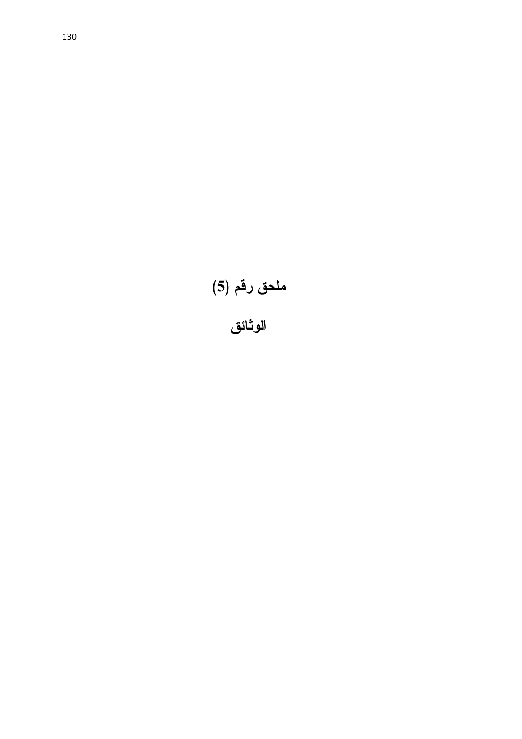# ملحق رقم (5)

## الوثائق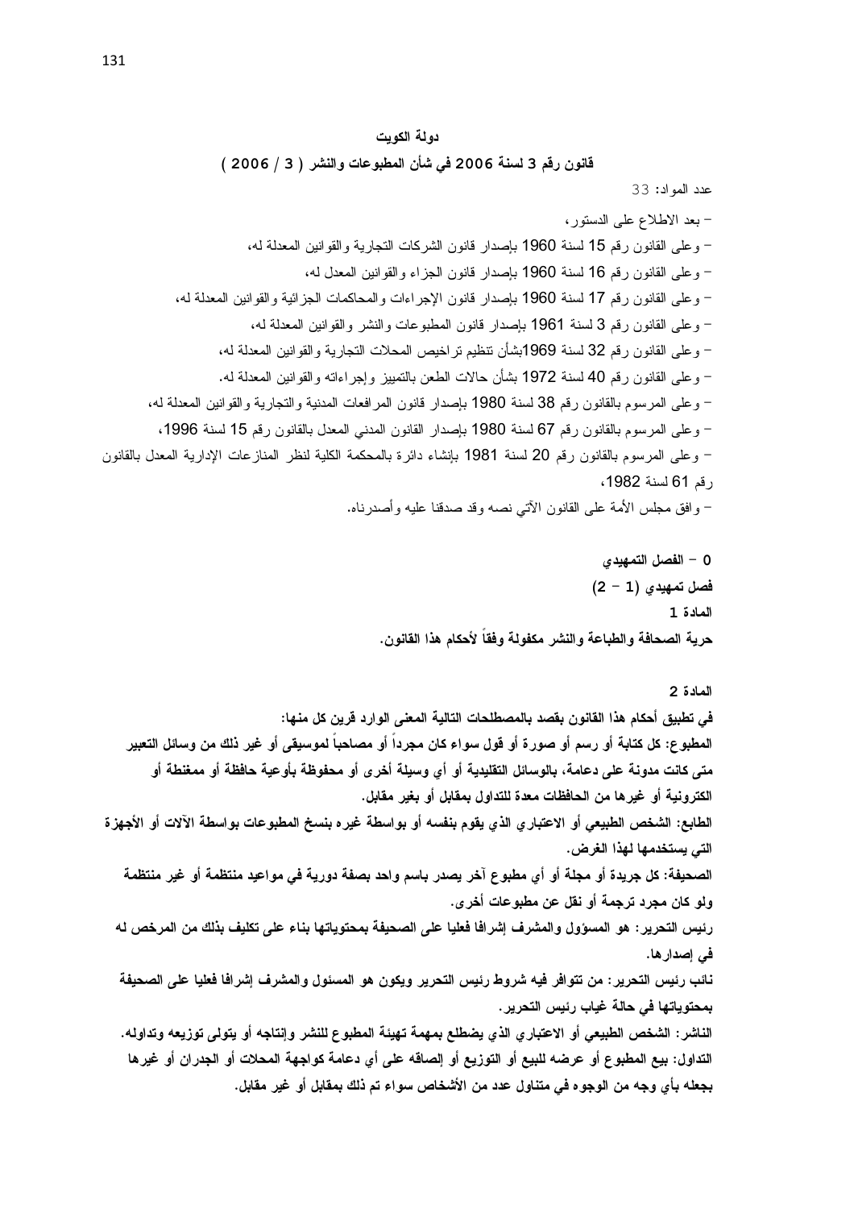**دولة الكويت**

**قانون رقم 3 لسنة 2006 في شأن المطبوعات والنشر ( 3 / 2006 )**

عدد المواد: 33

- بعد الاطلاع على الدستور،
- وعلى القانون رقم 15 لسنة 1960 بإصدار قانون الشركات التجارية والقوانين المعدلة له،
- وعلى القانون رقم 16 لسنة 1960 بإصدار قانون الجزاء والقوانين المعدل له،
- وعلى القانون رقم 17 لسنة 1960 بإصدار قانون الإجراءات والمحاكمات الجزائية والقوانين المعدلة له،
- وعلى القانون رقم 3 لسنة 1961 بإصدار قانون المطبوعات والنشر والقوانين المعدلة له،
- وعلى القانون رقم 32 لسنة 1969بشأن تنظيم تراخيص المحلات التجارية والقوانين المعدلة له،
- وعلى القانون رقم 40 لسنة 1972 بشأن حالات الطعن بالتمييز وإجراءاته والقوانين المعدلة له.
- وعلى المرسوم بالقانون رقم 38 لسنة 1980 بإصدار قانون المرافعات المدنية والتجارية والقوانين المعدلة له،
- وعلى المرسوم بالقانون رقم 67 لسنة 1980 بإصدار القانون المدني المعدل بالقانون رقم 15 لسنة 1996،
- وعلى المرسوم بالقانون رقم 20 لسنة 1981 بإنشاء دائرة بالمحكمة الكلية لنظر المنازعات الإدارية المعدل بالقانون رقم 61 لسنة 1982،
- وافق مجلس الأمة على القانون الآتي نصه وقد صدقنا عليه وأصدرناه.

**0 - الفصل التمهيدي**

**فصل تمهيدي (1 - 2)**

**المادة 1**

**حرية الصحافة والطباعة والنشر مكفولة وفقاً لأحكام هذا القانون.**

**المادة 2**

**في تطبيق أحكام هذا القانون يقصد بالمصطلحات التالية المعنى الوارد قرين كل منها:**

**المطبوع: كل كتابة أو رسم أو صورة أو قول سواء كان مجرداً أو مصاحباً لموسيقى أو غير ذلك من وسائل التعبير متى كانت مدونة على دعامة، بالوسائل التقليدية أو أي وسيلة أخرى أو محفوظة بأوعية حافظة أو ممغنطة أو الكترونية أو غيرها من الحافظات معدة للتداول بمقابل أو بغير مقابل.**

**الطابع: الشخص الطبيعي أو الاعتباري الذي يقوم بنفسه أو بواسطة غيره بنسخ المطبوعات بواسطة الآلات أو الأجهزة التي يستخدمها لهذا الغرض.**

**الصحيفة: كل جريدة أو مجلة أو أي مطبوع آخر يصدر باسم واحد بصفة دورية في مواعيد منتظمة أو غير منتظمة ولو كان مجرد ترجمة أو نقل عن مطبوعات أخرى.**

**رئيس التحرير: هو المسؤول والمشرف إشرافا فعليا على الصحيفة بمحتوياتها بناء على تكليف بذلك من المرخص له في إصدارها.**

**نائب رئيس التحرير: من تتوافر فيه شروط رئيس التحرير ويكون هو المسئول والمشرف إشرافا فعليا على الصحيفة بمحتوياتها في حالة غياب رئيس التحرير.**

**الناشر: الشخص الطبيعي أو الاعتباري الذي يضطلع بمهمة تهيئة المطبوع للنشر وإنتاجه أو يتولى توزيعه وتداوله.**

**التداول: بيع المطبوع أو عرضه للبيع أو التوزيع أو إلصاقه على أي دعامة كواجهة المحلات أو الجدران أو غيرها بجعله بأي وجه من الوجوه في متناول عدد من الأشخاص سواء تم ذلك بمقابل أو غير مقابل.**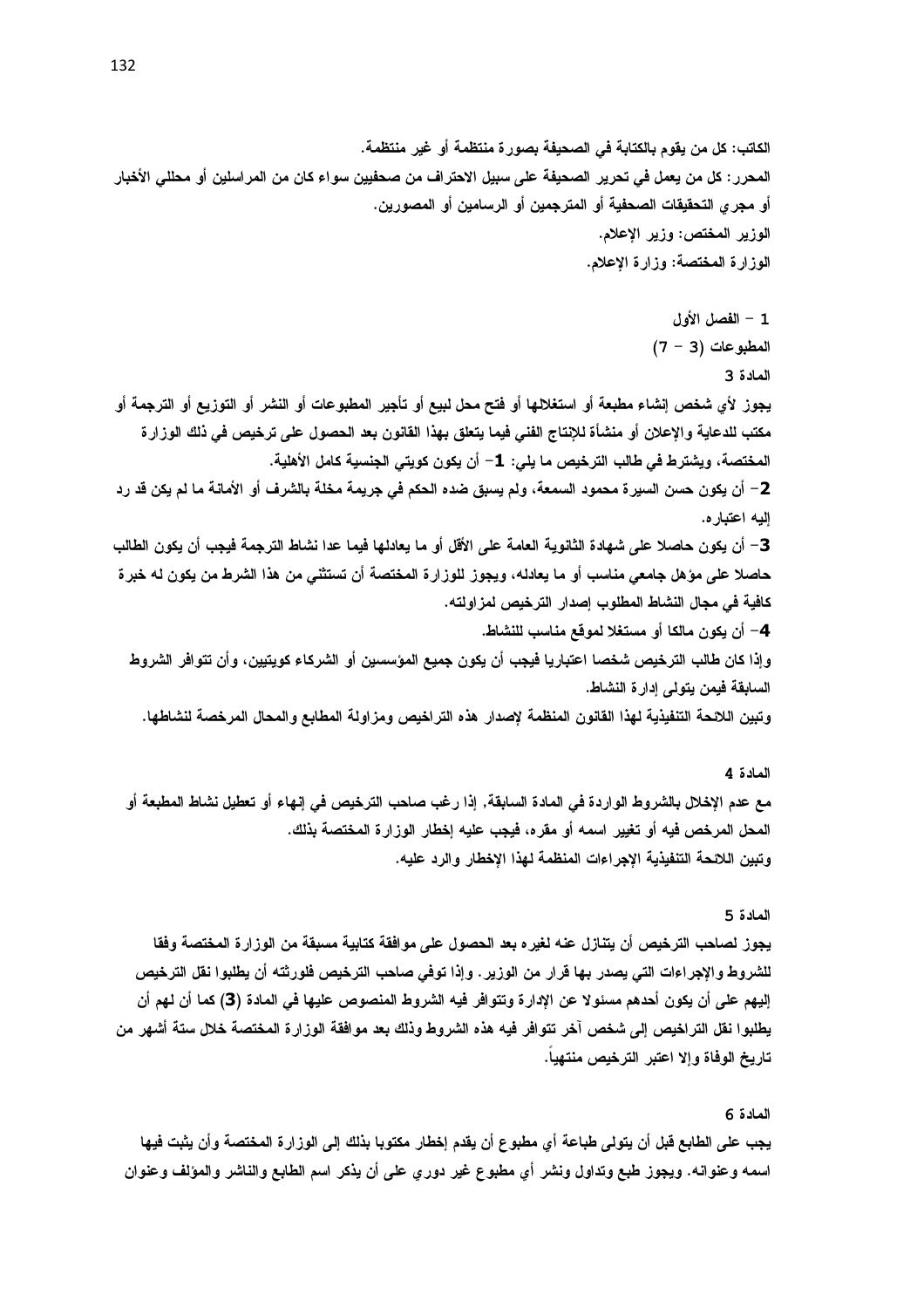**الكاتب: كل من يقوم بالكتابة في الصحيفة بصورة منتظمة أو غير منتظمة.**

**المحرر: كل من يعمل في تحرير الصحيفة على سبيل الاحتراف من صحفيين سواء كان من المراسلين أو محللي الأخبار أو مجري التحقيقات الصحفية أو المترجمين أو الرسامين أو المصورين.**

**الوزير المختص: وزير الإعلام.**

**الوزارة المختصة: وزارة الإعلام.**

**1 – الفصل الأول**

**المطبوعات (3 – 7)**

**المادة 3**

**يجوز لأي شخص إنشاء مطبعة أو استغلالها أو فتح محل لبيع أو تأجير المطبوعات أو النشر أو التوزيع أو الترجمة أو مكتب للدعاية والإعلان أو منشأة للإنتاج الفني فيما يتعلق بهذا القانون بعد الحصول على ترخيص في ذلك الوزارة المختصة، ويشترط في طالب الترخيص ما يلي: 1– أن يكون كويتي الجنسية كامل الأهلية.**

**2– أن يكون حسن السيرة محمود السمعة، ولم يسبق ضده الحكم في جريمة مخلة بالشرف أو الأمانة ما لم يكن قد رد إليه اعتباره.**

**3– أن يكون حاصلا على شهادة الثانوية العامة على الأقل أو ما يعادلها فيما عدا نشاط الترجمة فيجب أن يكون الطالب حاصلا على مؤهل جامعي مناسب أو ما يعادله، ويجوز للوزارة المختصة أن تستثني من هذا الشرط من يكون له خبرة كافية في مجال النشاط المطلوب إصدار الترخيص لمزاولته.**

**4– أن يكون مالكا أو مستغلا لموقع مناسب للنشاط.**

**وإذا كان طالب الترخيص شخصا اعتباريا فيجب أن يكون جميع المؤسسين أو الشركاء كويتيين، وأن تتوافر الشروط السابقة فيمن يتولى إدارة النشاط.**

**وتبين اللائحة التنفيذية لهذا القانون المنظمة لإصدار هذه التراخيص ومزاولة المطابع والمحال المرخصة لنشاطها.**

**المادة 4**

**مع عدم الإخلال بالشروط الواردة في المادة السابقة, إذا رغب صاحب الترخيص في إنهاء أو تعطيل نشاط المطبعة أو المحل المرخص فيه أو تغيير اسمه أو مقره، فيجب عليه إخطار الوزارة المختصة بذلك.**

**وتبين اللائحة التنفيذية الإجراءات المنظمة لهذا الإخطار والرد عليه.**

**المادة 5**

**يجوز لصاحب الترخيص أن يتنازل عنه لغيره بعد الحصول على موافقة كتابية مسبقة من الوزارة المختصة وفقا للشروط والإجراءات التي يصدر بها قرار من الوزير. وإذا توفي صاحب الترخيص فلورثته أن يطلبوا نقل الترخيص إليهم على أن يكون أحدهم مسئولا عن الإدارة وتتوافر فيه الشروط المنصوص عليها في المادة (3) كما أن لهم أن يطلبوا نقل التراخيص إلى شخص آخر تتوافر فيه هذه الشروط وذلك بعد موافقة الوزارة المختصة خلال ستة أشهر من تاريخ الوفاة وإلا اعتبر الترخيص منتهياً.**

**المادة 6**

**يجب على الطابع قبل أن يتولى طباعة أي مطبوع أن يقدم إخطار مكتوبا بذلك إلى الوزارة المختصة وأن يثبت فيها اسمه وعنوانه. ويجوز طبع وتداول ونشر أي مطبوع غير دوري على أن يذكر اسم الطابع والناشر والمؤلف وعنوان**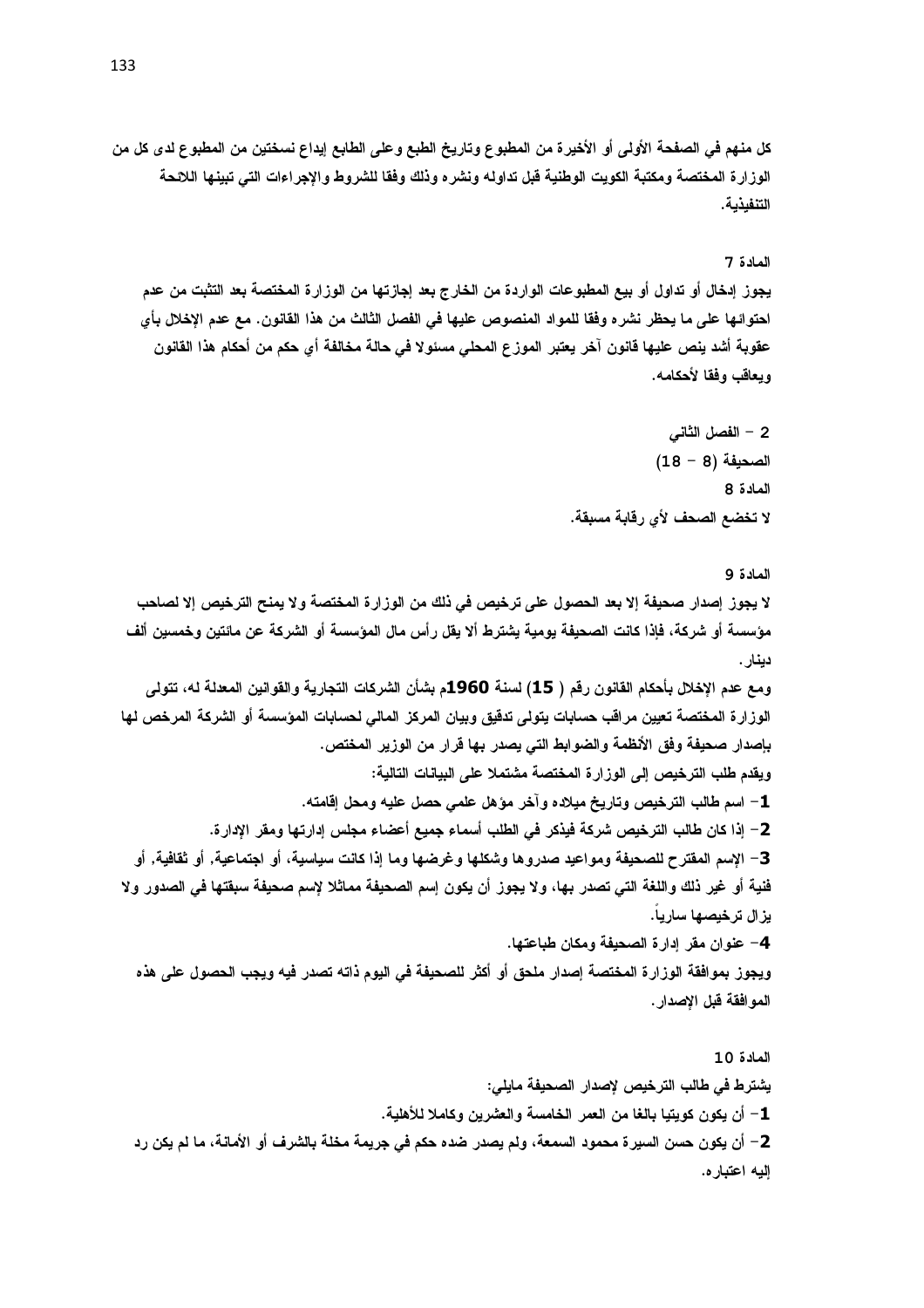كل منهم في الصفحة الأولى أو الأخيرة من المطبوع وتاريخ الطبع وعلى الطابع إيداع نسختين من المطبوع لدى كل من الوزارة المختصة ومكتبة الكويت الوطنية قبل تداوله ونشره وذلك وفقا للشروط والإجراءات التي تبينها اللائحة التنفيذية.

**المادة 7**

يجوز إدخال أو تداول أو بيع المطبوعات الواردة من الخارج بعد إجازتها من الوزارة المختصة بعد التثبت من عدم احتوائها على ما يحظر نشره وفقا للمواد المنصوص عليها في الفصل الثالث من هذا القانون. مع عدم الإخلال بأي عقوبة أشد ينص عليها قانون آخر يعتبر الموزع المحلي مسئولا في حالة مخالفة أي حكم من أحكام هذا القانون ويعاقب وفقا لأحكامه.

**2 – الفصل الثاني**

**الصحيفة (8 – 18)**

**المادة 8**

لا تخضع الصحف لأي رقابة مسبقة.

**المادة 9**

لا يجوز إصدار صحيفة إلا بعد الحصول على ترخيص في ذلك من الوزارة المختصة ولا يمنح الترخيص إلا لصاحب مؤسسة أو شركة، فإذا كانت الصحيفة يومية يشترط ألا يقل رأس مال المؤسسة أو الشركة عن مائتين وخمسين ألف دينار.

ومع عدم الإخلال بأحكام القانون رقم ( 15) لسنة 1960م بشأن الشركات التجارية والقوانين المعدلة له، تتولى الوزارة المختصة تعيين مراقب حسابات يتولى تدقيق وبيان المركز المالي لحسابات المؤسسة أو الشركة المرخص لها بإصدار صحيفة وفق الأنظمة والضوابط التي يصدر بها قرار من الوزير المختص.

ويقدم طلب الترخيص إلى الوزارة المختصة مشتملا على البيانات التالية:

1- اسم طالب الترخيص وتاريخ ميلاده وآخر مؤهل علمي حصل عليه ومحل إقامته.

2- إذا كان طالب الترخيص شركة فيذكر في الطلب أسماء جميع أعضاء مجلس إدارتها ومقر الإدارة.

3- الإسم المقترح للصحيفة ومواعيد صدورها وشكلها وغرضها وما إذا كانت سياسية، أو اجتماعية, أو ثقافية, أو فنية أو غير ذلك واللغة التي تصدر بها، ولا يجوز أن يكون إسم الصحيفة مماثلا لإسم صحيفة سبقتها في الصدور ولا يزال ترخيصها سارياً.

4- عنوان مقر إدارة الصحيفة ومكان طباعتها.

ويجوز بموافقة الوزارة المختصة إصدار ملحق أو أكثر للصحيفة في اليوم ذاته تصدر فيه ويجب الحصول على هذه الموافقة قبل الإصدار.

**المادة 10**

يشترط في طالب الترخيص لإصدار الصحيفة مايلي:

1- أن يكون كويتيا بالغا من العمر الخامسة والعشرين وكاملا للأهلية.

2- أن يكون حسن السيرة محمود السمعة، ولم يصدر ضده حكم في جريمة مخلة بالشرف أو الأمانة، ما لم يكن رد إليه اعتباره.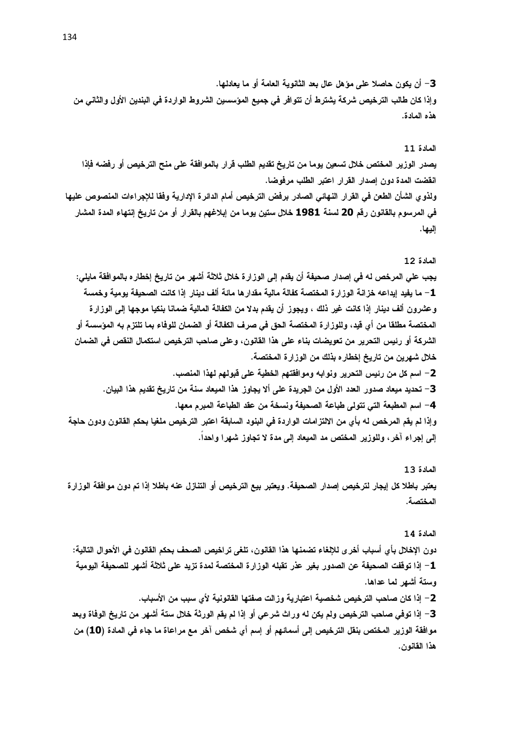**3**- أن يكون حاصلا على مؤهل عال بعد الثانوية العامة أو ما يعادلها.

وإذا كان طالب الترخيص شركة يشترط أن تتوافر في جميع المؤسسين الشروط الواردة في البندين الأول والثاني من هذه المادة.

**المادة 11**

يصدر الوزير المختص خلال تسعين يوما من تاريخ تقديم الطلب قرار بالموافقة على منح الترخيص أو رفضه فإذا انقضت المدة دون إصدار القرار اعتبر الطلب مرفوضا.

ولذوي الشأن الطعن في القرار النهائي الصادر برفض الترخيص أمام الدائرة الإدارية وفقا للإجراءات المنصوص عليها في المرسوم بالقانون رقم **20** لسنة **1981** خلال ستين يوما من إبلاغهم بالقرار أو من تاريخ إنتهاء المدة المشار إليها.

**المادة 12**

يجب علي المرخص له في إصدار صحيفة أن يقدم إلى الوزارة خلال ثلاثة أشهر من تاريخ إخطاره بالموافقة مايلي:

**1**- ما يفيد إيداعه خزانة الوزارة المختصة كفالة مالية مقدارها مائة ألف دينار إذا كانت الصحيفة يومية وخمسة وعشرون ألف دينار إذا كانت غير ذلك ، ويجوز أن يقدم بدلا من الكفالة المالية ضمانا بنكيا موجها إلى الوزارة المختصة مطلقا من أي قيد، وللوزارة المختصة الحق في صرف الكفالة أو الضمان للوفاء بما تلتزم به المؤسسة أو الشركة أو رئيس التحرير من تعويضات بناء على هذا القانون، وعلى صاحب الترخيص استكمال النقص في الضمان خلال شهرين من تاريخ إخطاره بذلك من الوزارة المختصة.

**2**- اسم كل من رئيس التحرير ونوابه وموافقتهم الخطية على قبولهم لهذا المنصب.

**3**- تحديد ميعاد صدور العدد الأول من الجريدة على ألا يجاوز هذا الميعاد سنة من تاريخ تقديم هذا البيان.

**4**- اسم المطبعة التي تتولى طباعة الصحيفة ونسخة من عقد الطباعة المبرم معها.

وإذا لم يقم المرخص له بأي من الالتزامات الواردة في البنود السابقة اعتبر الترخيص ملغيا بحكم القانون ودون حاجة إلى إجراء آخر، وللوزير المختص مد الميعاد إلى مدة لا تجاوز شهرا واحداً.

**المادة 13**

يعتبر باطلا كل إيجار لترخيص إصدار الصحيفة. ويعتبر بيع الترخيص أو التنازل عنه باطلا إذا تم دون موافقة الوزارة المختصة.

**المادة 14**

دون الإخلال بأي أسباب أخرى للإلغاء تضمنها هذا القانون، تلغى تراخيص الصحف بحكم القانون في الأحوال التالية:

**1**- إذا توقفت الصحيفة عن الصدور بغير عذر تقبله الوزارة المختصة لمدة تزيد على ثلاثة أشهر للصحيفة اليومية وستة أشهر لما عداها.

**2**- إذا كان صاحب الترخيص شخصية اعتبارية وزالت صفتها القانونية لأي سبب من الأسباب.

**3**- إذا توفي صاحب الترخيص ولم يكن له وراث شرعي أو إذا لم يقم الورثة خلال ستة أشهر من تاريخ الوفاة وبعد موافقة الوزير المختص بنقل الترخيص إلى أسمائهم أو إسم أي شخص آخر مع مراعاة ما جاء في المادة (**10**) من هذا القانون.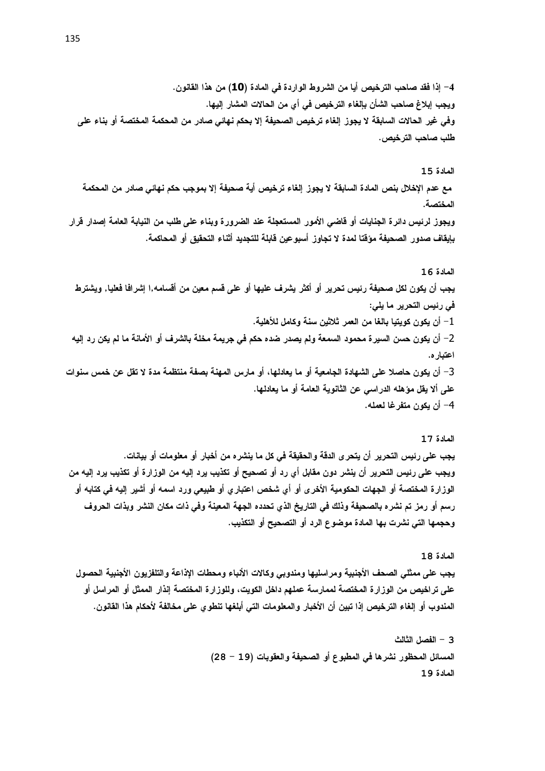4- إذا فقد صاحب الترخيص أيا من الشروط الواردة في المادة (**10**) من هذا القانون.

ويجب إبلاغ صاحب الشأن بإلغاء الترخيص في أي من الحالات المشار إليها.

وفي غير الحالات السابقة لا يجوز إلغاء ترخيص الصحيفة إلا بحكم نهائي صادر من المحكمة المختصة أو بناء على طلب صاحب الترخيص.

**المادة 15**

مع عدم الإخلال بنص المادة السابقة لا يجوز إلغاء ترخيص أية صحيفة إلا بموجب حكم نهائي صادر من المحكمة المختصة.

ويجوز لرئيس دائرة الجنايات أو قاضي الأمور المستعجلة عند الضرورة وبناء على طلب من النيابة العامة إصدار قرار بإيقاف صدور الصحيفة مؤقتا لمدة لا تجاوز أسبوعين قابلة للتجديد أثناء التحقيق أو المحاكمة.

**المادة 16**

يجب أن يكون لكل صحيفة رئيس تحرير أو أكثر يشرف عليها أو على قسم معين من أقسامه,ا إشرافا فعليا, ويشترط في رئيس التحرير ما يلي:

1- أن يكون كويتيا بالغا من العمر ثلاثين سنة وكامل للأهلية.

2- أن يكون حسن السيرة محمود السمعة ولم يصدر ضده حكم في جريمة مخلة بالشرف أو الأمانة ما لم يكن رد إليه اعتباره.

3- أن يكون حاصلا على الشهادة الجامعية أو ما يعادلها، أو مارس المهنة بصفة منتظمة مدة لا تقل عن خمس سنوات على ألا يقل مؤهله الدراسي عن الثانوية العامة أو ما يعادلها.

4- أن يكون متفرغا لعمله.

**المادة 17**

يجب على رئيس التحرير أن يتحرى الدقة والحقيقة في كل ما ينشره من أخبار أو معلومات أو بيانات.

ويجب على رئيس التحرير أن ينشر دون مقابل أي رد أو تصحيح أو تكذيب يرد إليه من الوزارة أو تكذيب يرد إليه من الوزارة المختصة أو الجهات الحكومية الأخرى أو أي شخص اعتباري أو طبيعي ورد اسمه أو أشير إليه في كتابه أو رسم أو رمز تم نشره بالصحيفة وذلك في التاريخ الذي تحدده الجهة المعينة وفي ذات مكان النشر وبذات الحروف وحجمها التي نشرت بها المادة موضوع الرد أو التصحيح أو التكذيب.

**المادة 18**

يجب على ممثلي الصحف الأجنبية ومراسليها ومندوبي وكالات الأنباء ومحطات الإذاعة والتلفزيون الأجنبية الحصول على تراخيص من الوزارة المختصة لممارسة عملهم داخل الكويت، وللوزارة المختصة إنذار الممثل أو المراسل أو المندوب أو إلغاء الترخيص إذا تبين أن الأخبار والمعلومات التي أبلغها تنطوي على مخالفة لأحكام هذا القانون.

**3 - الفصل الثالث**

**المسائل المحظور نشرها في المطبوع أو الصحيفة والعقوبات (19 - 28)**

**المادة 19**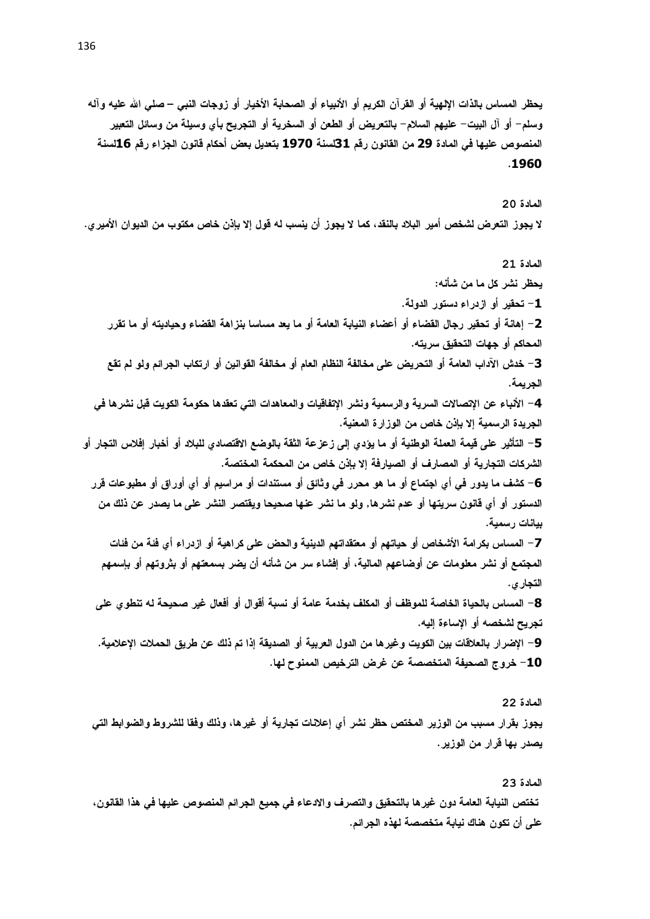يحظر المساس بالذات الإلهية أو القرآن الكريم أو الأنبياء أو الصحابة الأخيار أو زوجات النبي – صلي الله عليه وآله وسلم– أو آل البيت– عليهم السلام– بالتعريض أو الطعن أو السخرية أو التجريح بأي وسيلة من وسائل التعبير المنصوص عليها في المادة **29** من القانون رقم **31**لسنة **1970** بتعديل بعض أحكام قانون الجزاء رقم **16**لسنة **1960**.

المادة 20

لا يجوز التعرض لشخص أمير البلاد بالنقد، كما لا يجوز أن ينسب له قول إلا بإذن خاص مكتوب من الديوان الأميري.

المادة 21

يحظر نشر كل ما من شأنه:

**1**– تحقير أو ازدراء دستور الدولة.

**2**– إهانة أو تحقير رجال القضاء أو أعضاء النيابة العامة أو ما يعد مساسا بنزاهة القضاء وحياديته أو ما تقرر المحاكم أو جهات التحقيق سريته.

**3**– خدش الآداب العامة أو التحريض على مخالفة النظام العام أو مخالفة القوانين أو ارتكاب الجرائم ولو لم تقع الجريمة.

**4**– الأنباء عن الإتصالات السرية والرسمية ونشر الإتفاقيات والمعاهدات التي تعقدها حكومة الكويت قبل نشرها في الجريدة الرسمية إلا بإذن خاص من الوزارة المعنية.

**5**– التأثير على قيمة العملة الوطنية أو ما يؤدي إلى زعزعة الثقة بالوضع الاقتصادي للبلاد أو أخبار إفلاس التجار أو الشركات التجارية أو المصارف أو الصيارفة إلا بإذن خاص من المحكمة المختصة.

**6**– كشف ما يدور في أي اجتماع أو ما هو محرر في وثائق أو مستندات أو مراسيم أو أي أوراق أو مطبوعات قرر الدستور أو أي قانون سريتها أو عدم نشرها, ولو ما نشر عنها صحيحا ويقتصر النشر على ما يصدر عن ذلك من بيانات رسمية.

**7**– المساس بكرامة الأشخاص أو حياتهم أو معتقداتهم الدينية والحض على كراهية أو ازدراء أي فئة من فئات المجتمع أو نشر معلومات عن أوضاعهم المالية، أو إفشاء سر من شأنه أن يضر بسمعتهم أو بثروتهم أو بإسمهم التجاري.

**8**– المساس بالحياة الخاصة للموظف أو المكلف بخدمة عامة أو نسبة أقوال أو أفعال غير صحيحة له تنطوي على تجريح لشخصه أو الإساءة إليه.

**9**– الإضرار بالعلاقات بين الكويت وغيرها من الدول العربية أو الصديقة إذا تم ذلك عن طريق الحملات الإعلامية.

**10**– خروج الصحيفة المتخصصة عن غرض الترخيص الممنوح لها.

المادة 22

يجوز بقرار مسبب من الوزير المختص حظر نشر أي إعلانات تجارية أو غيرها، وذلك وفقا للشروط والضوابط التي يصدر بها قرار من الوزير.

المادة 23

تختص النيابة العامة دون غيرها بالتحقيق والتصرف والادعاء في جميع الجرائم المنصوص عليها في هذا القانون، على أن تكون هناك نيابة متخصصة لهذه الجرائم.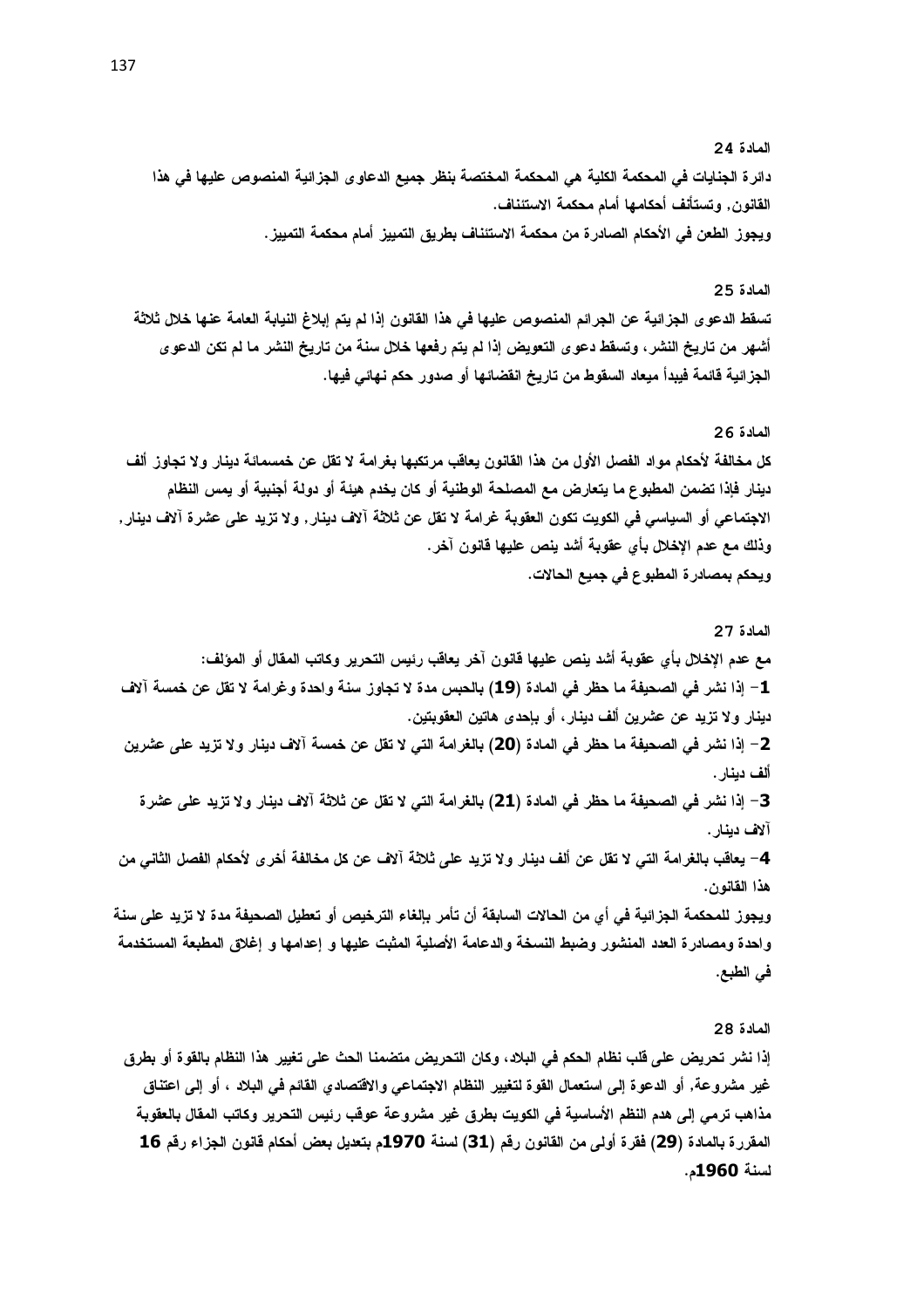**المادة 24**

دائرة الجنايات في المحكمة الكلية هي المحكمة المختصة بنظر جميع الدعاوى الجزائية المنصوص عليها في هذا القانون, وتستأنف أحكامها أمام محكمة الاستئناف.

ويجوز الطعن في الأحكام الصادرة من محكمة الاستئناف بطريق التمييز أمام محكمة التمييز.

**المادة 25**

تسقط الدعوى الجزائية عن الجرائم المنصوص عليها في هذا القانون إذا لم يتم إبلاغ النيابة العامة عنها خلال ثلاثة أشهر من تاريخ النشر، وتسقط دعوى التعويض إذا لم يتم رفعها خلال سنة من تاريخ النشر ما لم تكن الدعوى الجزائية قائمة فيبدأ ميعاد السقوط من تاريخ انقضائها أو صدور حكم نهائي فيها.

**المادة 26**

كل مخالفة لأحكام مواد الفصل الأول من هذا القانون يعاقب مرتكبها بغرامة لا تقل عن خمسمائة دينار ولا تجاوز ألف دينار فإذا تضمن المطبوع ما يتعارض مع المصلحة الوطنية أو كان يخدم هيئة أو دولة أجنبية أو يمس النظام الاجتماعي أو السياسي في الكويت تكون العقوبة غرامة لا تقل عن ثلاثة آلاف دينار, ولا تزيد على عشرة آلاف دينار, وذلك مع عدم الإخلال بأي عقوبة أشد ينص عليها قانون آخر.

ويحكم بمصادرة المطبوع في جميع الحالات.

**المادة 27**

مع عدم الإخلال بأي عقوبة أشد ينص عليها قانون آخر يعاقب رئيس التحرير وكاتب المقال أو المؤلف:

1- إذا نشر في الصحيفة ما حظر في المادة (19) بالحبس مدة لا تجاوز سنة واحدة وغرامة لا تقل عن خمسة آلاف دينار ولا تزيد عن عشرين ألف دينار، أو بإحدى هاتين العقوبتين.

2- إذا نشر في الصحيفة ما حظر في المادة (20) بالغرامة التي لا تقل عن خمسة آلاف دينار ولا تزيد على عشرين ألف دينار.

3- إذا نشر في الصحيفة ما حظر في المادة (21) بالغرامة التي لا تقل عن ثلاثة آلاف دينار ولا تزيد على عشرة آلاف دينار.

4- يعاقب بالغرامة التي لا تقل عن ألف دينار ولا تزيد على ثلاثة آلاف عن كل مخالفة أخرى لأحكام الفصل الثاني من هذا القانون.

ويجوز للمحكمة الجزائية في أي من الحالات السابقة أن تأمر بإلغاء الترخيص أو تعطيل الصحيفة مدة لا تزيد على سنة واحدة ومصادرة العدد المنشور وضبط النسخة والدعامة الأصلية المثبت عليها و إعدامها و إغلاق المطبعة المستخدمة في الطبع.

**المادة 28**

إذا نشر تحريض على قلب نظام الحكم في البلاد، وكان التحريض متضمنا الحث على تغيير هذا النظام بالقوة أو بطرق غير مشروعة, أو الدعوة إلى استعمال القوة لتغيير النظام الاجتماعي والاقتصادي القائم في البلاد ، أو إلى اعتناق مذاهب ترمي إلى هدم النظم الأساسية في الكويت بطرق غير مشروعة عوقب رئيس التحرير وكاتب المقال بالعقوبة المقررة بالمادة (29) فقرة أولى من القانون رقم (31) لسنة 1970م بتعديل بعض أحكام قانون الجزاء رقم 16 لسنة 1960م.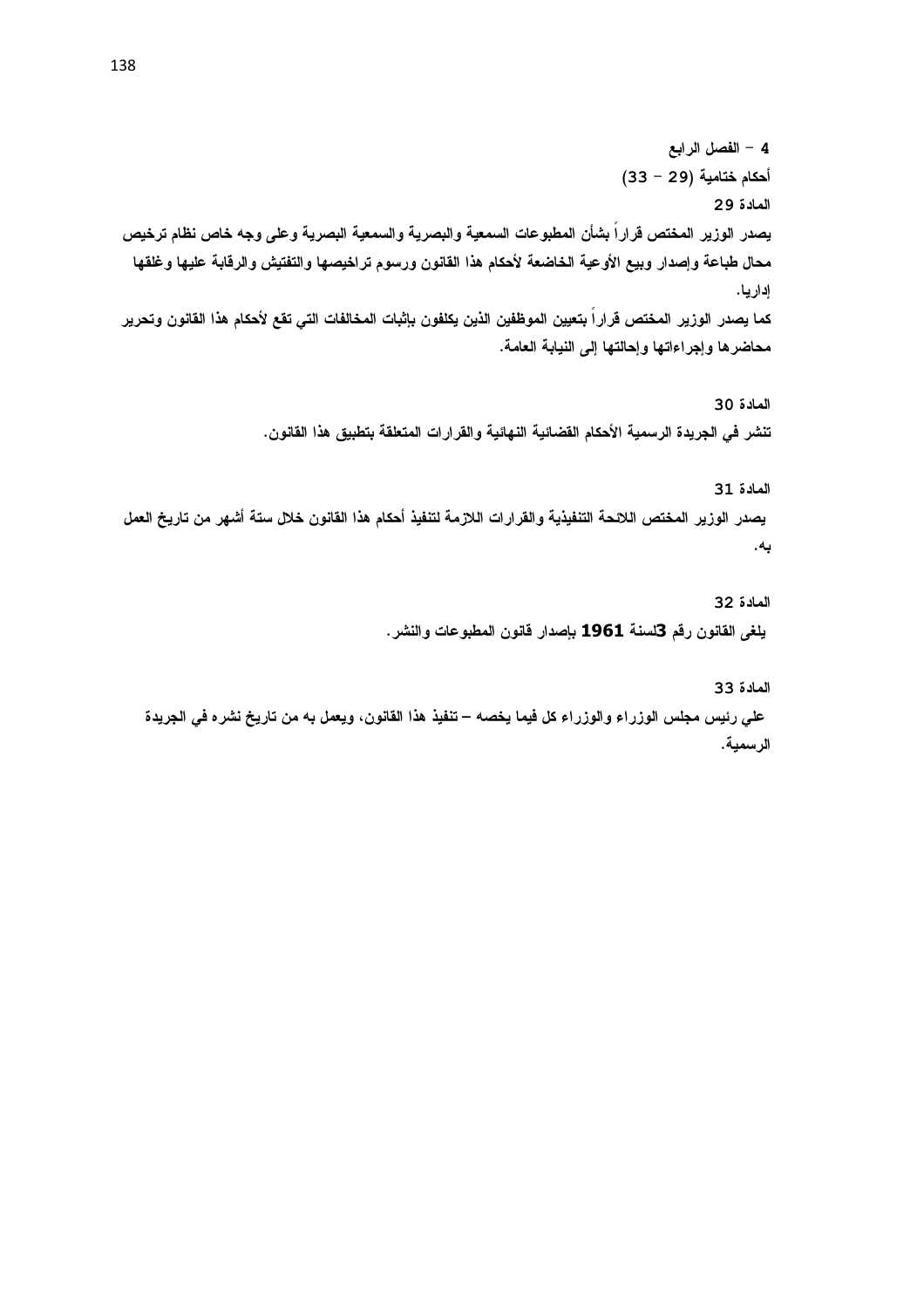**4 – الفصل الرابع**

**أحكام ختامية (29 – 33)**

**المادة 29**

**يصدر الوزير المختص قراراً بشأن المطبوعات السمعية والبصرية والسمعية البصرية وعلى وجه خاص نظام ترخيص محال طباعة وإصدار وبيع الأوعية الخاضعة لأحكام هذا القانون ورسوم تراخيصها والتفتيش والرقابة عليها وغلقها إداريا.**

**كما يصدر الوزير المختص قراراً بتعيين الموظفين الذين يكلفون بإثبات المخالفات التي تقع لأحكام هذا القانون وتحرير محاضرها وإجراءاتها وإحالتها إلى النيابة العامة.**

**المادة 30**

**تنشر في الجريدة الرسمية الأحكام القضائية النهائية والقرارات المتعلقة بتطبيق هذا القانون.**

**المادة 31**

**يصدر الوزير المختص اللائحة التنفيذية والقرارات اللازمة لتنفيذ أحكام هذا القانون خلال ستة أشهر من تاريخ العمل به.**

**المادة 32**

**يلغى القانون رقم 3لسنة 1961 بإصدار قانون المطبوعات والنشر.**

**المادة 33**

**على رئيس مجلس الوزراء والوزراء كل فيما يخصه – تنفيذ هذا القانون، ويعمل به من تاريخ نشره في الجريدة الرسمية.**